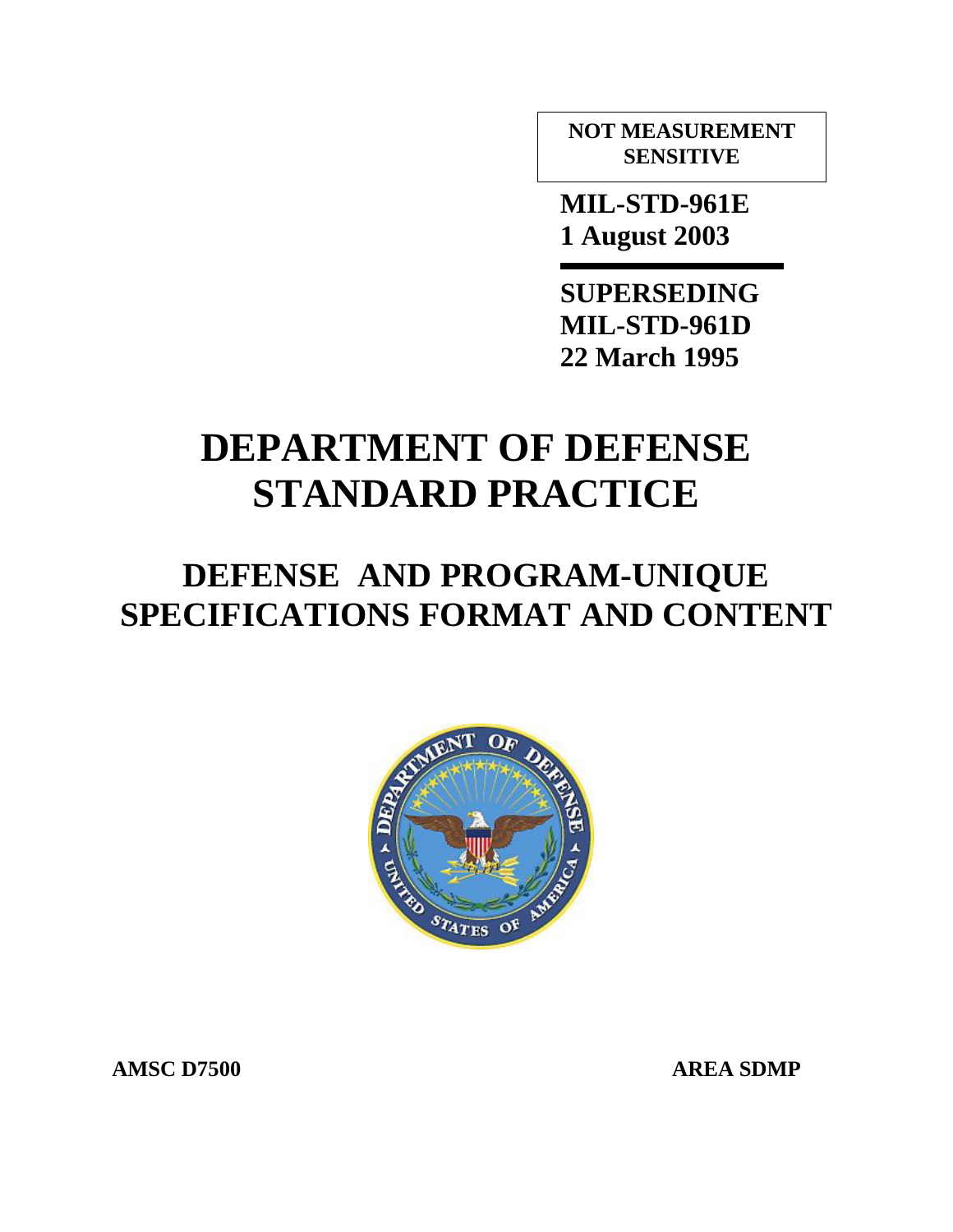**NOT MEASUREMENT SENSITIVE**

**MIL-STD-961E**
**1 August 2003**

**SUPERSEDING**
**MIL-STD-961D**
**22 March 1995**

# DEPARTMENT OF DEFENSE STANDARD PRACTICE

## DEFENSE AND PROGRAM-UNIQUE SPECIFICATIONS FORMAT AND CONTENT

**AMSC D7500** **AREA SDMP**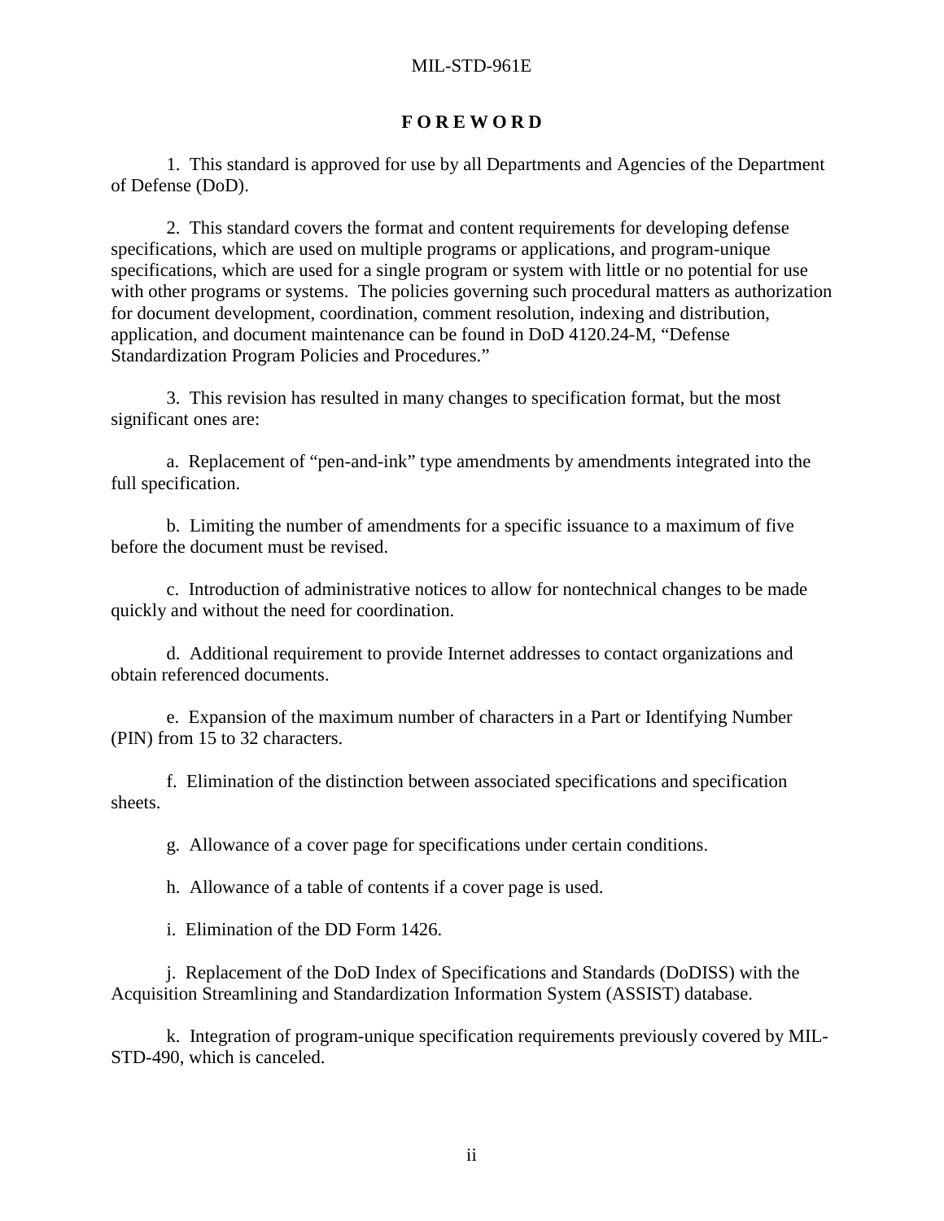# F O R E W O R D

1. This standard is approved for use by all Departments and Agencies of the Department of Defense (DoD).

2. This standard covers the format and content requirements for developing defense specifications, which are used on multiple programs or applications, and program-unique specifications, which are used for a single program or system with little or no potential for use with other programs or systems. The policies governing such procedural matters as authorization for document development, coordination, comment resolution, indexing and distribution, application, and document maintenance can be found in DoD 4120.24-M, "Defense Standardization Program Policies and Procedures."

3. This revision has resulted in many changes to specification format, but the most significant ones are:

a. Replacement of "pen-and-ink" type amendments by amendments integrated into the full specification.

b. Limiting the number of amendments for a specific issuance to a maximum of five before the document must be revised.

c. Introduction of administrative notices to allow for nontechnical changes to be made quickly and without the need for coordination.

d. Additional requirement to provide Internet addresses to contact organizations and obtain referenced documents.

e. Expansion of the maximum number of characters in a Part or Identifying Number (PIN) from 15 to 32 characters.

f. Elimination of the distinction between associated specifications and specification sheets.

g. Allowance of a cover page for specifications under certain conditions.

h. Allowance of a table of contents if a cover page is used.

i. Elimination of the DD Form 1426.

j. Replacement of the DoD Index of Specifications and Standards (DoDISS) with the Acquisition Streamlining and Standardization Information System (ASSIST) database.

k. Integration of program-unique specification requirements previously covered by MIL-STD-490, which is canceled.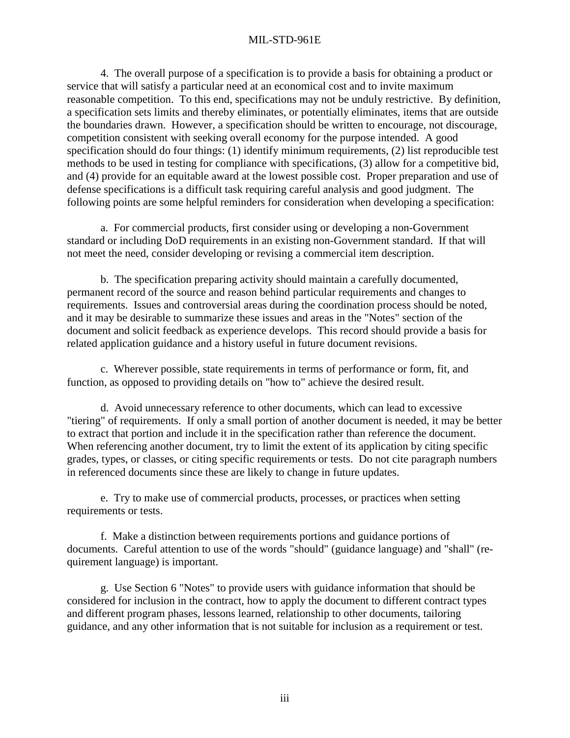4. The overall purpose of a specification is to provide a basis for obtaining a product or service that will satisfy a particular need at an economical cost and to invite maximum reasonable competition. To this end, specifications may not be unduly restrictive. By definition, a specification sets limits and thereby eliminates, or potentially eliminates, items that are outside the boundaries drawn. However, a specification should be written to encourage, not discourage, competition consistent with seeking overall economy for the purpose intended. A good specification should do four things: (1) identify minimum requirements, (2) list reproducible test methods to be used in testing for compliance with specifications, (3) allow for a competitive bid, and (4) provide for an equitable award at the lowest possible cost. Proper preparation and use of defense specifications is a difficult task requiring careful analysis and good judgment. The following points are some helpful reminders for consideration when developing a specification:

a. For commercial products, first consider using or developing a non-Government standard or including DoD requirements in an existing non-Government standard. If that will not meet the need, consider developing or revising a commercial item description.

b. The specification preparing activity should maintain a carefully documented, permanent record of the source and reason behind particular requirements and changes to requirements. Issues and controversial areas during the coordination process should be noted, and it may be desirable to summarize these issues and areas in the "Notes" section of the document and solicit feedback as experience develops. This record should provide a basis for related application guidance and a history useful in future document revisions.

c. Wherever possible, state requirements in terms of performance or form, fit, and function, as opposed to providing details on "how to" achieve the desired result.

d. Avoid unnecessary reference to other documents, which can lead to excessive "tiering" of requirements. If only a small portion of another document is needed, it may be better to extract that portion and include it in the specification rather than reference the document. When referencing another document, try to limit the extent of its application by citing specific grades, types, or classes, or citing specific requirements or tests. Do not cite paragraph numbers in referenced documents since these are likely to change in future updates.

e. Try to make use of commercial products, processes, or practices when setting requirements or tests.

f. Make a distinction between requirements portions and guidance portions of documents. Careful attention to use of the words "should" (guidance language) and "shall" (requirement language) is important.

g. Use Section 6 "Notes" to provide users with guidance information that should be considered for inclusion in the contract, how to apply the document to different contract types and different program phases, lessons learned, relationship to other documents, tailoring guidance, and any other information that is not suitable for inclusion as a requirement or test.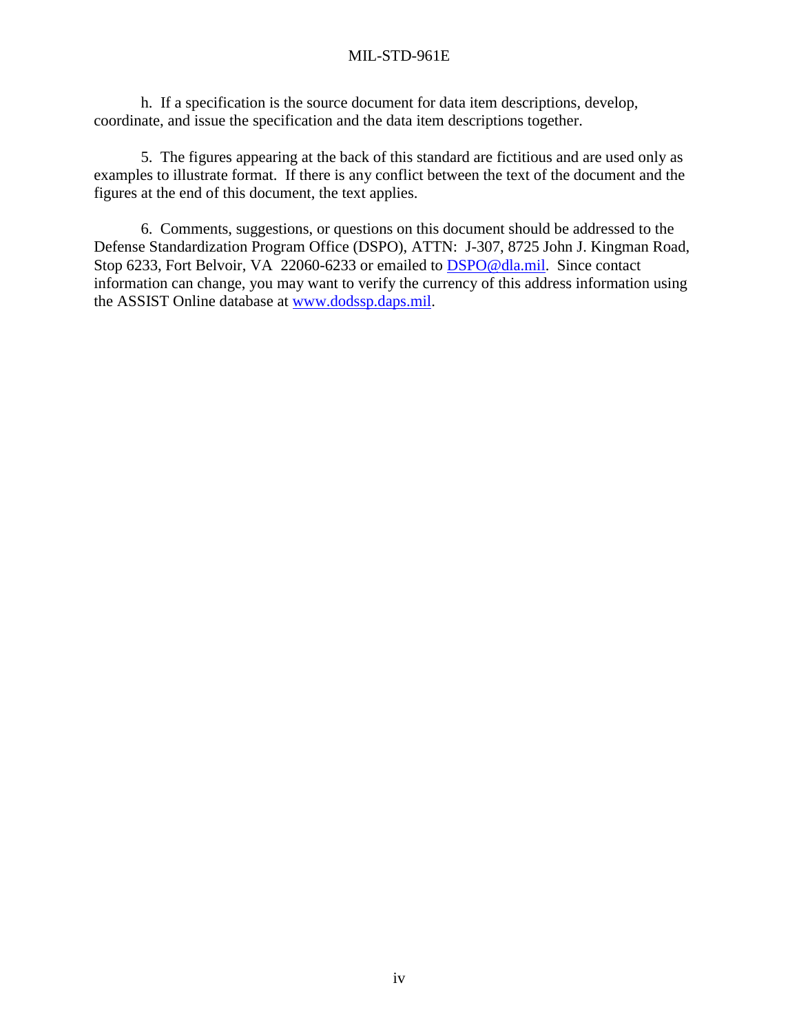h. If a specification is the source document for data item descriptions, develop, coordinate, and issue the specification and the data item descriptions together.

5. The figures appearing at the back of this standard are fictitious and are used only as examples to illustrate format. If there is any conflict between the text of the document and the figures at the end of this document, the text applies.

6. Comments, suggestions, or questions on this document should be addressed to the Defense Standardization Program Office (DSPO), ATTN: J-307, 8725 John J. Kingman Road, Stop 6233, Fort Belvoir, VA 22060-6233 or emailed to DSPO@dla.mil. Since contact information can change, you may want to verify the currency of this address information using the ASSIST Online database at www.dodssp.daps.mil.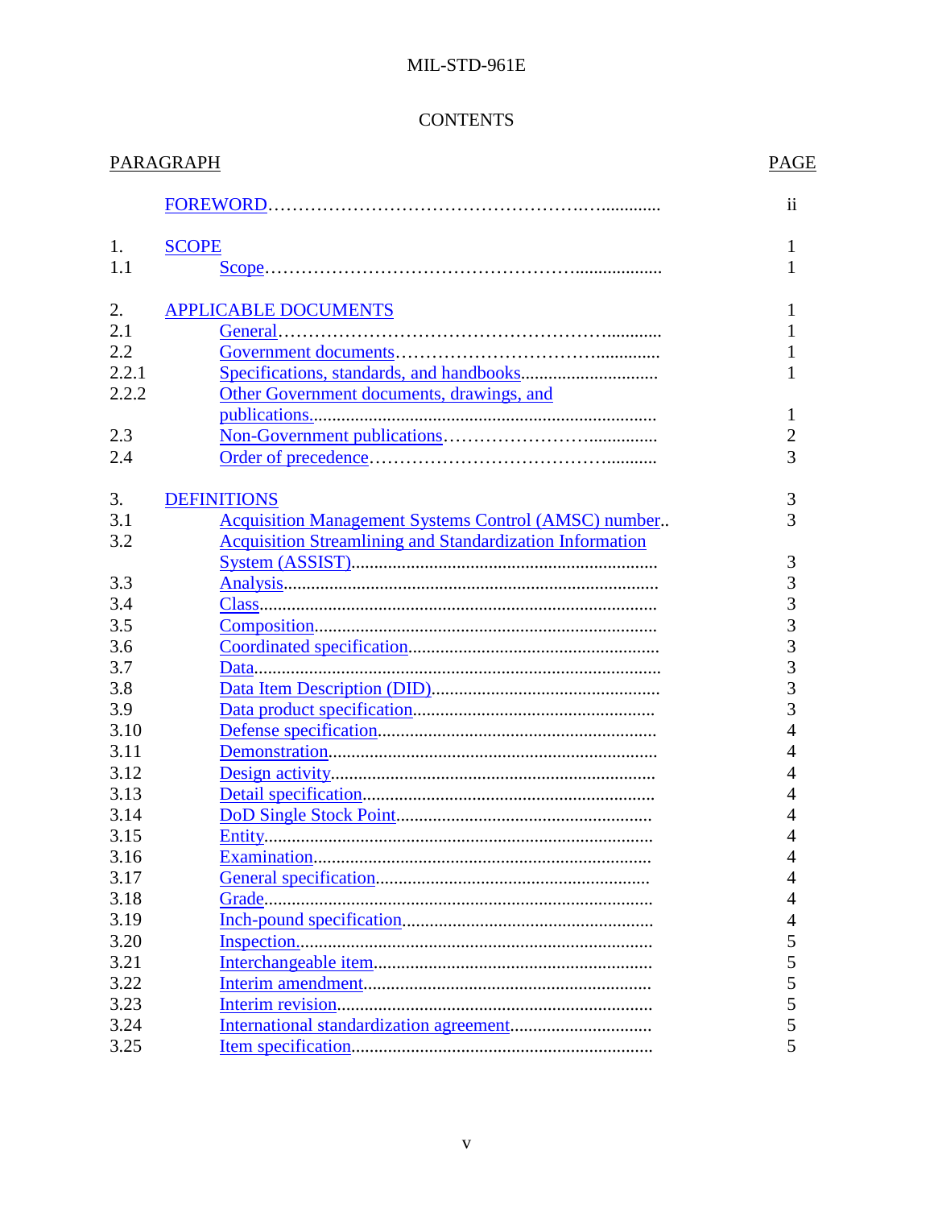# CONTENTS

| PARAGRAPH | | PAGE |
|---|---|---|
| | FOREWORD | ii |
| 1. | SCOPE | 1 |
| 1.1 | Scope | 1 |
| 2. | APPLICABLE DOCUMENTS | 1 |
| 2.1 | General | 1 |
| 2.2 | Government documents | 1 |
| 2.2.1 | Specifications, standards, and handbooks | 1 |
| 2.2.2 | Other Government documents, drawings, and publications | 1 |
| 2.3 | Non-Government publications | 2 |
| 2.4 | Order of precedence | 3 |
| 3. | DEFINITIONS | 3 |
| 3.1 | Acquisition Management Systems Control (AMSC) number | 3 |
| 3.2 | Acquisition Streamlining and Standardization Information System (ASSIST) | 3 |
| 3.3 | Analysis | 3 |
| 3.4 | Class | 3 |
| 3.5 | Composition | 3 |
| 3.6 | Coordinated specification | 3 |
| 3.7 | Data | 3 |
| 3.8 | Data Item Description (DID) | 3 |
| 3.9 | Data product specification | 3 |
| 3.10 | Defense specification | 4 |
| 3.11 | Demonstration | 4 |
| 3.12 | Design activity | 4 |
| 3.13 | Detail specification | 4 |
| 3.14 | DoD Single Stock Point | 4 |
| 3.15 | Entity | 4 |
| 3.16 | Examination | 4 |
| 3.17 | General specification | 4 |
| 3.18 | Grade | 4 |
| 3.19 | Inch-pound specification | 4 |
| 3.20 | Inspection | 5 |
| 3.21 | Interchangeable item | 5 |
| 3.22 | Interim amendment | 5 |
| 3.23 | Interim revision | 5 |
| 3.24 | International standardization agreement | 5 |
| 3.25 | Item specification | 5 |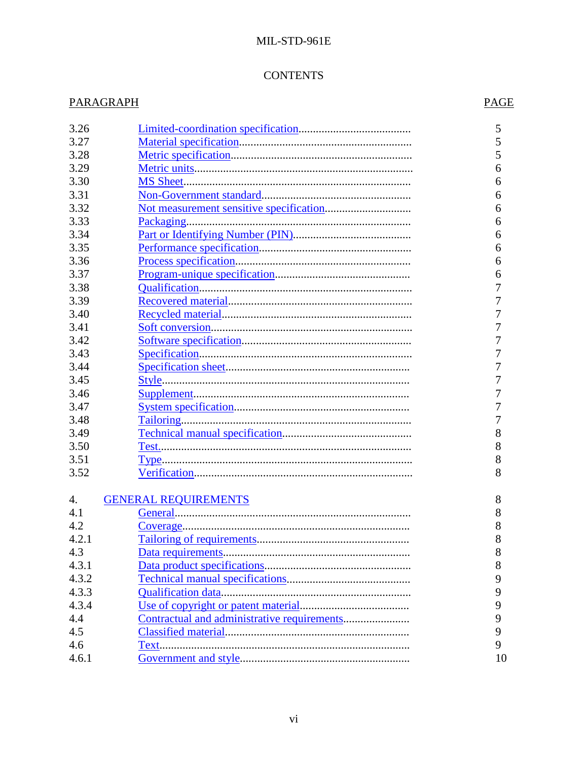CONTENTS

| PARAGRAPH | | PAGE |
|---|---|---|
| 3.26 | Limited-coordination specification | 5 |
| 3.27 | Material specification | 5 |
| 3.28 | Metric specification | 5 |
| 3.29 | Metric units | 6 |
| 3.30 | MS Sheet | 6 |
| 3.31 | Non-Government standard | 6 |
| 3.32 | Not measurement sensitive specification | 6 |
| 3.33 | Packaging | 6 |
| 3.34 | Part or Identifying Number (PIN) | 6 |
| 3.35 | Performance specification | 6 |
| 3.36 | Process specification | 6 |
| 3.37 | Program-unique specification | 6 |
| 3.38 | Qualification | 7 |
| 3.39 | Recovered material | 7 |
| 3.40 | Recycled material | 7 |
| 3.41 | Soft conversion | 7 |
| 3.42 | Software specification | 7 |
| 3.43 | Specification | 7 |
| 3.44 | Specification sheet | 7 |
| 3.45 | Style | 7 |
| 3.46 | Supplement | 7 |
| 3.47 | System specification | 7 |
| 3.48 | Tailoring | 7 |
| 3.49 | Technical manual specification | 8 |
| 3.50 | Test | 8 |
| 3.51 | Type | 8 |
| 3.52 | Verification | 8 |
| | | |
| 4. | GENERAL REQUIREMENTS | 8 |
| 4.1 | General | 8 |
| 4.2 | Coverage | 8 |
| 4.2.1 | Tailoring of requirements | 8 |
| 4.3 | Data requirements | 8 |
| 4.3.1 | Data product specifications | 8 |
| 4.3.2 | Technical manual specifications | 9 |
| 4.3.3 | Qualification data | 9 |
| 4.3.4 | Use of copyright or patent material | 9 |
| 4.4 | Contractual and administrative requirements | 9 |
| 4.5 | Classified material | 9 |
| 4.6 | Text | 9 |
| 4.6.1 | Government and style | 10 |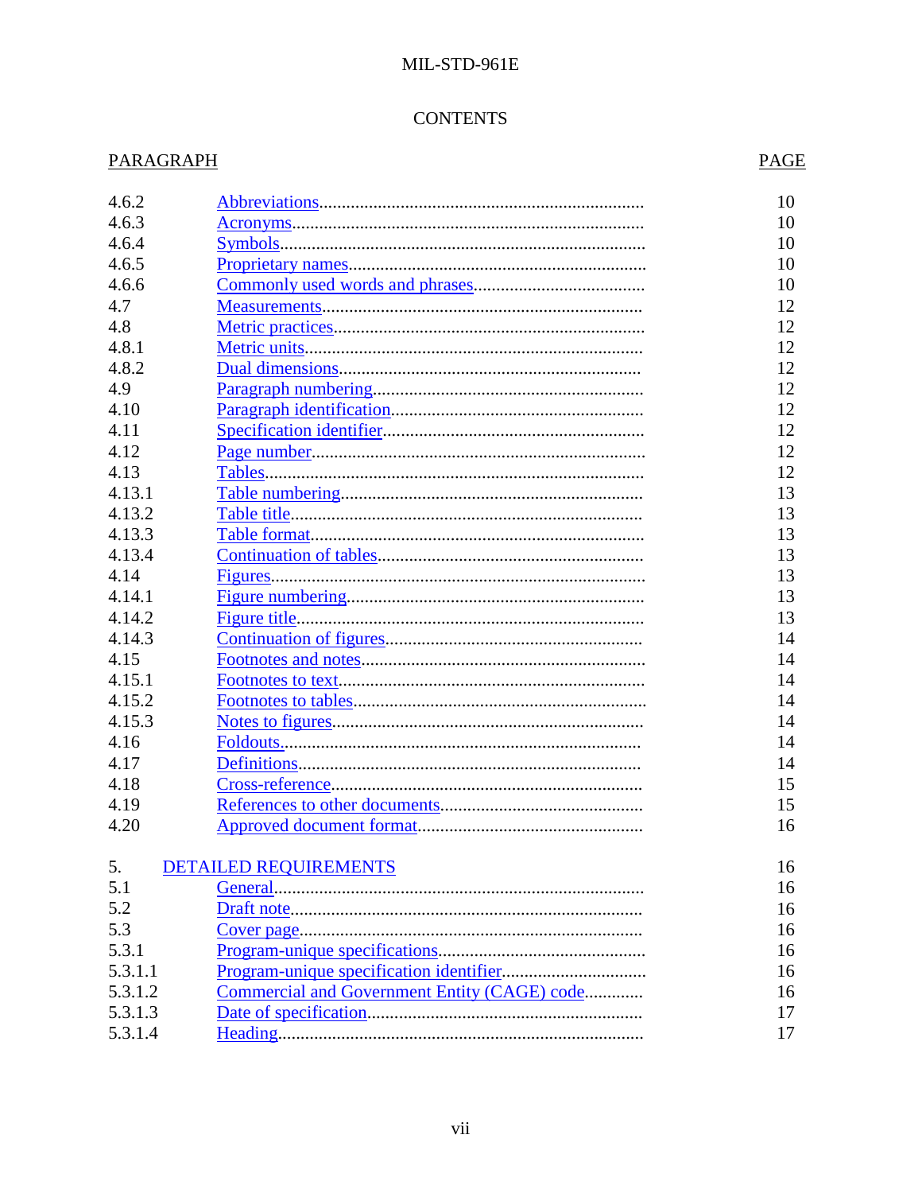CONTENTS

| PARAGRAPH | | PAGE |
|---|---|---|
| 4.6.2 | Abbreviations | 10 |
| 4.6.3 | Acronyms | 10 |
| 4.6.4 | Symbols | 10 |
| 4.6.5 | Proprietary names | 10 |
| 4.6.6 | Commonly used words and phrases | 10 |
| 4.7 | Measurements | 12 |
| 4.8 | Metric practices | 12 |
| 4.8.1 | Metric units | 12 |
| 4.8.2 | Dual dimensions | 12 |
| 4.9 | Paragraph numbering | 12 |
| 4.10 | Paragraph identification | 12 |
| 4.11 | Specification identifier | 12 |
| 4.12 | Page number | 12 |
| 4.13 | Tables | 12 |
| 4.13.1 | Table numbering | 13 |
| 4.13.2 | Table title | 13 |
| 4.13.3 | Table format | 13 |
| 4.13.4 | Continuation of tables | 13 |
| 4.14 | Figures | 13 |
| 4.14.1 | Figure numbering | 13 |
| 4.14.2 | Figure title | 13 |
| 4.14.3 | Continuation of figures | 14 |
| 4.15 | Footnotes and notes | 14 |
| 4.15.1 | Footnotes to text | 14 |
| 4.15.2 | Footnotes to tables | 14 |
| 4.15.3 | Notes to figures | 14 |
| 4.16 | Foldouts | 14 |
| 4.17 | Definitions | 14 |
| 4.18 | Cross-reference | 15 |
| 4.19 | References to other documents | 15 |
| 4.20 | Approved document format | 16 |
| 5. | DETAILED REQUIREMENTS | 16 |
| 5.1 | General | 16 |
| 5.2 | Draft note | 16 |
| 5.3 | Cover page | 16 |
| 5.3.1 | Program-unique specifications | 16 |
| 5.3.1.1 | Program-unique specification identifier | 16 |
| 5.3.1.2 | Commercial and Government Entity (CAGE) code | 16 |
| 5.3.1.3 | Date of specification | 17 |
| 5.3.1.4 | Heading | 17 |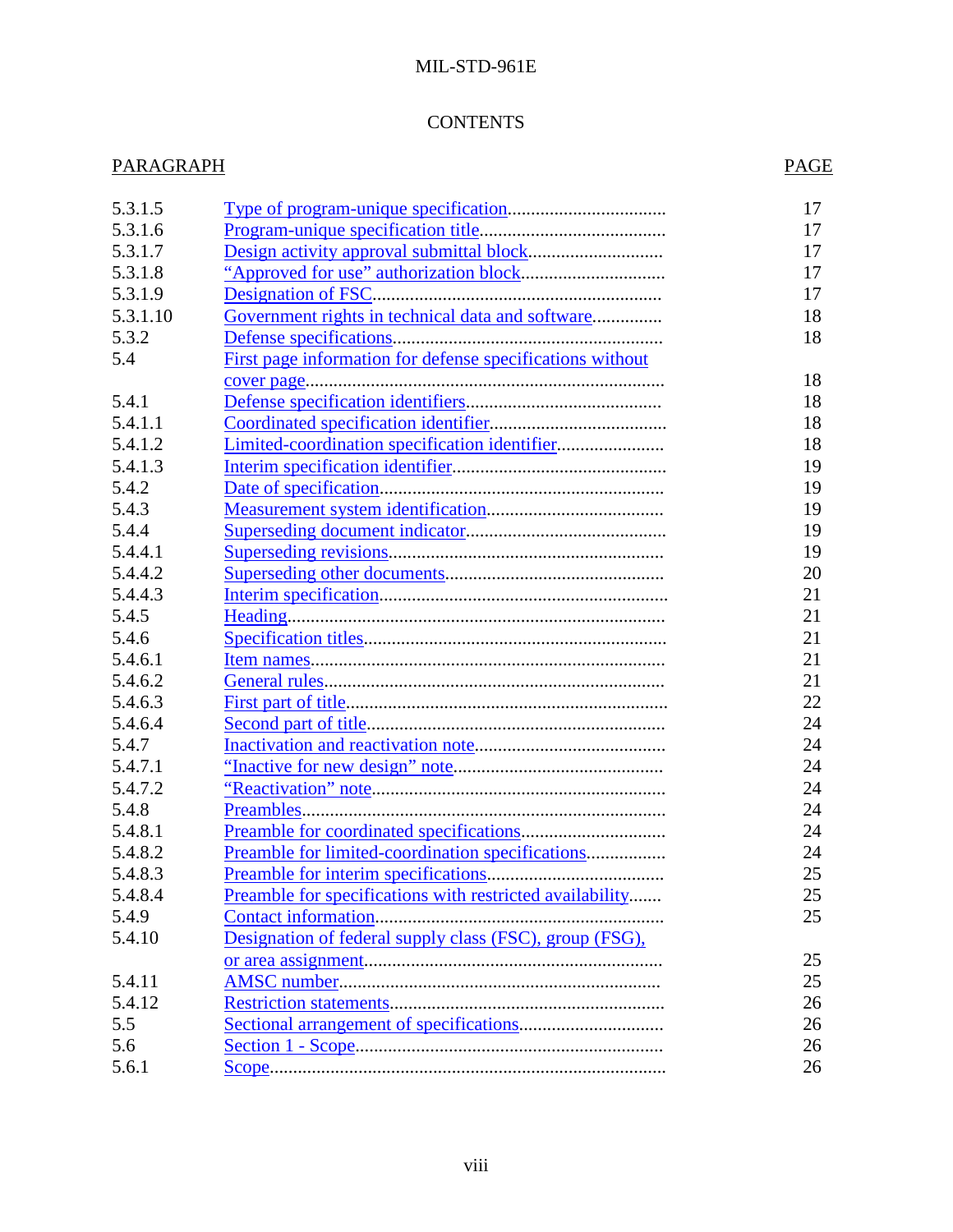## CONTENTS

| PARAGRAPH | | PAGE |
|---|---|---|
| 5.3.1.5 | Type of program-unique specification | 17 |
| 5.3.1.6 | Program-unique specification title | 17 |
| 5.3.1.7 | Design activity approval submittal block | 17 |
| 5.3.1.8 | “Approved for use” authorization block | 17 |
| 5.3.1.9 | Designation of FSC | 17 |
| 5.3.1.10 | Government rights in technical data and software | 18 |
| 5.3.2 | Defense specifications | 18 |
| 5.4 | First page information for defense specifications without cover page | 18 |
| 5.4.1 | Defense specification identifiers | 18 |
| 5.4.1.1 | Coordinated specification identifier | 18 |
| 5.4.1.2 | Limited-coordination specification identifier | 18 |
| 5.4.1.3 | Interim specification identifier | 19 |
| 5.4.2 | Date of specification | 19 |
| 5.4.3 | Measurement system identification | 19 |
| 5.4.4 | Superseding document indicator | 19 |
| 5.4.4.1 | Superseding revisions | 19 |
| 5.4.4.2 | Superseding other documents | 20 |
| 5.4.4.3 | Interim specification | 21 |
| 5.4.5 | Heading | 21 |
| 5.4.6 | Specification titles | 21 |
| 5.4.6.1 | Item names | 21 |
| 5.4.6.2 | General rules | 21 |
| 5.4.6.3 | First part of title | 22 |
| 5.4.6.4 | Second part of title | 24 |
| 5.4.7 | Inactivation and reactivation note | 24 |
| 5.4.7.1 | “Inactive for new design” note | 24 |
| 5.4.7.2 | “Reactivation” note | 24 |
| 5.4.8 | Preambles | 24 |
| 5.4.8.1 | Preamble for coordinated specifications | 24 |
| 5.4.8.2 | Preamble for limited-coordination specifications | 24 |
| 5.4.8.3 | Preamble for interim specifications | 25 |
| 5.4.8.4 | Preamble for specifications with restricted availability | 25 |
| 5.4.9 | Contact information | 25 |
| 5.4.10 | Designation of federal supply class (FSC), group (FSG), or area assignment | 25 |
| 5.4.11 | AMSC number | 25 |
| 5.4.12 | Restriction statements | 26 |
| 5.5 | Sectional arrangement of specifications | 26 |
| 5.6 | Section 1 - Scope | 26 |
| 5.6.1 | Scope | 26 |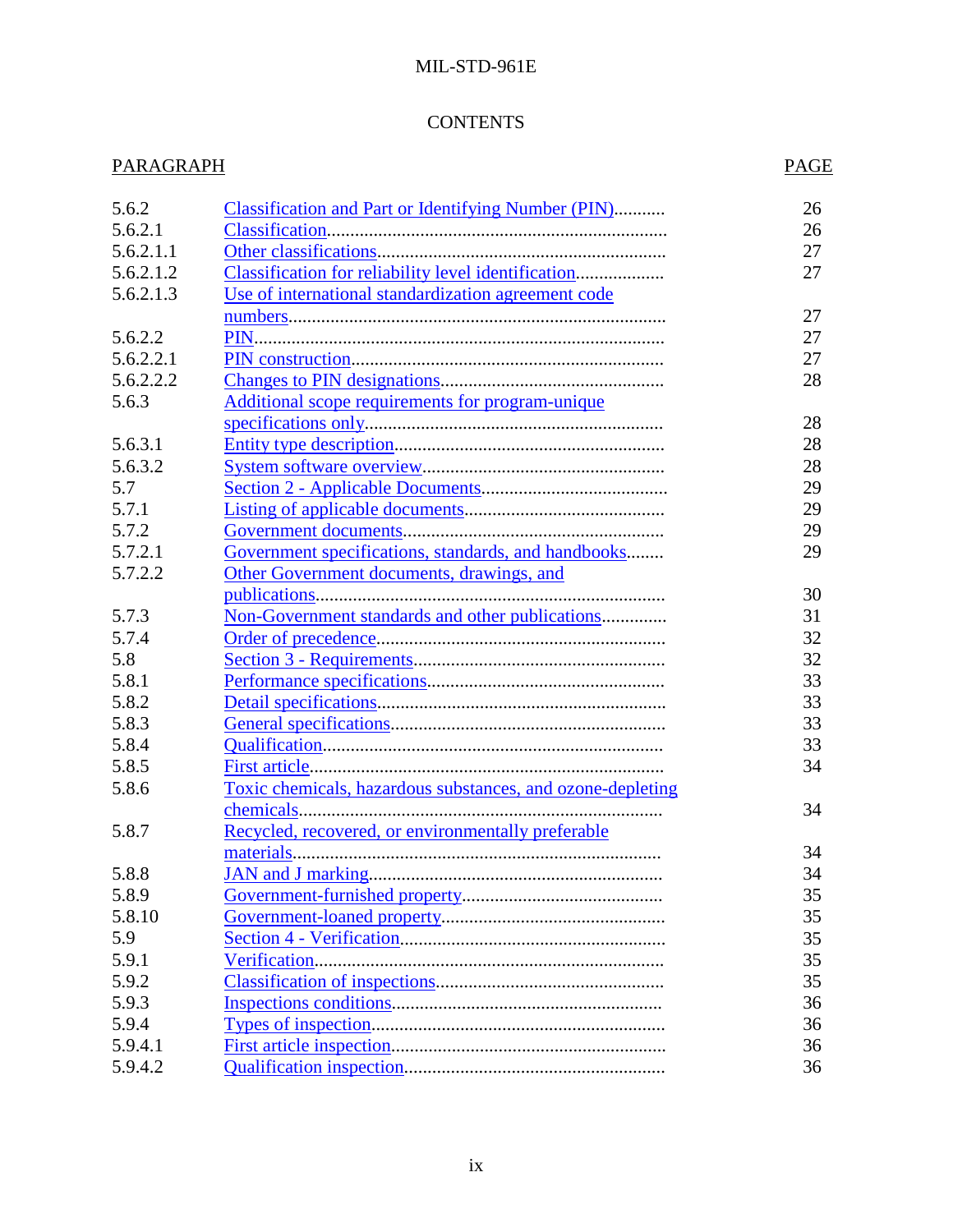# CONTENTS

| PARAGRAPH | | PAGE |
|---|---|---|
| 5.6.2 | Classification and Part or Identifying Number (PIN) | 26 |
| 5.6.2.1 | Classification | 26 |
| 5.6.2.1.1 | Other classifications | 27 |
| 5.6.2.1.2 | Classification for reliability level identification | 27 |
| 5.6.2.1.3 | Use of international standardization agreement code numbers | 27 |
| 5.6.2.2 | PIN | 27 |
| 5.6.2.2.1 | PIN construction | 27 |
| 5.6.2.2.2 | Changes to PIN designations | 28 |
| 5.6.3 | Additional scope requirements for program-unique specifications only | 28 |
| 5.6.3.1 | Entity type description | 28 |
| 5.6.3.2 | System software overview | 28 |
| 5.7 | Section 2 - Applicable Documents | 29 |
| 5.7.1 | Listing of applicable documents | 29 |
| 5.7.2 | Government documents | 29 |
| 5.7.2.1 | Government specifications, standards, and handbooks | 29 |
| 5.7.2.2 | Other Government documents, drawings, and publications | 30 |
| 5.7.3 | Non-Government standards and other publications | 31 |
| 5.7.4 | Order of precedence | 32 |
| 5.8 | Section 3 - Requirements | 32 |
| 5.8.1 | Performance specifications | 33 |
| 5.8.2 | Detail specifications | 33 |
| 5.8.3 | General specifications | 33 |
| 5.8.4 | Qualification | 33 |
| 5.8.5 | First article | 34 |
| 5.8.6 | Toxic chemicals, hazardous substances, and ozone-depleting chemicals | 34 |
| 5.8.7 | Recycled, recovered, or environmentally preferable materials | 34 |
| 5.8.8 | JAN and J marking | 34 |
| 5.8.9 | Government-furnished property | 35 |
| 5.8.10 | Government-loaned property | 35 |
| 5.9 | Section 4 - Verification | 35 |
| 5.9.1 | Verification | 35 |
| 5.9.2 | Classification of inspections | 35 |
| 5.9.3 | Inspections conditions | 36 |
| 5.9.4 | Types of inspection | 36 |
| 5.9.4.1 | First article inspection | 36 |
| 5.9.4.2 | Qualification inspection | 36 |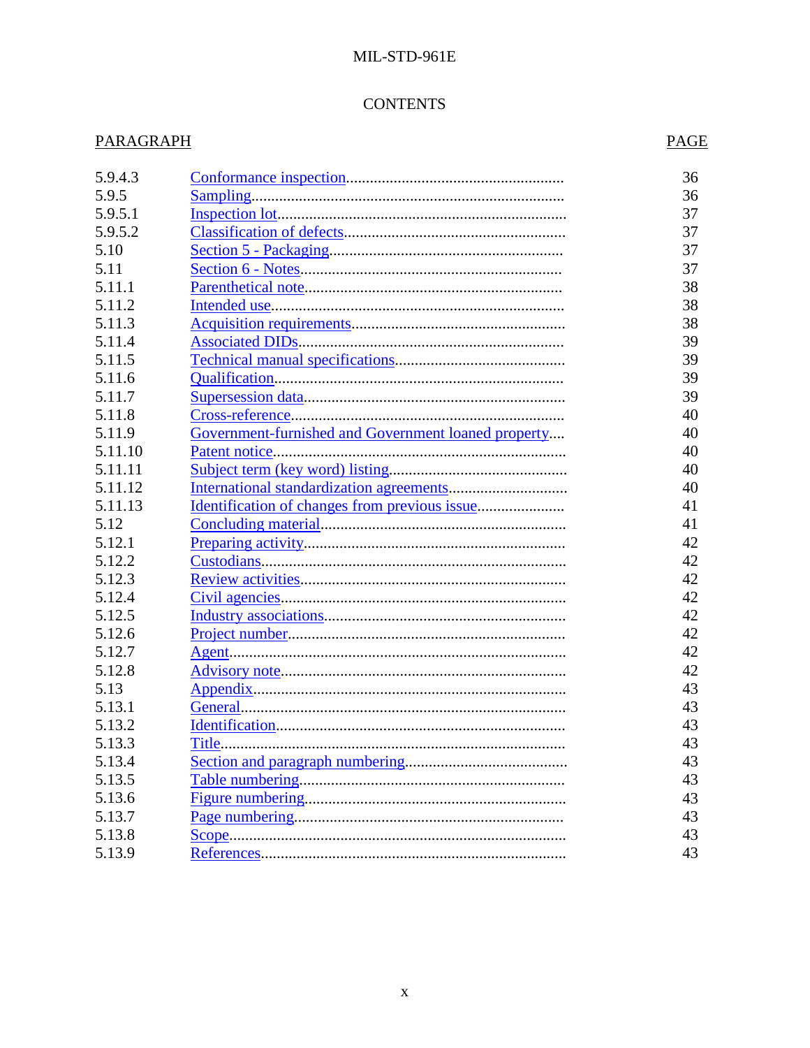## CONTENTS

| PARAGRAPH | | PAGE |
|---|---|---|
| 5.9.4.3 | Conformance inspection | 36 |
| 5.9.5 | Sampling | 36 |
| 5.9.5.1 | Inspection lot | 37 |
| 5.9.5.2 | Classification of defects | 37 |
| 5.10 | Section 5 - Packaging | 37 |
| 5.11 | Section 6 - Notes | 37 |
| 5.11.1 | Parenthetical note | 38 |
| 5.11.2 | Intended use | 38 |
| 5.11.3 | Acquisition requirements | 38 |
| 5.11.4 | Associated DIDs | 39 |
| 5.11.5 | Technical manual specifications | 39 |
| 5.11.6 | Qualification | 39 |
| 5.11.7 | Supersession data | 39 |
| 5.11.8 | Cross-reference | 40 |
| 5.11.9 | Government-furnished and Government loaned property | 40 |
| 5.11.10 | Patent notice | 40 |
| 5.11.11 | Subject term (key word) listing | 40 |
| 5.11.12 | International standardization agreements | 40 |
| 5.11.13 | Identification of changes from previous issue | 41 |
| 5.12 | Concluding material | 41 |
| 5.12.1 | Preparing activity | 42 |
| 5.12.2 | Custodians | 42 |
| 5.12.3 | Review activities | 42 |
| 5.12.4 | Civil agencies | 42 |
| 5.12.5 | Industry associations | 42 |
| 5.12.6 | Project number | 42 |
| 5.12.7 | Agent | 42 |
| 5.12.8 | Advisory note | 42 |
| 5.13 | Appendix | 43 |
| 5.13.1 | General | 43 |
| 5.13.2 | Identification | 43 |
| 5.13.3 | Title | 43 |
| 5.13.4 | Section and paragraph numbering | 43 |
| 5.13.5 | Table numbering | 43 |
| 5.13.6 | Figure numbering | 43 |
| 5.13.7 | Page numbering | 43 |
| 5.13.8 | Scope | 43 |
| 5.13.9 | References | 43 |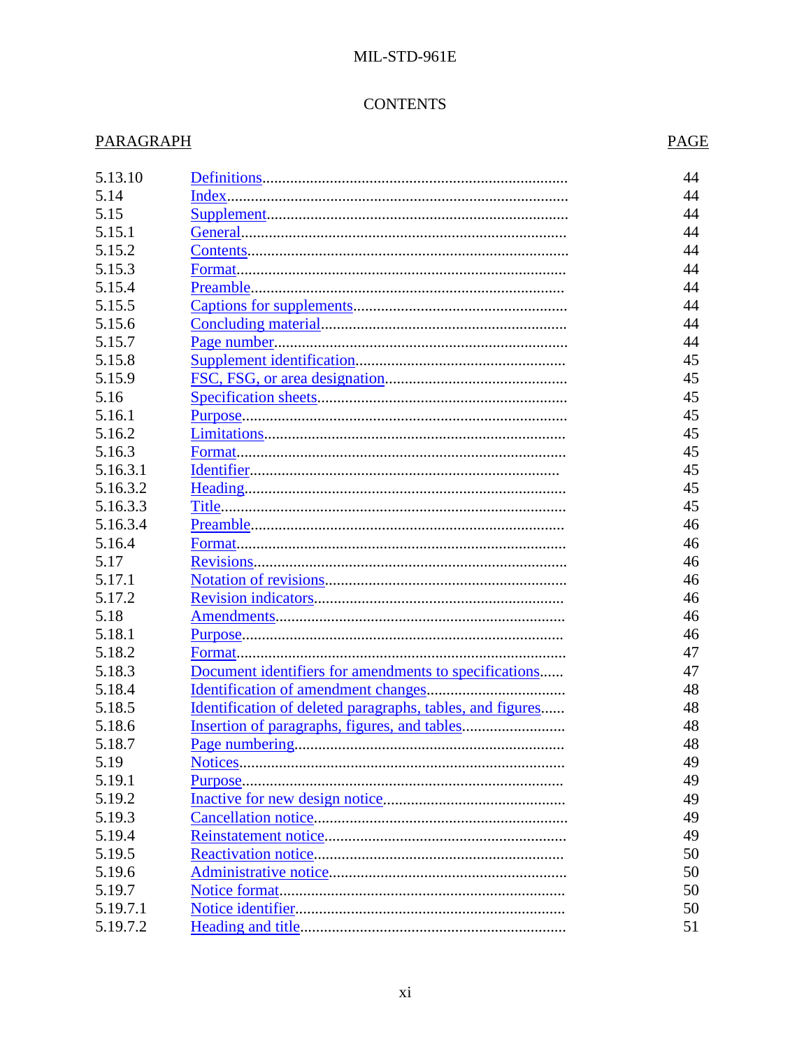CONTENTS

| PARAGRAPH | | PAGE |
|---|---|---|
| 5.13.10 | Definitions | 44 |
| 5.14 | Index | 44 |
| 5.15 | Supplement | 44 |
| 5.15.1 | General | 44 |
| 5.15.2 | Contents | 44 |
| 5.15.3 | Format | 44 |
| 5.15.4 | Preamble | 44 |
| 5.15.5 | Captions for supplements | 44 |
| 5.15.6 | Concluding material | 44 |
| 5.15.7 | Page number | 44 |
| 5.15.8 | Supplement identification | 45 |
| 5.15.9 | FSC, FSG, or area designation | 45 |
| 5.16 | Specification sheets | 45 |
| 5.16.1 | Purpose | 45 |
| 5.16.2 | Limitations | 45 |
| 5.16.3 | Format | 45 |
| 5.16.3.1 | Identifier | 45 |
| 5.16.3.2 | Heading | 45 |
| 5.16.3.3 | Title | 45 |
| 5.16.3.4 | Preamble | 46 |
| 5.16.4 | Format | 46 |
| 5.17 | Revisions | 46 |
| 5.17.1 | Notation of revisions | 46 |
| 5.17.2 | Revision indicators | 46 |
| 5.18 | Amendments | 46 |
| 5.18.1 | Purpose | 46 |
| 5.18.2 | Format | 47 |
| 5.18.3 | Document identifiers for amendments to specifications | 47 |
| 5.18.4 | Identification of amendment changes | 48 |
| 5.18.5 | Identification of deleted paragraphs, tables, and figures | 48 |
| 5.18.6 | Insertion of paragraphs, figures, and tables | 48 |
| 5.18.7 | Page numbering | 48 |
| 5.19 | Notices | 49 |
| 5.19.1 | Purpose | 49 |
| 5.19.2 | Inactive for new design notice | 49 |
| 5.19.3 | Cancellation notice | 49 |
| 5.19.4 | Reinstatement notice | 49 |
| 5.19.5 | Reactivation notice | 50 |
| 5.19.6 | Administrative notice | 50 |
| 5.19.7 | Notice format | 50 |
| 5.19.7.1 | Notice identifier | 50 |
| 5.19.7.2 | Heading and title | 51 |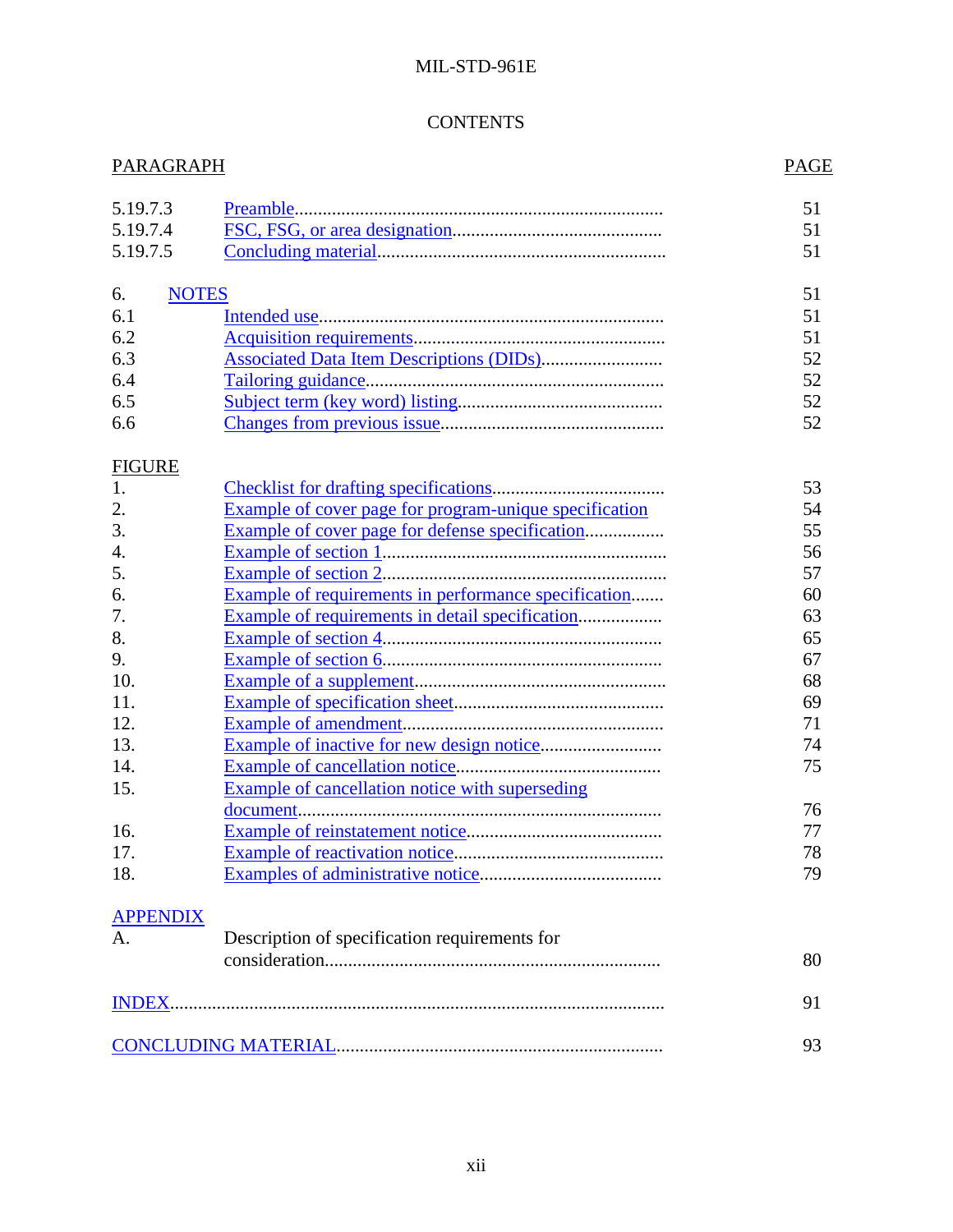CONTENTS

| PARAGRAPH | | PAGE |
|---|---|---|
| 5.19.7.3 | Preamble | 51 |
| 5.19.7.4 | FSC, FSG, or area designation | 51 |
| 5.19.7.5 | Concluding material | 51 |
| | | |
| 6. | NOTES | 51 |
| 6.1 | Intended use | 51 |
| 6.2 | Acquisition requirements | 51 |
| 6.3 | Associated Data Item Descriptions (DIDs) | 52 |
| 6.4 | Tailoring guidance | 52 |
| 6.5 | Subject term (key word) listing | 52 |
| 6.6 | Changes from previous issue | 52 |

| FIGURE | | |
|---|---|---|
| 1. | Checklist for drafting specifications | 53 |
| 2. | Example of cover page for program-unique specification | 54 |
| 3. | Example of cover page for defense specification | 55 |
| 4. | Example of section 1 | 56 |
| 5. | Example of section 2 | 57 |
| 6. | Example of requirements in performance specification | 60 |
| 7. | Example of requirements in detail specification | 63 |
| 8. | Example of section 4 | 65 |
| 9. | Example of section 6 | 67 |
| 10. | Example of a supplement | 68 |
| 11. | Example of specification sheet | 69 |
| 12. | Example of amendment | 71 |
| 13. | Example of inactive for new design notice | 74 |
| 14. | Example of cancellation notice | 75 |
| 15. | Example of cancellation notice with superseding document | 76 |
| 16. | Example of reinstatement notice | 77 |
| 17. | Example of reactivation notice | 78 |
| 18. | Examples of administrative notice | 79 |

| APPENDIX | | |
|---|---|---|
| A. | Description of specification requirements for consideration | 80 |

| | |
|---|---|
| INDEX | 91 |
| CONCLUDING MATERIAL | 93 |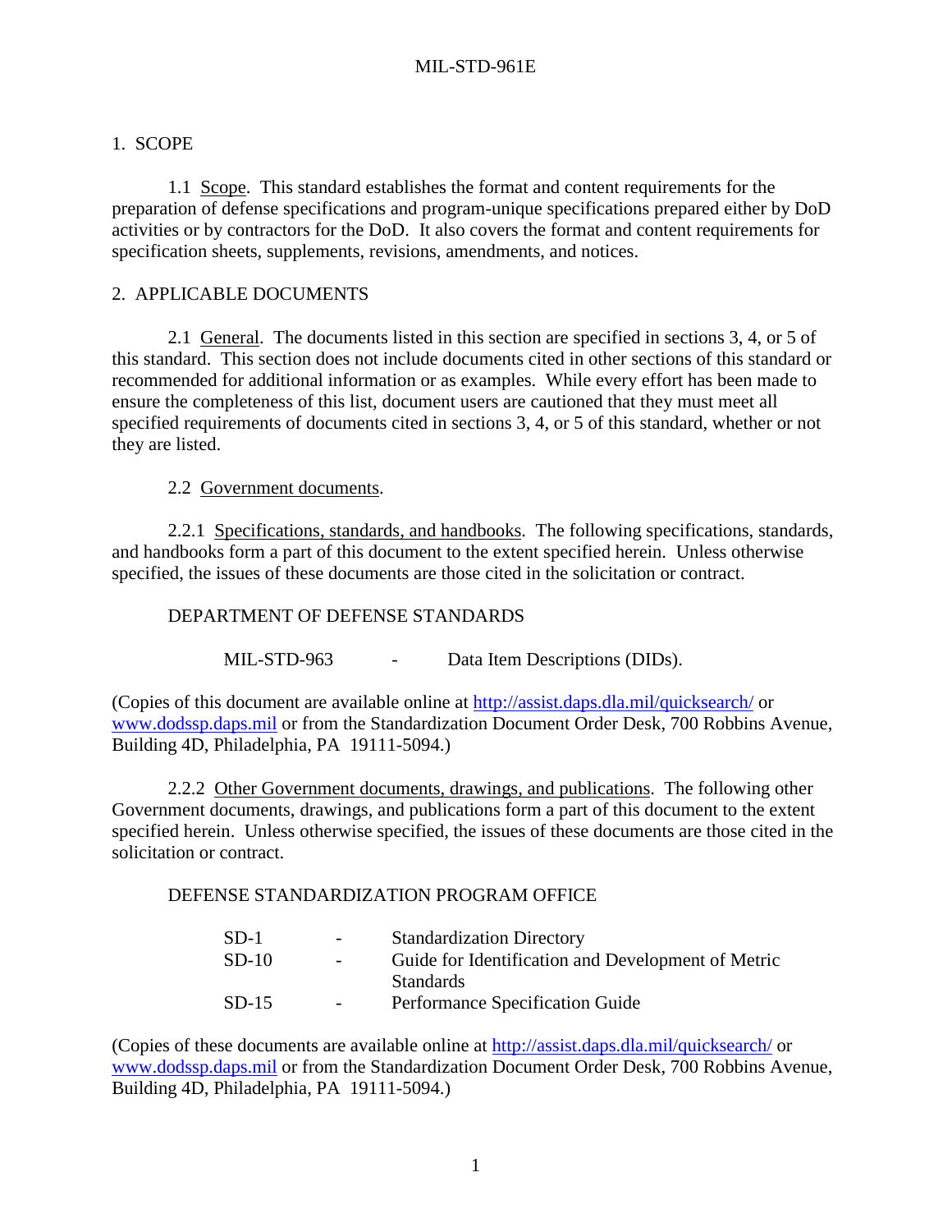# 1. SCOPE

1.1 Scope. This standard establishes the format and content requirements for the preparation of defense specifications and program-unique specifications prepared either by DoD activities or by contractors for the DoD. It also covers the format and content requirements for specification sheets, supplements, revisions, amendments, and notices.

# 2. APPLICABLE DOCUMENTS

2.1 General. The documents listed in this section are specified in sections 3, 4, or 5 of this standard. This section does not include documents cited in other sections of this standard or recommended for additional information or as examples. While every effort has been made to ensure the completeness of this list, document users are cautioned that they must meet all specified requirements of documents cited in sections 3, 4, or 5 of this standard, whether or not they are listed.

2.2 Government documents.

2.2.1 Specifications, standards, and handbooks. The following specifications, standards, and handbooks form a part of this document to the extent specified herein. Unless otherwise specified, the issues of these documents are those cited in the solicitation or contract.

DEPARTMENT OF DEFENSE STANDARDS

MIL-STD-963 - Data Item Descriptions (DIDs).

(Copies of this document are available online at http://assist.daps.dla.mil/quicksearch/ or www.dodssp.daps.mil or from the Standardization Document Order Desk, 700 Robbins Avenue, Building 4D, Philadelphia, PA 19111-5094.)

2.2.2 Other Government documents, drawings, and publications. The following other Government documents, drawings, and publications form a part of this document to the extent specified herein. Unless otherwise specified, the issues of these documents are those cited in the solicitation or contract.

DEFENSE STANDARDIZATION PROGRAM OFFICE

SD-1 - Standardization Directory
SD-10 - Guide for Identification and Development of Metric Standards
SD-15 - Performance Specification Guide

(Copies of these documents are available online at http://assist.daps.dla.mil/quicksearch/ or www.dodssp.daps.mil or from the Standardization Document Order Desk, 700 Robbins Avenue, Building 4D, Philadelphia, PA 19111-5094.)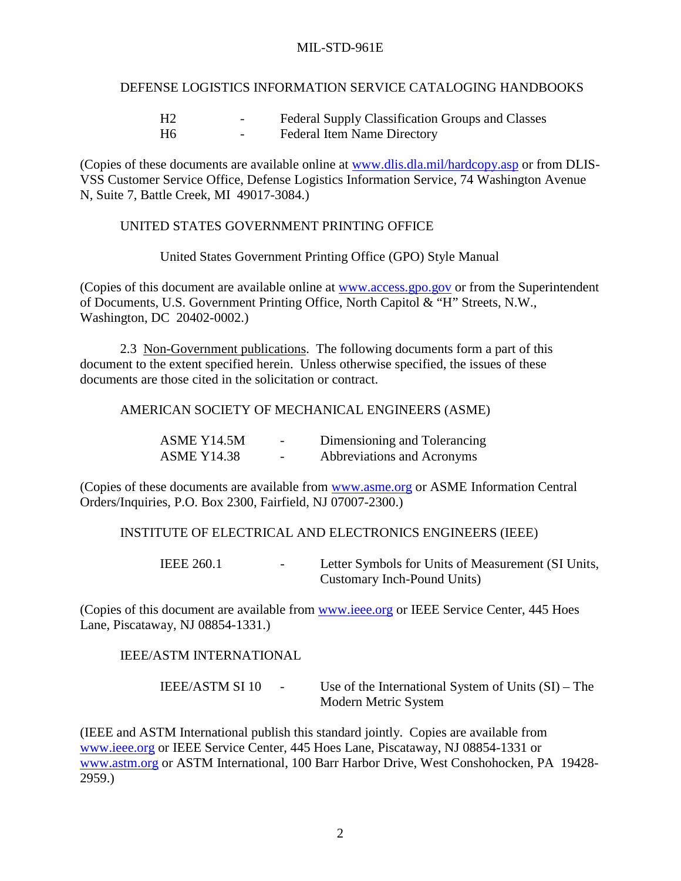DEFENSE LOGISTICS INFORMATION SERVICE CATALOGING HANDBOOKS

| | | |
|---|---|---|
| H2 | - | Federal Supply Classification Groups and Classes |
| H6 | - | Federal Item Name Directory |

(Copies of these documents are available online at www.dlis.dla.mil/hardcopy.asp or from DLIS-VSS Customer Service Office, Defense Logistics Information Service, 74 Washington Avenue N, Suite 7, Battle Creek, MI 49017-3084.)

UNITED STATES GOVERNMENT PRINTING OFFICE

United States Government Printing Office (GPO) Style Manual

(Copies of this document are available online at www.access.gpo.gov or from the Superintendent of Documents, U.S. Government Printing Office, North Capitol & "H" Streets, N.W., Washington, DC 20402-0002.)

2.3 Non-Government publications. The following documents form a part of this document to the extent specified herein. Unless otherwise specified, the issues of these documents are those cited in the solicitation or contract.

AMERICAN SOCIETY OF MECHANICAL ENGINEERS (ASME)

| | | |
|---|---|---|
| ASME Y14.5M | - | Dimensioning and Tolerancing |
| ASME Y14.38 | - | Abbreviations and Acronyms |

(Copies of these documents are available from www.asme.org or ASME Information Central Orders/Inquiries, P.O. Box 2300, Fairfield, NJ 07007-2300.)

INSTITUTE OF ELECTRICAL AND ELECTRONICS ENGINEERS (IEEE)

| | | |
|---|---|---|
| IEEE 260.1 | - | Letter Symbols for Units of Measurement (SI Units, Customary Inch-Pound Units) |

(Copies of this document are available from www.ieee.org or IEEE Service Center, 445 Hoes Lane, Piscataway, NJ 08854-1331.)

IEEE/ASTM INTERNATIONAL

| | | |
|---|---|---|
| IEEE/ASTM SI 10 | - | Use of the International System of Units (SI) – The Modern Metric System |

(IEEE and ASTM International publish this standard jointly. Copies are available from www.ieee.org or IEEE Service Center, 445 Hoes Lane, Piscataway, NJ 08854-1331 or www.astm.org or ASTM International, 100 Barr Harbor Drive, West Conshohocken, PA 19428-2959.)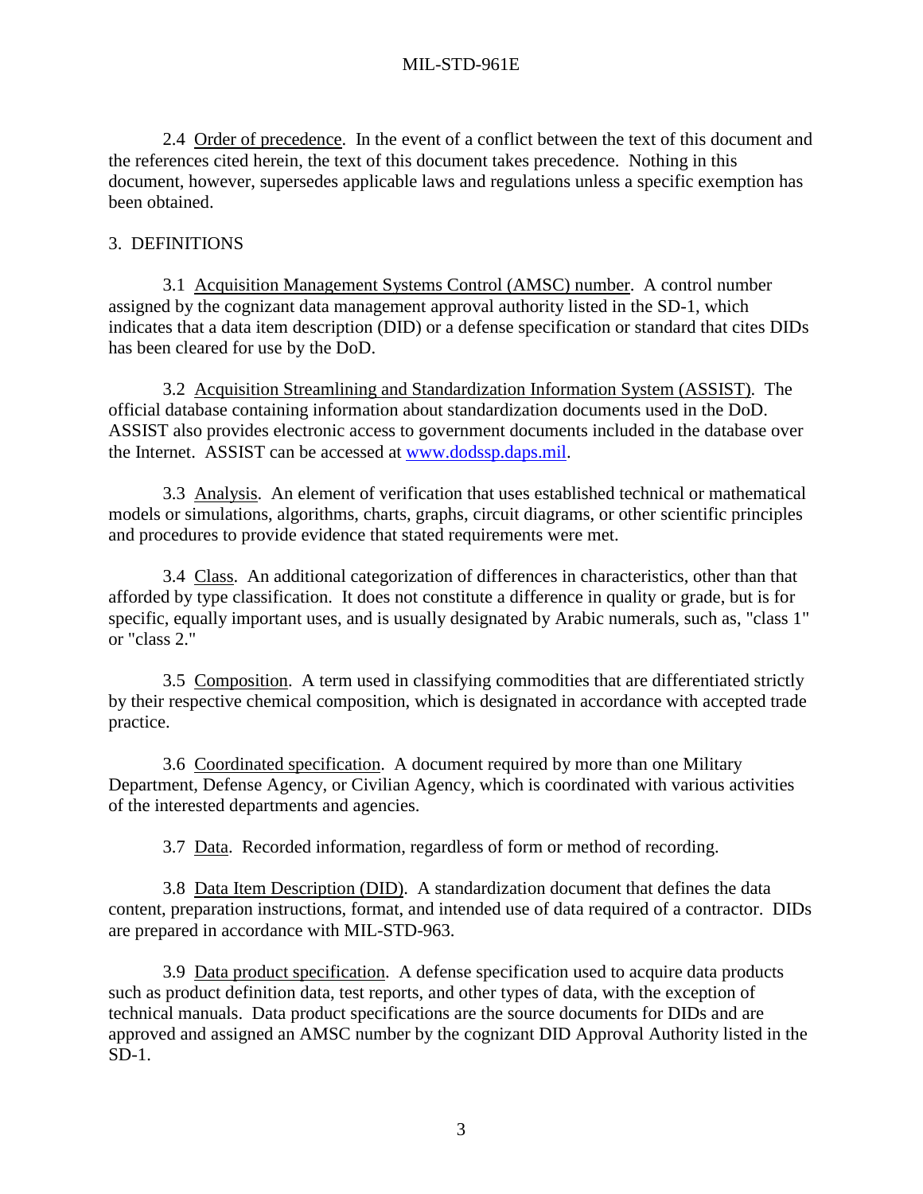2.4 Order of precedence. In the event of a conflict between the text of this document and the references cited herein, the text of this document takes precedence. Nothing in this document, however, supersedes applicable laws and regulations unless a specific exemption has been obtained.

## 3. DEFINITIONS

3.1 Acquisition Management Systems Control (AMSC) number. A control number assigned by the cognizant data management approval authority listed in the SD-1, which indicates that a data item description (DID) or a defense specification or standard that cites DIDs has been cleared for use by the DoD.

3.2 Acquisition Streamlining and Standardization Information System (ASSIST). The official database containing information about standardization documents used in the DoD. ASSIST also provides electronic access to government documents included in the database over the Internet. ASSIST can be accessed at www.dodssp.daps.mil.

3.3 Analysis. An element of verification that uses established technical or mathematical models or simulations, algorithms, charts, graphs, circuit diagrams, or other scientific principles and procedures to provide evidence that stated requirements were met.

3.4 Class. An additional categorization of differences in characteristics, other than that afforded by type classification. It does not constitute a difference in quality or grade, but is for specific, equally important uses, and is usually designated by Arabic numerals, such as, "class 1" or "class 2."

3.5 Composition. A term used in classifying commodities that are differentiated strictly by their respective chemical composition, which is designated in accordance with accepted trade practice.

3.6 Coordinated specification. A document required by more than one Military Department, Defense Agency, or Civilian Agency, which is coordinated with various activities of the interested departments and agencies.

3.7 Data. Recorded information, regardless of form or method of recording.

3.8 Data Item Description (DID). A standardization document that defines the data content, preparation instructions, format, and intended use of data required of a contractor. DIDs are prepared in accordance with MIL-STD-963.

3.9 Data product specification. A defense specification used to acquire data products such as product definition data, test reports, and other types of data, with the exception of technical manuals. Data product specifications are the source documents for DIDs and are approved and assigned an AMSC number by the cognizant DID Approval Authority listed in the SD-1.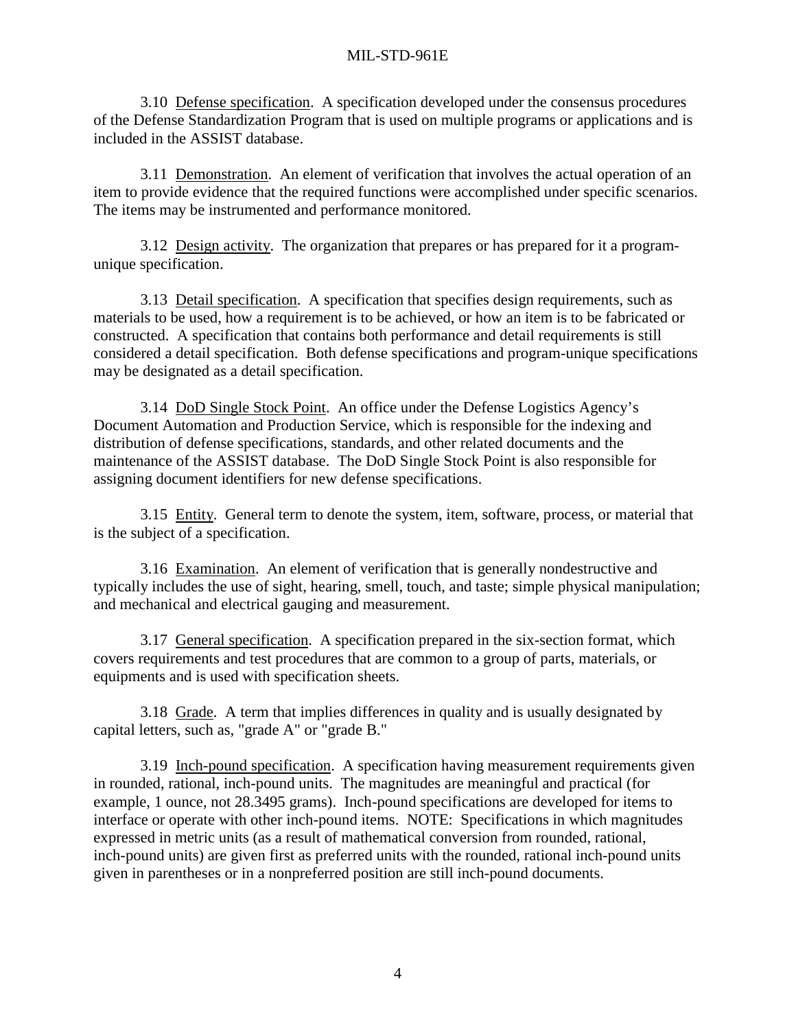3.10 Defense specification. A specification developed under the consensus procedures of the Defense Standardization Program that is used on multiple programs or applications and is included in the ASSIST database.

3.11 Demonstration. An element of verification that involves the actual operation of an item to provide evidence that the required functions were accomplished under specific scenarios. The items may be instrumented and performance monitored.

3.12 Design activity. The organization that prepares or has prepared for it a program-unique specification.

3.13 Detail specification. A specification that specifies design requirements, such as materials to be used, how a requirement is to be achieved, or how an item is to be fabricated or constructed. A specification that contains both performance and detail requirements is still considered a detail specification. Both defense specifications and program-unique specifications may be designated as a detail specification.

3.14 DoD Single Stock Point. An office under the Defense Logistics Agency's Document Automation and Production Service, which is responsible for the indexing and distribution of defense specifications, standards, and other related documents and the maintenance of the ASSIST database. The DoD Single Stock Point is also responsible for assigning document identifiers for new defense specifications.

3.15 Entity. General term to denote the system, item, software, process, or material that is the subject of a specification.

3.16 Examination. An element of verification that is generally nondestructive and typically includes the use of sight, hearing, smell, touch, and taste; simple physical manipulation; and mechanical and electrical gauging and measurement.

3.17 General specification. A specification prepared in the six-section format, which covers requirements and test procedures that are common to a group of parts, materials, or equipments and is used with specification sheets.

3.18 Grade. A term that implies differences in quality and is usually designated by capital letters, such as, "grade A" or "grade B."

3.19 Inch-pound specification. A specification having measurement requirements given in rounded, rational, inch-pound units. The magnitudes are meaningful and practical (for example, 1 ounce, not 28.3495 grams). Inch-pound specifications are developed for items to interface or operate with other inch-pound items. NOTE: Specifications in which magnitudes expressed in metric units (as a result of mathematical conversion from rounded, rational, inch-pound units) are given first as preferred units with the rounded, rational inch-pound units given in parentheses or in a nonpreferred position are still inch-pound documents.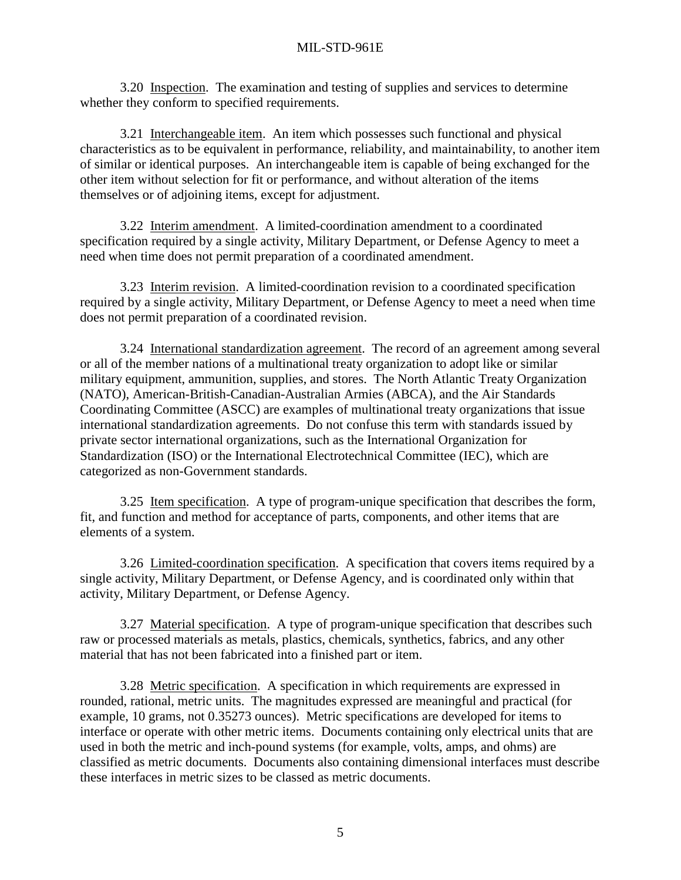3.20 Inspection. The examination and testing of supplies and services to determine whether they conform to specified requirements.

3.21 Interchangeable item. An item which possesses such functional and physical characteristics as to be equivalent in performance, reliability, and maintainability, to another item of similar or identical purposes. An interchangeable item is capable of being exchanged for the other item without selection for fit or performance, and without alteration of the items themselves or of adjoining items, except for adjustment.

3.22 Interim amendment. A limited-coordination amendment to a coordinated specification required by a single activity, Military Department, or Defense Agency to meet a need when time does not permit preparation of a coordinated amendment.

3.23 Interim revision. A limited-coordination revision to a coordinated specification required by a single activity, Military Department, or Defense Agency to meet a need when time does not permit preparation of a coordinated revision.

3.24 International standardization agreement. The record of an agreement among several or all of the member nations of a multinational treaty organization to adopt like or similar military equipment, ammunition, supplies, and stores. The North Atlantic Treaty Organization (NATO), American-British-Canadian-Australian Armies (ABCA), and the Air Standards Coordinating Committee (ASCC) are examples of multinational treaty organizations that issue international standardization agreements. Do not confuse this term with standards issued by private sector international organizations, such as the International Organization for Standardization (ISO) or the International Electrotechnical Committee (IEC), which are categorized as non-Government standards.

3.25 Item specification. A type of program-unique specification that describes the form, fit, and function and method for acceptance of parts, components, and other items that are elements of a system.

3.26 Limited-coordination specification. A specification that covers items required by a single activity, Military Department, or Defense Agency, and is coordinated only within that activity, Military Department, or Defense Agency.

3.27 Material specification. A type of program-unique specification that describes such raw or processed materials as metals, plastics, chemicals, synthetics, fabrics, and any other material that has not been fabricated into a finished part or item.

3.28 Metric specification. A specification in which requirements are expressed in rounded, rational, metric units. The magnitudes expressed are meaningful and practical (for example, 10 grams, not 0.35273 ounces). Metric specifications are developed for items to interface or operate with other metric items. Documents containing only electrical units that are used in both the metric and inch-pound systems (for example, volts, amps, and ohms) are classified as metric documents. Documents also containing dimensional interfaces must describe these interfaces in metric sizes to be classed as metric documents.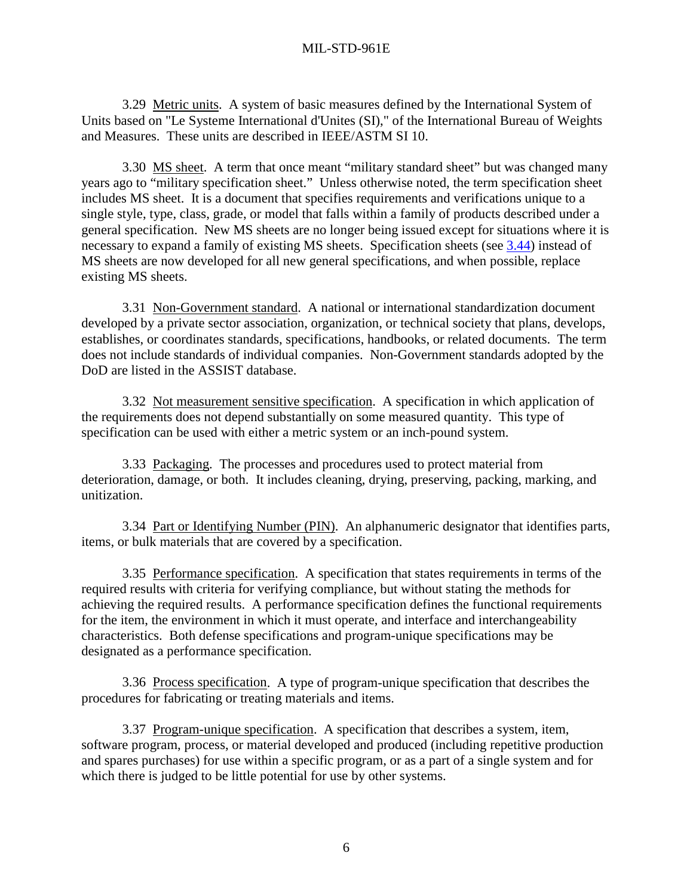3.29 Metric units. A system of basic measures defined by the International System of Units based on "Le Systeme International d'Unites (SI)," of the International Bureau of Weights and Measures. These units are described in IEEE/ASTM SI 10.

3.30 MS sheet. A term that once meant "military standard sheet" but was changed many years ago to "military specification sheet." Unless otherwise noted, the term specification sheet includes MS sheet. It is a document that specifies requirements and verifications unique to a single style, type, class, grade, or model that falls within a family of products described under a general specification. New MS sheets are no longer being issued except for situations where it is necessary to expand a family of existing MS sheets. Specification sheets (see 3.44) instead of MS sheets are now developed for all new general specifications, and when possible, replace existing MS sheets.

3.31 Non-Government standard. A national or international standardization document developed by a private sector association, organization, or technical society that plans, develops, establishes, or coordinates standards, specifications, handbooks, or related documents. The term does not include standards of individual companies. Non-Government standards adopted by the DoD are listed in the ASSIST database.

3.32 Not measurement sensitive specification. A specification in which application of the requirements does not depend substantially on some measured quantity. This type of specification can be used with either a metric system or an inch-pound system.

3.33 Packaging. The processes and procedures used to protect material from deterioration, damage, or both. It includes cleaning, drying, preserving, packing, marking, and unitization.

3.34 Part or Identifying Number (PIN). An alphanumeric designator that identifies parts, items, or bulk materials that are covered by a specification.

3.35 Performance specification. A specification that states requirements in terms of the required results with criteria for verifying compliance, but without stating the methods for achieving the required results. A performance specification defines the functional requirements for the item, the environment in which it must operate, and interface and interchangeability characteristics. Both defense specifications and program-unique specifications may be designated as a performance specification.

3.36 Process specification. A type of program-unique specification that describes the procedures for fabricating or treating materials and items.

3.37 Program-unique specification. A specification that describes a system, item, software program, process, or material developed and produced (including repetitive production and spares purchases) for use within a specific program, or as a part of a single system and for which there is judged to be little potential for use by other systems.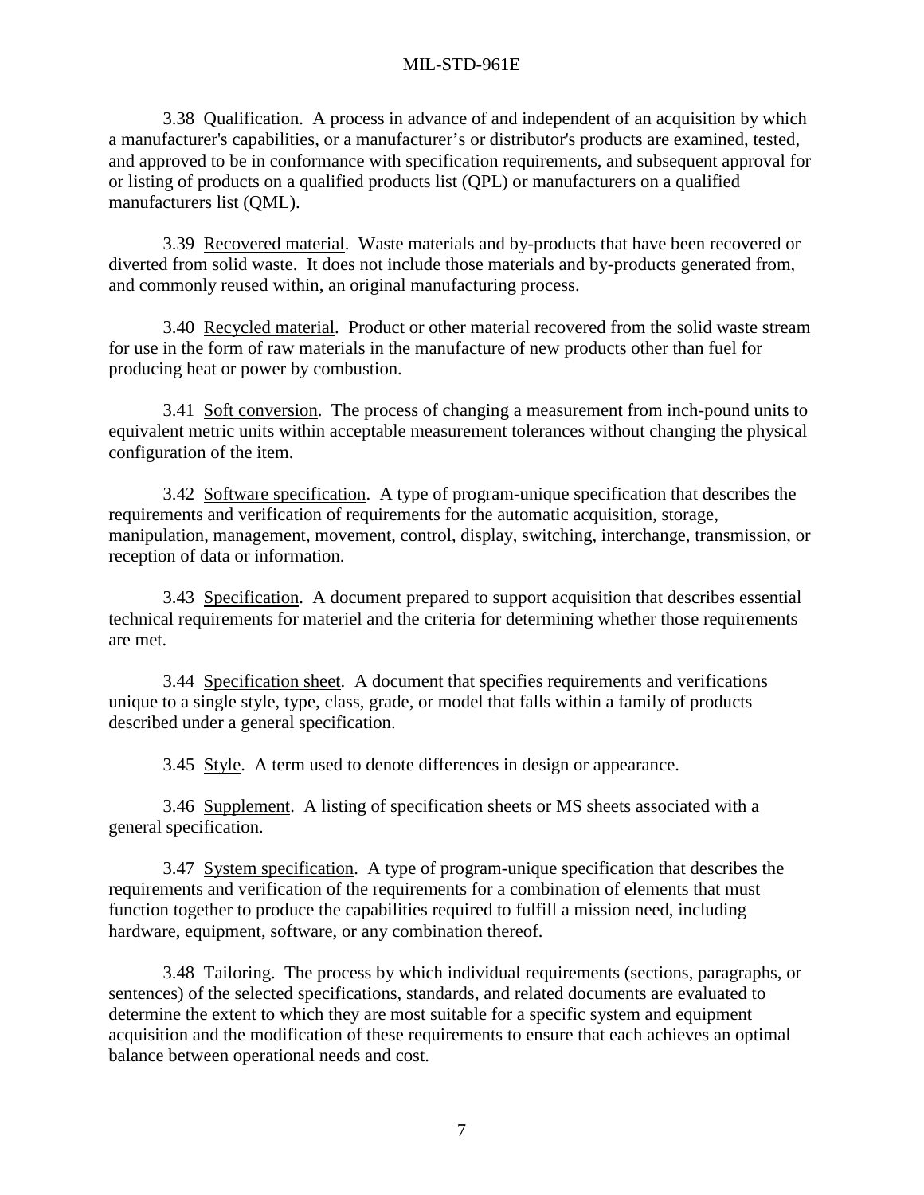3.38 Qualification. A process in advance of and independent of an acquisition by which a manufacturer's capabilities, or a manufacturer's or distributor's products are examined, tested, and approved to be in conformance with specification requirements, and subsequent approval for or listing of products on a qualified products list (QPL) or manufacturers on a qualified manufacturers list (QML).

3.39 Recovered material. Waste materials and by-products that have been recovered or diverted from solid waste. It does not include those materials and by-products generated from, and commonly reused within, an original manufacturing process.

3.40 Recycled material. Product or other material recovered from the solid waste stream for use in the form of raw materials in the manufacture of new products other than fuel for producing heat or power by combustion.

3.41 Soft conversion. The process of changing a measurement from inch-pound units to equivalent metric units within acceptable measurement tolerances without changing the physical configuration of the item.

3.42 Software specification. A type of program-unique specification that describes the requirements and verification of requirements for the automatic acquisition, storage, manipulation, management, movement, control, display, switching, interchange, transmission, or reception of data or information.

3.43 Specification. A document prepared to support acquisition that describes essential technical requirements for materiel and the criteria for determining whether those requirements are met.

3.44 Specification sheet. A document that specifies requirements and verifications unique to a single style, type, class, grade, or model that falls within a family of products described under a general specification.

3.45 Style. A term used to denote differences in design or appearance.

3.46 Supplement. A listing of specification sheets or MS sheets associated with a general specification.

3.47 System specification. A type of program-unique specification that describes the requirements and verification of the requirements for a combination of elements that must function together to produce the capabilities required to fulfill a mission need, including hardware, equipment, software, or any combination thereof.

3.48 Tailoring. The process by which individual requirements (sections, paragraphs, or sentences) of the selected specifications, standards, and related documents are evaluated to determine the extent to which they are most suitable for a specific system and equipment acquisition and the modification of these requirements to ensure that each achieves an optimal balance between operational needs and cost.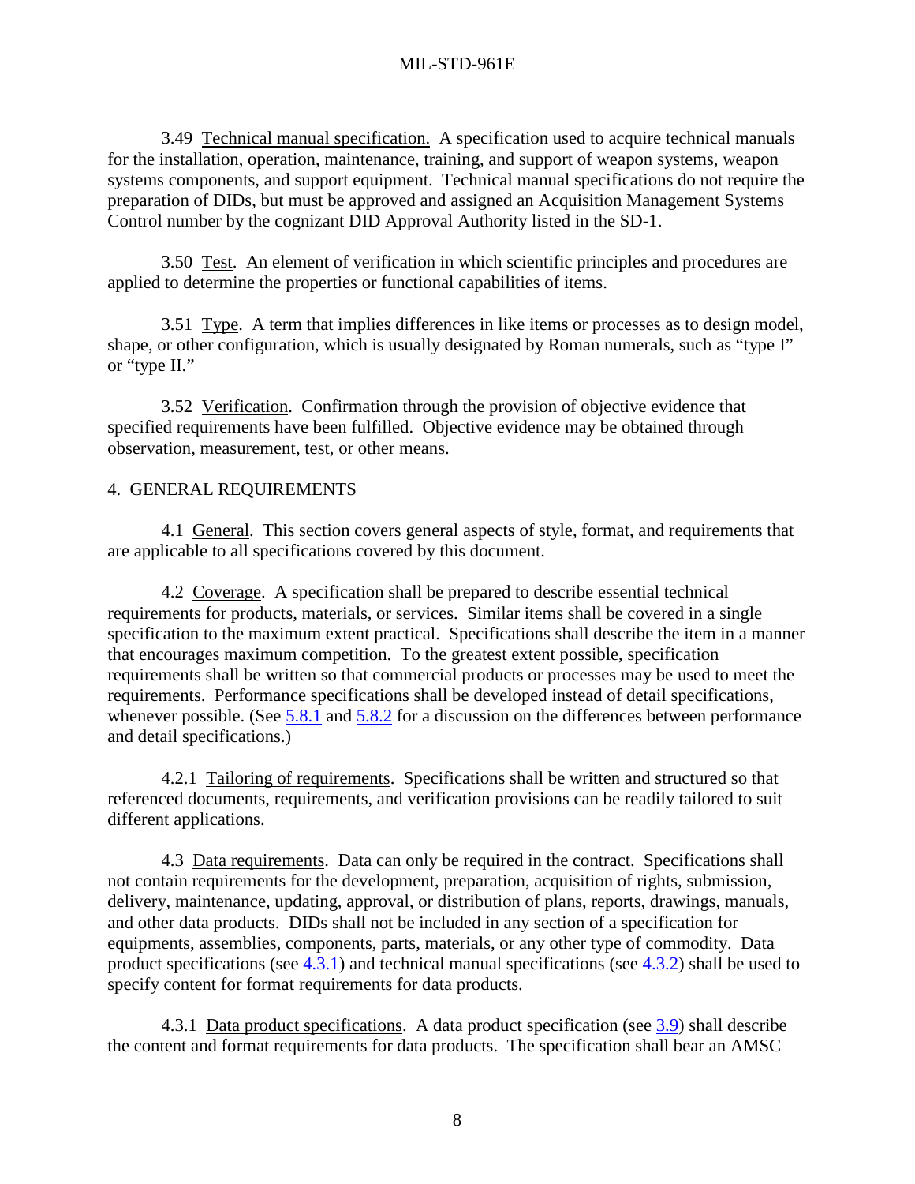3.49 Technical manual specification. A specification used to acquire technical manuals for the installation, operation, maintenance, training, and support of weapon systems, weapon systems components, and support equipment. Technical manual specifications do not require the preparation of DIDs, but must be approved and assigned an Acquisition Management Systems Control number by the cognizant DID Approval Authority listed in the SD-1.

3.50 Test. An element of verification in which scientific principles and procedures are applied to determine the properties or functional capabilities of items.

3.51 Type. A term that implies differences in like items or processes as to design model, shape, or other configuration, which is usually designated by Roman numerals, such as "type I" or "type II."

3.52 Verification. Confirmation through the provision of objective evidence that specified requirements have been fulfilled. Objective evidence may be obtained through observation, measurement, test, or other means.

## 4. GENERAL REQUIREMENTS

4.1 General. This section covers general aspects of style, format, and requirements that are applicable to all specifications covered by this document.

4.2 Coverage. A specification shall be prepared to describe essential technical requirements for products, materials, or services. Similar items shall be covered in a single specification to the maximum extent practical. Specifications shall describe the item in a manner that encourages maximum competition. To the greatest extent possible, specification requirements shall be written so that commercial products or processes may be used to meet the requirements. Performance specifications shall be developed instead of detail specifications, whenever possible. (See 5.8.1 and 5.8.2 for a discussion on the differences between performance and detail specifications.)

4.2.1 Tailoring of requirements. Specifications shall be written and structured so that referenced documents, requirements, and verification provisions can be readily tailored to suit different applications.

4.3 Data requirements. Data can only be required in the contract. Specifications shall not contain requirements for the development, preparation, acquisition of rights, submission, delivery, maintenance, updating, approval, or distribution of plans, reports, drawings, manuals, and other data products. DIDs shall not be included in any section of a specification for equipments, assemblies, components, parts, materials, or any other type of commodity. Data product specifications (see 4.3.1) and technical manual specifications (see 4.3.2) shall be used to specify content for format requirements for data products.

4.3.1 Data product specifications. A data product specification (see 3.9) shall describe the content and format requirements for data products. The specification shall bear an AMSC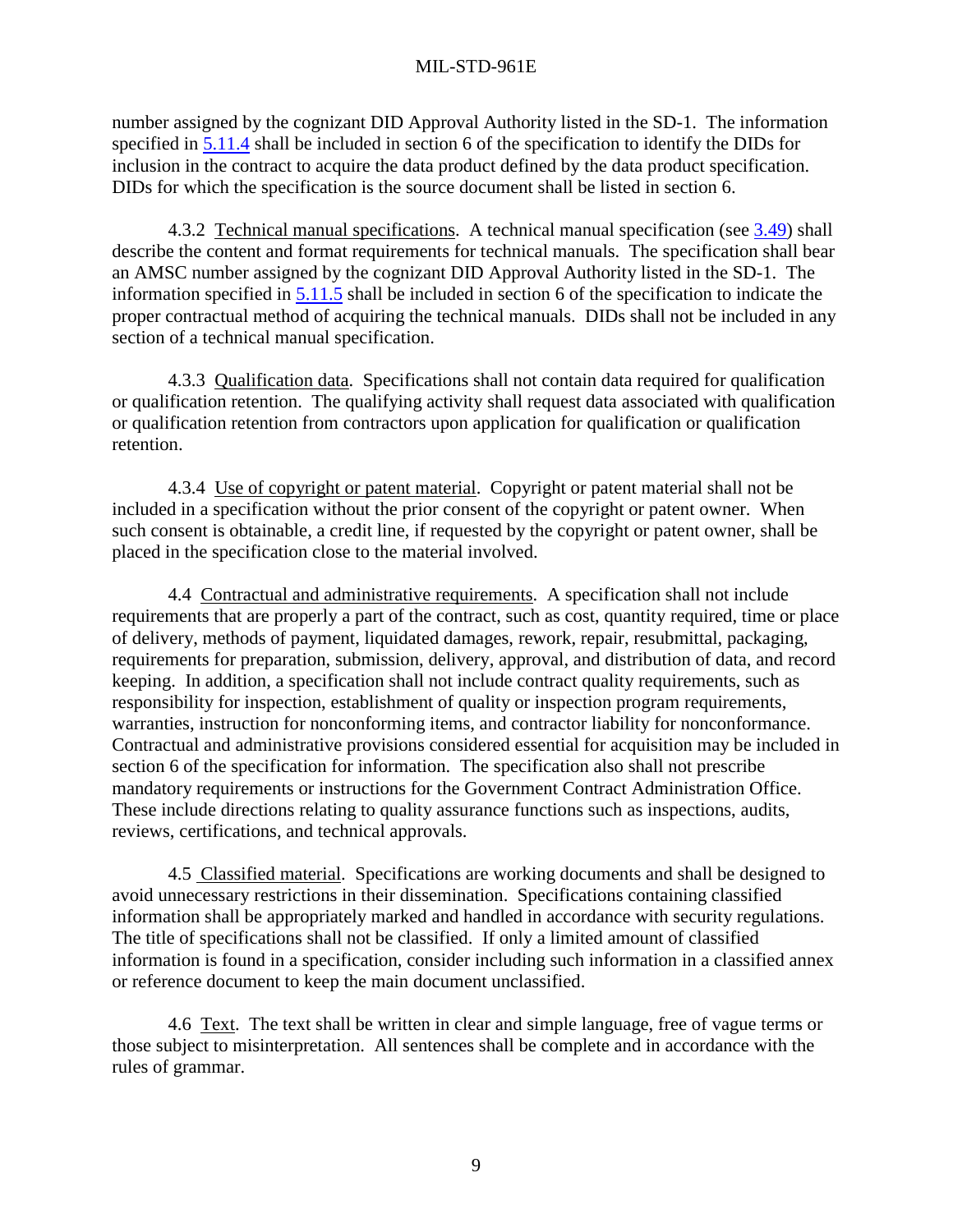number assigned by the cognizant DID Approval Authority listed in the SD-1. The information specified in 5.11.4 shall be included in section 6 of the specification to identify the DIDs for inclusion in the contract to acquire the data product defined by the data product specification. DIDs for which the specification is the source document shall be listed in section 6.

4.3.2 Technical manual specifications. A technical manual specification (see 3.49) shall describe the content and format requirements for technical manuals. The specification shall bear an AMSC number assigned by the cognizant DID Approval Authority listed in the SD-1. The information specified in 5.11.5 shall be included in section 6 of the specification to indicate the proper contractual method of acquiring the technical manuals. DIDs shall not be included in any section of a technical manual specification.

4.3.3 Qualification data. Specifications shall not contain data required for qualification or qualification retention. The qualifying activity shall request data associated with qualification or qualification retention from contractors upon application for qualification or qualification retention.

4.3.4 Use of copyright or patent material. Copyright or patent material shall not be included in a specification without the prior consent of the copyright or patent owner. When such consent is obtainable, a credit line, if requested by the copyright or patent owner, shall be placed in the specification close to the material involved.

4.4 Contractual and administrative requirements. A specification shall not include requirements that are properly a part of the contract, such as cost, quantity required, time or place of delivery, methods of payment, liquidated damages, rework, repair, resubmittal, packaging, requirements for preparation, submission, delivery, approval, and distribution of data, and record keeping. In addition, a specification shall not include contract quality requirements, such as responsibility for inspection, establishment of quality or inspection program requirements, warranties, instruction for nonconforming items, and contractor liability for nonconformance. Contractual and administrative provisions considered essential for acquisition may be included in section 6 of the specification for information. The specification also shall not prescribe mandatory requirements or instructions for the Government Contract Administration Office. These include directions relating to quality assurance functions such as inspections, audits, reviews, certifications, and technical approvals.

4.5 Classified material. Specifications are working documents and shall be designed to avoid unnecessary restrictions in their dissemination. Specifications containing classified information shall be appropriately marked and handled in accordance with security regulations. The title of specifications shall not be classified. If only a limited amount of classified information is found in a specification, consider including such information in a classified annex or reference document to keep the main document unclassified.

4.6 Text. The text shall be written in clear and simple language, free of vague terms or those subject to misinterpretation. All sentences shall be complete and in accordance with the rules of grammar.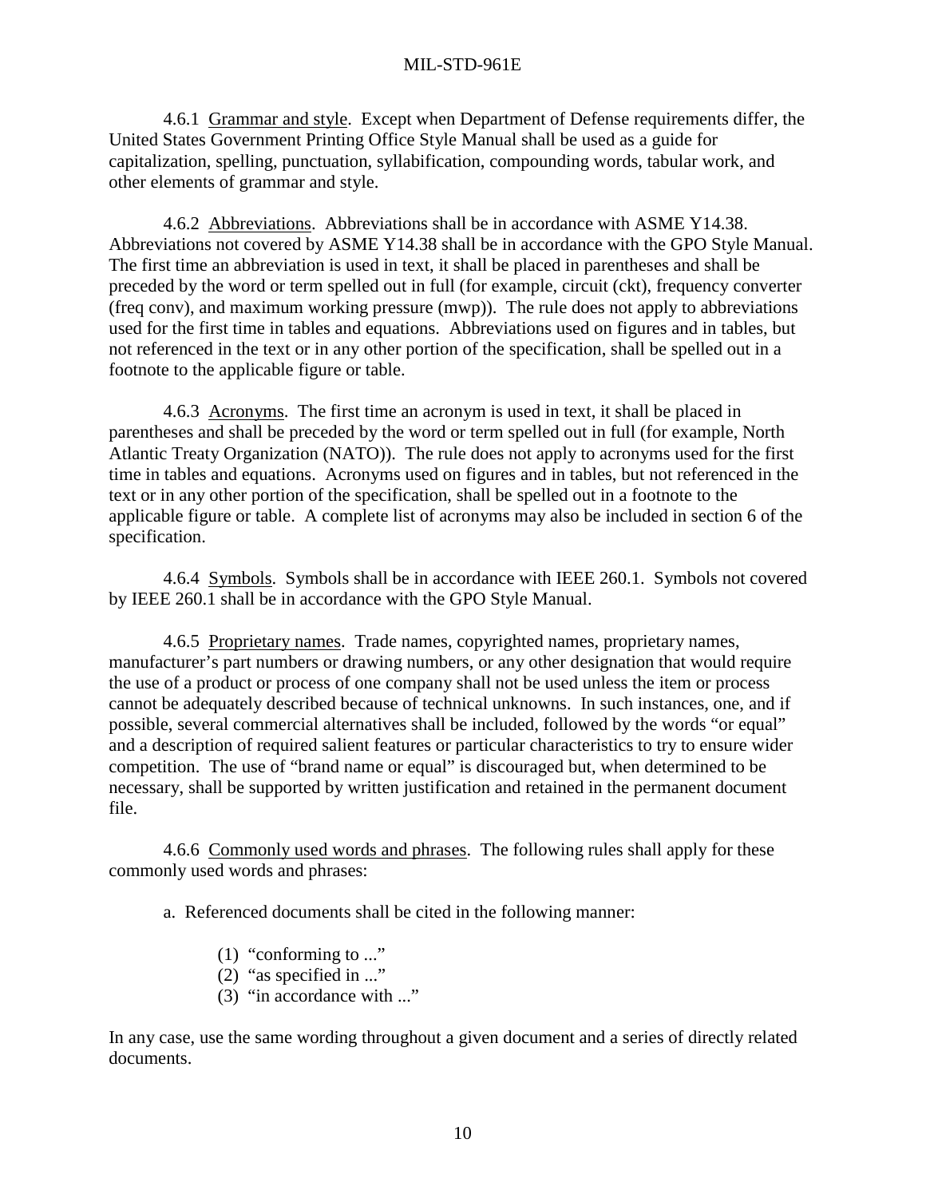4.6.1 Grammar and style. Except when Department of Defense requirements differ, the United States Government Printing Office Style Manual shall be used as a guide for capitalization, spelling, punctuation, syllabification, compounding words, tabular work, and other elements of grammar and style.

4.6.2 Abbreviations. Abbreviations shall be in accordance with ASME Y14.38. Abbreviations not covered by ASME Y14.38 shall be in accordance with the GPO Style Manual. The first time an abbreviation is used in text, it shall be placed in parentheses and shall be preceded by the word or term spelled out in full (for example, circuit (ckt), frequency converter (freq conv), and maximum working pressure (mwp)). The rule does not apply to abbreviations used for the first time in tables and equations. Abbreviations used on figures and in tables, but not referenced in the text or in any other portion of the specification, shall be spelled out in a footnote to the applicable figure or table.

4.6.3 Acronyms. The first time an acronym is used in text, it shall be placed in parentheses and shall be preceded by the word or term spelled out in full (for example, North Atlantic Treaty Organization (NATO)). The rule does not apply to acronyms used for the first time in tables and equations. Acronyms used on figures and in tables, but not referenced in the text or in any other portion of the specification, shall be spelled out in a footnote to the applicable figure or table. A complete list of acronyms may also be included in section 6 of the specification.

4.6.4 Symbols. Symbols shall be in accordance with IEEE 260.1. Symbols not covered by IEEE 260.1 shall be in accordance with the GPO Style Manual.

4.6.5 Proprietary names. Trade names, copyrighted names, proprietary names, manufacturer's part numbers or drawing numbers, or any other designation that would require the use of a product or process of one company shall not be used unless the item or process cannot be adequately described because of technical unknowns. In such instances, one, and if possible, several commercial alternatives shall be included, followed by the words "or equal" and a description of required salient features or particular characteristics to try to ensure wider competition. The use of "brand name or equal" is discouraged but, when determined to be necessary, shall be supported by written justification and retained in the permanent document file.

4.6.6 Commonly used words and phrases. The following rules shall apply for these commonly used words and phrases:

a. Referenced documents shall be cited in the following manner:

(1) "conforming to ..."
(2) "as specified in ..."
(3) "in accordance with ..."

In any case, use the same wording throughout a given document and a series of directly related documents.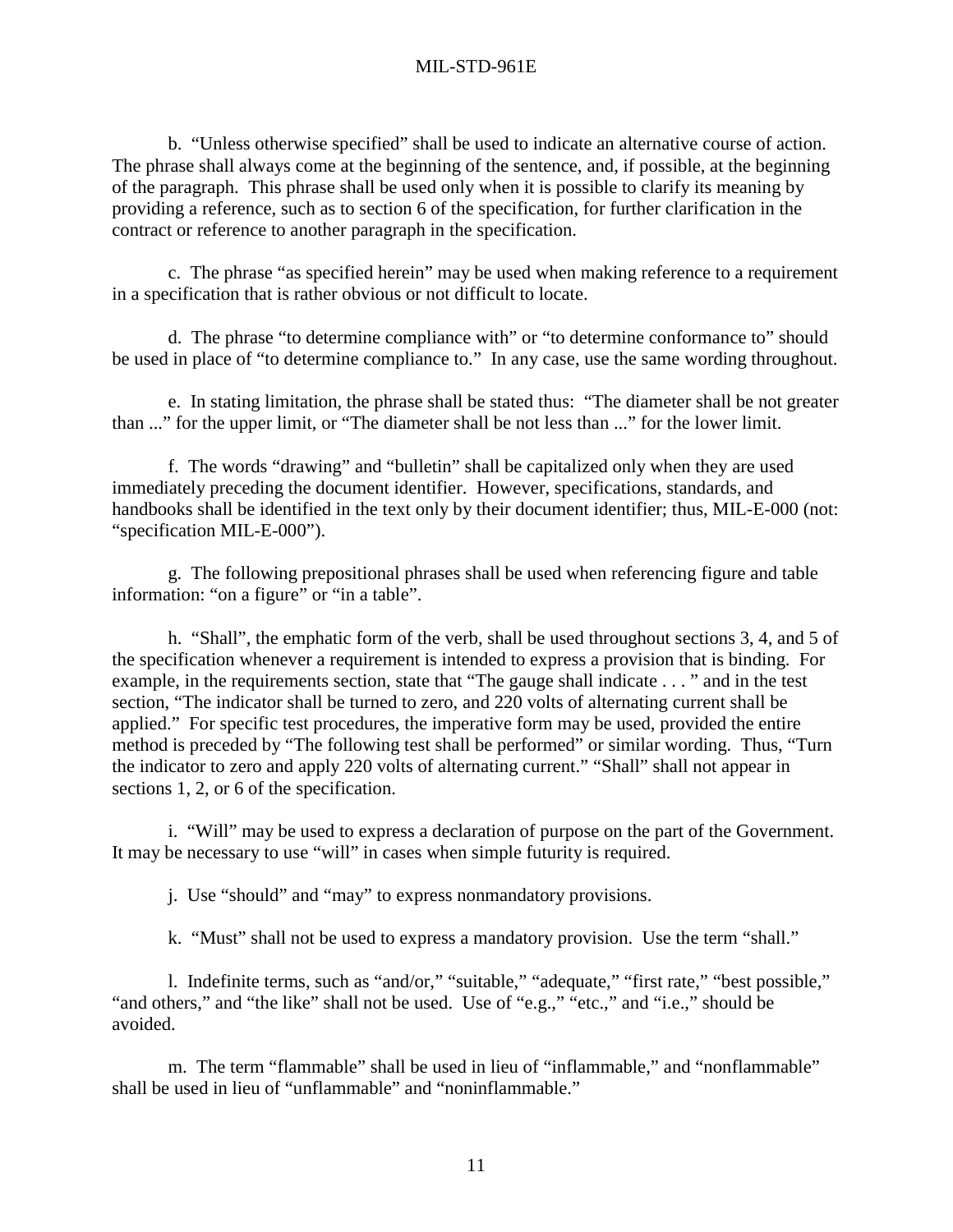b. "Unless otherwise specified" shall be used to indicate an alternative course of action. The phrase shall always come at the beginning of the sentence, and, if possible, at the beginning of the paragraph. This phrase shall be used only when it is possible to clarify its meaning by providing a reference, such as to section 6 of the specification, for further clarification in the contract or reference to another paragraph in the specification.

c. The phrase "as specified herein" may be used when making reference to a requirement in a specification that is rather obvious or not difficult to locate.

d. The phrase "to determine compliance with" or "to determine conformance to" should be used in place of "to determine compliance to." In any case, use the same wording throughout.

e. In stating limitation, the phrase shall be stated thus: "The diameter shall be not greater than ..." for the upper limit, or "The diameter shall be not less than ..." for the lower limit.

f. The words "drawing" and "bulletin" shall be capitalized only when they are used immediately preceding the document identifier. However, specifications, standards, and handbooks shall be identified in the text only by their document identifier; thus, MIL-E-000 (not: "specification MIL-E-000").

g. The following prepositional phrases shall be used when referencing figure and table information: "on a figure" or "in a table".

h. "Shall", the emphatic form of the verb, shall be used throughout sections 3, 4, and 5 of the specification whenever a requirement is intended to express a provision that is binding. For example, in the requirements section, state that "The gauge shall indicate . . . " and in the test section, "The indicator shall be turned to zero, and 220 volts of alternating current shall be applied." For specific test procedures, the imperative form may be used, provided the entire method is preceded by "The following test shall be performed" or similar wording. Thus, "Turn the indicator to zero and apply 220 volts of alternating current." "Shall" shall not appear in sections 1, 2, or 6 of the specification.

i. "Will" may be used to express a declaration of purpose on the part of the Government. It may be necessary to use "will" in cases when simple futurity is required.

j. Use "should" and "may" to express nonmandatory provisions.

k. "Must" shall not be used to express a mandatory provision. Use the term "shall."

l. Indefinite terms, such as "and/or," "suitable," "adequate," "first rate," "best possible," "and others," and "the like" shall not be used. Use of "e.g.," "etc.," and "i.e.," should be avoided.

m. The term "flammable" shall be used in lieu of "inflammable," and "nonflammable" shall be used in lieu of "unflammable" and "noninflammable."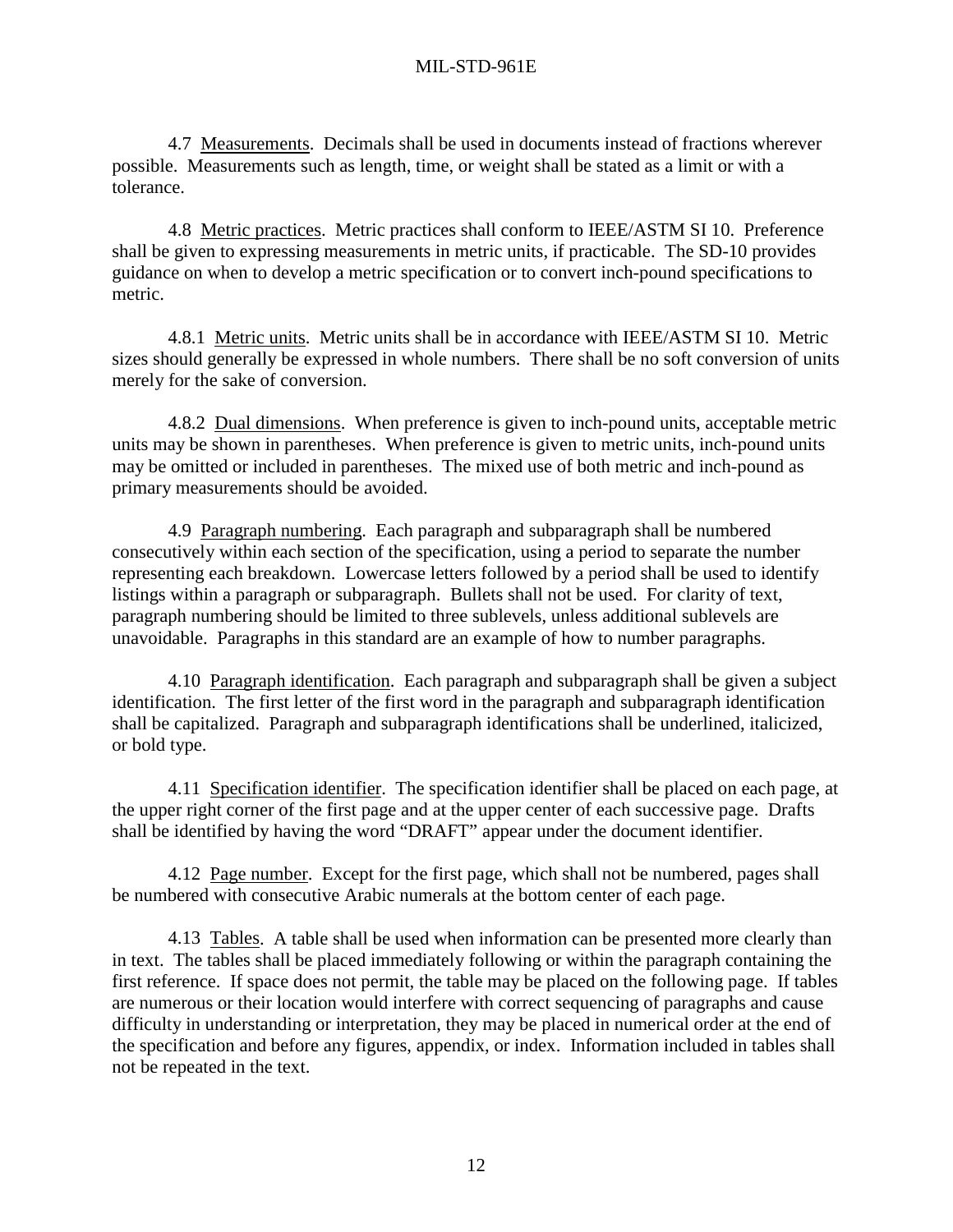4.7 Measurements. Decimals shall be used in documents instead of fractions wherever possible. Measurements such as length, time, or weight shall be stated as a limit or with a tolerance.

4.8 Metric practices. Metric practices shall conform to IEEE/ASTM SI 10. Preference shall be given to expressing measurements in metric units, if practicable. The SD-10 provides guidance on when to develop a metric specification or to convert inch-pound specifications to metric.

4.8.1 Metric units. Metric units shall be in accordance with IEEE/ASTM SI 10. Metric sizes should generally be expressed in whole numbers. There shall be no soft conversion of units merely for the sake of conversion.

4.8.2 Dual dimensions. When preference is given to inch-pound units, acceptable metric units may be shown in parentheses. When preference is given to metric units, inch-pound units may be omitted or included in parentheses. The mixed use of both metric and inch-pound as primary measurements should be avoided.

4.9 Paragraph numbering. Each paragraph and subparagraph shall be numbered consecutively within each section of the specification, using a period to separate the number representing each breakdown. Lowercase letters followed by a period shall be used to identify listings within a paragraph or subparagraph. Bullets shall not be used. For clarity of text, paragraph numbering should be limited to three sublevels, unless additional sublevels are unavoidable. Paragraphs in this standard are an example of how to number paragraphs.

4.10 Paragraph identification. Each paragraph and subparagraph shall be given a subject identification. The first letter of the first word in the paragraph and subparagraph identification shall be capitalized. Paragraph and subparagraph identifications shall be underlined, italicized, or bold type.

4.11 Specification identifier. The specification identifier shall be placed on each page, at the upper right corner of the first page and at the upper center of each successive page. Drafts shall be identified by having the word "DRAFT" appear under the document identifier.

4.12 Page number. Except for the first page, which shall not be numbered, pages shall be numbered with consecutive Arabic numerals at the bottom center of each page.

4.13 Tables. A table shall be used when information can be presented more clearly than in text. The tables shall be placed immediately following or within the paragraph containing the first reference. If space does not permit, the table may be placed on the following page. If tables are numerous or their location would interfere with correct sequencing of paragraphs and cause difficulty in understanding or interpretation, they may be placed in numerical order at the end of the specification and before any figures, appendix, or index. Information included in tables shall not be repeated in the text.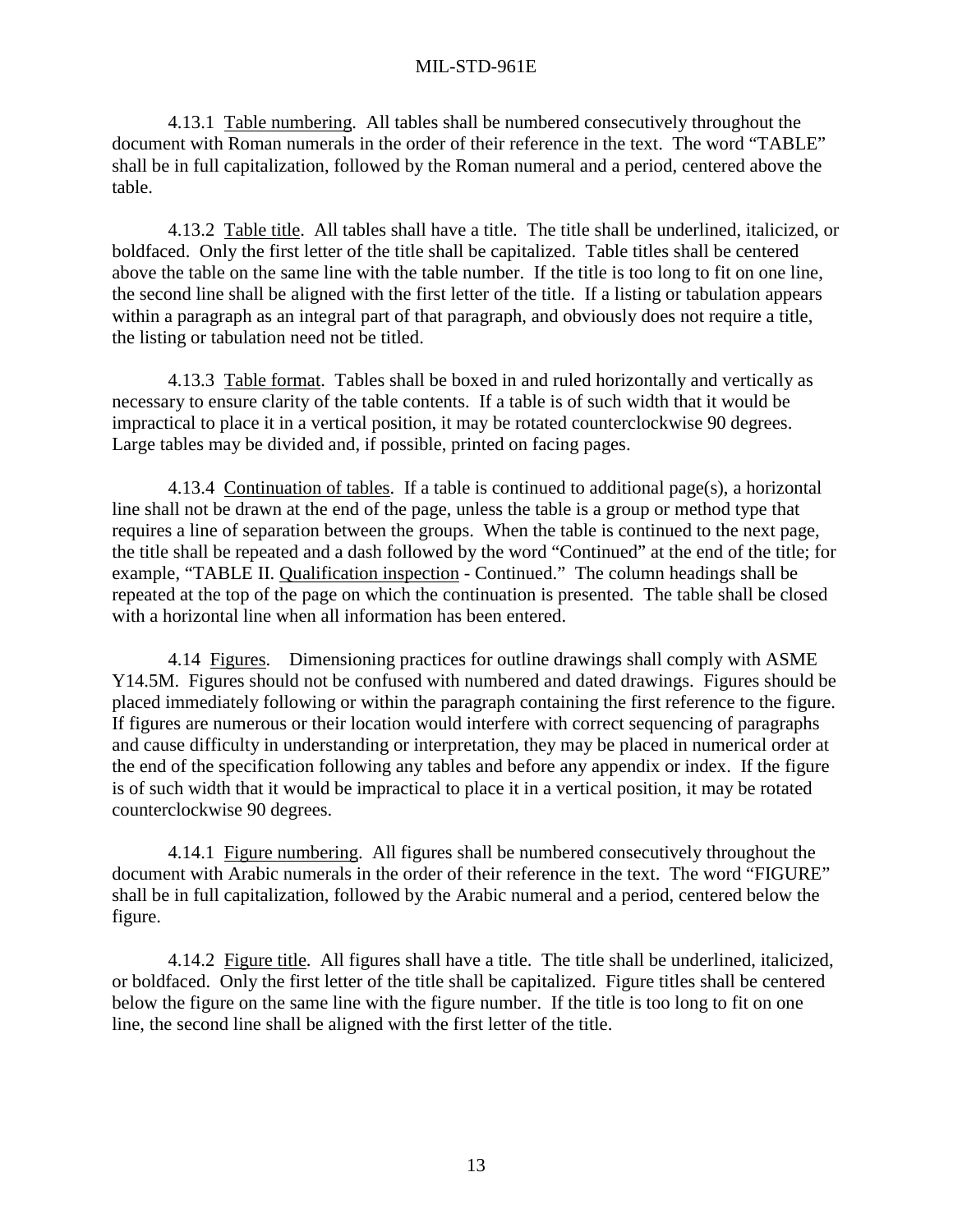4.13.1 <u>Table numbering</u>. All tables shall be numbered consecutively throughout the document with Roman numerals in the order of their reference in the text. The word "TABLE" shall be in full capitalization, followed by the Roman numeral and a period, centered above the table.

4.13.2 <u>Table title</u>. All tables shall have a title. The title shall be underlined, italicized, or boldfaced. Only the first letter of the title shall be capitalized. Table titles shall be centered above the table on the same line with the table number. If the title is too long to fit on one line, the second line shall be aligned with the first letter of the title. If a listing or tabulation appears within a paragraph as an integral part of that paragraph, and obviously does not require a title, the listing or tabulation need not be titled.

4.13.3 <u>Table format</u>. Tables shall be boxed in and ruled horizontally and vertically as necessary to ensure clarity of the table contents. If a table is of such width that it would be impractical to place it in a vertical position, it may be rotated counterclockwise 90 degrees. Large tables may be divided and, if possible, printed on facing pages.

4.13.4 <u>Continuation of tables</u>. If a table is continued to additional page(s), a horizontal line shall not be drawn at the end of the page, unless the table is a group or method type that requires a line of separation between the groups. When the table is continued to the next page, the title shall be repeated and a dash followed by the word "Continued" at the end of the title; for example, "TABLE II. <u>Qualification inspection</u> - Continued." The column headings shall be repeated at the top of the page on which the continuation is presented. The table shall be closed with a horizontal line when all information has been entered.

4.14 <u>Figures</u>. Dimensioning practices for outline drawings shall comply with ASME Y14.5M. Figures should not be confused with numbered and dated drawings. Figures should be placed immediately following or within the paragraph containing the first reference to the figure. If figures are numerous or their location would interfere with correct sequencing of paragraphs and cause difficulty in understanding or interpretation, they may be placed in numerical order at the end of the specification following any tables and before any appendix or index. If the figure is of such width that it would be impractical to place it in a vertical position, it may be rotated counterclockwise 90 degrees.

4.14.1 <u>Figure numbering</u>. All figures shall be numbered consecutively throughout the document with Arabic numerals in the order of their reference in the text. The word "FIGURE" shall be in full capitalization, followed by the Arabic numeral and a period, centered below the figure.

4.14.2 <u>Figure title</u>. All figures shall have a title. The title shall be underlined, italicized, or boldfaced. Only the first letter of the title shall be capitalized. Figure titles shall be centered below the figure on the same line with the figure number. If the title is too long to fit on one line, the second line shall be aligned with the first letter of the title.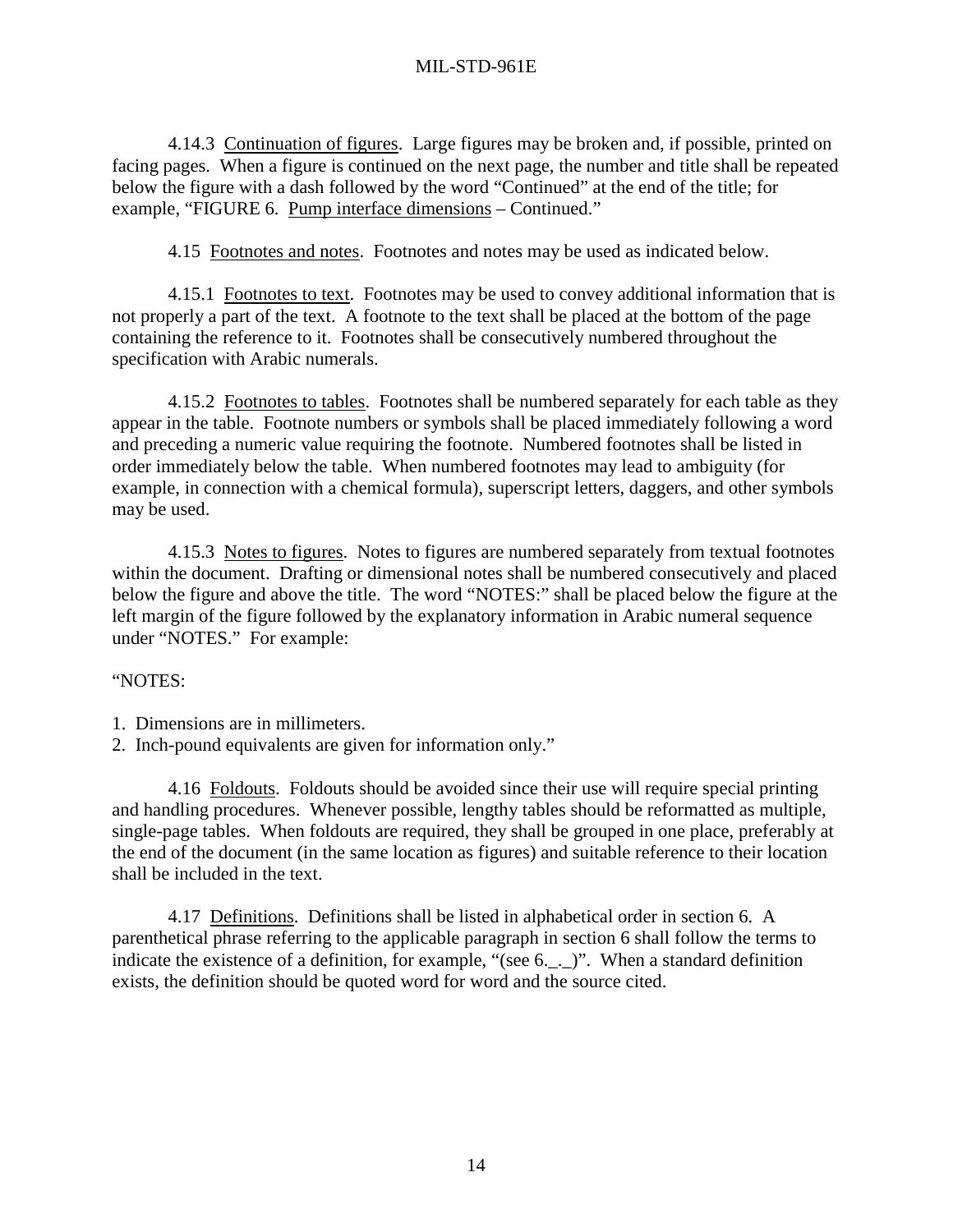4.14.3 Continuation of figures. Large figures may be broken and, if possible, printed on facing pages. When a figure is continued on the next page, the number and title shall be repeated below the figure with a dash followed by the word "Continued" at the end of the title; for example, "FIGURE 6. Pump interface dimensions – Continued."

4.15 Footnotes and notes. Footnotes and notes may be used as indicated below.

4.15.1 Footnotes to text. Footnotes may be used to convey additional information that is not properly a part of the text. A footnote to the text shall be placed at the bottom of the page containing the reference to it. Footnotes shall be consecutively numbered throughout the specification with Arabic numerals.

4.15.2 Footnotes to tables. Footnotes shall be numbered separately for each table as they appear in the table. Footnote numbers or symbols shall be placed immediately following a word and preceding a numeric value requiring the footnote. Numbered footnotes shall be listed in order immediately below the table. When numbered footnotes may lead to ambiguity (for example, in connection with a chemical formula), superscript letters, daggers, and other symbols may be used.

4.15.3 Notes to figures. Notes to figures are numbered separately from textual footnotes within the document. Drafting or dimensional notes shall be numbered consecutively and placed below the figure and above the title. The word "NOTES:" shall be placed below the figure at the left margin of the figure followed by the explanatory information in Arabic numeral sequence under "NOTES." For example:

"NOTES:

1. Dimensions are in millimeters.
2. Inch-pound equivalents are given for information only."

4.16 Foldouts. Foldouts should be avoided since their use will require special printing and handling procedures. Whenever possible, lengthy tables should be reformatted as multiple, single-page tables. When foldouts are required, they shall be grouped in one place, preferably at the end of the document (in the same location as figures) and suitable reference to their location shall be included in the text.

4.17 Definitions. Definitions shall be listed in alphabetical order in section 6. A parenthetical phrase referring to the applicable paragraph in section 6 shall follow the terms to indicate the existence of a definition, for example, "(see 6._._)". When a standard definition exists, the definition should be quoted word for word and the source cited.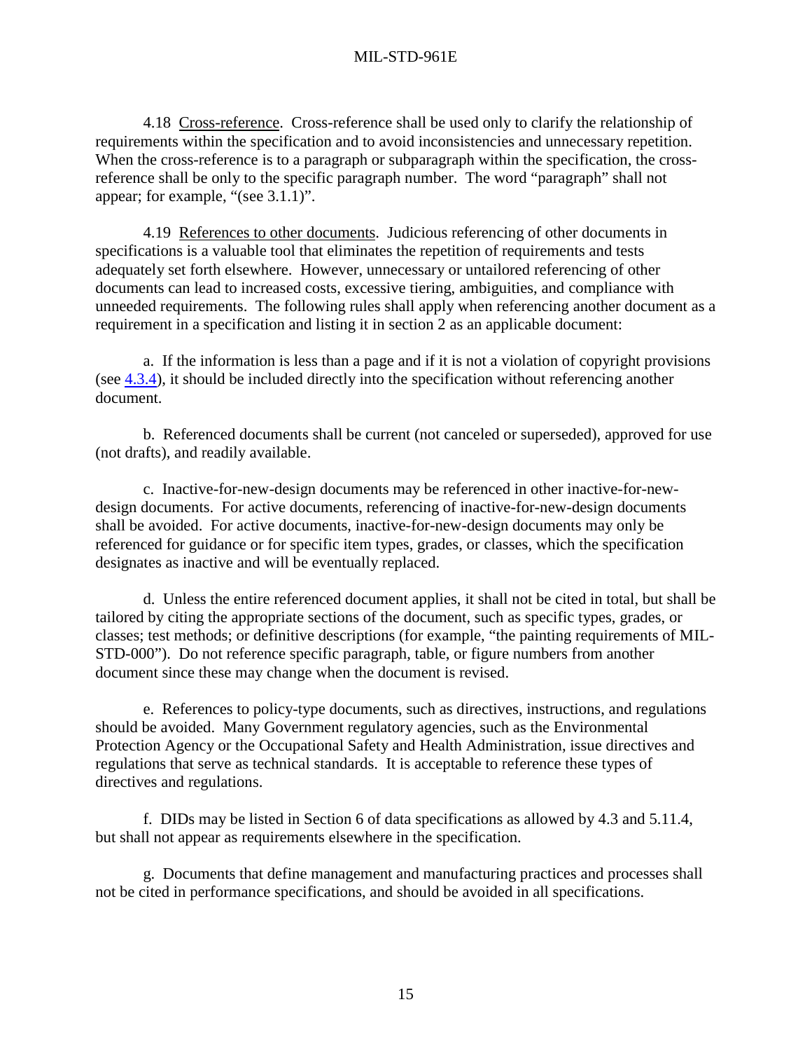4.18 Cross-reference. Cross-reference shall be used only to clarify the relationship of requirements within the specification and to avoid inconsistencies and unnecessary repetition. When the cross-reference is to a paragraph or subparagraph within the specification, the cross-reference shall be only to the specific paragraph number. The word "paragraph" shall not appear; for example, "(see 3.1.1)".

4.19 References to other documents. Judicious referencing of other documents in specifications is a valuable tool that eliminates the repetition of requirements and tests adequately set forth elsewhere. However, unnecessary or untailored referencing of other documents can lead to increased costs, excessive tiering, ambiguities, and compliance with unneeded requirements. The following rules shall apply when referencing another document as a requirement in a specification and listing it in section 2 as an applicable document:

a. If the information is less than a page and if it is not a violation of copyright provisions (see 4.3.4), it should be included directly into the specification without referencing another document.

b. Referenced documents shall be current (not canceled or superseded), approved for use (not drafts), and readily available.

c. Inactive-for-new-design documents may be referenced in other inactive-for-new-design documents. For active documents, referencing of inactive-for-new-design documents shall be avoided. For active documents, inactive-for-new-design documents may only be referenced for guidance or for specific item types, grades, or classes, which the specification designates as inactive and will be eventually replaced.

d. Unless the entire referenced document applies, it shall not be cited in total, but shall be tailored by citing the appropriate sections of the document, such as specific types, grades, or classes; test methods; or definitive descriptions (for example, "the painting requirements of MIL-STD-000"). Do not reference specific paragraph, table, or figure numbers from another document since these may change when the document is revised.

e. References to policy-type documents, such as directives, instructions, and regulations should be avoided. Many Government regulatory agencies, such as the Environmental Protection Agency or the Occupational Safety and Health Administration, issue directives and regulations that serve as technical standards. It is acceptable to reference these types of directives and regulations.

f. DIDs may be listed in Section 6 of data specifications as allowed by 4.3 and 5.11.4, but shall not appear as requirements elsewhere in the specification.

g. Documents that define management and manufacturing practices and processes shall not be cited in performance specifications, and should be avoided in all specifications.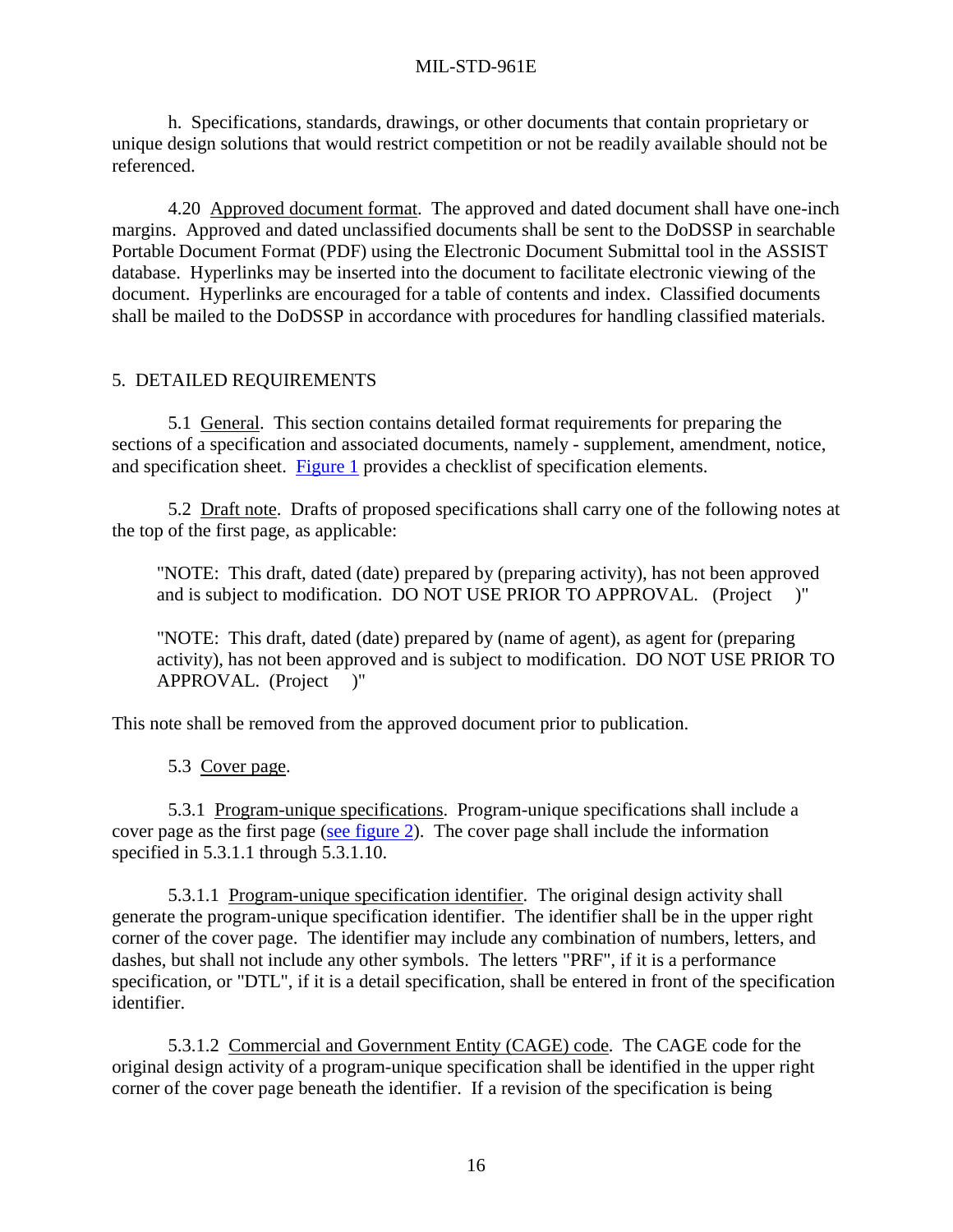h. Specifications, standards, drawings, or other documents that contain proprietary or unique design solutions that would restrict competition or not be readily available should not be referenced.

4.20 Approved document format. The approved and dated document shall have one-inch margins. Approved and dated unclassified documents shall be sent to the DoDSSP in searchable Portable Document Format (PDF) using the Electronic Document Submittal tool in the ASSIST database. Hyperlinks may be inserted into the document to facilitate electronic viewing of the document. Hyperlinks are encouraged for a table of contents and index. Classified documents shall be mailed to the DoDSSP in accordance with procedures for handling classified materials.

## 5. DETAILED REQUIREMENTS

5.1 General. This section contains detailed format requirements for preparing the sections of a specification and associated documents, namely - supplement, amendment, notice, and specification sheet. Figure 1 provides a checklist of specification elements.

5.2 Draft note. Drafts of proposed specifications shall carry one of the following notes at the top of the first page, as applicable:

> "NOTE: This draft, dated (date) prepared by (preparing activity), has not been approved and is subject to modification. DO NOT USE PRIOR TO APPROVAL. (Project )"

> "NOTE: This draft, dated (date) prepared by (name of agent), as agent for (preparing activity), has not been approved and is subject to modification. DO NOT USE PRIOR TO APPROVAL. (Project )"

This note shall be removed from the approved document prior to publication.

5.3 Cover page.

5.3.1 Program-unique specifications. Program-unique specifications shall include a cover page as the first page (see figure 2). The cover page shall include the information specified in 5.3.1.1 through 5.3.1.10.

5.3.1.1 Program-unique specification identifier. The original design activity shall generate the program-unique specification identifier. The identifier shall be in the upper right corner of the cover page. The identifier may include any combination of numbers, letters, and dashes, but shall not include any other symbols. The letters "PRF", if it is a performance specification, or "DTL", if it is a detail specification, shall be entered in front of the specification identifier.

5.3.1.2 Commercial and Government Entity (CAGE) code. The CAGE code for the original design activity of a program-unique specification shall be identified in the upper right corner of the cover page beneath the identifier. If a revision of the specification is being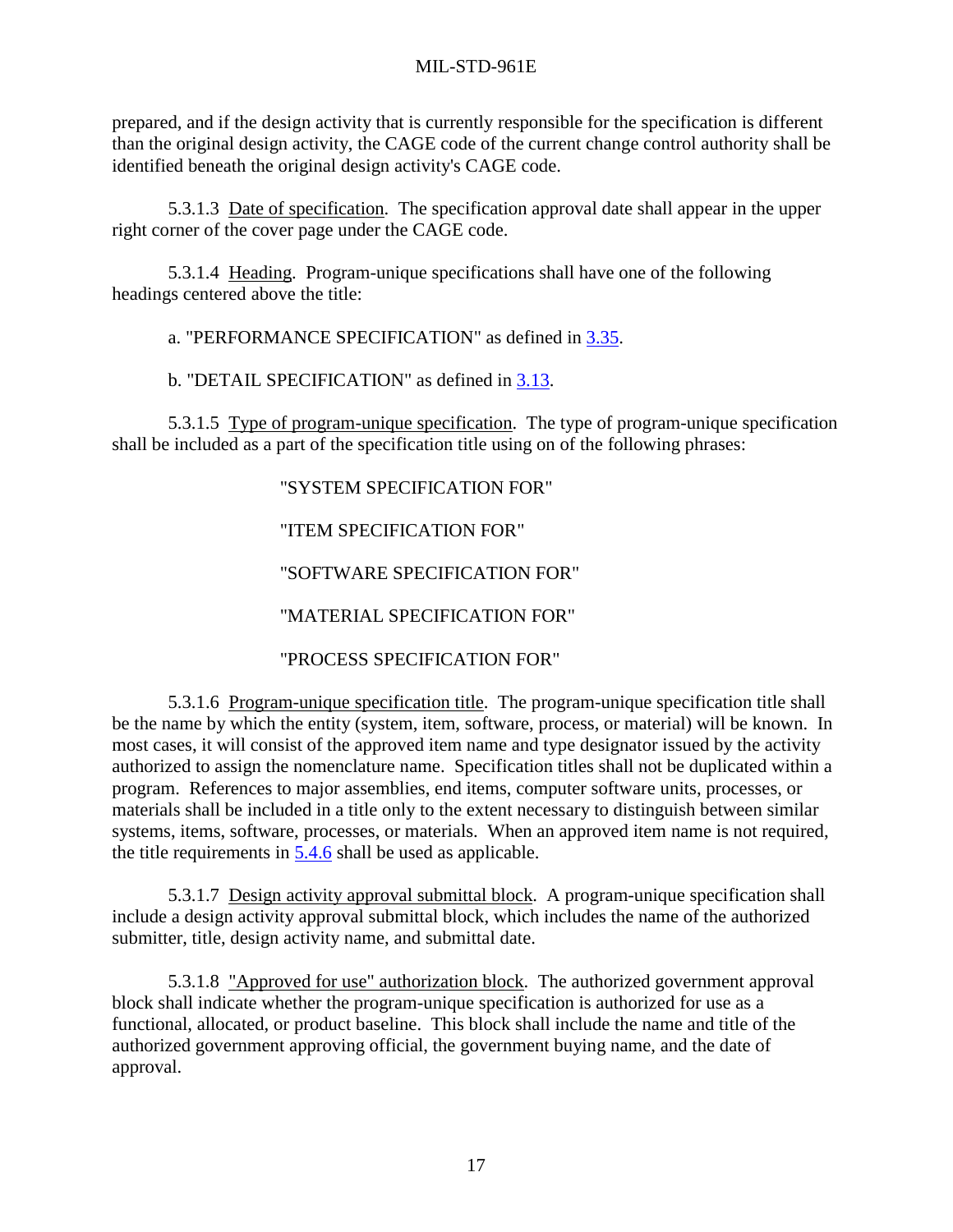prepared, and if the design activity that is currently responsible for the specification is different than the original design activity, the CAGE code of the current change control authority shall be identified beneath the original design activity's CAGE code.

5.3.1.3 Date of specification. The specification approval date shall appear in the upper right corner of the cover page under the CAGE code.

5.3.1.4 Heading. Program-unique specifications shall have one of the following headings centered above the title:

a. "PERFORMANCE SPECIFICATION" as defined in 3.35.

b. "DETAIL SPECIFICATION" as defined in 3.13.

5.3.1.5 Type of program-unique specification. The type of program-unique specification shall be included as a part of the specification title using on of the following phrases:

"SYSTEM SPECIFICATION FOR"

"ITEM SPECIFICATION FOR"

"SOFTWARE SPECIFICATION FOR"

"MATERIAL SPECIFICATION FOR"

"PROCESS SPECIFICATION FOR"

5.3.1.6 Program-unique specification title. The program-unique specification title shall be the name by which the entity (system, item, software, process, or material) will be known. In most cases, it will consist of the approved item name and type designator issued by the activity authorized to assign the nomenclature name. Specification titles shall not be duplicated within a program. References to major assemblies, end items, computer software units, processes, or materials shall be included in a title only to the extent necessary to distinguish between similar systems, items, software, processes, or materials. When an approved item name is not required, the title requirements in 5.4.6 shall be used as applicable.

5.3.1.7 Design activity approval submittal block. A program-unique specification shall include a design activity approval submittal block, which includes the name of the authorized submitter, title, design activity name, and submittal date.

5.3.1.8 "Approved for use" authorization block. The authorized government approval block shall indicate whether the program-unique specification is authorized for use as a functional, allocated, or product baseline. This block shall include the name and title of the authorized government approving official, the government buying name, and the date of approval.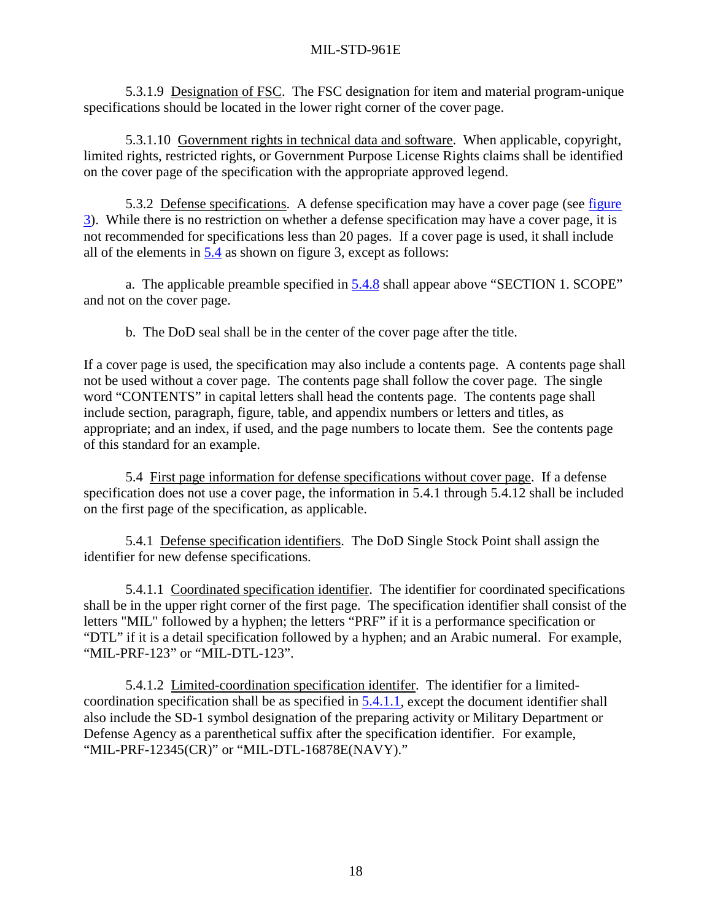5.3.1.9 Designation of FSC. The FSC designation for item and material program-unique specifications should be located in the lower right corner of the cover page.

5.3.1.10 Government rights in technical data and software. When applicable, copyright, limited rights, restricted rights, or Government Purpose License Rights claims shall be identified on the cover page of the specification with the appropriate approved legend.

5.3.2 Defense specifications. A defense specification may have a cover page (see figure 3). While there is no restriction on whether a defense specification may have a cover page, it is not recommended for specifications less than 20 pages. If a cover page is used, it shall include all of the elements in 5.4 as shown on figure 3, except as follows:

a. The applicable preamble specified in 5.4.8 shall appear above "SECTION 1. SCOPE" and not on the cover page.

b. The DoD seal shall be in the center of the cover page after the title.

If a cover page is used, the specification may also include a contents page. A contents page shall not be used without a cover page. The contents page shall follow the cover page. The single word "CONTENTS" in capital letters shall head the contents page. The contents page shall include section, paragraph, figure, table, and appendix numbers or letters and titles, as appropriate; and an index, if used, and the page numbers to locate them. See the contents page of this standard for an example.

5.4 First page information for defense specifications without cover page. If a defense specification does not use a cover page, the information in 5.4.1 through 5.4.12 shall be included on the first page of the specification, as applicable.

5.4.1 Defense specification identifiers. The DoD Single Stock Point shall assign the identifier for new defense specifications.

5.4.1.1 Coordinated specification identifier. The identifier for coordinated specifications shall be in the upper right corner of the first page. The specification identifier shall consist of the letters "MIL" followed by a hyphen; the letters "PRF" if it is a performance specification or "DTL" if it is a detail specification followed by a hyphen; and an Arabic numeral. For example, "MIL-PRF-123" or "MIL-DTL-123".

5.4.1.2 Limited-coordination specification identifer. The identifier for a limited-coordination specification shall be as specified in 5.4.1.1, except the document identifier shall also include the SD-1 symbol designation of the preparing activity or Military Department or Defense Agency as a parenthetical suffix after the specification identifier. For example, "MIL-PRF-12345(CR)" or "MIL-DTL-16878E(NAVY)."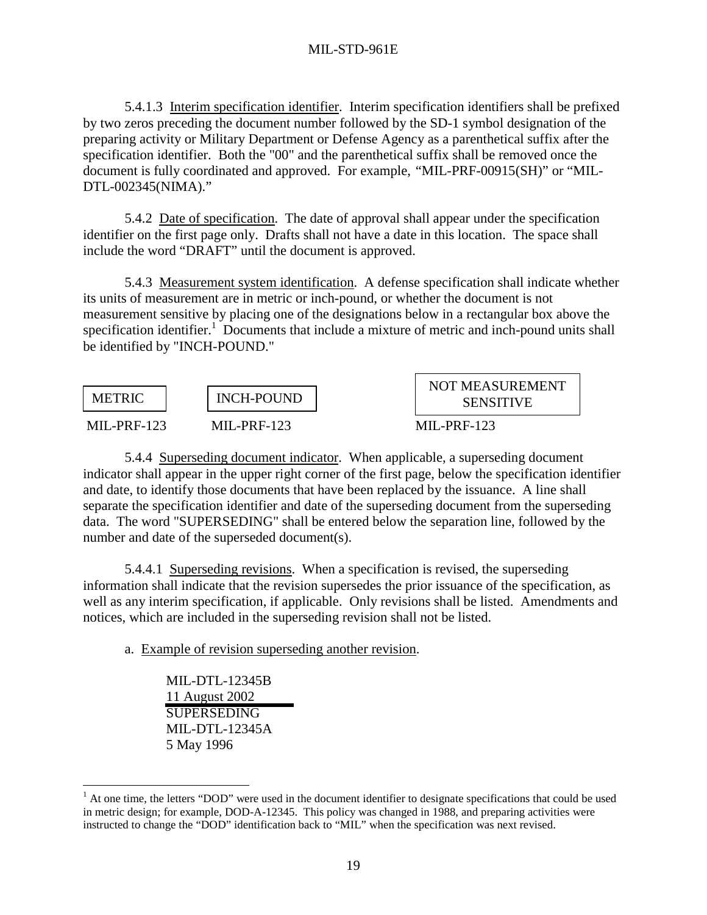5.4.1.3 Interim specification identifier. Interim specification identifiers shall be prefixed by two zeros preceding the document number followed by the SD-1 symbol designation of the preparing activity or Military Department or Defense Agency as a parenthetical suffix after the specification identifier. Both the "00" and the parenthetical suffix shall be removed once the document is fully coordinated and approved. For example, "MIL-PRF-00915(SH)" or "MIL-DTL-002345(NIMA)."

5.4.2 Date of specification. The date of approval shall appear under the specification identifier on the first page only. Drafts shall not have a date in this location. The space shall include the word "DRAFT" until the document is approved.

5.4.3 Measurement system identification. A defense specification shall indicate whether its units of measurement are in metric or inch-pound, or whether the document is not measurement sensitive by placing one of the designations below in a rectangular box above the specification identifier.[1] Documents that include a mixture of metric and inch-pound units shall be identified by "INCH-POUND."

| METRIC | INCH-POUND | NOT MEASUREMENT SENSITIVE |
|---|---|---|
| MIL-PRF-123 | MIL-PRF-123 | MIL-PRF-123 |

5.4.4 Superseding document indicator. When applicable, a superseding document indicator shall appear in the upper right corner of the first page, below the specification identifier and date, to identify those documents that have been replaced by the issuance. A line shall separate the specification identifier and date of the superseding document from the superseding data. The word "SUPERSEDING" shall be entered below the separation line, followed by the number and date of the superseded document(s).

5.4.4.1 Superseding revisions. When a specification is revised, the superseding information shall indicate that the revision supersedes the prior issuance of the specification, as well as any interim specification, if applicable. Only revisions shall be listed. Amendments and notices, which are included in the superseding revision shall not be listed.

a. Example of revision superseding another revision.

MIL-DTL-12345B
11 August 2002

---

SUPERSEDING
MIL-DTL-12345A
5 May 1996

[1] At one time, the letters "DOD" were used in the document identifier to designate specifications that could be used in metric design; for example, DOD-A-12345. This policy was changed in 1988, and preparing activities were instructed to change the "DOD" identification back to "MIL" when the specification was next revised.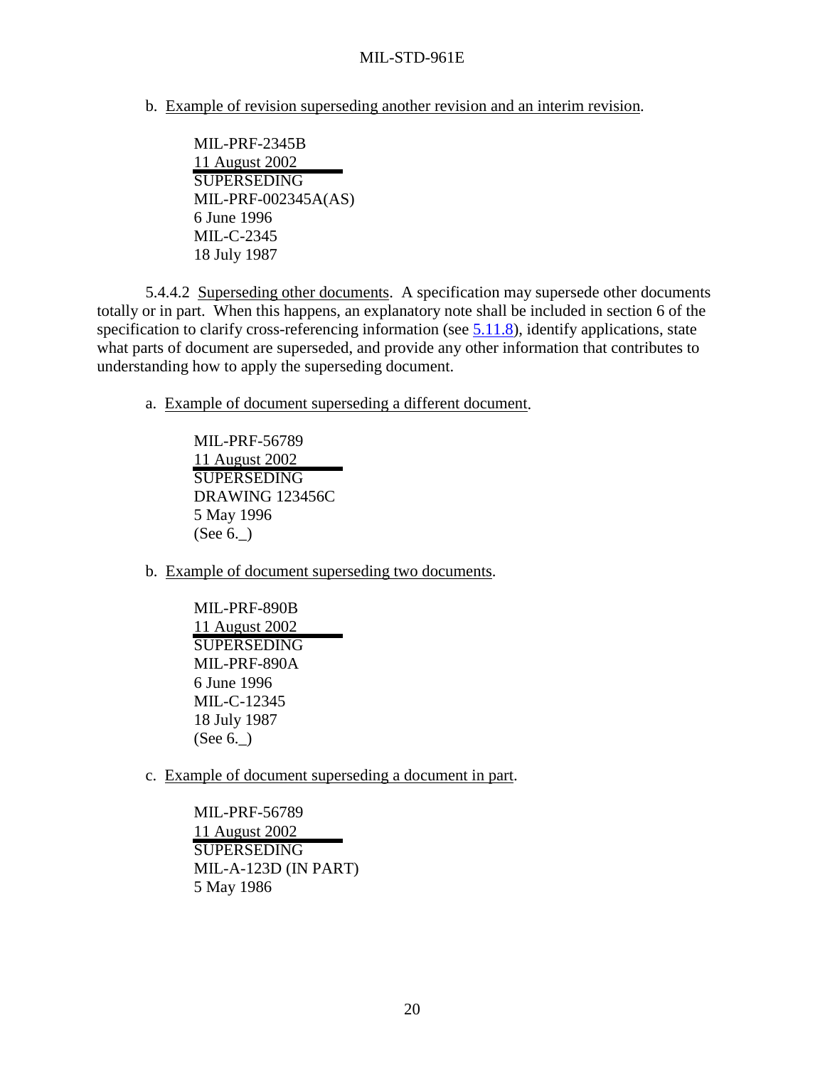b. Example of revision superseding another revision and an interim revision.

MIL-PRF-2345B
11 August 2002
SUPERSEDING
MIL-PRF-002345A(AS)
6 June 1996
MIL-C-2345
18 July 1987

5.4.4.2 Superseding other documents. A specification may supersede other documents totally or in part. When this happens, an explanatory note shall be included in section 6 of the specification to clarify cross-referencing information (see 5.11.8), identify applications, state what parts of document are superseded, and provide any other information that contributes to understanding how to apply the superseding document.

a. Example of document superseding a different document.

MIL-PRF-56789
11 August 2002
SUPERSEDING
DRAWING 123456C
5 May 1996
(See 6._)

b. Example of document superseding two documents.

MIL-PRF-890B
11 August 2002
SUPERSEDING
MIL-PRF-890A
6 June 1996
MIL-C-12345
18 July 1987
(See 6._)

c. Example of document superseding a document in part.

MIL-PRF-56789
11 August 2002
SUPERSEDING
MIL-A-123D (IN PART)
5 May 1986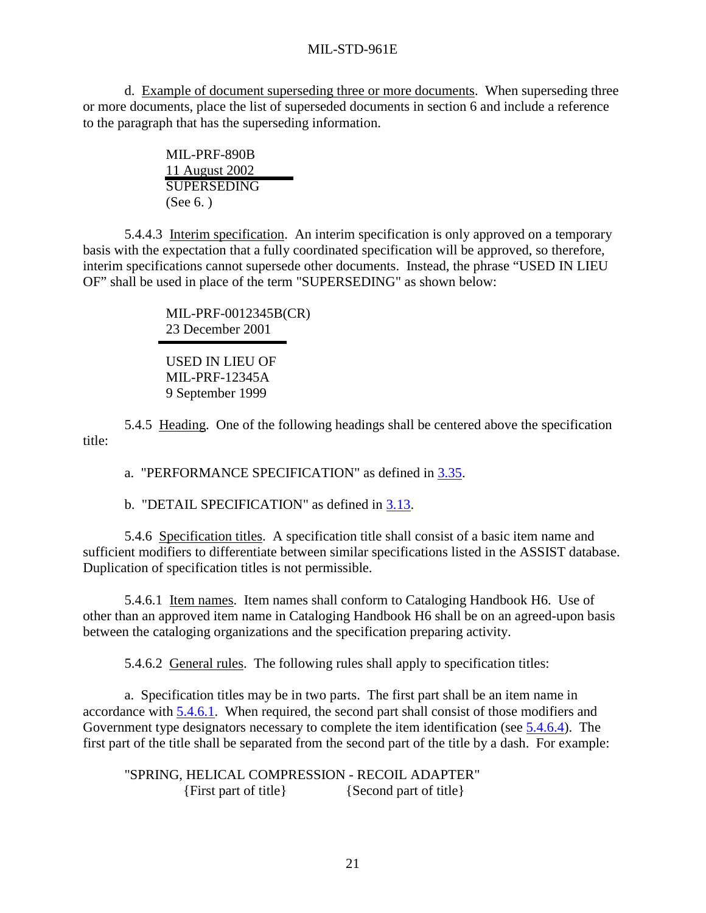d. Example of document superseding three or more documents. When superseding three or more documents, place the list of superseded documents in section 6 and include a reference to the paragraph that has the superseding information.

> MIL-PRF-890B
> 11 August 2002
> ---
> SUPERSEDING
> (See 6. )

5.4.4.3 Interim specification. An interim specification is only approved on a temporary basis with the expectation that a fully coordinated specification will be approved, so therefore, interim specifications cannot supersede other documents. Instead, the phrase "USED IN LIEU OF" shall be used in place of the term "SUPERSEDING" as shown below:

> MIL-PRF-0012345B(CR)
> 23 December 2001
> ---
> USED IN LIEU OF
> MIL-PRF-12345A
> 9 September 1999

5.4.5 Heading. One of the following headings shall be centered above the specification title:

a. "PERFORMANCE SPECIFICATION" as defined in 3.35.

b. "DETAIL SPECIFICATION" as defined in 3.13.

5.4.6 Specification titles. A specification title shall consist of a basic item name and sufficient modifiers to differentiate between similar specifications listed in the ASSIST database. Duplication of specification titles is not permissible.

5.4.6.1 Item names. Item names shall conform to Cataloging Handbook H6. Use of other than an approved item name in Cataloging Handbook H6 shall be on an agreed-upon basis between the cataloging organizations and the specification preparing activity.

5.4.6.2 General rules. The following rules shall apply to specification titles:

a. Specification titles may be in two parts. The first part shall be an item name in accordance with 5.4.6.1. When required, the second part shall consist of those modifiers and Government type designators necessary to complete the item identification (see 5.4.6.4). The first part of the title shall be separated from the second part of the title by a dash. For example:

"SPRING, HELICAL COMPRESSION - RECOIL ADAPTER"
{First part of title} {Second part of title}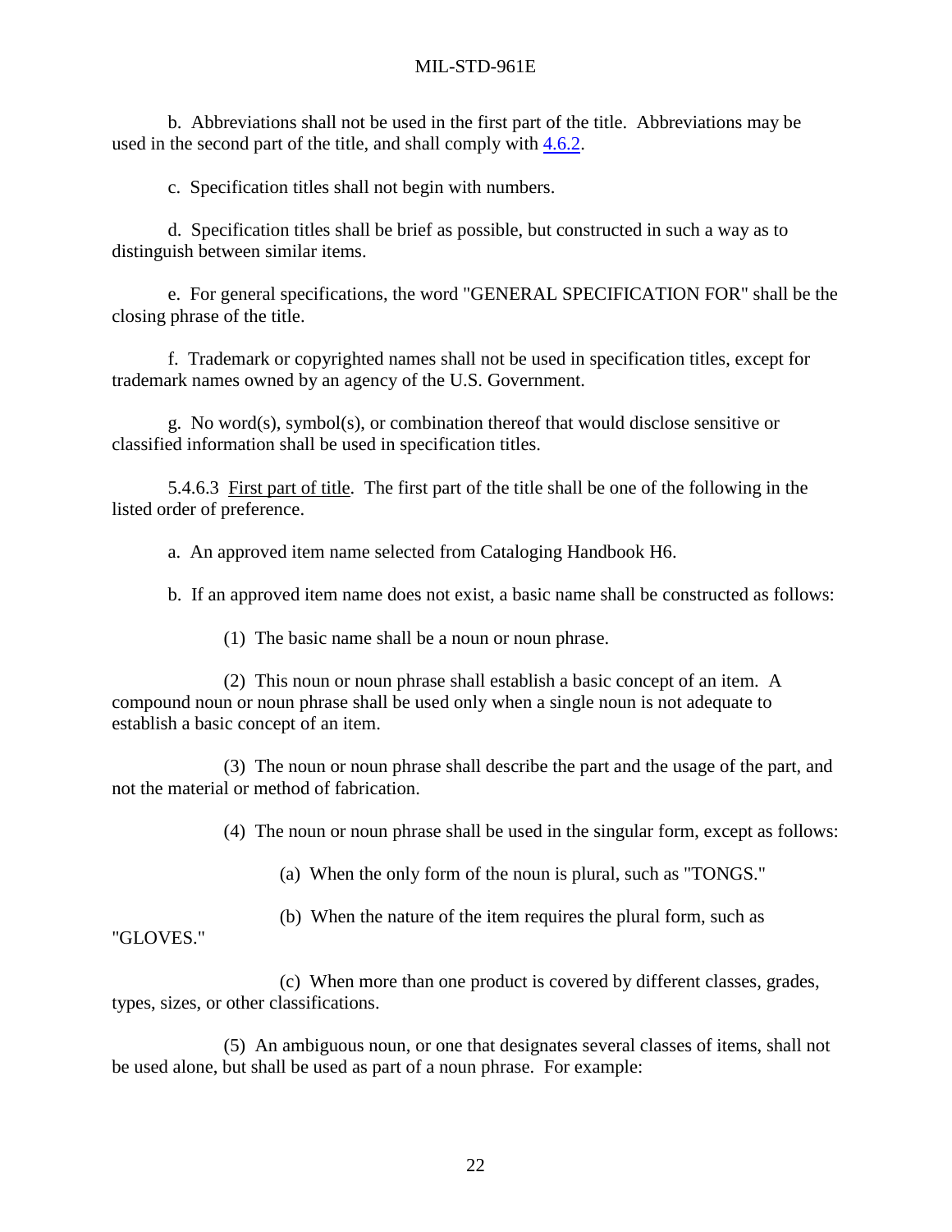b. Abbreviations shall not be used in the first part of the title. Abbreviations may be used in the second part of the title, and shall comply with 4.6.2.

c. Specification titles shall not begin with numbers.

d. Specification titles shall be brief as possible, but constructed in such a way as to distinguish between similar items.

e. For general specifications, the word "GENERAL SPECIFICATION FOR" shall be the closing phrase of the title.

f. Trademark or copyrighted names shall not be used in specification titles, except for trademark names owned by an agency of the U.S. Government.

g. No word(s), symbol(s), or combination thereof that would disclose sensitive or classified information shall be used in specification titles.

5.4.6.3 First part of title. The first part of the title shall be one of the following in the listed order of preference.

a. An approved item name selected from Cataloging Handbook H6.

b. If an approved item name does not exist, a basic name shall be constructed as follows:

(1) The basic name shall be a noun or noun phrase.

(2) This noun or noun phrase shall establish a basic concept of an item. A compound noun or noun phrase shall be used only when a single noun is not adequate to establish a basic concept of an item.

(3) The noun or noun phrase shall describe the part and the usage of the part, and not the material or method of fabrication.

(4) The noun or noun phrase shall be used in the singular form, except as follows:

(a) When the only form of the noun is plural, such as "TONGS."

(b) When the nature of the item requires the plural form, such as "GLOVES."

(c) When more than one product is covered by different classes, grades, types, sizes, or other classifications.

(5) An ambiguous noun, or one that designates several classes of items, shall not be used alone, but shall be used as part of a noun phrase. For example: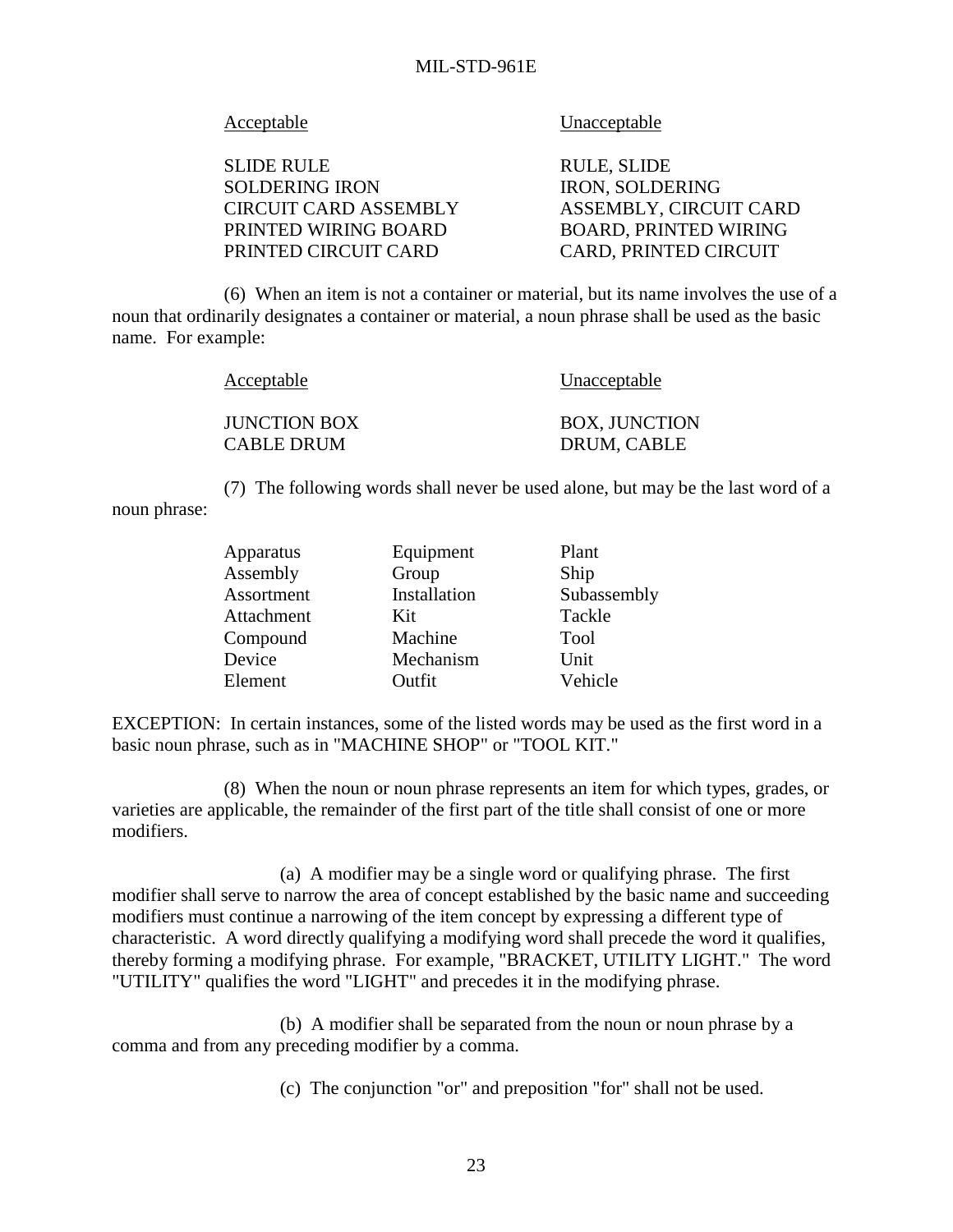| Acceptable | Unacceptable |
|---|---|
| SLIDE RULE | RULE, SLIDE |
| SOLDERING IRON | IRON, SOLDERING |
| CIRCUIT CARD ASSEMBLY | ASSEMBLY, CIRCUIT CARD |
| PRINTED WIRING BOARD | BOARD, PRINTED WIRING |
| PRINTED CIRCUIT CARD | CARD, PRINTED CIRCUIT |

(6) When an item is not a container or material, but its name involves the use of a noun that ordinarily designates a container or material, a noun phrase shall be used as the basic name. For example:

| Acceptable | Unacceptable |
|---|---|
| JUNCTION BOX | BOX, JUNCTION |
| CABLE DRUM | DRUM, CABLE |

(7) The following words shall never be used alone, but may be the last word of a noun phrase:

| | | |
|---|---|---|
| Apparatus | Equipment | Plant |
| Assembly | Group | Ship |
| Assortment | Installation | Subassembly |
| Attachment | Kit | Tackle |
| Compound | Machine | Tool |
| Device | Mechanism | Unit |
| Element | Outfit | Vehicle |

EXCEPTION: In certain instances, some of the listed words may be used as the first word in a basic noun phrase, such as in "MACHINE SHOP" or "TOOL KIT."

(8) When the noun or noun phrase represents an item for which types, grades, or varieties are applicable, the remainder of the first part of the title shall consist of one or more modifiers.

(a) A modifier may be a single word or qualifying phrase. The first modifier shall serve to narrow the area of concept established by the basic name and succeeding modifiers must continue a narrowing of the item concept by expressing a different type of characteristic. A word directly qualifying a modifying word shall precede the word it qualifies, thereby forming a modifying phrase. For example, "BRACKET, UTILITY LIGHT." The word "UTILITY" qualifies the word "LIGHT" and precedes it in the modifying phrase.

(b) A modifier shall be separated from the noun or noun phrase by a comma and from any preceding modifier by a comma.

(c) The conjunction "or" and preposition "for" shall not be used.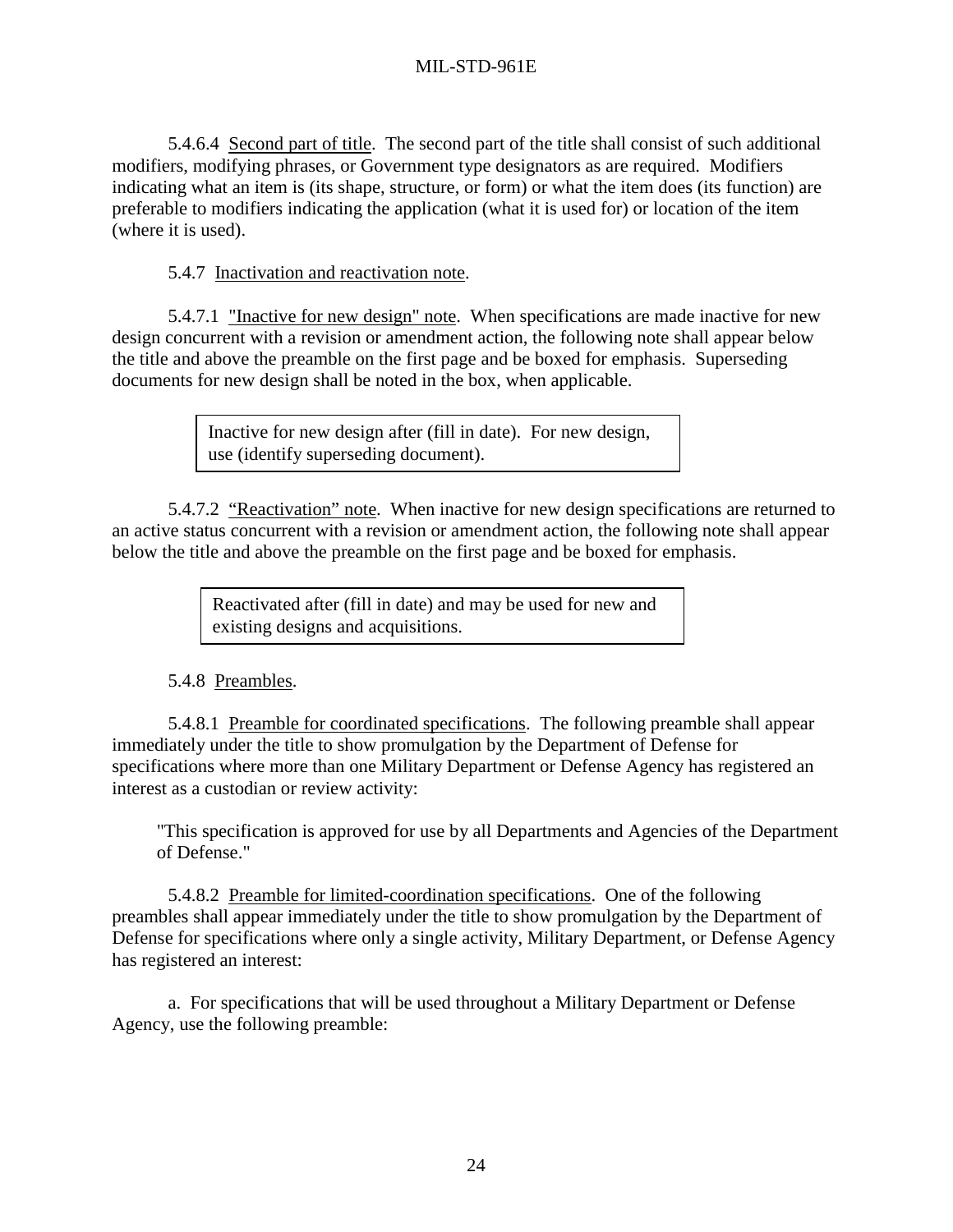5.4.6.4 Second part of title. The second part of the title shall consist of such additional modifiers, modifying phrases, or Government type designators as are required. Modifiers indicating what an item is (its shape, structure, or form) or what the item does (its function) are preferable to modifiers indicating the application (what it is used for) or location of the item (where it is used).

5.4.7 Inactivation and reactivation note.

5.4.7.1 "Inactive for new design" note. When specifications are made inactive for new design concurrent with a revision or amendment action, the following note shall appear below the title and above the preamble on the first page and be boxed for emphasis. Superseding documents for new design shall be noted in the box, when applicable.

| Inactive for new design after (fill in date). For new design, use (identify superseding document). |
|---|

5.4.7.2 "Reactivation" note. When inactive for new design specifications are returned to an active status concurrent with a revision or amendment action, the following note shall appear below the title and above the preamble on the first page and be boxed for emphasis.

| Reactivated after (fill in date) and may be used for new and existing designs and acquisitions. |
|---|

5.4.8 Preambles.

5.4.8.1 Preamble for coordinated specifications. The following preamble shall appear immediately under the title to show promulgation by the Department of Defense for specifications where more than one Military Department or Defense Agency has registered an interest as a custodian or review activity:

"This specification is approved for use by all Departments and Agencies of the Department of Defense."

5.4.8.2 Preamble for limited-coordination specifications. One of the following preambles shall appear immediately under the title to show promulgation by the Department of Defense for specifications where only a single activity, Military Department, or Defense Agency has registered an interest:

a. For specifications that will be used throughout a Military Department or Defense Agency, use the following preamble: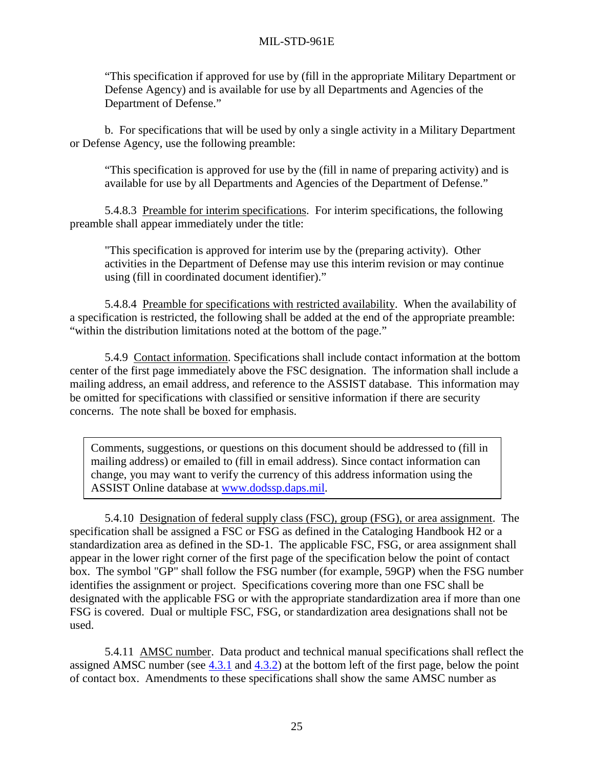"This specification if approved for use by (fill in the appropriate Military Department or Defense Agency) and is available for use by all Departments and Agencies of the Department of Defense."

b. For specifications that will be used by only a single activity in a Military Department or Defense Agency, use the following preamble:

"This specification is approved for use by the (fill in name of preparing activity) and is available for use by all Departments and Agencies of the Department of Defense."

5.4.8.3 Preamble for interim specifications. For interim specifications, the following preamble shall appear immediately under the title:

"This specification is approved for interim use by the (preparing activity). Other activities in the Department of Defense may use this interim revision or may continue using (fill in coordinated document identifier)."

5.4.8.4 Preamble for specifications with restricted availability. When the availability of a specification is restricted, the following shall be added at the end of the appropriate preamble: "within the distribution limitations noted at the bottom of the page."

5.4.9 Contact information. Specifications shall include contact information at the bottom center of the first page immediately above the FSC designation. The information shall include a mailing address, an email address, and reference to the ASSIST database. This information may be omitted for specifications with classified or sensitive information if there are security concerns. The note shall be boxed for emphasis.

| Comments, suggestions, or questions on this document should be addressed to (fill in mailing address) or emailed to (fill in email address). Since contact information can change, you may want to verify the currency of this address information using the ASSIST Online database at www.dodssp.daps.mil. |
|---|

5.4.10 Designation of federal supply class (FSC), group (FSG), or area assignment. The specification shall be assigned a FSC or FSG as defined in the Cataloging Handbook H2 or a standardization area as defined in the SD-1. The applicable FSC, FSG, or area assignment shall appear in the lower right corner of the first page of the specification below the point of contact box. The symbol "GP" shall follow the FSG number (for example, 59GP) when the FSG number identifies the assignment or project. Specifications covering more than one FSC shall be designated with the applicable FSG or with the appropriate standardization area if more than one FSG is covered. Dual or multiple FSC, FSG, or standardization area designations shall not be used.

5.4.11 AMSC number. Data product and technical manual specifications shall reflect the assigned AMSC number (see 4.3.1 and 4.3.2) at the bottom left of the first page, below the point of contact box. Amendments to these specifications shall show the same AMSC number as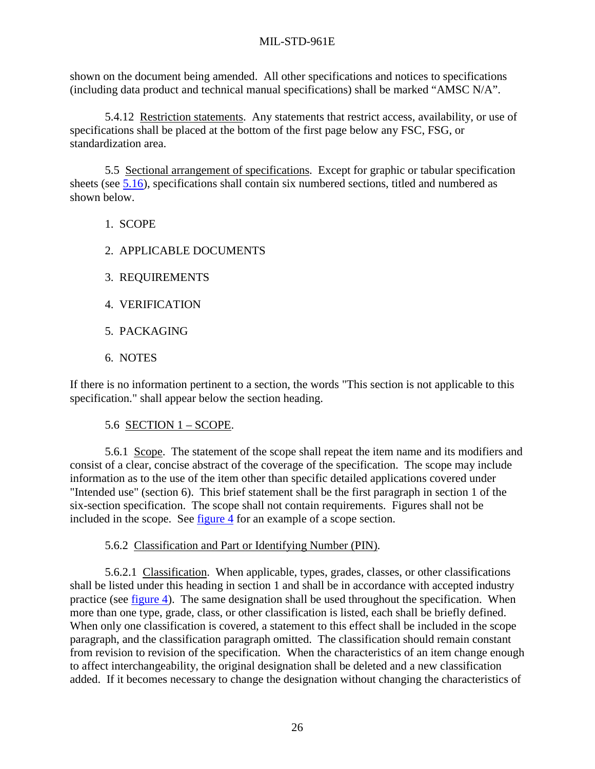shown on the document being amended. All other specifications and notices to specifications (including data product and technical manual specifications) shall be marked "AMSC N/A".

5.4.12 Restriction statements. Any statements that restrict access, availability, or use of specifications shall be placed at the bottom of the first page below any FSC, FSG, or standardization area.

5.5 Sectional arrangement of specifications. Except for graphic or tabular specification sheets (see 5.16), specifications shall contain six numbered sections, titled and numbered as shown below.

1. SCOPE
2. APPLICABLE DOCUMENTS
3. REQUIREMENTS
4. VERIFICATION
5. PACKAGING
6. NOTES

If there is no information pertinent to a section, the words "This section is not applicable to this specification." shall appear below the section heading.

5.6 SECTION 1 – SCOPE.

5.6.1 Scope. The statement of the scope shall repeat the item name and its modifiers and consist of a clear, concise abstract of the coverage of the specification. The scope may include information as to the use of the item other than specific detailed applications covered under "Intended use" (section 6). This brief statement shall be the first paragraph in section 1 of the six-section specification. The scope shall not contain requirements. Figures shall not be included in the scope. See figure 4 for an example of a scope section.

5.6.2 Classification and Part or Identifying Number (PIN).

5.6.2.1 Classification. When applicable, types, grades, classes, or other classifications shall be listed under this heading in section 1 and shall be in accordance with accepted industry practice (see figure 4). The same designation shall be used throughout the specification. When more than one type, grade, class, or other classification is listed, each shall be briefly defined. When only one classification is covered, a statement to this effect shall be included in the scope paragraph, and the classification paragraph omitted. The classification should remain constant from revision to revision of the specification. When the characteristics of an item change enough to affect interchangeability, the original designation shall be deleted and a new classification added. If it becomes necessary to change the designation without changing the characteristics of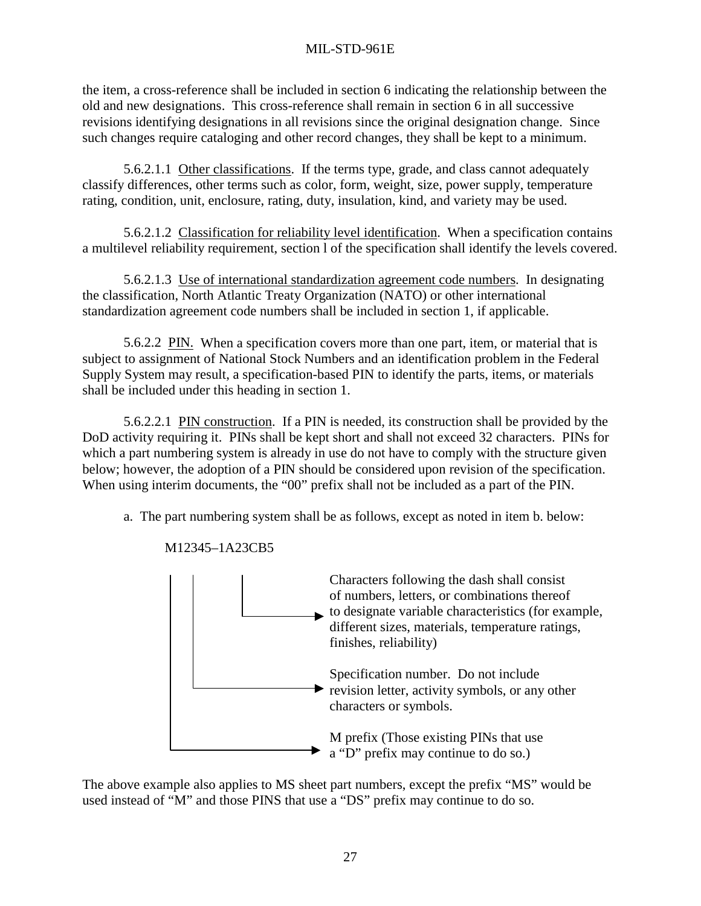the item, a cross-reference shall be included in section 6 indicating the relationship between the old and new designations. This cross-reference shall remain in section 6 in all successive revisions identifying designations in all revisions since the original designation change. Since such changes require cataloging and other record changes, they shall be kept to a minimum.

5.6.2.1.1 Other classifications. If the terms type, grade, and class cannot adequately classify differences, other terms such as color, form, weight, size, power supply, temperature rating, condition, unit, enclosure, rating, duty, insulation, kind, and variety may be used.

5.6.2.1.2 Classification for reliability level identification. When a specification contains a multilevel reliability requirement, section l of the specification shall identify the levels covered.

5.6.2.1.3 Use of international standardization agreement code numbers. In designating the classification, North Atlantic Treaty Organization (NATO) or other international standardization agreement code numbers shall be included in section 1, if applicable.

5.6.2.2 PIN. When a specification covers more than one part, item, or material that is subject to assignment of National Stock Numbers and an identification problem in the Federal Supply System may result, a specification-based PIN to identify the parts, items, or materials shall be included under this heading in section 1.

5.6.2.2.1 PIN construction. If a PIN is needed, its construction shall be provided by the DoD activity requiring it. PINs shall be kept short and shall not exceed 32 characters. PINs for which a part numbering system is already in use do not have to comply with the structure given below; however, the adoption of a PIN should be considered upon revision of the specification. When using interim documents, the "00" prefix shall not be included as a part of the PIN.

a. The part numbering system shall be as follows, except as noted in item b. below:

M12345–1A23CB5

- 1A23CB5 → Characters following the dash shall consist of numbers, letters, or combinations thereof to designate variable characteristics (for example, different sizes, materials, temperature ratings, finishes, reliability)
- 12345 → Specification number. Do not include revision letter, activity symbols, or any other characters or symbols.
- M → M prefix (Those existing PINs that use a "D" prefix may continue to do so.)

The above example also applies to MS sheet part numbers, except the prefix "MS" would be used instead of "M" and those PINS that use a "DS" prefix may continue to do so.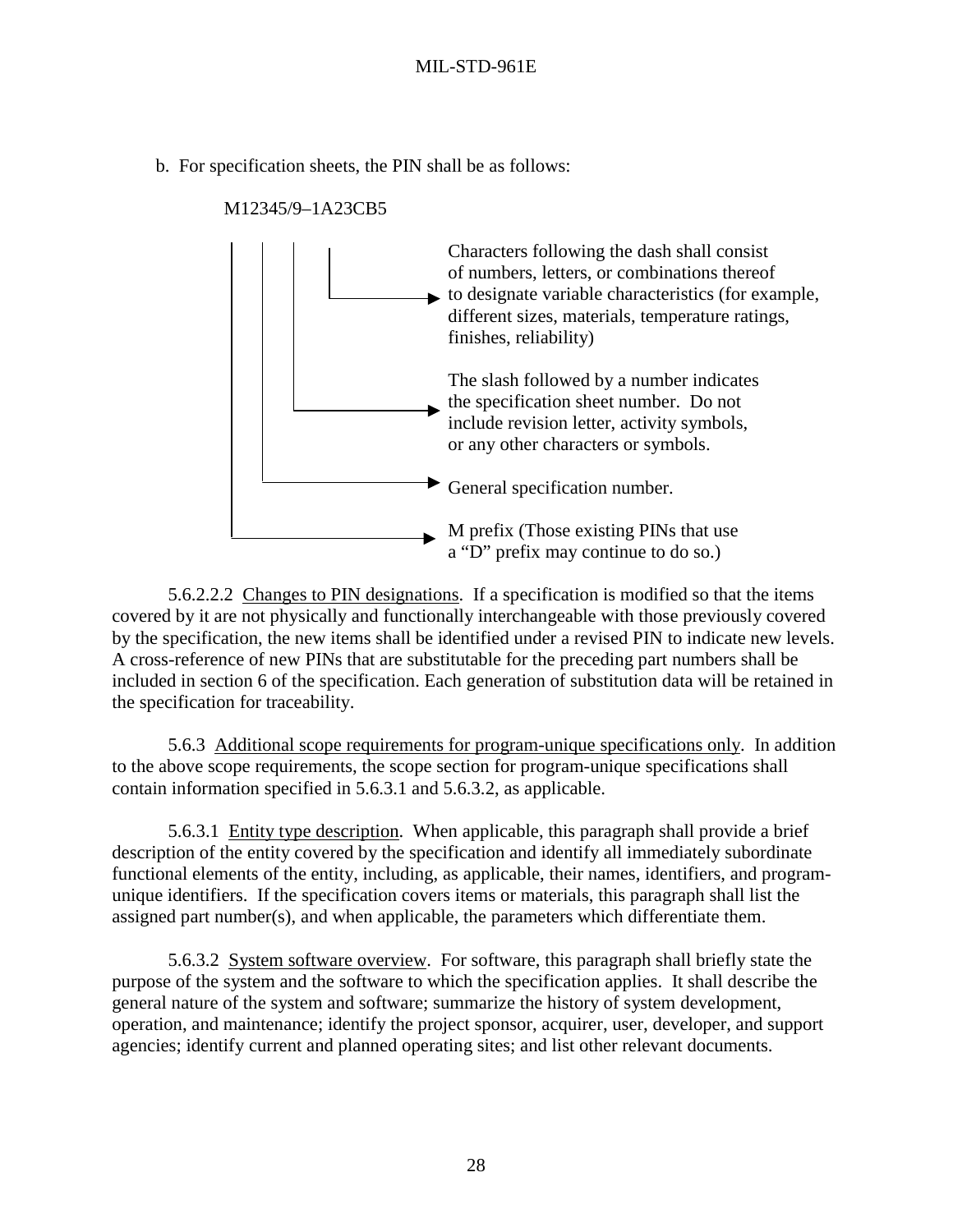b. For specification sheets, the PIN shall be as follows:

```
M12345/9–1A23CB5
|  |    |  |
|  |    |  └──► Characters following the dash shall consist
|  |    |       of numbers, letters, or combinations thereof
|  |    |       to designate variable characteristics (for example,
|  |    |       different sizes, materials, temperature ratings,
|  |    |       finishes, reliability)
|  |    |
|  |    └─────► The slash followed by a number indicates
|  |            the specification sheet number.  Do not
|  |            include revision letter, activity symbols,
|  |            or any other characters or symbols.
|  |
|  └──────────► General specification number.
|
└─────────────► M prefix (Those existing PINs that use
                a "D" prefix may continue to do so.)
```

5.6.2.2.2 Changes to PIN designations. If a specification is modified so that the items covered by it are not physically and functionally interchangeable with those previously covered by the specification, the new items shall be identified under a revised PIN to indicate new levels. A cross-reference of new PINs that are substitutable for the preceding part numbers shall be included in section 6 of the specification. Each generation of substitution data will be retained in the specification for traceability.

5.6.3 Additional scope requirements for program-unique specifications only. In addition to the above scope requirements, the scope section for program-unique specifications shall contain information specified in 5.6.3.1 and 5.6.3.2, as applicable.

5.6.3.1 Entity type description. When applicable, this paragraph shall provide a brief description of the entity covered by the specification and identify all immediately subordinate functional elements of the entity, including, as applicable, their names, identifiers, and program-unique identifiers. If the specification covers items or materials, this paragraph shall list the assigned part number(s), and when applicable, the parameters which differentiate them.

5.6.3.2 System software overview. For software, this paragraph shall briefly state the purpose of the system and the software to which the specification applies. It shall describe the general nature of the system and software; summarize the history of system development, operation, and maintenance; identify the project sponsor, acquirer, user, developer, and support agencies; identify current and planned operating sites; and list other relevant documents.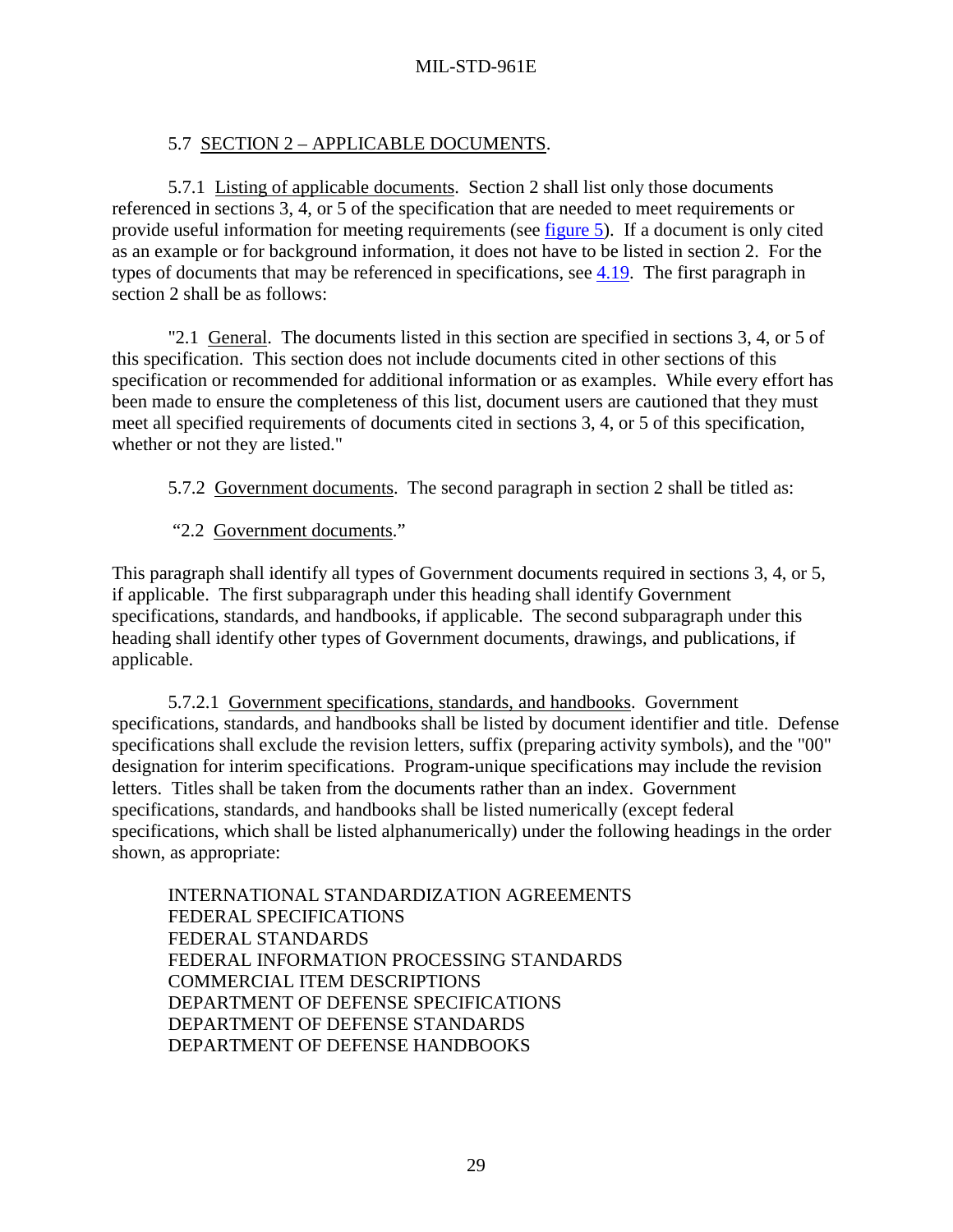## 5.7 SECTION 2 – APPLICABLE DOCUMENTS.

5.7.1 Listing of applicable documents. Section 2 shall list only those documents referenced in sections 3, 4, or 5 of the specification that are needed to meet requirements or provide useful information for meeting requirements (see figure 5). If a document is only cited as an example or for background information, it does not have to be listed in section 2. For the types of documents that may be referenced in specifications, see 4.19. The first paragraph in section 2 shall be as follows:

"2.1 General. The documents listed in this section are specified in sections 3, 4, or 5 of this specification. This section does not include documents cited in other sections of this specification or recommended for additional information or as examples. While every effort has been made to ensure the completeness of this list, document users are cautioned that they must meet all specified requirements of documents cited in sections 3, 4, or 5 of this specification, whether or not they are listed."

5.7.2 Government documents. The second paragraph in section 2 shall be titled as:

"2.2 Government documents."

This paragraph shall identify all types of Government documents required in sections 3, 4, or 5, if applicable. The first subparagraph under this heading shall identify Government specifications, standards, and handbooks, if applicable. The second subparagraph under this heading shall identify other types of Government documents, drawings, and publications, if applicable.

5.7.2.1 Government specifications, standards, and handbooks. Government specifications, standards, and handbooks shall be listed by document identifier and title. Defense specifications shall exclude the revision letters, suffix (preparing activity symbols), and the "00" designation for interim specifications. Program-unique specifications may include the revision letters. Titles shall be taken from the documents rather than an index. Government specifications, standards, and handbooks shall be listed numerically (except federal specifications, which shall be listed alphanumerically) under the following headings in the order shown, as appropriate:

INTERNATIONAL STANDARDIZATION AGREEMENTS
FEDERAL SPECIFICATIONS
FEDERAL STANDARDS
FEDERAL INFORMATION PROCESSING STANDARDS
COMMERCIAL ITEM DESCRIPTIONS
DEPARTMENT OF DEFENSE SPECIFICATIONS
DEPARTMENT OF DEFENSE STANDARDS
DEPARTMENT OF DEFENSE HANDBOOKS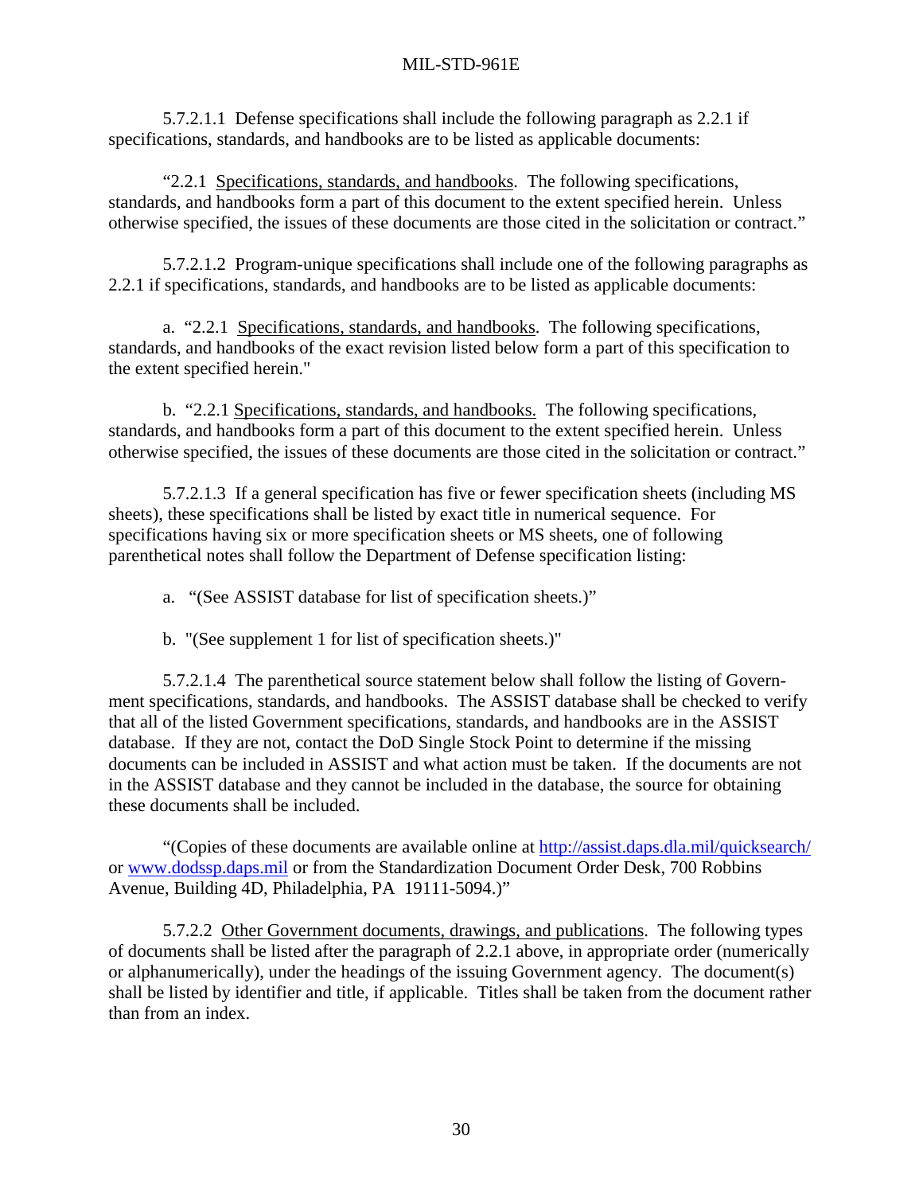5.7.2.1.1 Defense specifications shall include the following paragraph as 2.2.1 if specifications, standards, and handbooks are to be listed as applicable documents:

"2.2.1 Specifications, standards, and handbooks. The following specifications, standards, and handbooks form a part of this document to the extent specified herein. Unless otherwise specified, the issues of these documents are those cited in the solicitation or contract."

5.7.2.1.2 Program-unique specifications shall include one of the following paragraphs as 2.2.1 if specifications, standards, and handbooks are to be listed as applicable documents:

a. "2.2.1 Specifications, standards, and handbooks. The following specifications, standards, and handbooks of the exact revision listed below form a part of this specification to the extent specified herein."

b. "2.2.1 Specifications, standards, and handbooks. The following specifications, standards, and handbooks form a part of this document to the extent specified herein. Unless otherwise specified, the issues of these documents are those cited in the solicitation or contract."

5.7.2.1.3 If a general specification has five or fewer specification sheets (including MS sheets), these specifications shall be listed by exact title in numerical sequence. For specifications having six or more specification sheets or MS sheets, one of following parenthetical notes shall follow the Department of Defense specification listing:

a. "(See ASSIST database for list of specification sheets.)"

b. "(See supplement 1 for list of specification sheets.)"

5.7.2.1.4 The parenthetical source statement below shall follow the listing of Government specifications, standards, and handbooks. The ASSIST database shall be checked to verify that all of the listed Government specifications, standards, and handbooks are in the ASSIST database. If they are not, contact the DoD Single Stock Point to determine if the missing documents can be included in ASSIST and what action must be taken. If the documents are not in the ASSIST database and they cannot be included in the database, the source for obtaining these documents shall be included.

"(Copies of these documents are available online at http://assist.daps.dla.mil/quicksearch/ or www.dodssp.daps.mil or from the Standardization Document Order Desk, 700 Robbins Avenue, Building 4D, Philadelphia, PA 19111-5094.)"

5.7.2.2 Other Government documents, drawings, and publications. The following types of documents shall be listed after the paragraph of 2.2.1 above, in appropriate order (numerically or alphanumerically), under the headings of the issuing Government agency. The document(s) shall be listed by identifier and title, if applicable. Titles shall be taken from the document rather than from an index.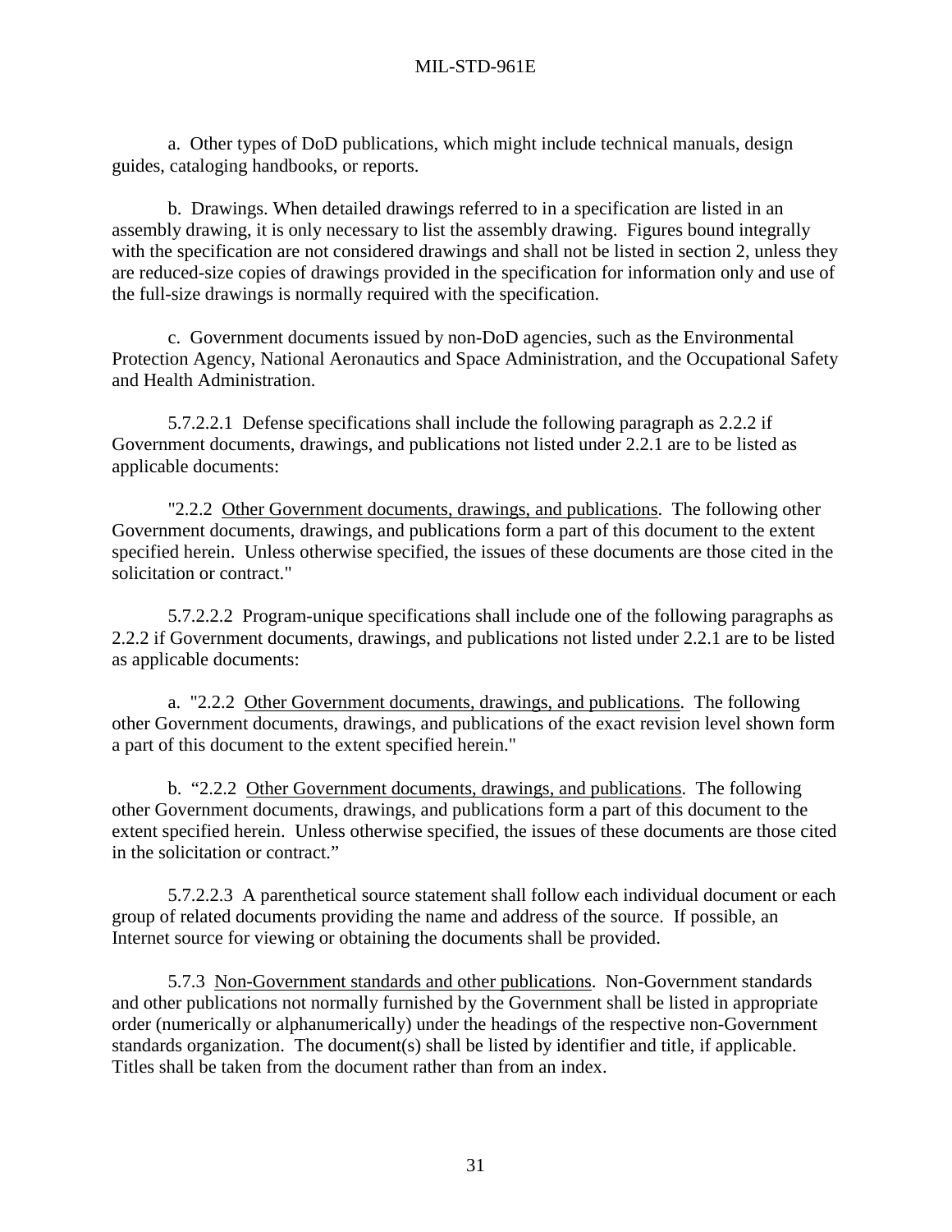a. Other types of DoD publications, which might include technical manuals, design guides, cataloging handbooks, or reports.

b. Drawings. When detailed drawings referred to in a specification are listed in an assembly drawing, it is only necessary to list the assembly drawing. Figures bound integrally with the specification are not considered drawings and shall not be listed in section 2, unless they are reduced-size copies of drawings provided in the specification for information only and use of the full-size drawings is normally required with the specification.

c. Government documents issued by non-DoD agencies, such as the Environmental Protection Agency, National Aeronautics and Space Administration, and the Occupational Safety and Health Administration.

5.7.2.2.1 Defense specifications shall include the following paragraph as 2.2.2 if Government documents, drawings, and publications not listed under 2.2.1 are to be listed as applicable documents:

"2.2.2 Other Government documents, drawings, and publications. The following other Government documents, drawings, and publications form a part of this document to the extent specified herein. Unless otherwise specified, the issues of these documents are those cited in the solicitation or contract."

5.7.2.2.2 Program-unique specifications shall include one of the following paragraphs as 2.2.2 if Government documents, drawings, and publications not listed under 2.2.1 are to be listed as applicable documents:

a. "2.2.2 Other Government documents, drawings, and publications. The following other Government documents, drawings, and publications of the exact revision level shown form a part of this document to the extent specified herein."

b. "2.2.2 Other Government documents, drawings, and publications. The following other Government documents, drawings, and publications form a part of this document to the extent specified herein. Unless otherwise specified, the issues of these documents are those cited in the solicitation or contract."

5.7.2.2.3 A parenthetical source statement shall follow each individual document or each group of related documents providing the name and address of the source. If possible, an Internet source for viewing or obtaining the documents shall be provided.

5.7.3 Non-Government standards and other publications. Non-Government standards and other publications not normally furnished by the Government shall be listed in appropriate order (numerically or alphanumerically) under the headings of the respective non-Government standards organization. The document(s) shall be listed by identifier and title, if applicable. Titles shall be taken from the document rather than from an index.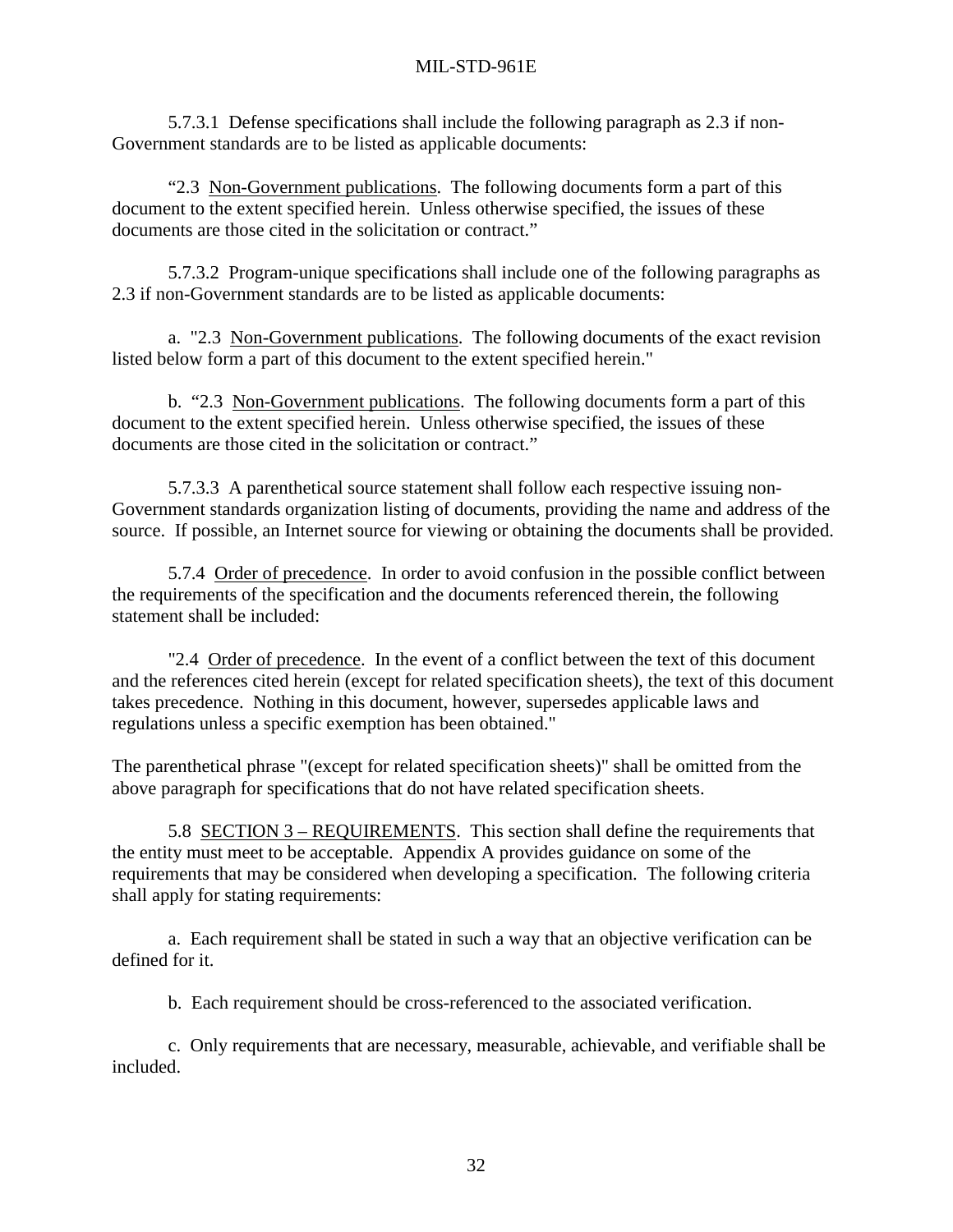5.7.3.1 Defense specifications shall include the following paragraph as 2.3 if non-Government standards are to be listed as applicable documents:

"2.3 Non-Government publications. The following documents form a part of this document to the extent specified herein. Unless otherwise specified, the issues of these documents are those cited in the solicitation or contract."

5.7.3.2 Program-unique specifications shall include one of the following paragraphs as 2.3 if non-Government standards are to be listed as applicable documents:

a. "2.3 Non-Government publications. The following documents of the exact revision listed below form a part of this document to the extent specified herein."

b. "2.3 Non-Government publications. The following documents form a part of this document to the extent specified herein. Unless otherwise specified, the issues of these documents are those cited in the solicitation or contract."

5.7.3.3 A parenthetical source statement shall follow each respective issuing non-Government standards organization listing of documents, providing the name and address of the source. If possible, an Internet source for viewing or obtaining the documents shall be provided.

5.7.4 Order of precedence. In order to avoid confusion in the possible conflict between the requirements of the specification and the documents referenced therein, the following statement shall be included:

"2.4 Order of precedence. In the event of a conflict between the text of this document and the references cited herein (except for related specification sheets), the text of this document takes precedence. Nothing in this document, however, supersedes applicable laws and regulations unless a specific exemption has been obtained."

The parenthetical phrase "(except for related specification sheets)" shall be omitted from the above paragraph for specifications that do not have related specification sheets.

5.8 SECTION 3 – REQUIREMENTS. This section shall define the requirements that the entity must meet to be acceptable. Appendix A provides guidance on some of the requirements that may be considered when developing a specification. The following criteria shall apply for stating requirements:

a. Each requirement shall be stated in such a way that an objective verification can be defined for it.

b. Each requirement should be cross-referenced to the associated verification.

c. Only requirements that are necessary, measurable, achievable, and verifiable shall be included.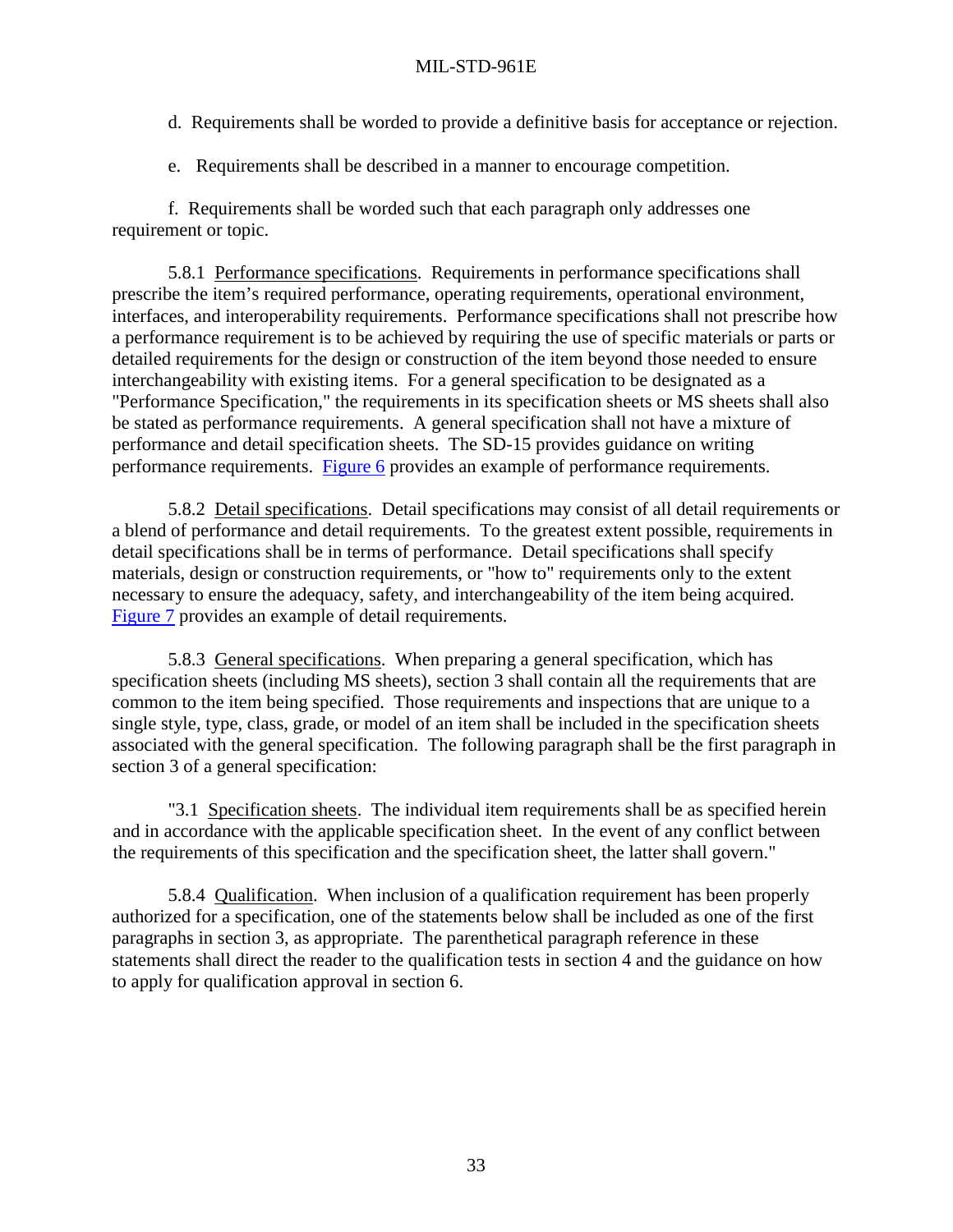d. Requirements shall be worded to provide a definitive basis for acceptance or rejection.

e. Requirements shall be described in a manner to encourage competition.

f. Requirements shall be worded such that each paragraph only addresses one requirement or topic.

5.8.1 Performance specifications. Requirements in performance specifications shall prescribe the item's required performance, operating requirements, operational environment, interfaces, and interoperability requirements. Performance specifications shall not prescribe how a performance requirement is to be achieved by requiring the use of specific materials or parts or detailed requirements for the design or construction of the item beyond those needed to ensure interchangeability with existing items. For a general specification to be designated as a "Performance Specification," the requirements in its specification sheets or MS sheets shall also be stated as performance requirements. A general specification shall not have a mixture of performance and detail specification sheets. The SD-15 provides guidance on writing performance requirements. Figure 6 provides an example of performance requirements.

5.8.2 Detail specifications. Detail specifications may consist of all detail requirements or a blend of performance and detail requirements. To the greatest extent possible, requirements in detail specifications shall be in terms of performance. Detail specifications shall specify materials, design or construction requirements, or "how to" requirements only to the extent necessary to ensure the adequacy, safety, and interchangeability of the item being acquired. Figure 7 provides an example of detail requirements.

5.8.3 General specifications. When preparing a general specification, which has specification sheets (including MS sheets), section 3 shall contain all the requirements that are common to the item being specified. Those requirements and inspections that are unique to a single style, type, class, grade, or model of an item shall be included in the specification sheets associated with the general specification. The following paragraph shall be the first paragraph in section 3 of a general specification:

"3.1 Specification sheets. The individual item requirements shall be as specified herein and in accordance with the applicable specification sheet. In the event of any conflict between the requirements of this specification and the specification sheet, the latter shall govern."

5.8.4 Qualification. When inclusion of a qualification requirement has been properly authorized for a specification, one of the statements below shall be included as one of the first paragraphs in section 3, as appropriate. The parenthetical paragraph reference in these statements shall direct the reader to the qualification tests in section 4 and the guidance on how to apply for qualification approval in section 6.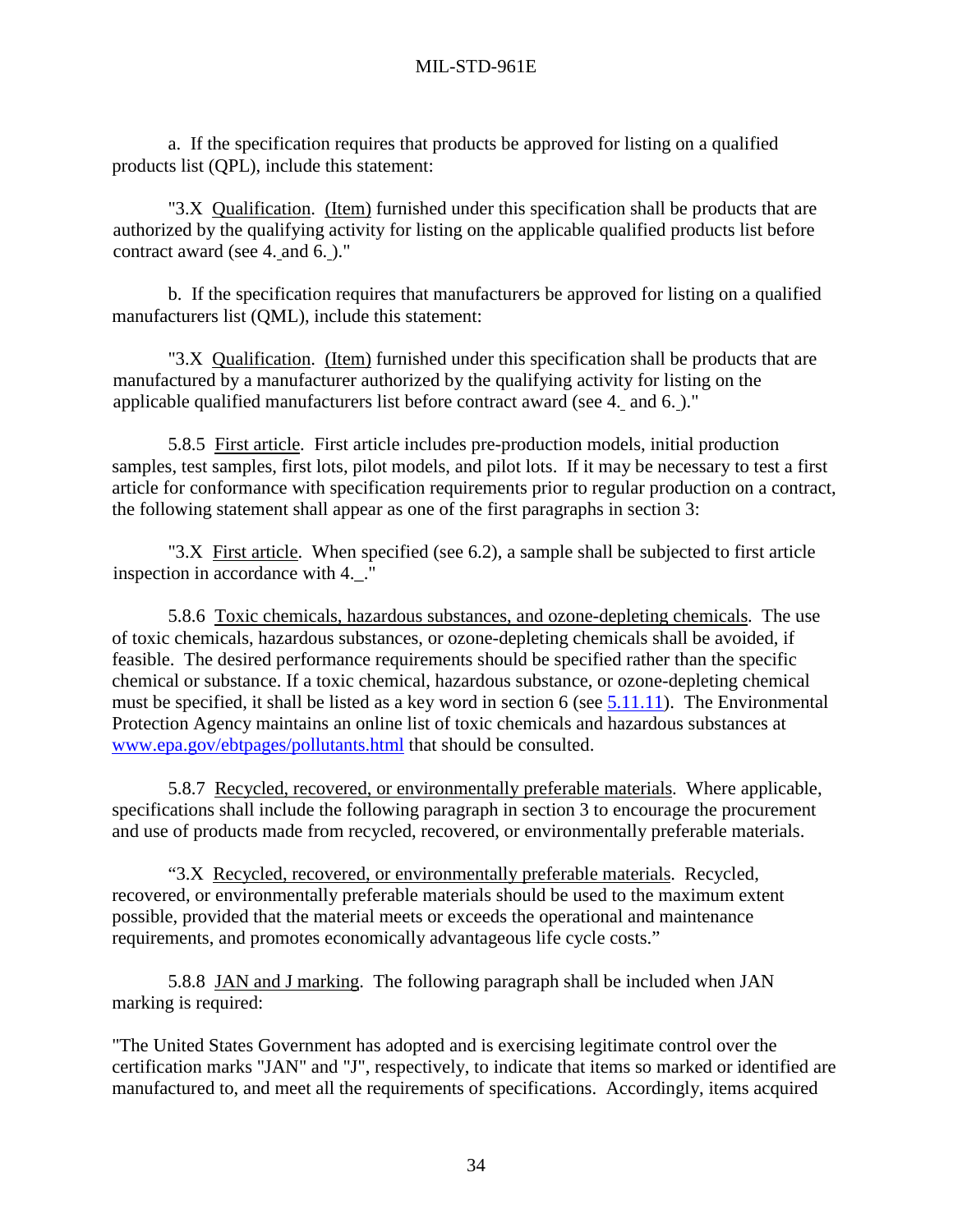a. If the specification requires that products be approved for listing on a qualified products list (QPL), include this statement:

"3.X Qualification. (Item) furnished under this specification shall be products that are authorized by the qualifying activity for listing on the applicable qualified products list before contract award (see 4._ and 6._)."

b. If the specification requires that manufacturers be approved for listing on a qualified manufacturers list (QML), include this statement:

"3.X Qualification. (Item) furnished under this specification shall be products that are manufactured by a manufacturer authorized by the qualifying activity for listing on the applicable qualified manufacturers list before contract award (see 4._ and 6._)."

5.8.5 First article. First article includes pre-production models, initial production samples, test samples, first lots, pilot models, and pilot lots. If it may be necessary to test a first article for conformance with specification requirements prior to regular production on a contract, the following statement shall appear as one of the first paragraphs in section 3:

"3.X First article. When specified (see 6.2), a sample shall be subjected to first article inspection in accordance with 4._."

5.8.6 Toxic chemicals, hazardous substances, and ozone-depleting chemicals. The use of toxic chemicals, hazardous substances, or ozone-depleting chemicals shall be avoided, if feasible. The desired performance requirements should be specified rather than the specific chemical or substance. If a toxic chemical, hazardous substance, or ozone-depleting chemical must be specified, it shall be listed as a key word in section 6 (see 5.11.11). The Environmental Protection Agency maintains an online list of toxic chemicals and hazardous substances at www.epa.gov/ebtpages/pollutants.html that should be consulted.

5.8.7 Recycled, recovered, or environmentally preferable materials. Where applicable, specifications shall include the following paragraph in section 3 to encourage the procurement and use of products made from recycled, recovered, or environmentally preferable materials.

"3.X Recycled, recovered, or environmentally preferable materials. Recycled, recovered, or environmentally preferable materials should be used to the maximum extent possible, provided that the material meets or exceeds the operational and maintenance requirements, and promotes economically advantageous life cycle costs."

5.8.8 JAN and J marking. The following paragraph shall be included when JAN marking is required:

"The United States Government has adopted and is exercising legitimate control over the certification marks "JAN" and "J", respectively, to indicate that items so marked or identified are manufactured to, and meet all the requirements of specifications. Accordingly, items acquired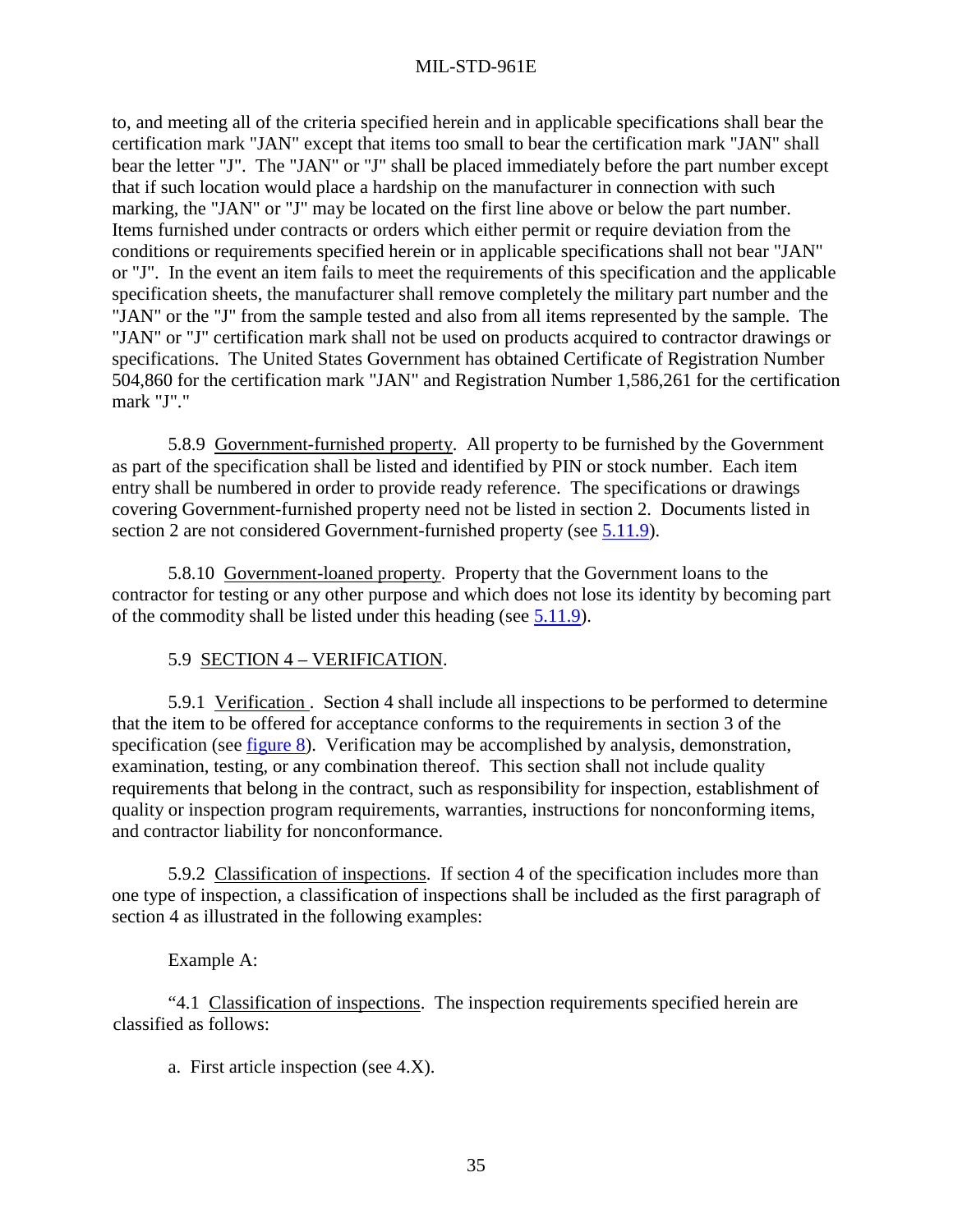to, and meeting all of the criteria specified herein and in applicable specifications shall bear the certification mark "JAN" except that items too small to bear the certification mark "JAN" shall bear the letter "J". The "JAN" or "J" shall be placed immediately before the part number except that if such location would place a hardship on the manufacturer in connection with such marking, the "JAN" or "J" may be located on the first line above or below the part number. Items furnished under contracts or orders which either permit or require deviation from the conditions or requirements specified herein or in applicable specifications shall not bear "JAN" or "J". In the event an item fails to meet the requirements of this specification and the applicable specification sheets, the manufacturer shall remove completely the military part number and the "JAN" or the "J" from the sample tested and also from all items represented by the sample. The "JAN" or "J" certification mark shall not be used on products acquired to contractor drawings or specifications. The United States Government has obtained Certificate of Registration Number 504,860 for the certification mark "JAN" and Registration Number 1,586,261 for the certification mark "J"."

5.8.9 Government-furnished property. All property to be furnished by the Government as part of the specification shall be listed and identified by PIN or stock number. Each item entry shall be numbered in order to provide ready reference. The specifications or drawings covering Government-furnished property need not be listed in section 2. Documents listed in section 2 are not considered Government-furnished property (see 5.11.9).

5.8.10 Government-loaned property. Property that the Government loans to the contractor for testing or any other purpose and which does not lose its identity by becoming part of the commodity shall be listed under this heading (see 5.11.9).

## 5.9 SECTION 4 – VERIFICATION.

5.9.1 Verification. Section 4 shall include all inspections to be performed to determine that the item to be offered for acceptance conforms to the requirements in section 3 of the specification (see figure 8). Verification may be accomplished by analysis, demonstration, examination, testing, or any combination thereof. This section shall not include quality requirements that belong in the contract, such as responsibility for inspection, establishment of quality or inspection program requirements, warranties, instructions for nonconforming items, and contractor liability for nonconformance.

5.9.2 Classification of inspections. If section 4 of the specification includes more than one type of inspection, a classification of inspections shall be included as the first paragraph of section 4 as illustrated in the following examples:

Example A:

"4.1 Classification of inspections. The inspection requirements specified herein are classified as follows:

a. First article inspection (see 4.X).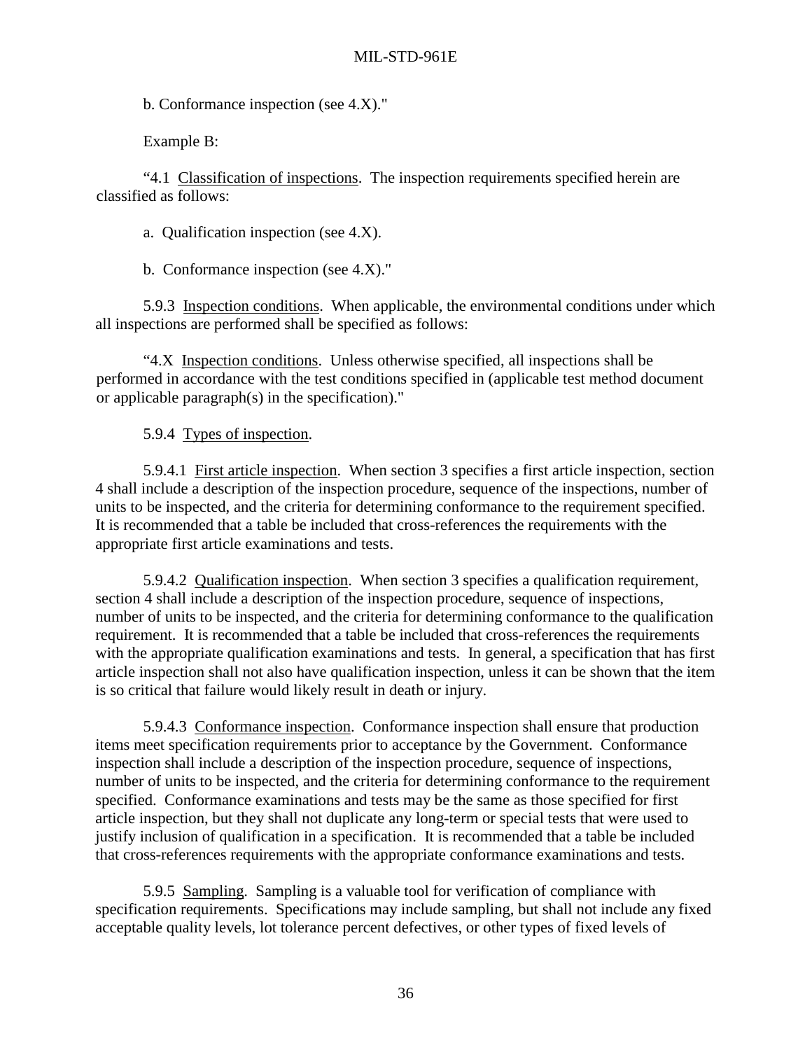b. Conformance inspection (see 4.X)."

Example B:

"4.1 <u>Classification of inspections</u>. The inspection requirements specified herein are classified as follows:

a. Qualification inspection (see 4.X).

b. Conformance inspection (see 4.X)."

5.9.3 <u>Inspection conditions</u>. When applicable, the environmental conditions under which all inspections are performed shall be specified as follows:

"4.X <u>Inspection conditions</u>. Unless otherwise specified, all inspections shall be performed in accordance with the test conditions specified in (applicable test method document or applicable paragraph(s) in the specification)."

5.9.4 <u>Types of inspection</u>.

5.9.4.1 <u>First article inspection</u>. When section 3 specifies a first article inspection, section 4 shall include a description of the inspection procedure, sequence of the inspections, number of units to be inspected, and the criteria for determining conformance to the requirement specified. It is recommended that a table be included that cross-references the requirements with the appropriate first article examinations and tests.

5.9.4.2 <u>Qualification inspection</u>. When section 3 specifies a qualification requirement, section 4 shall include a description of the inspection procedure, sequence of inspections, number of units to be inspected, and the criteria for determining conformance to the qualification requirement. It is recommended that a table be included that cross-references the requirements with the appropriate qualification examinations and tests. In general, a specification that has first article inspection shall not also have qualification inspection, unless it can be shown that the item is so critical that failure would likely result in death or injury.

5.9.4.3 <u>Conformance inspection</u>. Conformance inspection shall ensure that production items meet specification requirements prior to acceptance by the Government. Conformance inspection shall include a description of the inspection procedure, sequence of inspections, number of units to be inspected, and the criteria for determining conformance to the requirement specified. Conformance examinations and tests may be the same as those specified for first article inspection, but they shall not duplicate any long-term or special tests that were used to justify inclusion of qualification in a specification. It is recommended that a table be included that cross-references requirements with the appropriate conformance examinations and tests.

5.9.5 <u>Sampling</u>. Sampling is a valuable tool for verification of compliance with specification requirements. Specifications may include sampling, but shall not include any fixed acceptable quality levels, lot tolerance percent defectives, or other types of fixed levels of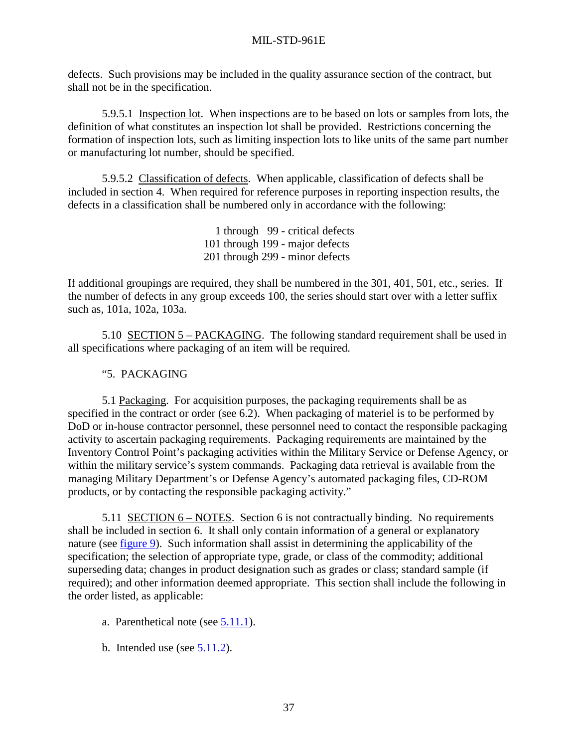defects. Such provisions may be included in the quality assurance section of the contract, but shall not be in the specification.

5.9.5.1 Inspection lot. When inspections are to be based on lots or samples from lots, the definition of what constitutes an inspection lot shall be provided. Restrictions concerning the formation of inspection lots, such as limiting inspection lots to like units of the same part number or manufacturing lot number, should be specified.

5.9.5.2 Classification of defects. When applicable, classification of defects shall be included in section 4. When required for reference purposes in reporting inspection results, the defects in a classification shall be numbered only in accordance with the following:

1 through 99 - critical defects
101 through 199 - major defects
201 through 299 - minor defects

If additional groupings are required, they shall be numbered in the 301, 401, 501, etc., series. If the number of defects in any group exceeds 100, the series should start over with a letter suffix such as, 101a, 102a, 103a.

5.10 SECTION 5 – PACKAGING. The following standard requirement shall be used in all specifications where packaging of an item will be required.

"5. PACKAGING

5.1 Packaging. For acquisition purposes, the packaging requirements shall be as specified in the contract or order (see 6.2). When packaging of materiel is to be performed by DoD or in-house contractor personnel, these personnel need to contact the responsible packaging activity to ascertain packaging requirements. Packaging requirements are maintained by the Inventory Control Point's packaging activities within the Military Service or Defense Agency, or within the military service's system commands. Packaging data retrieval is available from the managing Military Department's or Defense Agency's automated packaging files, CD-ROM products, or by contacting the responsible packaging activity."

5.11 SECTION 6 – NOTES. Section 6 is not contractually binding. No requirements shall be included in section 6. It shall only contain information of a general or explanatory nature (see figure 9). Such information shall assist in determining the applicability of the specification; the selection of appropriate type, grade, or class of the commodity; additional superseding data; changes in product designation such as grades or class; standard sample (if required); and other information deemed appropriate. This section shall include the following in the order listed, as applicable:

a. Parenthetical note (see 5.11.1).

b. Intended use (see 5.11.2).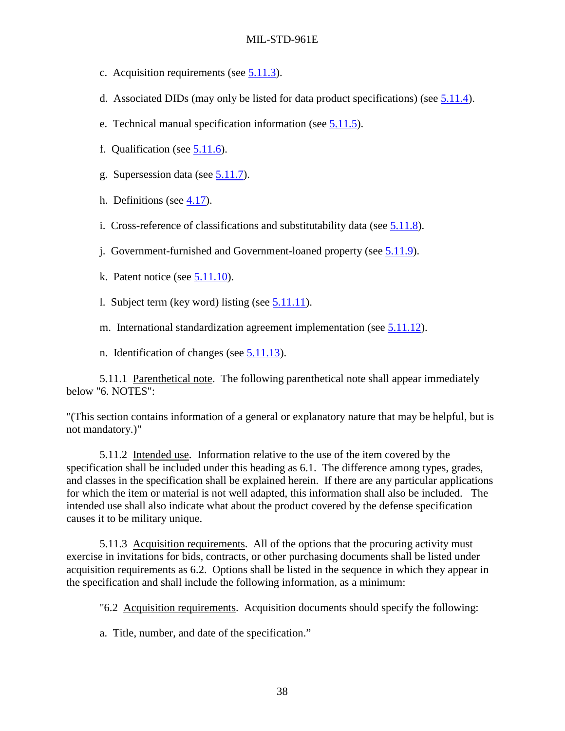c. Acquisition requirements (see 5.11.3).

d. Associated DIDs (may only be listed for data product specifications) (see 5.11.4).

e. Technical manual specification information (see 5.11.5).

f. Qualification (see 5.11.6).

g. Supersession data (see 5.11.7).

h. Definitions (see 4.17).

i. Cross-reference of classifications and substitutability data (see 5.11.8).

j. Government-furnished and Government-loaned property (see 5.11.9).

k. Patent notice (see 5.11.10).

l. Subject term (key word) listing (see 5.11.11).

m. International standardization agreement implementation (see 5.11.12).

n. Identification of changes (see 5.11.13).

5.11.1 Parenthetical note. The following parenthetical note shall appear immediately below "6. NOTES":

"(This section contains information of a general or explanatory nature that may be helpful, but is not mandatory.)"

5.11.2 Intended use. Information relative to the use of the item covered by the specification shall be included under this heading as 6.1. The difference among types, grades, and classes in the specification shall be explained herein. If there are any particular applications for which the item or material is not well adapted, this information shall also be included. The intended use shall also indicate what about the product covered by the defense specification causes it to be military unique.

5.11.3 Acquisition requirements. All of the options that the procuring activity must exercise in invitations for bids, contracts, or other purchasing documents shall be listed under acquisition requirements as 6.2. Options shall be listed in the sequence in which they appear in the specification and shall include the following information, as a minimum:

"6.2 Acquisition requirements. Acquisition documents should specify the following:

a. Title, number, and date of the specification."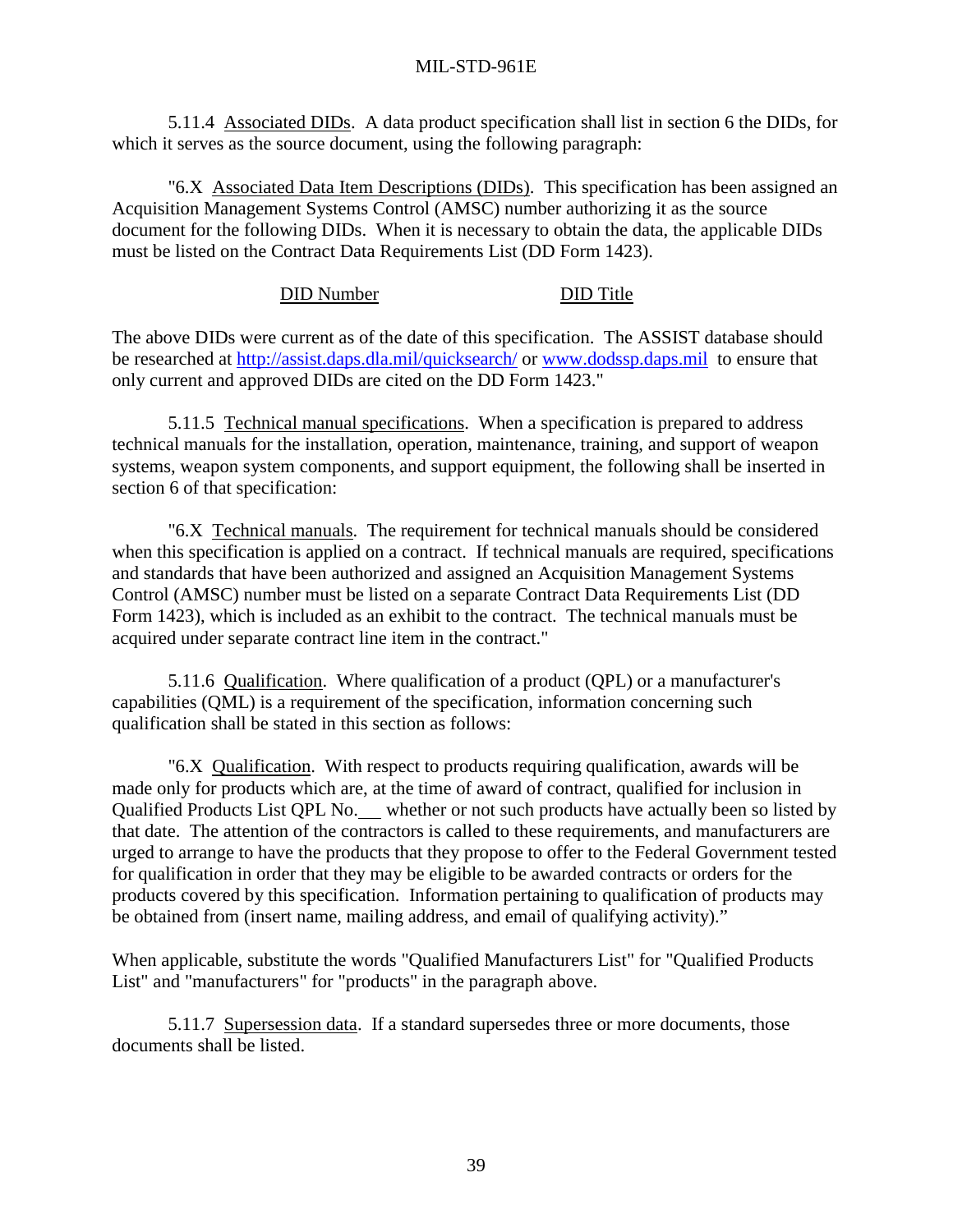5.11.4 Associated DIDs. A data product specification shall list in section 6 the DIDs, for which it serves as the source document, using the following paragraph:

"6.X Associated Data Item Descriptions (DIDs). This specification has been assigned an Acquisition Management Systems Control (AMSC) number authorizing it as the source document for the following DIDs. When it is necessary to obtain the data, the applicable DIDs must be listed on the Contract Data Requirements List (DD Form 1423).

| DID Number | DID Title |
|---|---|

The above DIDs were current as of the date of this specification. The ASSIST database should be researched at http://assist.daps.dla.mil/quicksearch/ or www.dodssp.daps.mil to ensure that only current and approved DIDs are cited on the DD Form 1423."

5.11.5 Technical manual specifications. When a specification is prepared to address technical manuals for the installation, operation, maintenance, training, and support of weapon systems, weapon system components, and support equipment, the following shall be inserted in section 6 of that specification:

"6.X Technical manuals. The requirement for technical manuals should be considered when this specification is applied on a contract. If technical manuals are required, specifications and standards that have been authorized and assigned an Acquisition Management Systems Control (AMSC) number must be listed on a separate Contract Data Requirements List (DD Form 1423), which is included as an exhibit to the contract. The technical manuals must be acquired under separate contract line item in the contract."

5.11.6 Qualification. Where qualification of a product (QPL) or a manufacturer's capabilities (QML) is a requirement of the specification, information concerning such qualification shall be stated in this section as follows:

"6.X Qualification. With respect to products requiring qualification, awards will be made only for products which are, at the time of award of contract, qualified for inclusion in Qualified Products List QPL No.\_\_\_ whether or not such products have actually been so listed by that date. The attention of the contractors is called to these requirements, and manufacturers are urged to arrange to have the products that they propose to offer to the Federal Government tested for qualification in order that they may be eligible to be awarded contracts or orders for the products covered by this specification. Information pertaining to qualification of products may be obtained from (insert name, mailing address, and email of qualifying activity)."

When applicable, substitute the words "Qualified Manufacturers List" for "Qualified Products List" and "manufacturers" for "products" in the paragraph above.

5.11.7 Supersession data. If a standard supersedes three or more documents, those documents shall be listed.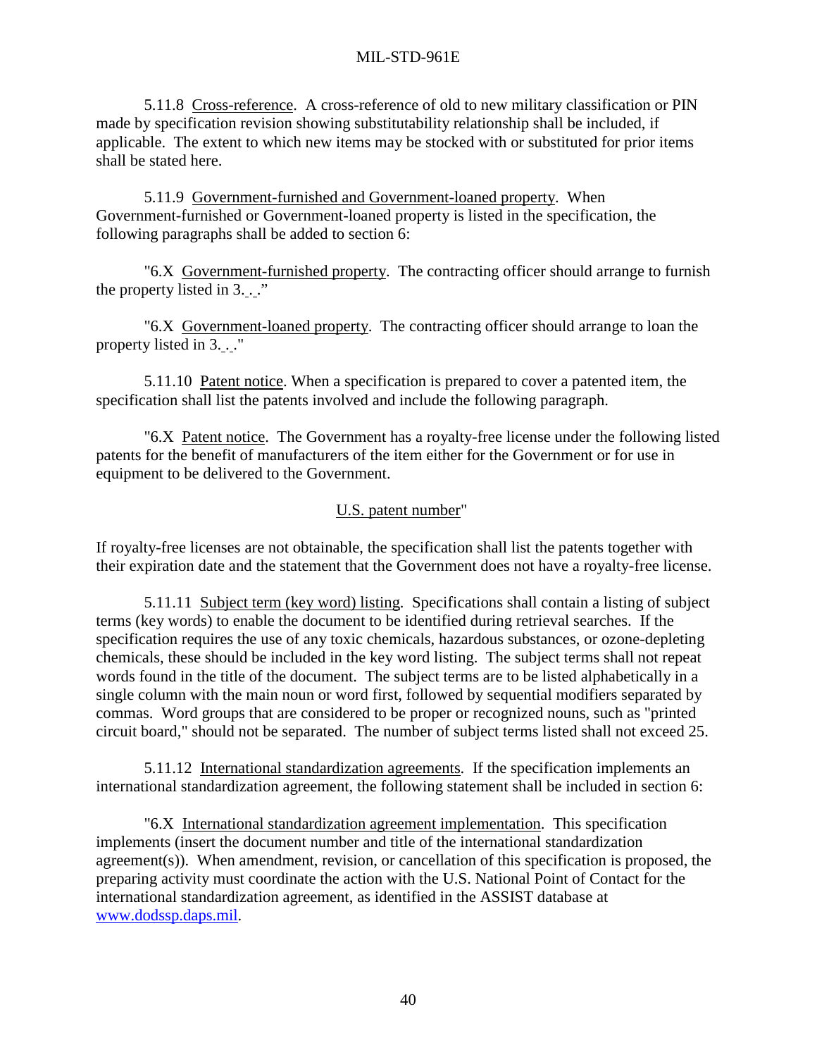5.11.8 Cross-reference. A cross-reference of old to new military classification or PIN made by specification revision showing substitutability relationship shall be included, if applicable. The extent to which new items may be stocked with or substituted for prior items shall be stated here.

5.11.9 Government-furnished and Government-loaned property. When Government-furnished or Government-loaned property is listed in the specification, the following paragraphs shall be added to section 6:

"6.X Government-furnished property. The contracting officer should arrange to furnish the property listed in 3. . ."

"6.X Government-loaned property. The contracting officer should arrange to loan the property listed in 3. . ."

5.11.10 Patent notice. When a specification is prepared to cover a patented item, the specification shall list the patents involved and include the following paragraph.

"6.X Patent notice. The Government has a royalty-free license under the following listed patents for the benefit of manufacturers of the item either for the Government or for use in equipment to be delivered to the Government.

U.S. patent number"

If royalty-free licenses are not obtainable, the specification shall list the patents together with their expiration date and the statement that the Government does not have a royalty-free license.

5.11.11 Subject term (key word) listing. Specifications shall contain a listing of subject terms (key words) to enable the document to be identified during retrieval searches. If the specification requires the use of any toxic chemicals, hazardous substances, or ozone-depleting chemicals, these should be included in the key word listing. The subject terms shall not repeat words found in the title of the document. The subject terms are to be listed alphabetically in a single column with the main noun or word first, followed by sequential modifiers separated by commas. Word groups that are considered to be proper or recognized nouns, such as "printed circuit board," should not be separated. The number of subject terms listed shall not exceed 25.

5.11.12 International standardization agreements. If the specification implements an international standardization agreement, the following statement shall be included in section 6:

"6.X International standardization agreement implementation. This specification implements (insert the document number and title of the international standardization agreement(s)). When amendment, revision, or cancellation of this specification is proposed, the preparing activity must coordinate the action with the U.S. National Point of Contact for the international standardization agreement, as identified in the ASSIST database at www.dodssp.daps.mil.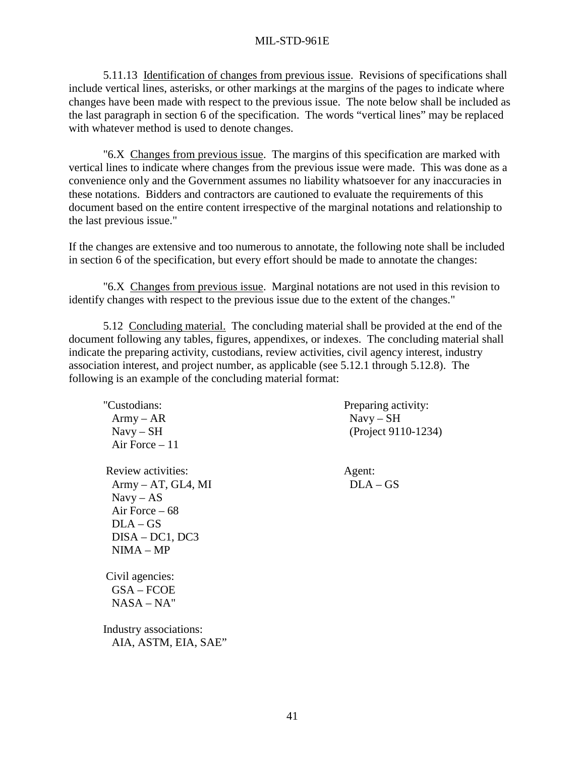5.11.13 Identification of changes from previous issue. Revisions of specifications shall include vertical lines, asterisks, or other markings at the margins of the pages to indicate where changes have been made with respect to the previous issue. The note below shall be included as the last paragraph in section 6 of the specification. The words "vertical lines" may be replaced with whatever method is used to denote changes.

"6.X Changes from previous issue. The margins of this specification are marked with vertical lines to indicate where changes from the previous issue were made. This was done as a convenience only and the Government assumes no liability whatsoever for any inaccuracies in these notations. Bidders and contractors are cautioned to evaluate the requirements of this document based on the entire content irrespective of the marginal notations and relationship to the last previous issue."

If the changes are extensive and too numerous to annotate, the following note shall be included in section 6 of the specification, but every effort should be made to annotate the changes:

"6.X Changes from previous issue. Marginal notations are not used in this revision to identify changes with respect to the previous issue due to the extent of the changes."

5.12 Concluding material. The concluding material shall be provided at the end of the document following any tables, figures, appendixes, or indexes. The concluding material shall indicate the preparing activity, custodians, review activities, civil agency interest, industry association interest, and project number, as applicable (see 5.12.1 through 5.12.8). The following is an example of the concluding material format:

"Custodians:
  Army – AR
  Navy – SH
  Air Force – 11

Preparing activity:
  Navy – SH
  (Project 9110-1234)

Review activities:
  Army – AT, GL4, MI
  Navy – AS
  Air Force – 68
  DLA – GS
  DISA – DC1, DC3
  NIMA – MP

Agent:
  DLA – GS

Civil agencies:
  GSA – FCOE
  NASA – NA"

Industry associations:
  AIA, ASTM, EIA, SAE"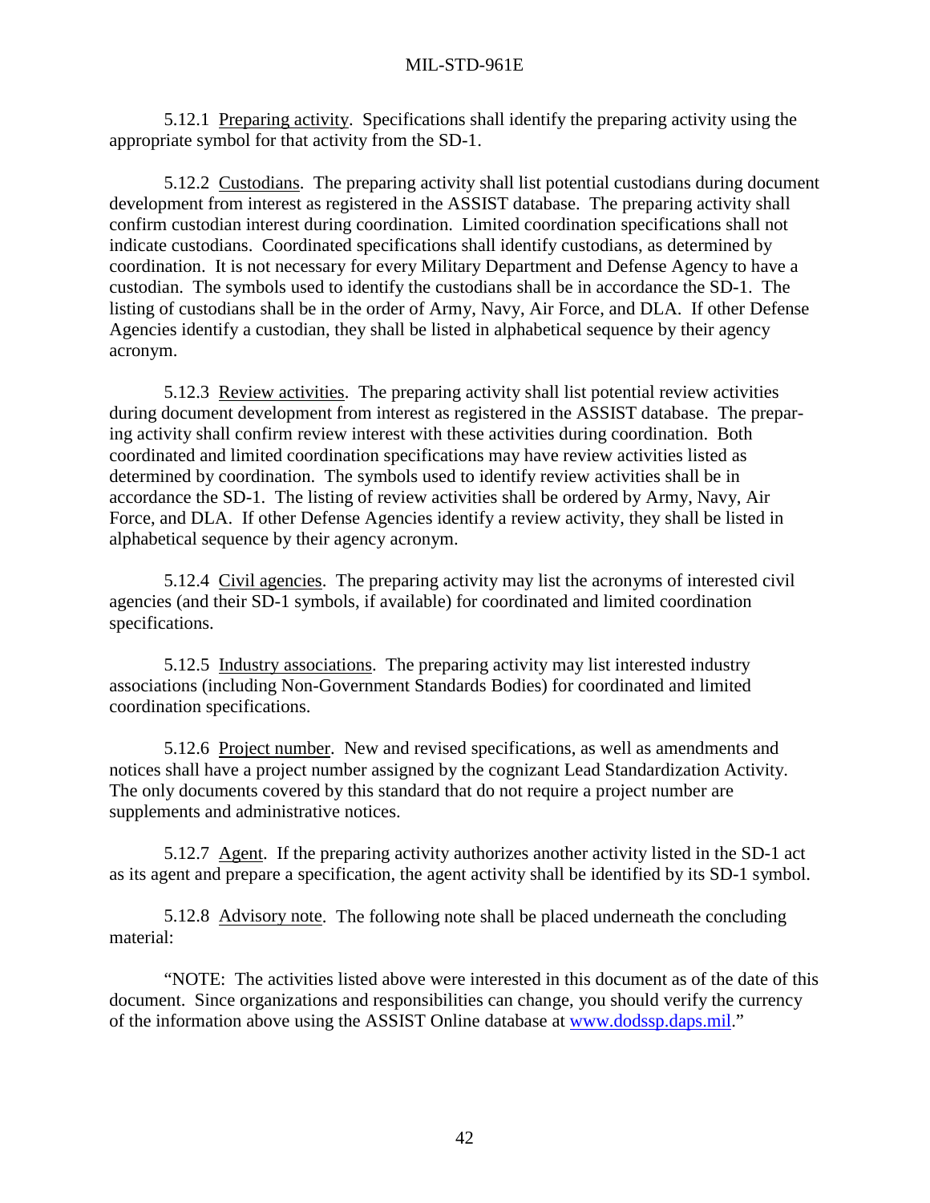5.12.1 Preparing activity. Specifications shall identify the preparing activity using the appropriate symbol for that activity from the SD-1.

5.12.2 Custodians. The preparing activity shall list potential custodians during document development from interest as registered in the ASSIST database. The preparing activity shall confirm custodian interest during coordination. Limited coordination specifications shall not indicate custodians. Coordinated specifications shall identify custodians, as determined by coordination. It is not necessary for every Military Department and Defense Agency to have a custodian. The symbols used to identify the custodians shall be in accordance the SD-1. The listing of custodians shall be in the order of Army, Navy, Air Force, and DLA. If other Defense Agencies identify a custodian, they shall be listed in alphabetical sequence by their agency acronym.

5.12.3 Review activities. The preparing activity shall list potential review activities during document development from interest as registered in the ASSIST database. The preparing activity shall confirm review interest with these activities during coordination. Both coordinated and limited coordination specifications may have review activities listed as determined by coordination. The symbols used to identify review activities shall be in accordance the SD-1. The listing of review activities shall be ordered by Army, Navy, Air Force, and DLA. If other Defense Agencies identify a review activity, they shall be listed in alphabetical sequence by their agency acronym.

5.12.4 Civil agencies. The preparing activity may list the acronyms of interested civil agencies (and their SD-1 symbols, if available) for coordinated and limited coordination specifications.

5.12.5 Industry associations. The preparing activity may list interested industry associations (including Non-Government Standards Bodies) for coordinated and limited coordination specifications.

5.12.6 Project number. New and revised specifications, as well as amendments and notices shall have a project number assigned by the cognizant Lead Standardization Activity. The only documents covered by this standard that do not require a project number are supplements and administrative notices.

5.12.7 Agent. If the preparing activity authorizes another activity listed in the SD-1 act as its agent and prepare a specification, the agent activity shall be identified by its SD-1 symbol.

5.12.8 Advisory note. The following note shall be placed underneath the concluding material:

"NOTE: The activities listed above were interested in this document as of the date of this document. Since organizations and responsibilities can change, you should verify the currency of the information above using the ASSIST Online database at www.dodssp.daps.mil."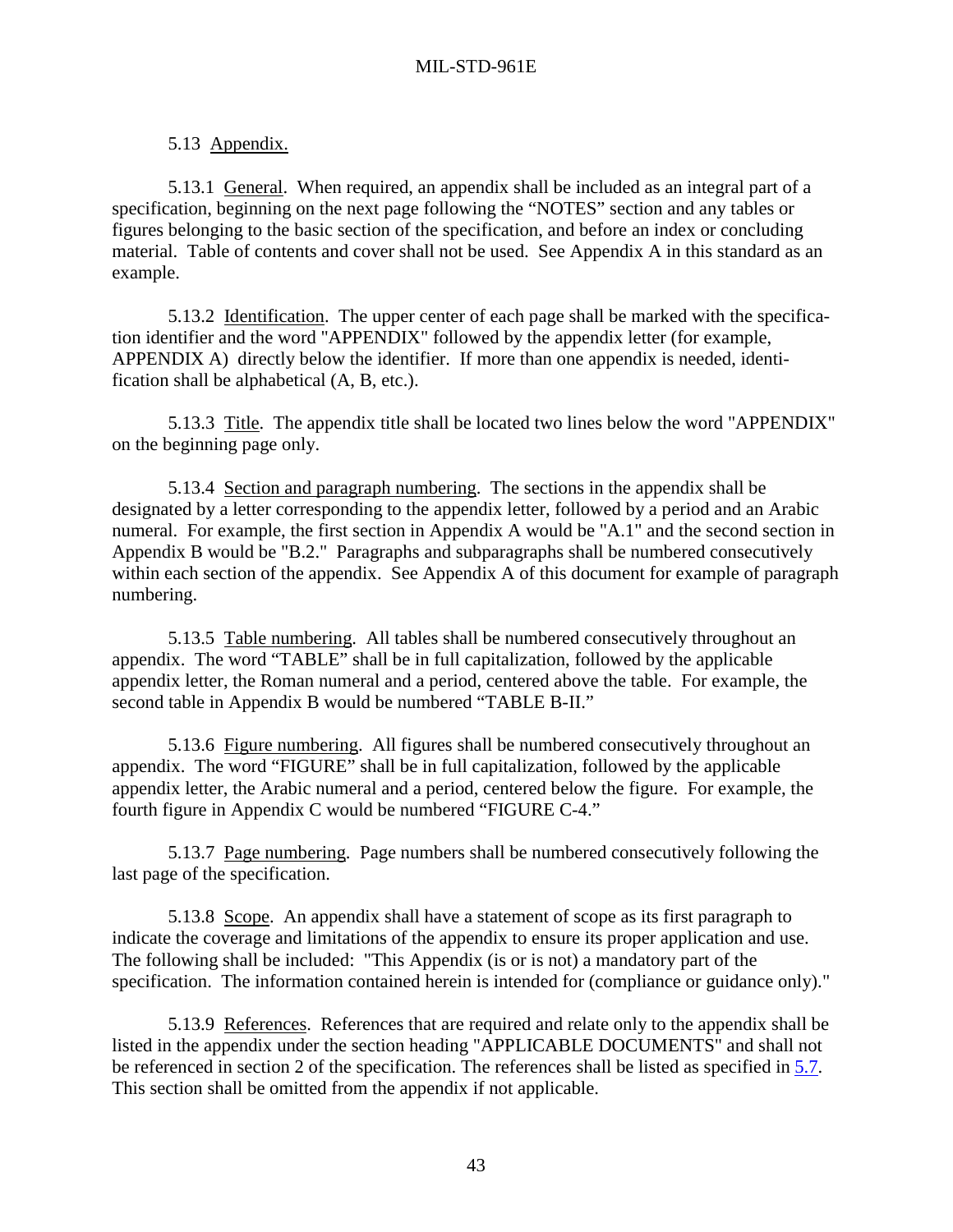5.13 Appendix.

5.13.1 General. When required, an appendix shall be included as an integral part of a specification, beginning on the next page following the "NOTES" section and any tables or figures belonging to the basic section of the specification, and before an index or concluding material. Table of contents and cover shall not be used. See Appendix A in this standard as an example.

5.13.2 Identification. The upper center of each page shall be marked with the specification identifier and the word "APPENDIX" followed by the appendix letter (for example, APPENDIX A) directly below the identifier. If more than one appendix is needed, identification shall be alphabetical (A, B, etc.).

5.13.3 Title. The appendix title shall be located two lines below the word "APPENDIX" on the beginning page only.

5.13.4 Section and paragraph numbering. The sections in the appendix shall be designated by a letter corresponding to the appendix letter, followed by a period and an Arabic numeral. For example, the first section in Appendix A would be "A.1" and the second section in Appendix B would be "B.2." Paragraphs and subparagraphs shall be numbered consecutively within each section of the appendix. See Appendix A of this document for example of paragraph numbering.

5.13.5 Table numbering. All tables shall be numbered consecutively throughout an appendix. The word "TABLE" shall be in full capitalization, followed by the applicable appendix letter, the Roman numeral and a period, centered above the table. For example, the second table in Appendix B would be numbered "TABLE B-II."

5.13.6 Figure numbering. All figures shall be numbered consecutively throughout an appendix. The word "FIGURE" shall be in full capitalization, followed by the applicable appendix letter, the Arabic numeral and a period, centered below the figure. For example, the fourth figure in Appendix C would be numbered "FIGURE C-4."

5.13.7 Page numbering. Page numbers shall be numbered consecutively following the last page of the specification.

5.13.8 Scope. An appendix shall have a statement of scope as its first paragraph to indicate the coverage and limitations of the appendix to ensure its proper application and use. The following shall be included: "This Appendix (is or is not) a mandatory part of the specification. The information contained herein is intended for (compliance or guidance only)."

5.13.9 References. References that are required and relate only to the appendix shall be listed in the appendix under the section heading "APPLICABLE DOCUMENTS" and shall not be referenced in section 2 of the specification. The references shall be listed as specified in 5.7. This section shall be omitted from the appendix if not applicable.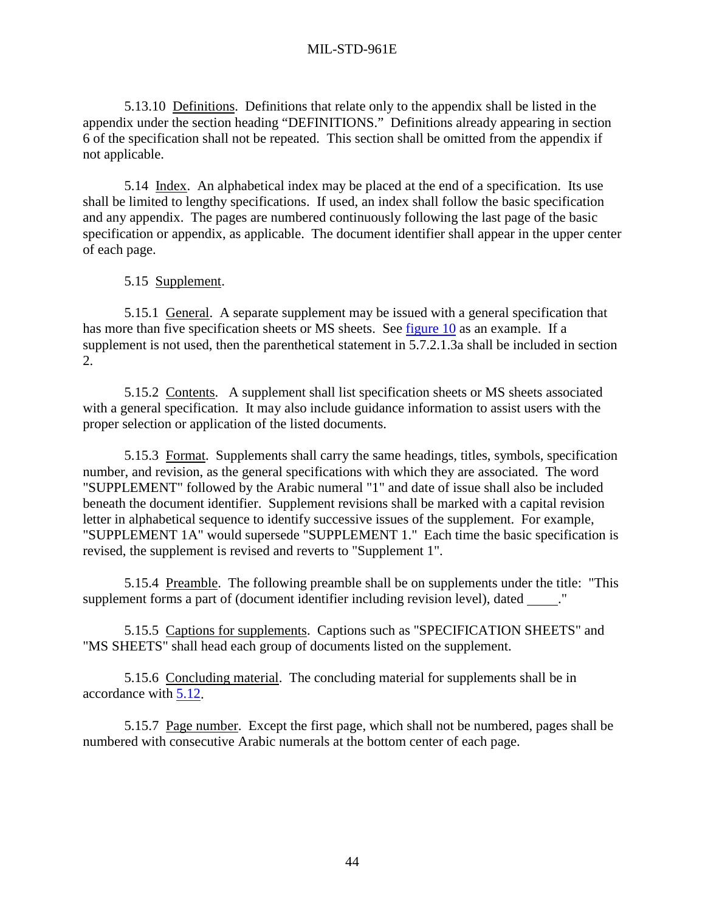5.13.10 Definitions. Definitions that relate only to the appendix shall be listed in the appendix under the section heading “DEFINITIONS.” Definitions already appearing in section 6 of the specification shall not be repeated. This section shall be omitted from the appendix if not applicable.

5.14 Index. An alphabetical index may be placed at the end of a specification. Its use shall be limited to lengthy specifications. If used, an index shall follow the basic specification and any appendix. The pages are numbered continuously following the last page of the basic specification or appendix, as applicable. The document identifier shall appear in the upper center of each page.

5.15 Supplement.

5.15.1 General. A separate supplement may be issued with a general specification that has more than five specification sheets or MS sheets. See figure 10 as an example. If a supplement is not used, then the parenthetical statement in 5.7.2.1.3a shall be included in section 2.

5.15.2 Contents. A supplement shall list specification sheets or MS sheets associated with a general specification. It may also include guidance information to assist users with the proper selection or application of the listed documents.

5.15.3 Format. Supplements shall carry the same headings, titles, symbols, specification number, and revision, as the general specifications with which they are associated. The word "SUPPLEMENT" followed by the Arabic numeral "1" and date of issue shall also be included beneath the document identifier. Supplement revisions shall be marked with a capital revision letter in alphabetical sequence to identify successive issues of the supplement. For example, "SUPPLEMENT 1A" would supersede "SUPPLEMENT 1." Each time the basic specification is revised, the supplement is revised and reverts to "Supplement 1".

5.15.4 Preamble. The following preamble shall be on supplements under the title: "This supplement forms a part of (document identifier including revision level), dated _____."

5.15.5 Captions for supplements. Captions such as "SPECIFICATION SHEETS" and "MS SHEETS" shall head each group of documents listed on the supplement.

5.15.6 Concluding material. The concluding material for supplements shall be in accordance with 5.12.

5.15.7 Page number. Except the first page, which shall not be numbered, pages shall be numbered with consecutive Arabic numerals at the bottom center of each page.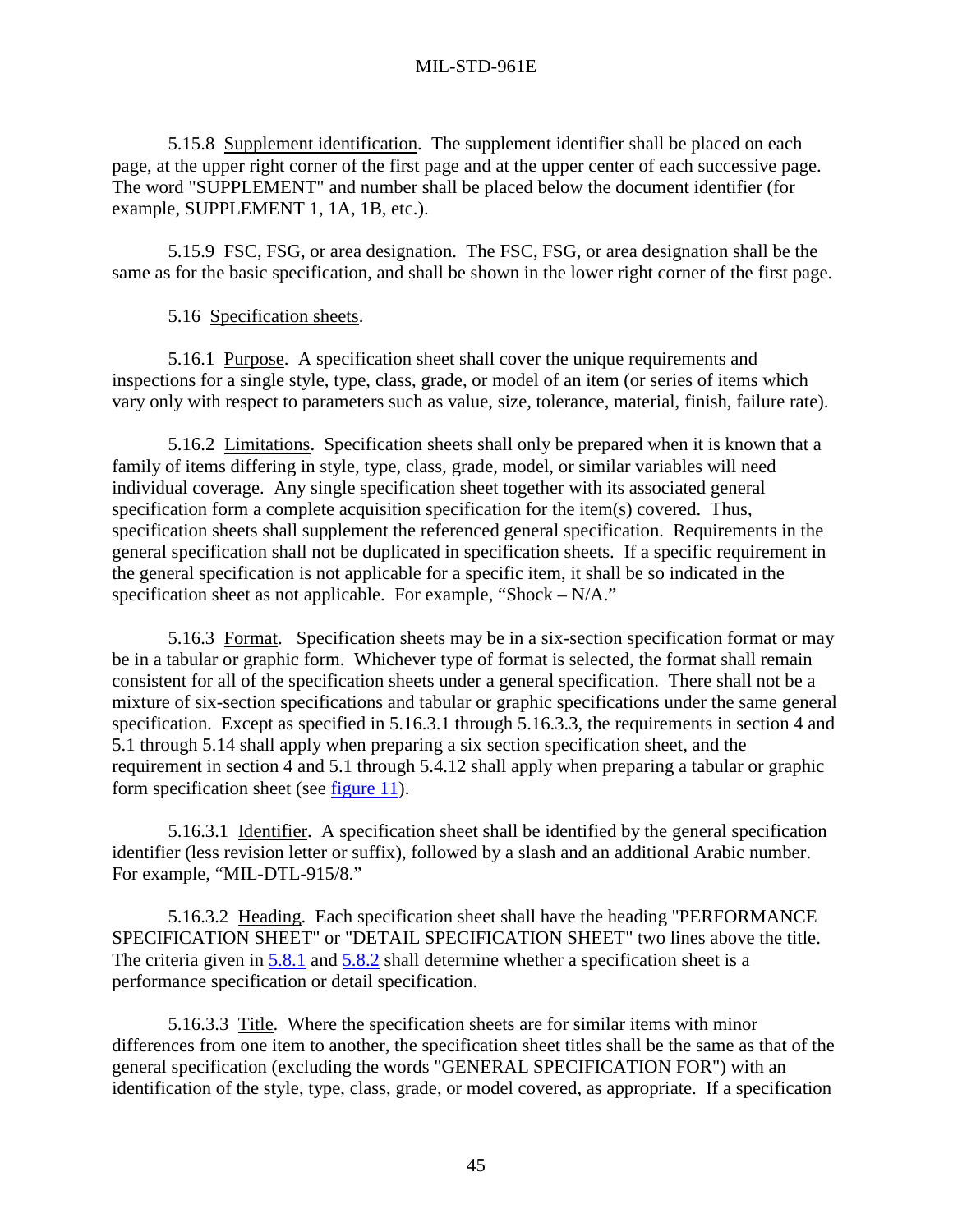5.15.8 Supplement identification. The supplement identifier shall be placed on each page, at the upper right corner of the first page and at the upper center of each successive page. The word "SUPPLEMENT" and number shall be placed below the document identifier (for example, SUPPLEMENT 1, 1A, 1B, etc.).

5.15.9 FSC, FSG, or area designation. The FSC, FSG, or area designation shall be the same as for the basic specification, and shall be shown in the lower right corner of the first page.

5.16 Specification sheets.

5.16.1 Purpose. A specification sheet shall cover the unique requirements and inspections for a single style, type, class, grade, or model of an item (or series of items which vary only with respect to parameters such as value, size, tolerance, material, finish, failure rate).

5.16.2 Limitations. Specification sheets shall only be prepared when it is known that a family of items differing in style, type, class, grade, model, or similar variables will need individual coverage. Any single specification sheet together with its associated general specification form a complete acquisition specification for the item(s) covered. Thus, specification sheets shall supplement the referenced general specification. Requirements in the general specification shall not be duplicated in specification sheets. If a specific requirement in the general specification is not applicable for a specific item, it shall be so indicated in the specification sheet as not applicable. For example, "Shock – N/A."

5.16.3 Format. Specification sheets may be in a six-section specification format or may be in a tabular or graphic form. Whichever type of format is selected, the format shall remain consistent for all of the specification sheets under a general specification. There shall not be a mixture of six-section specifications and tabular or graphic specifications under the same general specification. Except as specified in 5.16.3.1 through 5.16.3.3, the requirements in section 4 and 5.1 through 5.14 shall apply when preparing a six section specification sheet, and the requirement in section 4 and 5.1 through 5.4.12 shall apply when preparing a tabular or graphic form specification sheet (see figure 11).

5.16.3.1 Identifier. A specification sheet shall be identified by the general specification identifier (less revision letter or suffix), followed by a slash and an additional Arabic number. For example, "MIL-DTL-915/8."

5.16.3.2 Heading. Each specification sheet shall have the heading "PERFORMANCE SPECIFICATION SHEET" or "DETAIL SPECIFICATION SHEET" two lines above the title. The criteria given in 5.8.1 and 5.8.2 shall determine whether a specification sheet is a performance specification or detail specification.

5.16.3.3 Title. Where the specification sheets are for similar items with minor differences from one item to another, the specification sheet titles shall be the same as that of the general specification (excluding the words "GENERAL SPECIFICATION FOR") with an identification of the style, type, class, grade, or model covered, as appropriate. If a specification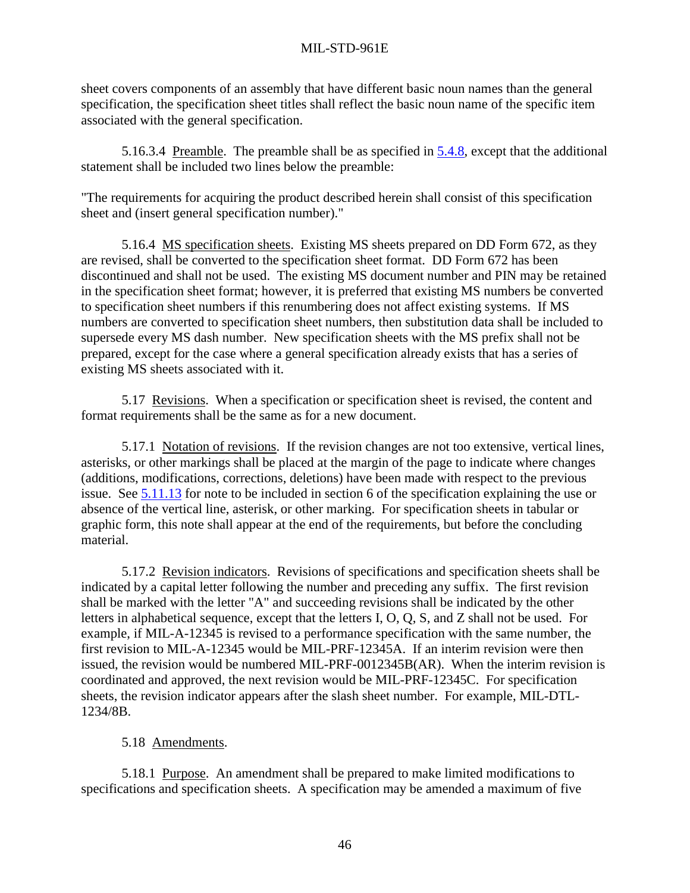sheet covers components of an assembly that have different basic noun names than the general specification, the specification sheet titles shall reflect the basic noun name of the specific item associated with the general specification.

5.16.3.4 Preamble. The preamble shall be as specified in 5.4.8, except that the additional statement shall be included two lines below the preamble:

"The requirements for acquiring the product described herein shall consist of this specification sheet and (insert general specification number)."

5.16.4 MS specification sheets. Existing MS sheets prepared on DD Form 672, as they are revised, shall be converted to the specification sheet format. DD Form 672 has been discontinued and shall not be used. The existing MS document number and PIN may be retained in the specification sheet format; however, it is preferred that existing MS numbers be converted to specification sheet numbers if this renumbering does not affect existing systems. If MS numbers are converted to specification sheet numbers, then substitution data shall be included to supersede every MS dash number. New specification sheets with the MS prefix shall not be prepared, except for the case where a general specification already exists that has a series of existing MS sheets associated with it.

5.17 Revisions. When a specification or specification sheet is revised, the content and format requirements shall be the same as for a new document.

5.17.1 Notation of revisions. If the revision changes are not too extensive, vertical lines, asterisks, or other markings shall be placed at the margin of the page to indicate where changes (additions, modifications, corrections, deletions) have been made with respect to the previous issue. See 5.11.13 for note to be included in section 6 of the specification explaining the use or absence of the vertical line, asterisk, or other marking. For specification sheets in tabular or graphic form, this note shall appear at the end of the requirements, but before the concluding material.

5.17.2 Revision indicators. Revisions of specifications and specification sheets shall be indicated by a capital letter following the number and preceding any suffix. The first revision shall be marked with the letter "A" and succeeding revisions shall be indicated by the other letters in alphabetical sequence, except that the letters I, O, Q, S, and Z shall not be used. For example, if MIL-A-12345 is revised to a performance specification with the same number, the first revision to MIL-A-12345 would be MIL-PRF-12345A. If an interim revision were then issued, the revision would be numbered MIL-PRF-0012345B(AR). When the interim revision is coordinated and approved, the next revision would be MIL-PRF-12345C. For specification sheets, the revision indicator appears after the slash sheet number. For example, MIL-DTL-1234/8B.

5.18 Amendments.

5.18.1 Purpose. An amendment shall be prepared to make limited modifications to specifications and specification sheets. A specification may be amended a maximum of five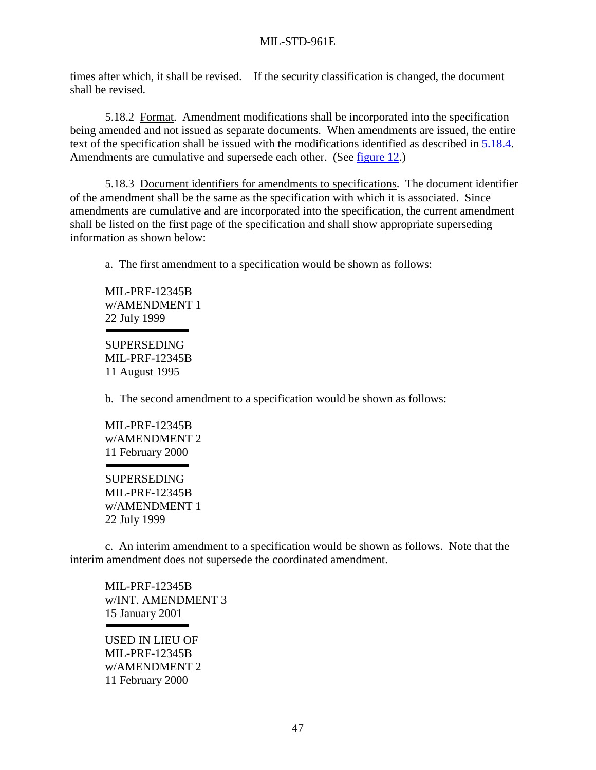times after which, it shall be revised. If the security classification is changed, the document shall be revised.

5.18.2 Format. Amendment modifications shall be incorporated into the specification being amended and not issued as separate documents. When amendments are issued, the entire text of the specification shall be issued with the modifications identified as described in 5.18.4. Amendments are cumulative and supersede each other. (See figure 12.)

5.18.3 Document identifiers for amendments to specifications. The document identifier of the amendment shall be the same as the specification with which it is associated. Since amendments are cumulative and are incorporated into the specification, the current amendment shall be listed on the first page of the specification and shall show appropriate superseding information as shown below:

a. The first amendment to a specification would be shown as follows:

MIL-PRF-12345B  
w/AMENDMENT 1  
22 July 1999

---

SUPERSEDING  
MIL-PRF-12345B  
11 August 1995

b. The second amendment to a specification would be shown as follows:

MIL-PRF-12345B  
w/AMENDMENT 2  
11 February 2000

---

SUPERSEDING  
MIL-PRF-12345B  
w/AMENDMENT 1  
22 July 1999

c. An interim amendment to a specification would be shown as follows. Note that the interim amendment does not supersede the coordinated amendment.

MIL-PRF-12345B  
w/INT. AMENDMENT 3  
15 January 2001

---

USED IN LIEU OF  
MIL-PRF-12345B  
w/AMENDMENT 2  
11 February 2000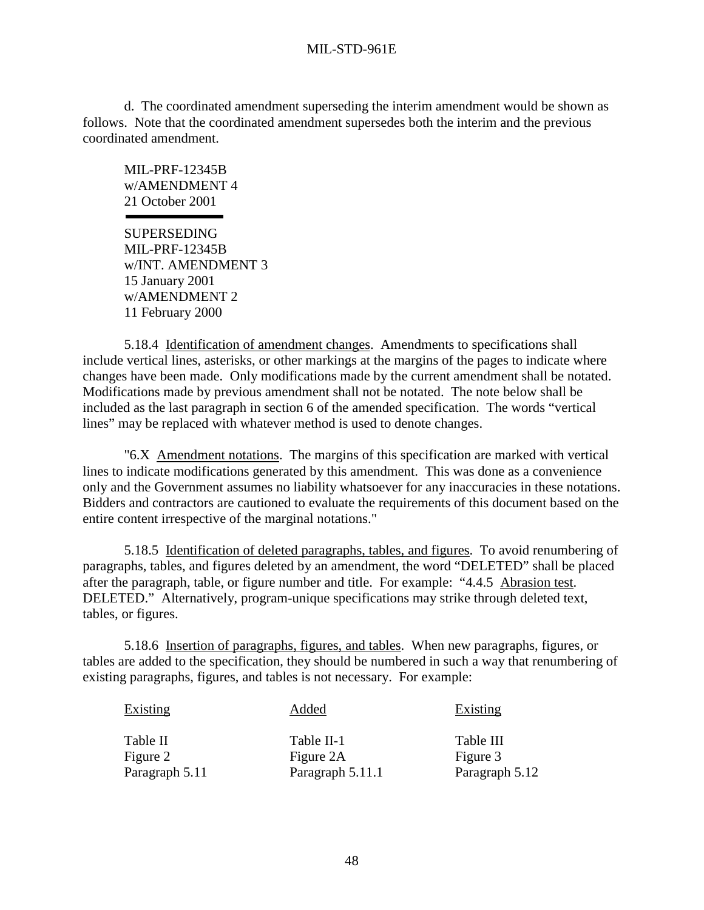d. The coordinated amendment superseding the interim amendment would be shown as follows. Note that the coordinated amendment supersedes both the interim and the previous coordinated amendment.

MIL-PRF-12345B
w/AMENDMENT 4
21 October 2001

---

SUPERSEDING
MIL-PRF-12345B
w/INT. AMENDMENT 3
15 January 2001
w/AMENDMENT 2
11 February 2000

5.18.4 Identification of amendment changes. Amendments to specifications shall include vertical lines, asterisks, or other markings at the margins of the pages to indicate where changes have been made. Only modifications made by the current amendment shall be notated. Modifications made by previous amendment shall not be notated. The note below shall be included as the last paragraph in section 6 of the amended specification. The words "vertical lines" may be replaced with whatever method is used to denote changes.

"6.X Amendment notations. The margins of this specification are marked with vertical lines to indicate modifications generated by this amendment. This was done as a convenience only and the Government assumes no liability whatsoever for any inaccuracies in these notations. Bidders and contractors are cautioned to evaluate the requirements of this document based on the entire content irrespective of the marginal notations."

5.18.5 Identification of deleted paragraphs, tables, and figures. To avoid renumbering of paragraphs, tables, and figures deleted by an amendment, the word "DELETED" shall be placed after the paragraph, table, or figure number and title. For example: "4.4.5 Abrasion test. DELETED." Alternatively, program-unique specifications may strike through deleted text, tables, or figures.

5.18.6 Insertion of paragraphs, figures, and tables. When new paragraphs, figures, or tables are added to the specification, they should be numbered in such a way that renumbering of existing paragraphs, figures, and tables is not necessary. For example:

| Existing | Added | Existing |
|---|---|---|
| Table II | Table II-1 | Table III |
| Figure 2 | Figure 2A | Figure 3 |
| Paragraph 5.11 | Paragraph 5.11.1 | Paragraph 5.12 |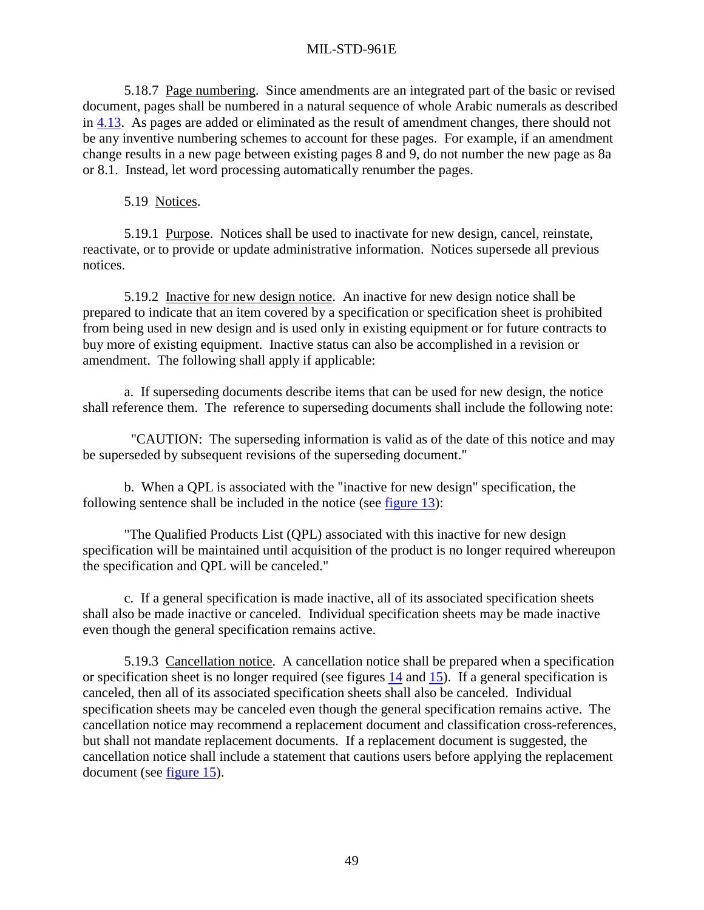5.18.7 Page numbering. Since amendments are an integrated part of the basic or revised document, pages shall be numbered in a natural sequence of whole Arabic numerals as described in 4.13. As pages are added or eliminated as the result of amendment changes, there should not be any inventive numbering schemes to account for these pages. For example, if an amendment change results in a new page between existing pages 8 and 9, do not number the new page as 8a or 8.1. Instead, let word processing automatically renumber the pages.

5.19 Notices.

5.19.1 Purpose. Notices shall be used to inactivate for new design, cancel, reinstate, reactivate, or to provide or update administrative information. Notices supersede all previous notices.

5.19.2 Inactive for new design notice. An inactive for new design notice shall be prepared to indicate that an item covered by a specification or specification sheet is prohibited from being used in new design and is used only in existing equipment or for future contracts to buy more of existing equipment. Inactive status can also be accomplished in a revision or amendment. The following shall apply if applicable:

a. If superseding documents describe items that can be used for new design, the notice shall reference them. The reference to superseding documents shall include the following note:

"CAUTION: The superseding information is valid as of the date of this notice and may be superseded by subsequent revisions of the superseding document."

b. When a QPL is associated with the "inactive for new design" specification, the following sentence shall be included in the notice (see figure 13):

"The Qualified Products List (QPL) associated with this inactive for new design specification will be maintained until acquisition of the product is no longer required whereupon the specification and QPL will be canceled."

c. If a general specification is made inactive, all of its associated specification sheets shall also be made inactive or canceled. Individual specification sheets may be made inactive even though the general specification remains active.

5.19.3 Cancellation notice. A cancellation notice shall be prepared when a specification or specification sheet is no longer required (see figures 14 and 15). If a general specification is canceled, then all of its associated specification sheets shall also be canceled. Individual specification sheets may be canceled even though the general specification remains active. The cancellation notice may recommend a replacement document and classification cross-references, but shall not mandate replacement documents. If a replacement document is suggested, the cancellation notice shall include a statement that cautions users before applying the replacement document (see figure 15).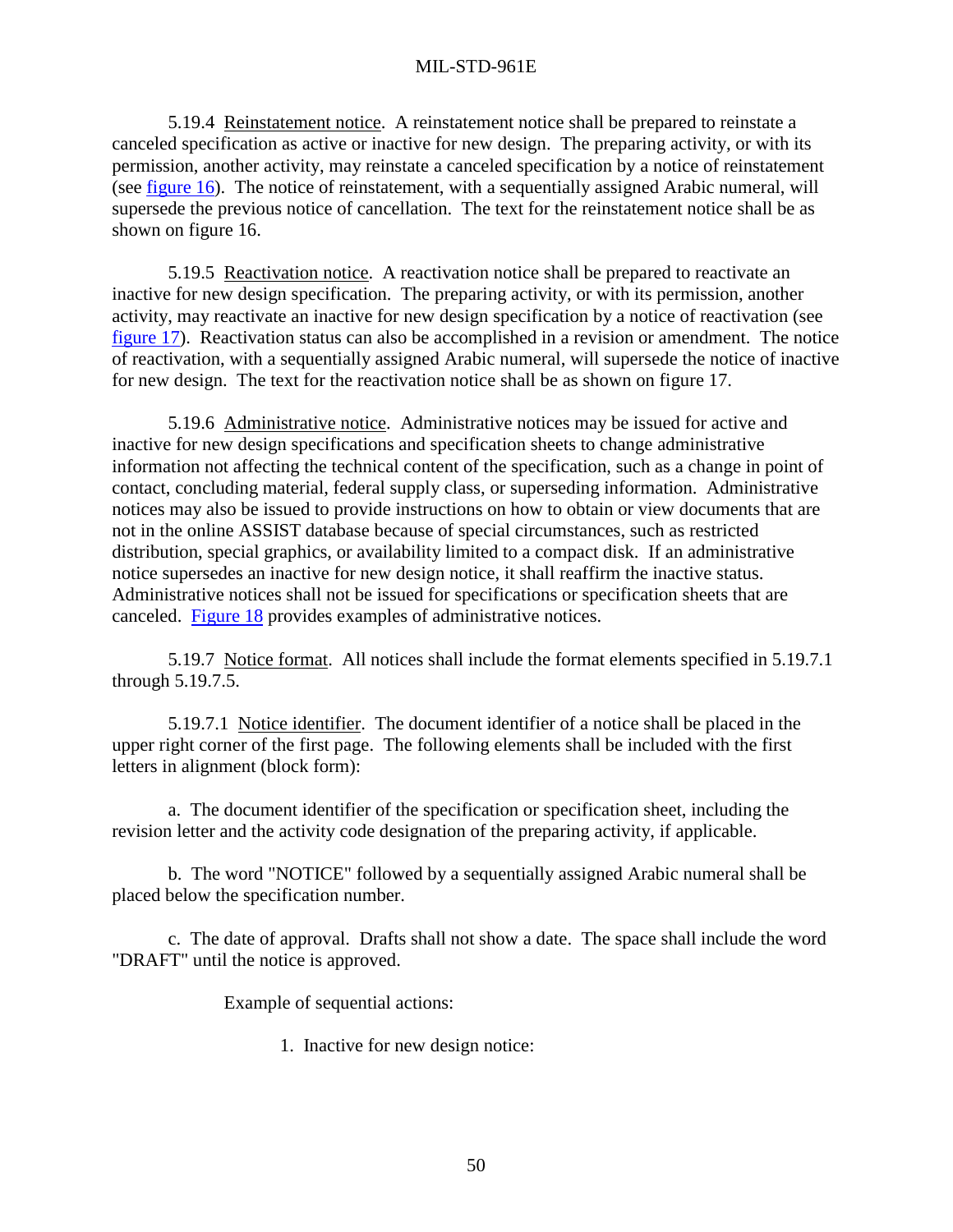5.19.4 Reinstatement notice. A reinstatement notice shall be prepared to reinstate a canceled specification as active or inactive for new design. The preparing activity, or with its permission, another activity, may reinstate a canceled specification by a notice of reinstatement (see figure 16). The notice of reinstatement, with a sequentially assigned Arabic numeral, will supersede the previous notice of cancellation. The text for the reinstatement notice shall be as shown on figure 16.

5.19.5 Reactivation notice. A reactivation notice shall be prepared to reactivate an inactive for new design specification. The preparing activity, or with its permission, another activity, may reactivate an inactive for new design specification by a notice of reactivation (see figure 17). Reactivation status can also be accomplished in a revision or amendment. The notice of reactivation, with a sequentially assigned Arabic numeral, will supersede the notice of inactive for new design. The text for the reactivation notice shall be as shown on figure 17.

5.19.6 Administrative notice. Administrative notices may be issued for active and inactive for new design specifications and specification sheets to change administrative information not affecting the technical content of the specification, such as a change in point of contact, concluding material, federal supply class, or superseding information. Administrative notices may also be issued to provide instructions on how to obtain or view documents that are not in the online ASSIST database because of special circumstances, such as restricted distribution, special graphics, or availability limited to a compact disk. If an administrative notice supersedes an inactive for new design notice, it shall reaffirm the inactive status. Administrative notices shall not be issued for specifications or specification sheets that are canceled. Figure 18 provides examples of administrative notices.

5.19.7 Notice format. All notices shall include the format elements specified in 5.19.7.1 through 5.19.7.5.

5.19.7.1 Notice identifier. The document identifier of a notice shall be placed in the upper right corner of the first page. The following elements shall be included with the first letters in alignment (block form):

a. The document identifier of the specification or specification sheet, including the revision letter and the activity code designation of the preparing activity, if applicable.

b. The word "NOTICE" followed by a sequentially assigned Arabic numeral shall be placed below the specification number.

c. The date of approval. Drafts shall not show a date. The space shall include the word "DRAFT" until the notice is approved.

Example of sequential actions:

1. Inactive for new design notice: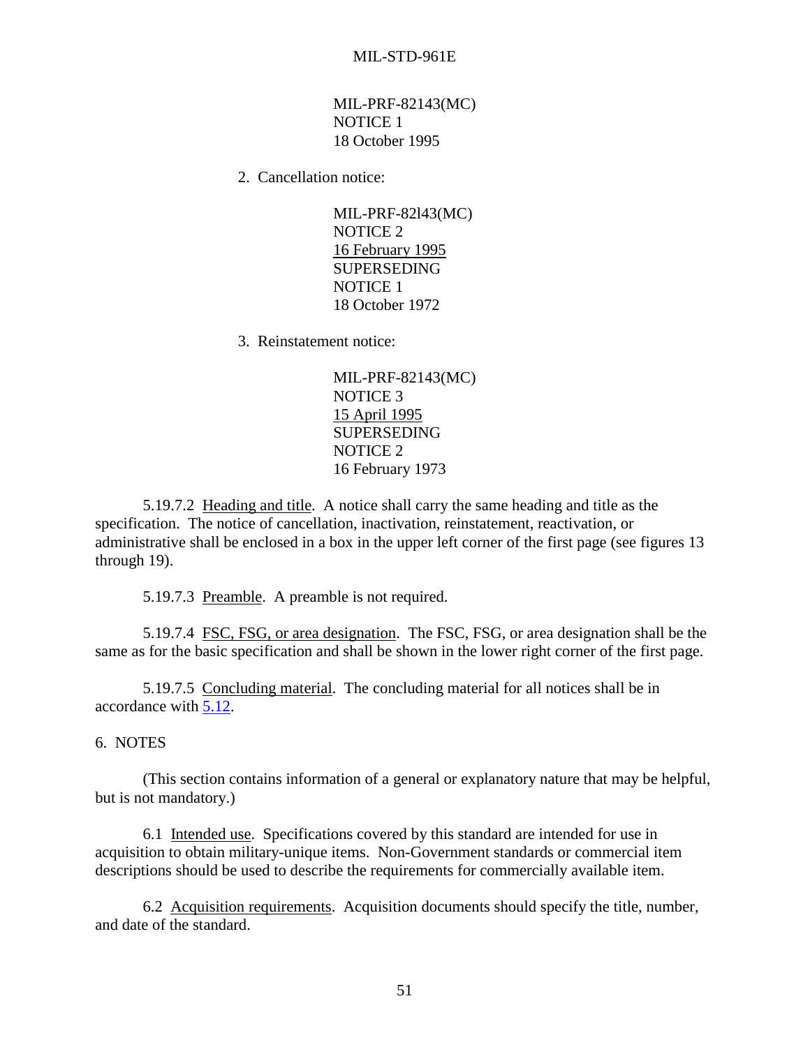MIL-PRF-82143(MC)
NOTICE 1
18 October 1995

2. Cancellation notice:

MIL-PRF-82l43(MC)
NOTICE 2
<u>16 February 1995</u>
SUPERSEDING
NOTICE 1
18 October 1972

3. Reinstatement notice:

MIL-PRF-82143(MC)
NOTICE 3
<u>15 April 1995</u>
SUPERSEDING
NOTICE 2
16 February 1973

5.19.7.2 <u>Heading and title</u>. A notice shall carry the same heading and title as the specification. The notice of cancellation, inactivation, reinstatement, reactivation, or administrative shall be enclosed in a box in the upper left corner of the first page (see figures 13 through 19).

5.19.7.3 <u>Preamble</u>. A preamble is not required.

5.19.7.4 <u>FSC, FSG, or area designation</u>. The FSC, FSG, or area designation shall be the same as for the basic specification and shall be shown in the lower right corner of the first page.

5.19.7.5 <u>Concluding material</u>. The concluding material for all notices shall be in accordance with 5.12.

## 6. NOTES

(This section contains information of a general or explanatory nature that may be helpful, but is not mandatory.)

6.1 <u>Intended use</u>. Specifications covered by this standard are intended for use in acquisition to obtain military-unique items. Non-Government standards or commercial item descriptions should be used to describe the requirements for commercially available item.

6.2 <u>Acquisition requirements</u>. Acquisition documents should specify the title, number, and date of the standard.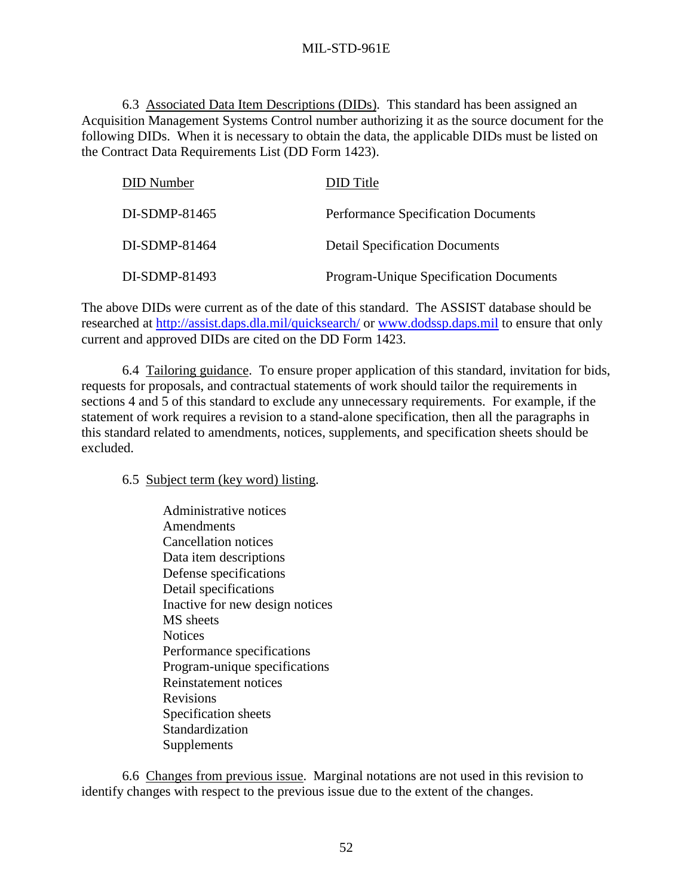6.3 Associated Data Item Descriptions (DIDs). This standard has been assigned an Acquisition Management Systems Control number authorizing it as the source document for the following DIDs. When it is necessary to obtain the data, the applicable DIDs must be listed on the Contract Data Requirements List (DD Form 1423).

| DID Number | DID Title |
|---|---|
| DI-SDMP-81465 | Performance Specification Documents |
| DI-SDMP-81464 | Detail Specification Documents |
| DI-SDMP-81493 | Program-Unique Specification Documents |

The above DIDs were current as of the date of this standard. The ASSIST database should be researched at http://assist.daps.dla.mil/quicksearch/ or www.dodssp.daps.mil to ensure that only current and approved DIDs are cited on the DD Form 1423.

6.4 Tailoring guidance. To ensure proper application of this standard, invitation for bids, requests for proposals, and contractual statements of work should tailor the requirements in sections 4 and 5 of this standard to exclude any unnecessary requirements. For example, if the statement of work requires a revision to a stand-alone specification, then all the paragraphs in this standard related to amendments, notices, supplements, and specification sheets should be excluded.

6.5 Subject term (key word) listing.

Administrative notices
Amendments
Cancellation notices
Data item descriptions
Defense specifications
Detail specifications
Inactive for new design notices
MS sheets
Notices
Performance specifications
Program-unique specifications
Reinstatement notices
Revisions
Specification sheets
Standardization
Supplements

6.6 Changes from previous issue. Marginal notations are not used in this revision to identify changes with respect to the previous issue due to the extent of the changes.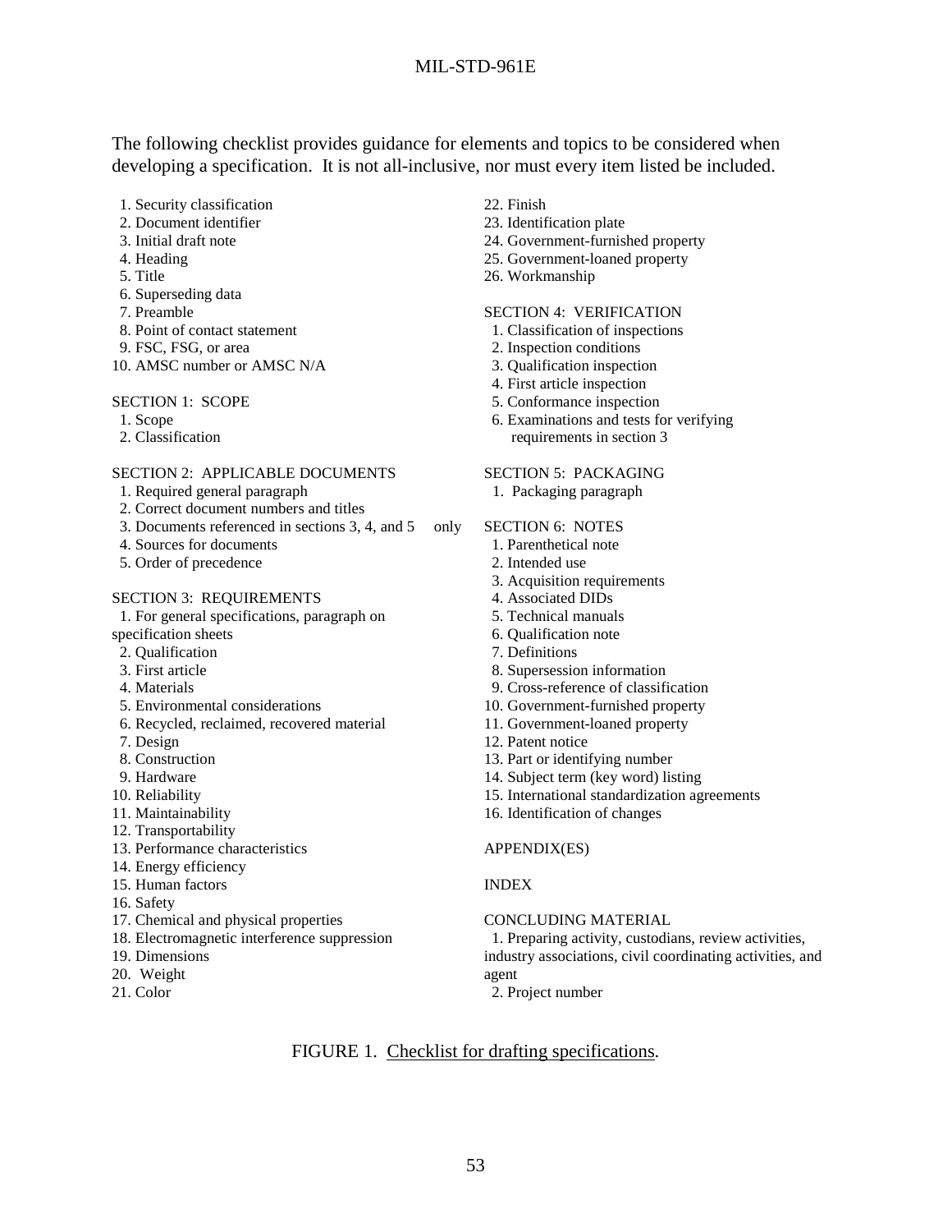The following checklist provides guidance for elements and topics to be considered when developing a specification. It is not all-inclusive, nor must every item listed be included.

1. Security classification
2. Document identifier
3. Initial draft note
4. Heading
5. Title
6. Superseding data
7. Preamble
8. Point of contact statement
9. FSC, FSG, or area
10. AMSC number or AMSC N/A

SECTION 1: SCOPE

1. Scope
2. Classification

SECTION 2: APPLICABLE DOCUMENTS

1. Required general paragraph
2. Correct document numbers and titles
3. Documents referenced in sections 3, 4, and 5 only
4. Sources for documents
5. Order of precedence

SECTION 3: REQUIREMENTS

1. For general specifications, paragraph on specification sheets
2. Qualification
3. First article
4. Materials
5. Environmental considerations
6. Recycled, reclaimed, recovered material
7. Design
8. Construction
9. Hardware
10. Reliability
11. Maintainability
12. Transportability
13. Performance characteristics
14. Energy efficiency
15. Human factors
16. Safety
17. Chemical and physical properties
18. Electromagnetic interference suppression
19. Dimensions
20. Weight
21. Color
22. Finish
23. Identification plate
24. Government-furnished property
25. Government-loaned property
26. Workmanship

SECTION 4: VERIFICATION

1. Classification of inspections
2. Inspection conditions
3. Qualification inspection
4. First article inspection
5. Conformance inspection
6. Examinations and tests for verifying requirements in section 3

SECTION 5: PACKAGING

1. Packaging paragraph

SECTION 6: NOTES

1. Parenthetical note
2. Intended use
3. Acquisition requirements
4. Associated DIDs
5. Technical manuals
6. Qualification note
7. Definitions
8. Supersession information
9. Cross-reference of classification
10. Government-furnished property
11. Government-loaned property
12. Patent notice
13. Part or identifying number
14. Subject term (key word) listing
15. International standardization agreements
16. Identification of changes

APPENDIX(ES)

INDEX

CONCLUDING MATERIAL

1. Preparing activity, custodians, review activities, industry associations, civil coordinating activities, and agent
2. Project number

FIGURE 1. Checklist for drafting specifications.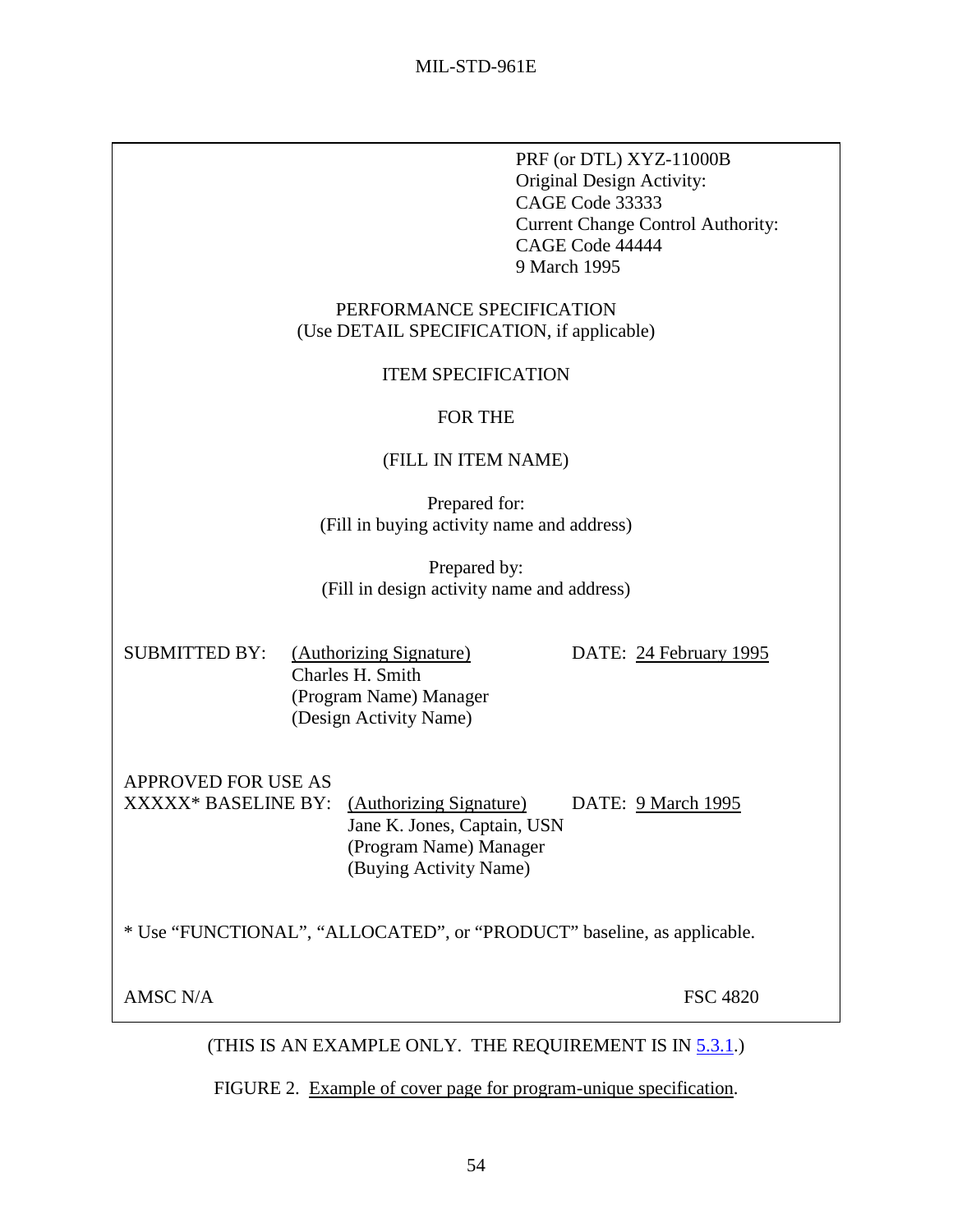PRF (or DTL) XYZ-11000B
Original Design Activity:
CAGE Code 33333
Current Change Control Authority:
CAGE Code 44444
9 March 1995

PERFORMANCE SPECIFICATION
(Use DETAIL SPECIFICATION, if applicable)

ITEM SPECIFICATION

FOR THE

(FILL IN ITEM NAME)

Prepared for:
(Fill in buying activity name and address)

Prepared by:
(Fill in design activity name and address)

SUBMITTED BY: <u>(Authorizing Signature)</u> DATE: <u>24 February 1995</u>
Charles H. Smith
(Program Name) Manager
(Design Activity Name)

APPROVED FOR USE AS
XXXXX* BASELINE BY: <u>(Authorizing Signature)</u> DATE: <u>9 March 1995</u>
Jane K. Jones, Captain, USN
(Program Name) Manager
(Buying Activity Name)

* Use "FUNCTIONAL", "ALLOCATED", or "PRODUCT" baseline, as applicable.

AMSC N/A FSC 4820

(THIS IS AN EXAMPLE ONLY. THE REQUIREMENT IS IN 5.3.1.)

FIGURE 2. Example of cover page for program-unique specification.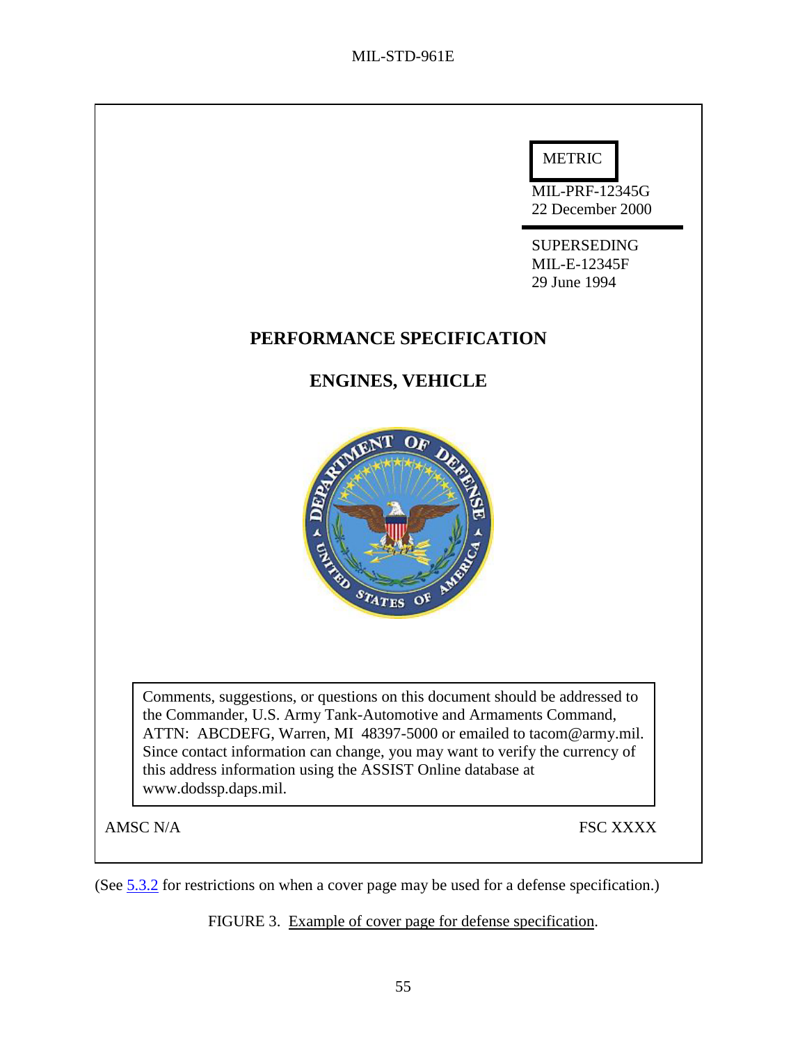METRIC

MIL-PRF-12345G
22 December 2000

SUPERSEDING
MIL-E-12345F
29 June 1994

**PERFORMANCE SPECIFICATION**

**ENGINES, VEHICLE**

Comments, suggestions, or questions on this document should be addressed to the Commander, U.S. Army Tank-Automotive and Armaments Command, ATTN: ABCDEFG, Warren, MI 48397-5000 or emailed to tacom@army.mil. Since contact information can change, you may want to verify the currency of this address information using the ASSIST Online database at www.dodssp.daps.mil.

AMSC N/A FSC XXXX

(See 5.3.2 for restrictions on when a cover page may be used for a defense specification.)

FIGURE 3. Example of cover page for defense specification.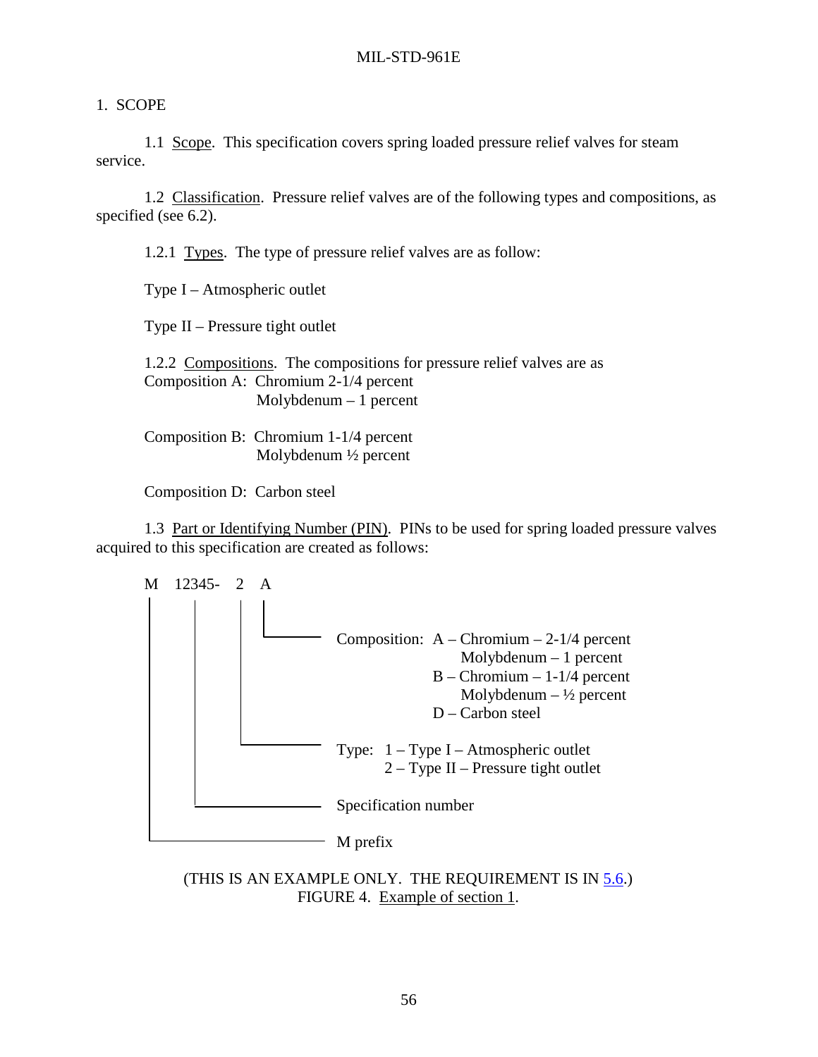# 1. SCOPE

1.1 Scope. This specification covers spring loaded pressure relief valves for steam service.

1.2 Classification. Pressure relief valves are of the following types and compositions, as specified (see 6.2).

1.2.1 Types. The type of pressure relief valves are as follow:

Type I – Atmospheric outlet

Type II – Pressure tight outlet

1.2.2 Compositions. The compositions for pressure relief valves are as
Composition A: Chromium 2-1/4 percent
Molybdenum – 1 percent

Composition B: Chromium 1-1/4 percent
Molybdenum ½ percent

Composition D: Carbon steel

1.3 Part or Identifying Number (PIN). PINs to be used for spring loaded pressure valves acquired to this specification are created as follows:

```
M   12345-  2  A
|     |     |  |
|     |     |  |______ Composition:  A – Chromium – 2-1/4 percent
|     |     |                              Molybdenum – 1 percent
|     |     |                          B – Chromium – 1-1/4 percent
|     |     |                              Molybdenum – ½ percent
|     |     |                          D – Carbon steel
|     |     |
|     |     |_________ Type:  1 – Type I – Atmospheric outlet
|     |                       2 – Type II – Pressure tight outlet
|     |
|     |_______________ Specification number
|
|_____________________ M prefix
```

(THIS IS AN EXAMPLE ONLY. THE REQUIREMENT IS IN 5.6.)
FIGURE 4. Example of section 1.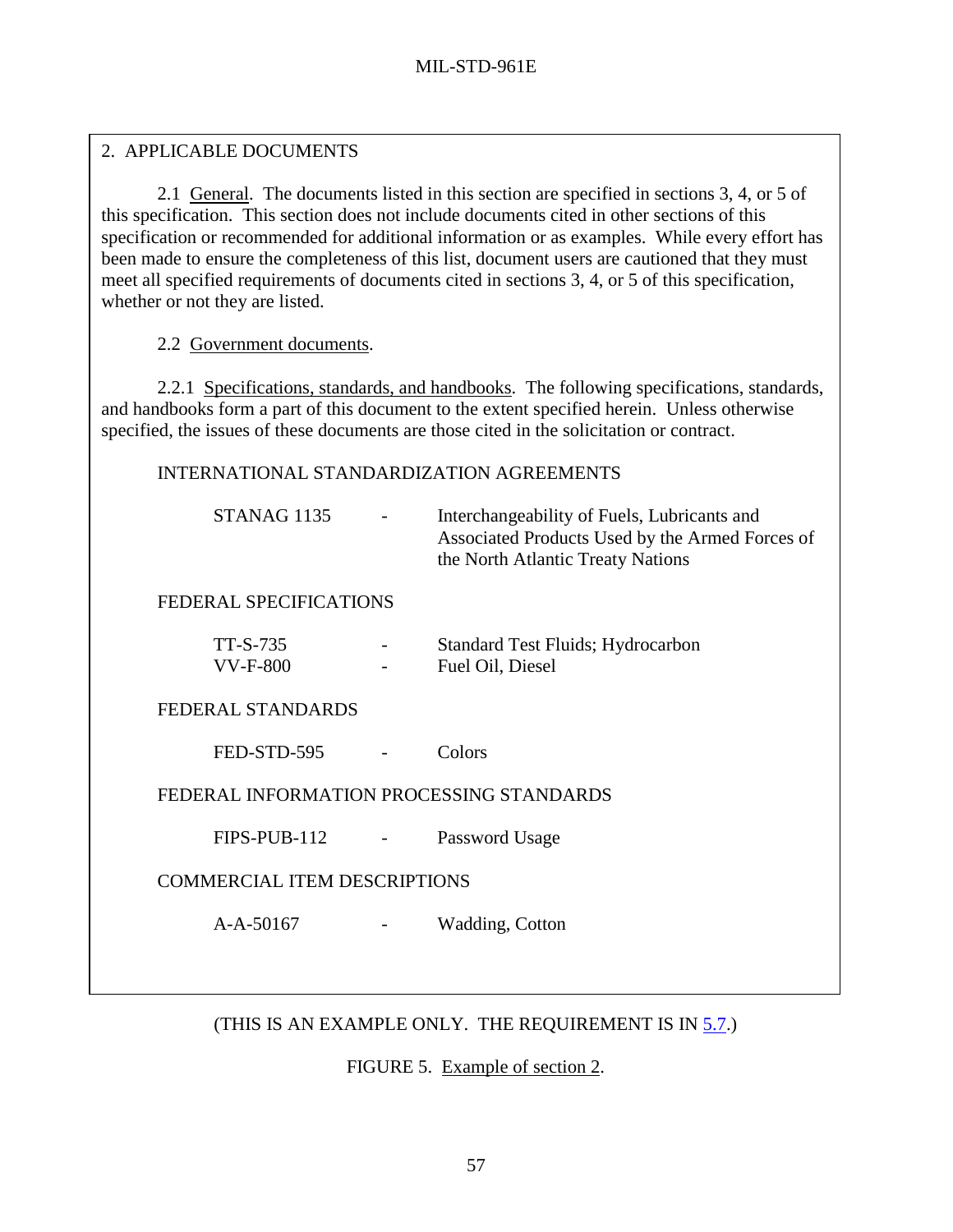2. APPLICABLE DOCUMENTS

2.1 General. The documents listed in this section are specified in sections 3, 4, or 5 of this specification. This section does not include documents cited in other sections of this specification or recommended for additional information or as examples. While every effort has been made to ensure the completeness of this list, document users are cautioned that they must meet all specified requirements of documents cited in sections 3, 4, or 5 of this specification, whether or not they are listed.

2.2 Government documents.

2.2.1 Specifications, standards, and handbooks. The following specifications, standards, and handbooks form a part of this document to the extent specified herein. Unless otherwise specified, the issues of these documents are those cited in the solicitation or contract.

INTERNATIONAL STANDARDIZATION AGREEMENTS

STANAG 1135 - Interchangeability of Fuels, Lubricants and Associated Products Used by the Armed Forces of the North Atlantic Treaty Nations

FEDERAL SPECIFICATIONS

TT-S-735 - Standard Test Fluids; Hydrocarbon
VV-F-800 - Fuel Oil, Diesel

FEDERAL STANDARDS

FED-STD-595 - Colors

FEDERAL INFORMATION PROCESSING STANDARDS

FIPS-PUB-112 - Password Usage

COMMERCIAL ITEM DESCRIPTIONS

A-A-50167 - Wadding, Cotton

(THIS IS AN EXAMPLE ONLY. THE REQUIREMENT IS IN 5.7.)

FIGURE 5. Example of section 2.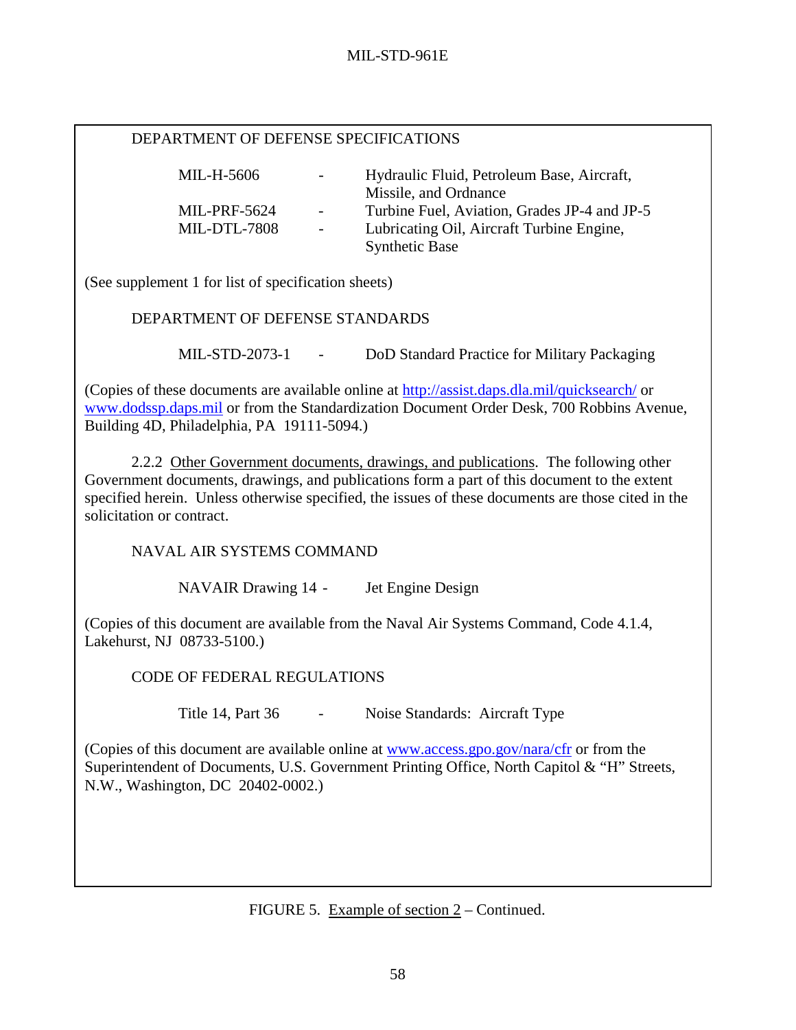DEPARTMENT OF DEFENSE SPECIFICATIONS

| | | |
|---|---|---|
| MIL-H-5606 | - | Hydraulic Fluid, Petroleum Base, Aircraft, Missile, and Ordnance |
| MIL-PRF-5624 | - | Turbine Fuel, Aviation, Grades JP-4 and JP-5 |
| MIL-DTL-7808 | - | Lubricating Oil, Aircraft Turbine Engine, Synthetic Base |

(See supplement 1 for list of specification sheets)

DEPARTMENT OF DEFENSE STANDARDS

| | | |
|---|---|---|
| MIL-STD-2073-1 | - | DoD Standard Practice for Military Packaging |

(Copies of these documents are available online at http://assist.daps.dla.mil/quicksearch/ or www.dodssp.daps.mil or from the Standardization Document Order Desk, 700 Robbins Avenue, Building 4D, Philadelphia, PA 19111-5094.)

2.2.2 Other Government documents, drawings, and publications. The following other Government documents, drawings, and publications form a part of this document to the extent specified herein. Unless otherwise specified, the issues of these documents are those cited in the solicitation or contract.

NAVAL AIR SYSTEMS COMMAND

| | | |
|---|---|---|
| NAVAIR Drawing 14 | - | Jet Engine Design |

(Copies of this document are available from the Naval Air Systems Command, Code 4.1.4, Lakehurst, NJ 08733-5100.)

CODE OF FEDERAL REGULATIONS

| | | |
|---|---|---|
| Title 14, Part 36 | - | Noise Standards: Aircraft Type |

(Copies of this document are available online at www.access.gpo.gov/nara/cfr or from the Superintendent of Documents, U.S. Government Printing Office, North Capitol & "H" Streets, N.W., Washington, DC 20402-0002.)

FIGURE 5. Example of section 2 – Continued.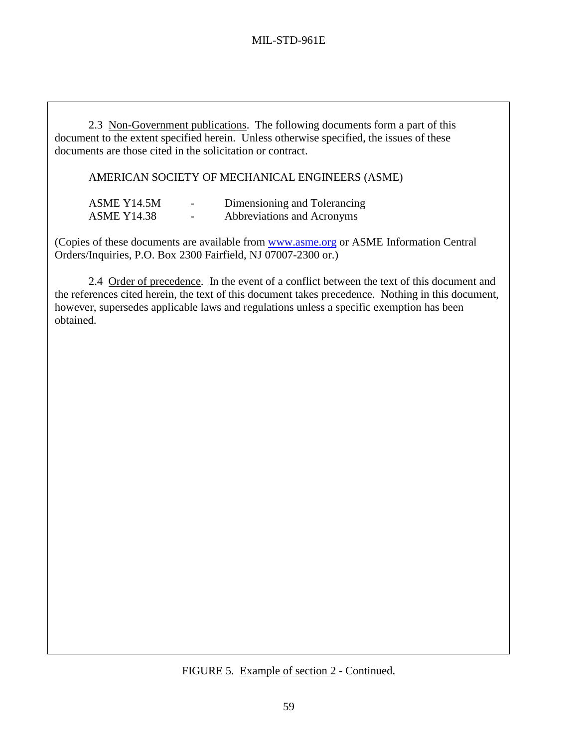2.3 Non-Government publications. The following documents form a part of this document to the extent specified herein. Unless otherwise specified, the issues of these documents are those cited in the solicitation or contract.

AMERICAN SOCIETY OF MECHANICAL ENGINEERS (ASME)

| | | |
|---|---|---|
| ASME Y14.5M | - | Dimensioning and Tolerancing |
| ASME Y14.38 | - | Abbreviations and Acronyms |

(Copies of these documents are available from www.asme.org or ASME Information Central Orders/Inquiries, P.O. Box 2300 Fairfield, NJ 07007-2300 or.)

2.4 Order of precedence. In the event of a conflict between the text of this document and the references cited herein, the text of this document takes precedence. Nothing in this document, however, supersedes applicable laws and regulations unless a specific exemption has been obtained.

FIGURE 5. Example of section 2 - Continued.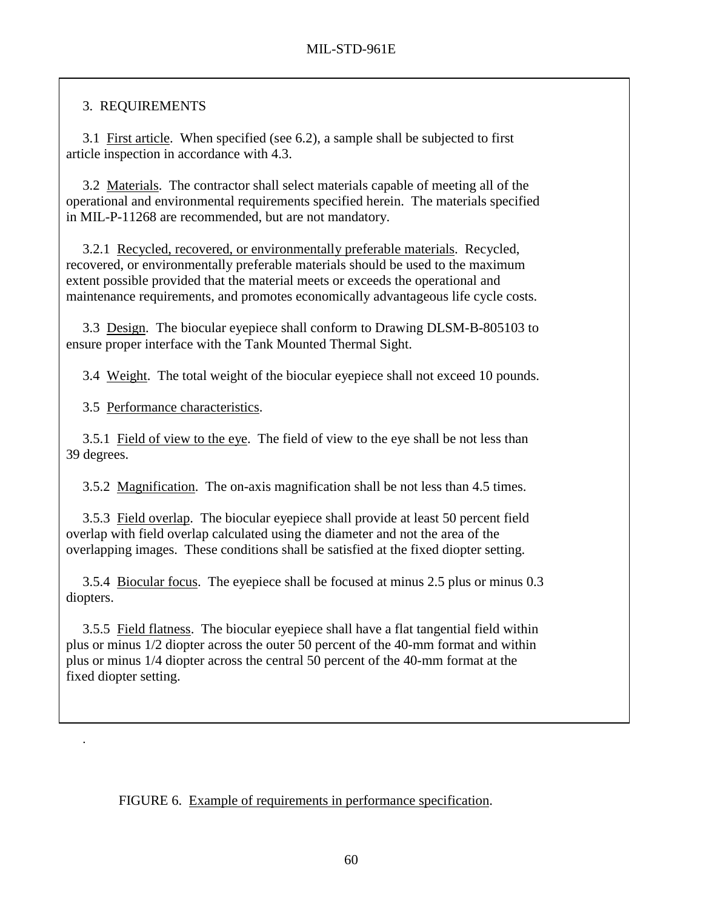3. REQUIREMENTS

3.1 First article. When specified (see 6.2), a sample shall be subjected to first article inspection in accordance with 4.3.

3.2 Materials. The contractor shall select materials capable of meeting all of the operational and environmental requirements specified herein. The materials specified in MIL-P-11268 are recommended, but are not mandatory.

3.2.1 Recycled, recovered, or environmentally preferable materials. Recycled, recovered, or environmentally preferable materials should be used to the maximum extent possible provided that the material meets or exceeds the operational and maintenance requirements, and promotes economically advantageous life cycle costs.

3.3 Design. The biocular eyepiece shall conform to Drawing DLSM-B-805103 to ensure proper interface with the Tank Mounted Thermal Sight.

3.4 Weight. The total weight of the biocular eyepiece shall not exceed 10 pounds.

3.5 Performance characteristics.

3.5.1 Field of view to the eye. The field of view to the eye shall be not less than 39 degrees.

3.5.2 Magnification. The on-axis magnification shall be not less than 4.5 times.

3.5.3 Field overlap. The biocular eyepiece shall provide at least 50 percent field overlap with field overlap calculated using the diameter and not the area of the overlapping images. These conditions shall be satisfied at the fixed diopter setting.

3.5.4 Biocular focus. The eyepiece shall be focused at minus 2.5 plus or minus 0.3 diopters.

3.5.5 Field flatness. The biocular eyepiece shall have a flat tangential field within plus or minus 1/2 diopter across the outer 50 percent of the 40-mm format and within plus or minus 1/4 diopter across the central 50 percent of the 40-mm format at the fixed diopter setting.

FIGURE 6. Example of requirements in performance specification.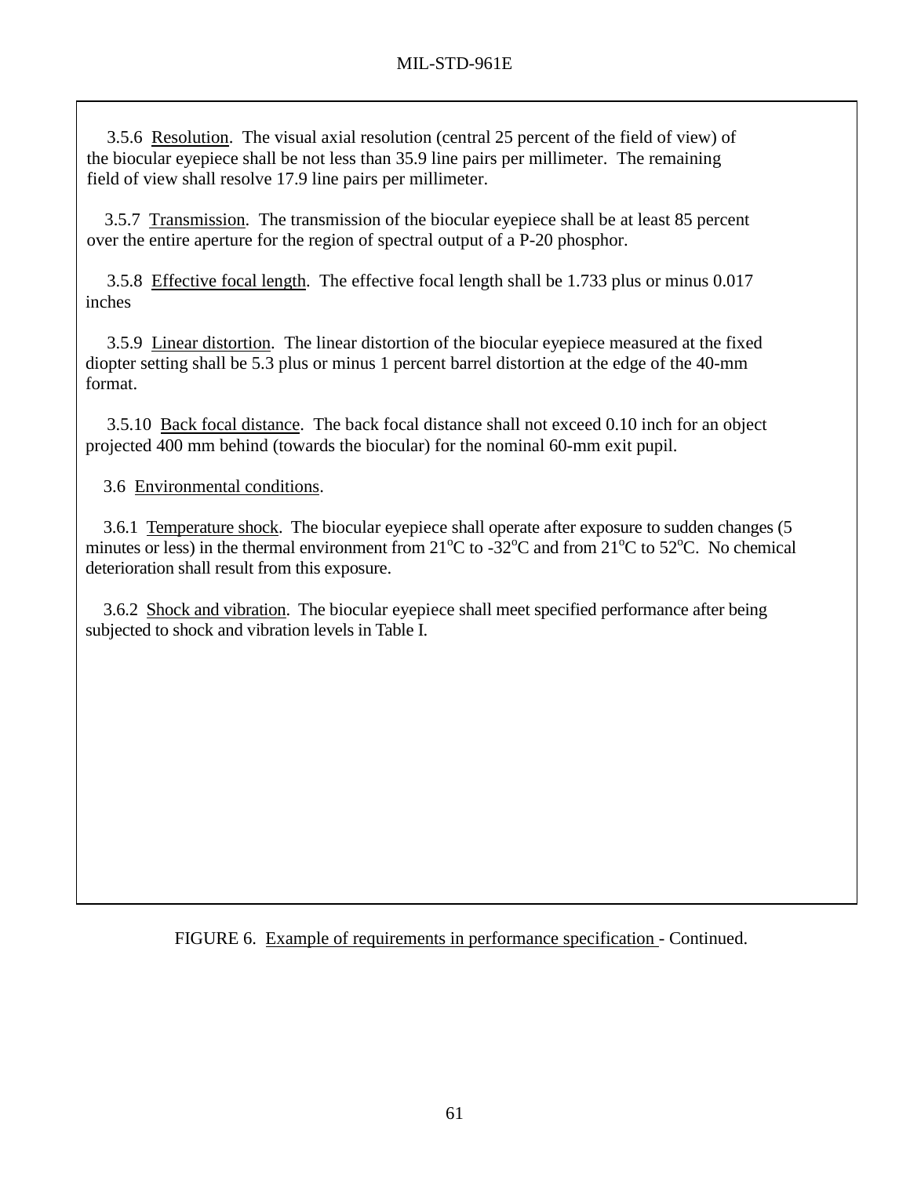3.5.6 Resolution. The visual axial resolution (central 25 percent of the field of view) of the biocular eyepiece shall be not less than 35.9 line pairs per millimeter. The remaining field of view shall resolve 17.9 line pairs per millimeter.

3.5.7 Transmission. The transmission of the biocular eyepiece shall be at least 85 percent over the entire aperture for the region of spectral output of a P-20 phosphor.

3.5.8 Effective focal length. The effective focal length shall be 1.733 plus or minus 0.017 inches

3.5.9 Linear distortion. The linear distortion of the biocular eyepiece measured at the fixed diopter setting shall be 5.3 plus or minus 1 percent barrel distortion at the edge of the 40-mm format.

3.5.10 Back focal distance. The back focal distance shall not exceed 0.10 inch for an object projected 400 mm behind (towards the biocular) for the nominal 60-mm exit pupil.

3.6 Environmental conditions.

3.6.1 Temperature shock. The biocular eyepiece shall operate after exposure to sudden changes (5 minutes or less) in the thermal environment from 21$^{o}$C to -32$^{o}$C and from 21$^{o}$C to 52$^{o}$C. No chemical deterioration shall result from this exposure.

3.6.2 Shock and vibration. The biocular eyepiece shall meet specified performance after being subjected to shock and vibration levels in Table I.

FIGURE 6. Example of requirements in performance specification - Continued.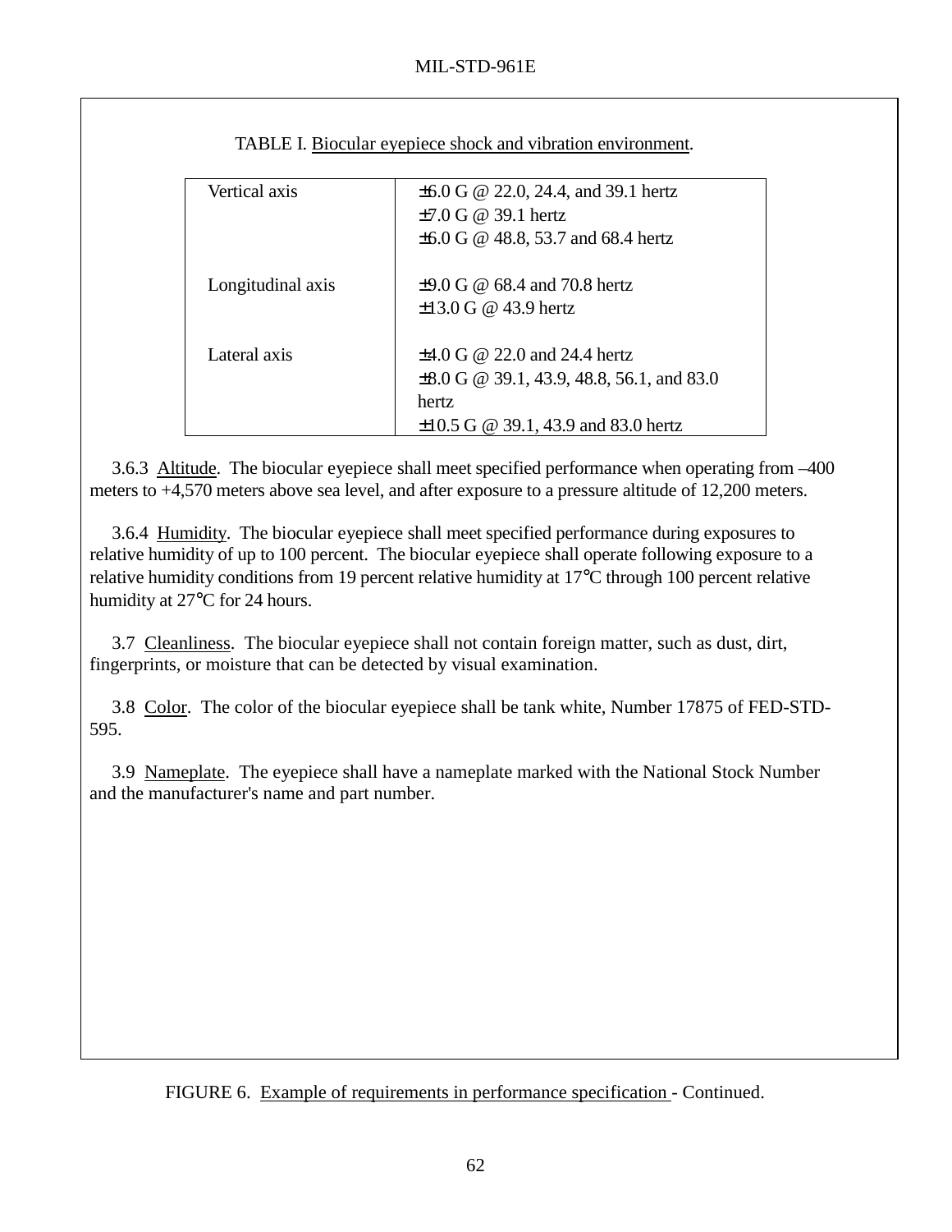TABLE I. Biocular eyepiece shock and vibration environment.

| | |
|---|---|
| Vertical axis | ±6.0 G @ 22.0, 24.4, and 39.1 hertz<br>±7.0 G @ 39.1 hertz<br>±6.0 G @ 48.8, 53.7 and 68.4 hertz |
| Longitudinal axis | ±9.0 G @ 68.4 and 70.8 hertz<br>±13.0 G @ 43.9 hertz |
| Lateral axis | ±4.0 G @ 22.0 and 24.4 hertz<br>±8.0 G @ 39.1, 43.9, 48.8, 56.1, and 83.0 hertz<br>±10.5 G @ 39.1, 43.9 and 83.0 hertz |

3.6.3 Altitude. The biocular eyepiece shall meet specified performance when operating from –400 meters to +4,570 meters above sea level, and after exposure to a pressure altitude of 12,200 meters.

3.6.4 Humidity. The biocular eyepiece shall meet specified performance during exposures to relative humidity of up to 100 percent. The biocular eyepiece shall operate following exposure to a relative humidity conditions from 19 percent relative humidity at 17°C through 100 percent relative humidity at 27°C for 24 hours.

3.7 Cleanliness. The biocular eyepiece shall not contain foreign matter, such as dust, dirt, fingerprints, or moisture that can be detected by visual examination.

3.8 Color. The color of the biocular eyepiece shall be tank white, Number 17875 of FED-STD-595.

3.9 Nameplate. The eyepiece shall have a nameplate marked with the National Stock Number and the manufacturer's name and part number.

FIGURE 6. Example of requirements in performance specification - Continued.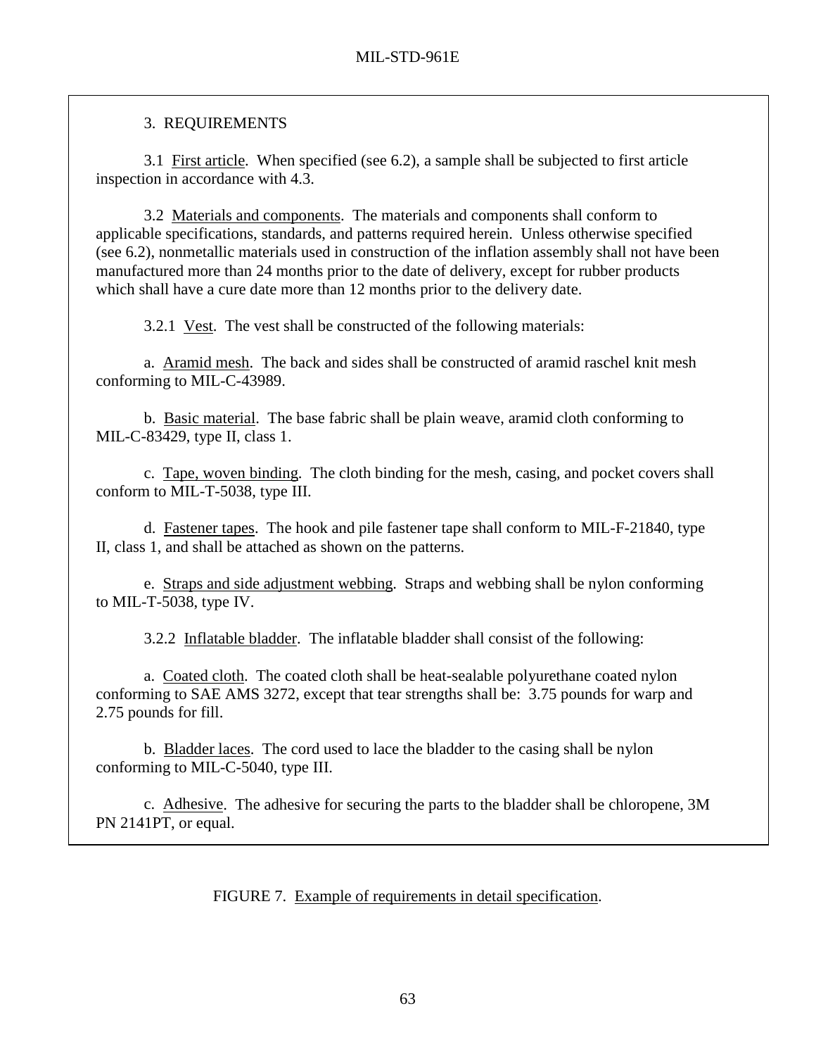3. REQUIREMENTS

3.1 First article. When specified (see 6.2), a sample shall be subjected to first article inspection in accordance with 4.3.

3.2 Materials and components. The materials and components shall conform to applicable specifications, standards, and patterns required herein. Unless otherwise specified (see 6.2), nonmetallic materials used in construction of the inflation assembly shall not have been manufactured more than 24 months prior to the date of delivery, except for rubber products which shall have a cure date more than 12 months prior to the delivery date.

3.2.1 Vest. The vest shall be constructed of the following materials:

a. Aramid mesh. The back and sides shall be constructed of aramid raschel knit mesh conforming to MIL-C-43989.

b. Basic material. The base fabric shall be plain weave, aramid cloth conforming to MIL-C-83429, type II, class 1.

c. Tape, woven binding. The cloth binding for the mesh, casing, and pocket covers shall conform to MIL-T-5038, type III.

d. Fastener tapes. The hook and pile fastener tape shall conform to MIL-F-21840, type II, class 1, and shall be attached as shown on the patterns.

e. Straps and side adjustment webbing. Straps and webbing shall be nylon conforming to MIL-T-5038, type IV.

3.2.2 Inflatable bladder. The inflatable bladder shall consist of the following:

a. Coated cloth. The coated cloth shall be heat-sealable polyurethane coated nylon conforming to SAE AMS 3272, except that tear strengths shall be: 3.75 pounds for warp and 2.75 pounds for fill.

b. Bladder laces. The cord used to lace the bladder to the casing shall be nylon conforming to MIL-C-5040, type III.

c. Adhesive. The adhesive for securing the parts to the bladder shall be chloropene, 3M PN 2141PT, or equal.

FIGURE 7. Example of requirements in detail specification.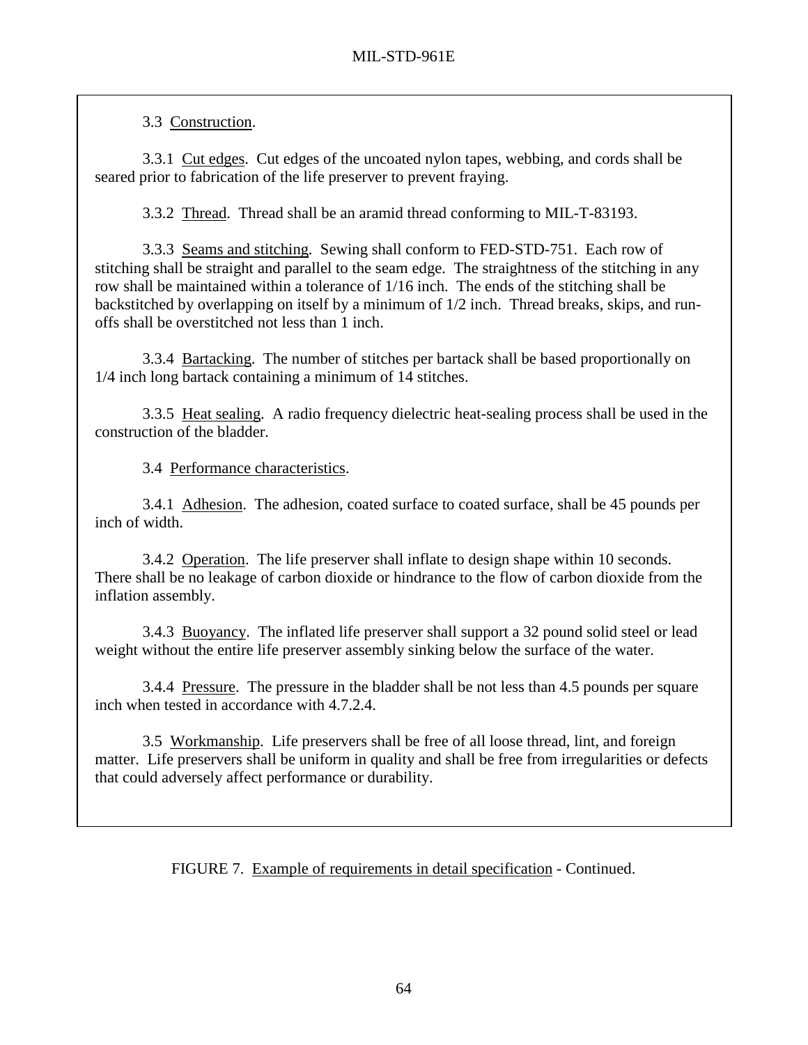3.3 Construction.

3.3.1 Cut edges. Cut edges of the uncoated nylon tapes, webbing, and cords shall be seared prior to fabrication of the life preserver to prevent fraying.

3.3.2 Thread. Thread shall be an aramid thread conforming to MIL-T-83193.

3.3.3 Seams and stitching. Sewing shall conform to FED-STD-751. Each row of stitching shall be straight and parallel to the seam edge. The straightness of the stitching in any row shall be maintained within a tolerance of 1/16 inch. The ends of the stitching shall be backstitched by overlapping on itself by a minimum of 1/2 inch. Thread breaks, skips, and run-offs shall be overstitched not less than 1 inch.

3.3.4 Bartacking. The number of stitches per bartack shall be based proportionally on 1/4 inch long bartack containing a minimum of 14 stitches.

3.3.5 Heat sealing. A radio frequency dielectric heat-sealing process shall be used in the construction of the bladder.

3.4 Performance characteristics.

3.4.1 Adhesion. The adhesion, coated surface to coated surface, shall be 45 pounds per inch of width.

3.4.2 Operation. The life preserver shall inflate to design shape within 10 seconds. There shall be no leakage of carbon dioxide or hindrance to the flow of carbon dioxide from the inflation assembly.

3.4.3 Buoyancy. The inflated life preserver shall support a 32 pound solid steel or lead weight without the entire life preserver assembly sinking below the surface of the water.

3.4.4 Pressure. The pressure in the bladder shall be not less than 4.5 pounds per square inch when tested in accordance with 4.7.2.4.

3.5 Workmanship. Life preservers shall be free of all loose thread, lint, and foreign matter. Life preservers shall be uniform in quality and shall be free from irregularities or defects that could adversely affect performance or durability.

FIGURE 7. Example of requirements in detail specification - Continued.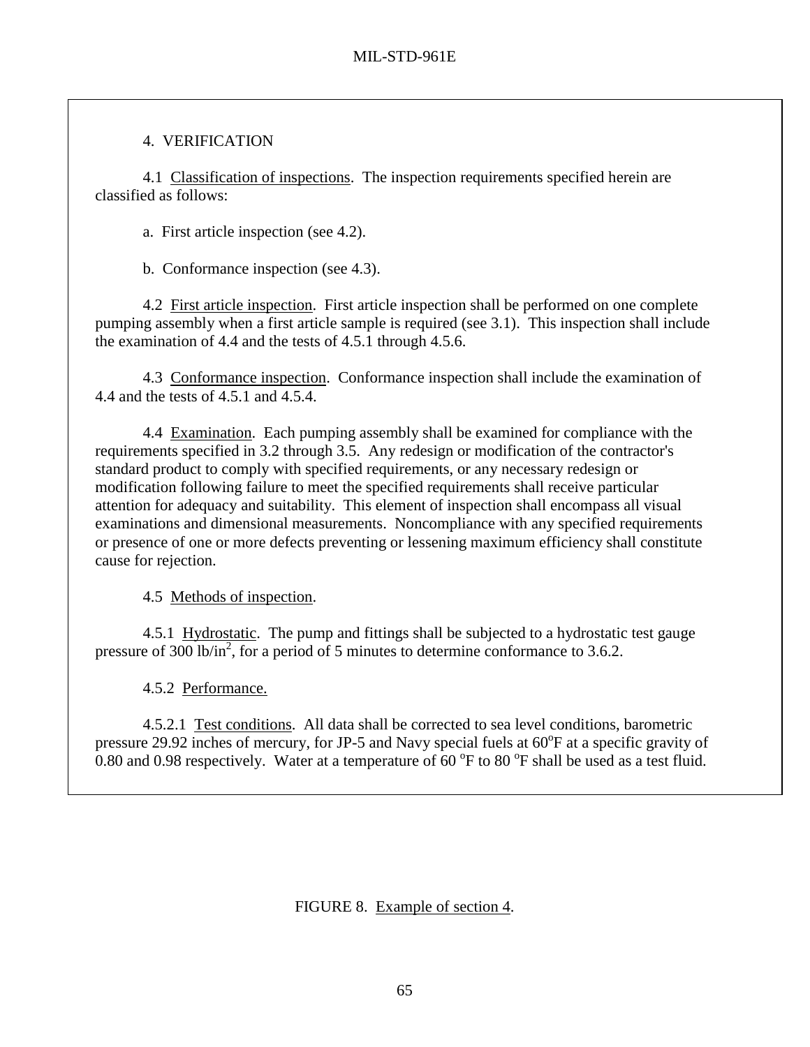4. VERIFICATION

4.1 Classification of inspections. The inspection requirements specified herein are classified as follows:

a. First article inspection (see 4.2).

b. Conformance inspection (see 4.3).

4.2 First article inspection. First article inspection shall be performed on one complete pumping assembly when a first article sample is required (see 3.1). This inspection shall include the examination of 4.4 and the tests of 4.5.1 through 4.5.6.

4.3 Conformance inspection. Conformance inspection shall include the examination of 4.4 and the tests of 4.5.1 and 4.5.4.

4.4 Examination. Each pumping assembly shall be examined for compliance with the requirements specified in 3.2 through 3.5. Any redesign or modification of the contractor's standard product to comply with specified requirements, or any necessary redesign or modification following failure to meet the specified requirements shall receive particular attention for adequacy and suitability. This element of inspection shall encompass all visual examinations and dimensional measurements. Noncompliance with any specified requirements or presence of one or more defects preventing or lessening maximum efficiency shall constitute cause for rejection.

4.5 Methods of inspection.

4.5.1 Hydrostatic. The pump and fittings shall be subjected to a hydrostatic test gauge pressure of 300 $lb/in^2$, for a period of 5 minutes to determine conformance to 3.6.2.

4.5.2 Performance.

4.5.2.1 Test conditions. All data shall be corrected to sea level conditions, barometric pressure 29.92 inches of mercury, for JP-5 and Navy special fuels at $60^oF$ at a specific gravity of 0.80 and 0.98 respectively. Water at a temperature of $60\ ^oF$ to $80\ ^oF$ shall be used as a test fluid.

FIGURE 8. Example of section 4.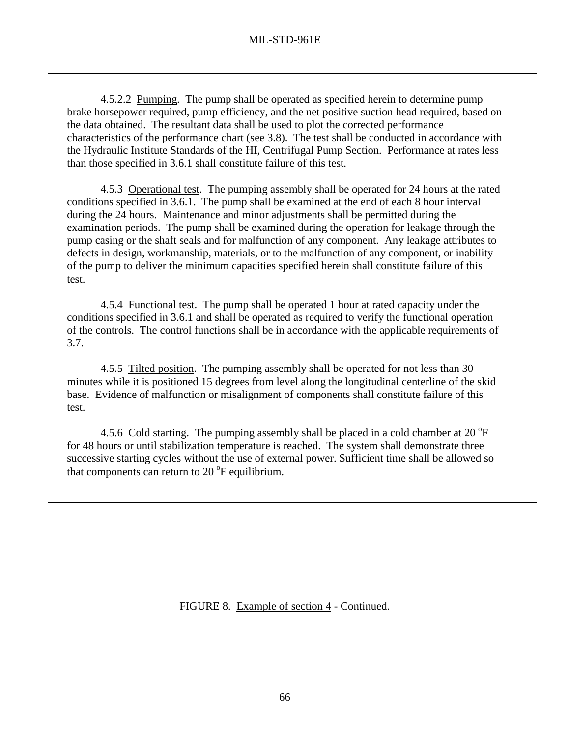4.5.2.2 Pumping. The pump shall be operated as specified herein to determine pump brake horsepower required, pump efficiency, and the net positive suction head required, based on the data obtained. The resultant data shall be used to plot the corrected performance characteristics of the performance chart (see 3.8). The test shall be conducted in accordance with the Hydraulic Institute Standards of the HI, Centrifugal Pump Section. Performance at rates less than those specified in 3.6.1 shall constitute failure of this test.

4.5.3 Operational test. The pumping assembly shall be operated for 24 hours at the rated conditions specified in 3.6.1. The pump shall be examined at the end of each 8 hour interval during the 24 hours. Maintenance and minor adjustments shall be permitted during the examination periods. The pump shall be examined during the operation for leakage through the pump casing or the shaft seals and for malfunction of any component. Any leakage attributes to defects in design, workmanship, materials, or to the malfunction of any component, or inability of the pump to deliver the minimum capacities specified herein shall constitute failure of this test.

4.5.4 Functional test. The pump shall be operated 1 hour at rated capacity under the conditions specified in 3.6.1 and shall be operated as required to verify the functional operation of the controls. The control functions shall be in accordance with the applicable requirements of 3.7.

4.5.5 Tilted position. The pumping assembly shall be operated for not less than 30 minutes while it is positioned 15 degrees from level along the longitudinal centerline of the skid base. Evidence of malfunction or misalignment of components shall constitute failure of this test.

4.5.6 Cold starting. The pumping assembly shall be placed in a cold chamber at 20 $^{o}$F for 48 hours or until stabilization temperature is reached. The system shall demonstrate three successive starting cycles without the use of external power. Sufficient time shall be allowed so that components can return to 20 $^{o}$F equilibrium.

FIGURE 8. Example of section 4 - Continued.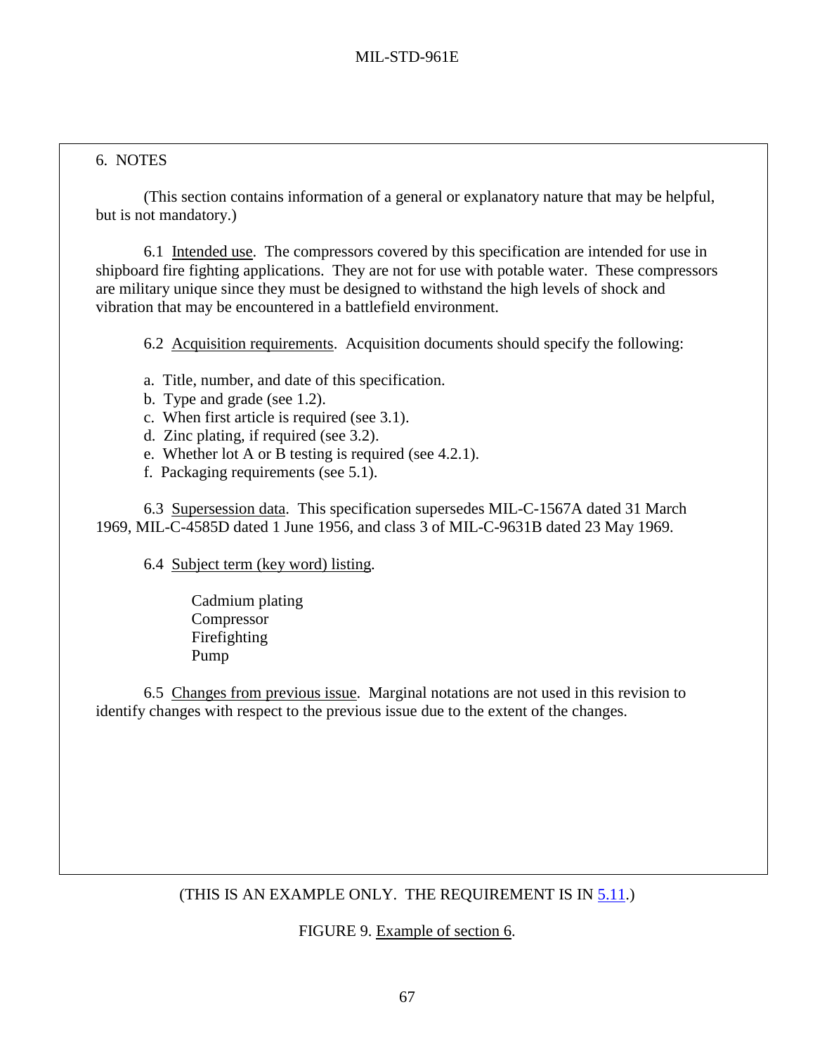6. NOTES

(This section contains information of a general or explanatory nature that may be helpful, but is not mandatory.)

6.1 Intended use. The compressors covered by this specification are intended for use in shipboard fire fighting applications. They are not for use with potable water. These compressors are military unique since they must be designed to withstand the high levels of shock and vibration that may be encountered in a battlefield environment.

6.2 Acquisition requirements. Acquisition documents should specify the following:

a. Title, number, and date of this specification.
b. Type and grade (see 1.2).
c. When first article is required (see 3.1).
d. Zinc plating, if required (see 3.2).
e. Whether lot A or B testing is required (see 4.2.1).
f. Packaging requirements (see 5.1).

6.3 Supersession data. This specification supersedes MIL-C-1567A dated 31 March 1969, MIL-C-4585D dated 1 June 1956, and class 3 of MIL-C-9631B dated 23 May 1969.

6.4 Subject term (key word) listing.

Cadmium plating
Compressor
Firefighting
Pump

6.5 Changes from previous issue. Marginal notations are not used in this revision to identify changes with respect to the previous issue due to the extent of the changes.

(THIS IS AN EXAMPLE ONLY. THE REQUIREMENT IS IN 5.11.)

FIGURE 9. Example of section 6.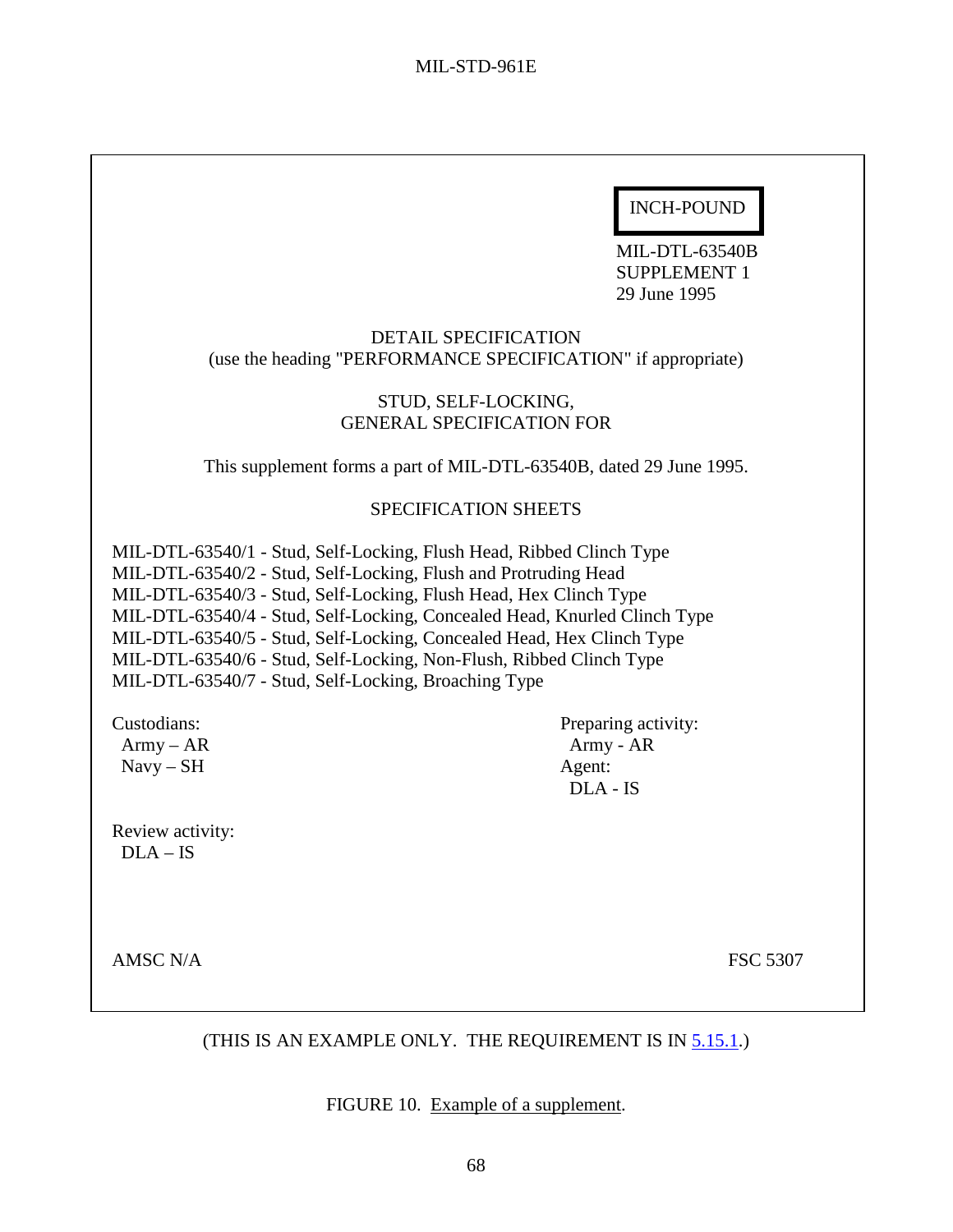INCH-POUND

MIL-DTL-63540B
SUPPLEMENT 1
29 June 1995

DETAIL SPECIFICATION
(use the heading "PERFORMANCE SPECIFICATION" if appropriate)

STUD, SELF-LOCKING,
GENERAL SPECIFICATION FOR

This supplement forms a part of MIL-DTL-63540B, dated 29 June 1995.

SPECIFICATION SHEETS

MIL-DTL-63540/1 - Stud, Self-Locking, Flush Head, Ribbed Clinch Type
MIL-DTL-63540/2 - Stud, Self-Locking, Flush and Protruding Head
MIL-DTL-63540/3 - Stud, Self-Locking, Flush Head, Hex Clinch Type
MIL-DTL-63540/4 - Stud, Self-Locking, Concealed Head, Knurled Clinch Type
MIL-DTL-63540/5 - Stud, Self-Locking, Concealed Head, Hex Clinch Type
MIL-DTL-63540/6 - Stud, Self-Locking, Non-Flush, Ribbed Clinch Type
MIL-DTL-63540/7 - Stud, Self-Locking, Broaching Type

Custodians:
Army – AR
Navy – SH

Preparing activity:
Army - AR
Agent:
DLA - IS

Review activity:
DLA – IS

AMSC N/A

FSC 5307

(THIS IS AN EXAMPLE ONLY. THE REQUIREMENT IS IN 5.15.1.)

FIGURE 10. Example of a supplement.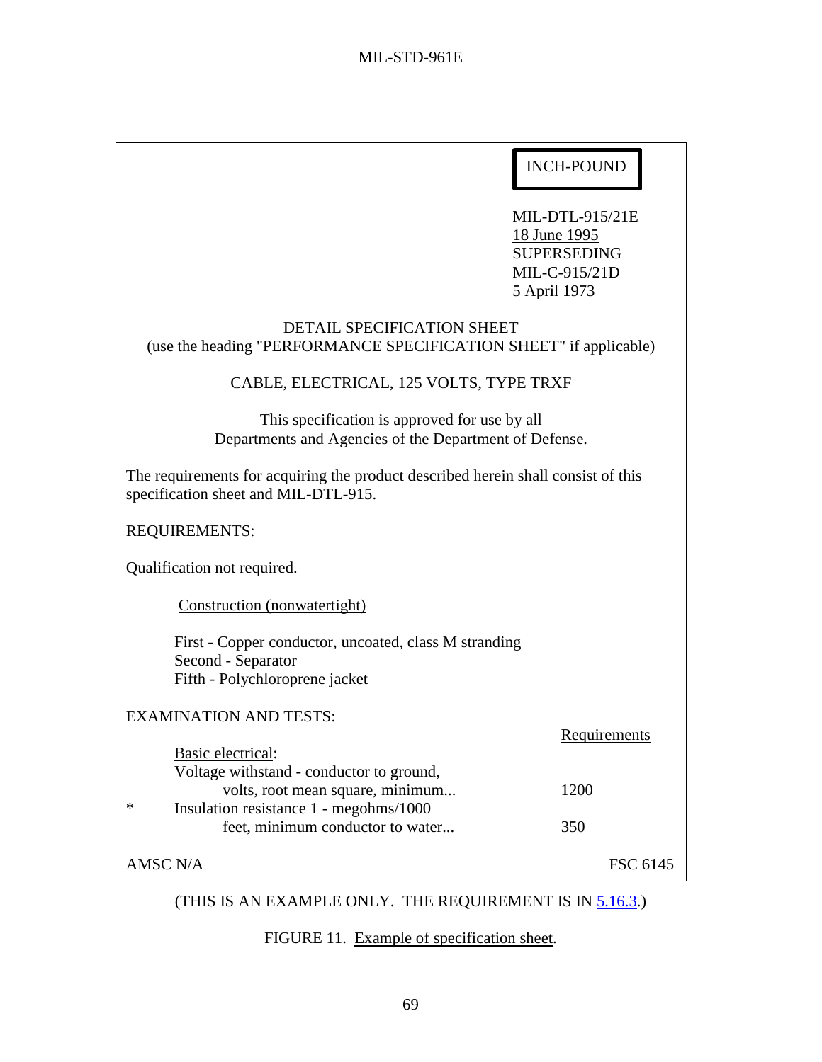INCH-POUND

MIL-DTL-915/21E
18 June 1995
SUPERSEDING
MIL-C-915/21D
5 April 1973

DETAIL SPECIFICATION SHEET
(use the heading "PERFORMANCE SPECIFICATION SHEET" if applicable)

CABLE, ELECTRICAL, 125 VOLTS, TYPE TRXF

This specification is approved for use by all
Departments and Agencies of the Department of Defense.

The requirements for acquiring the product described herein shall consist of this specification sheet and MIL-DTL-915.

REQUIREMENTS:

Qualification not required.

Construction (nonwatertight)

First - Copper conductor, uncoated, class M stranding
Second - Separator
Fifth - Polychloroprene jacket

EXAMINATION AND TESTS:

| | | Requirements |
|---|---|---|
| | Basic electrical: | |
| | Voltage withstand - conductor to ground, volts, root mean square, minimum... | 1200 |
| * | Insulation resistance 1 - megohms/1000 feet, minimum conductor to water... | 350 |

AMSC N/A FSC 6145

(THIS IS AN EXAMPLE ONLY. THE REQUIREMENT IS IN 5.16.3.)

FIGURE 11. Example of specification sheet.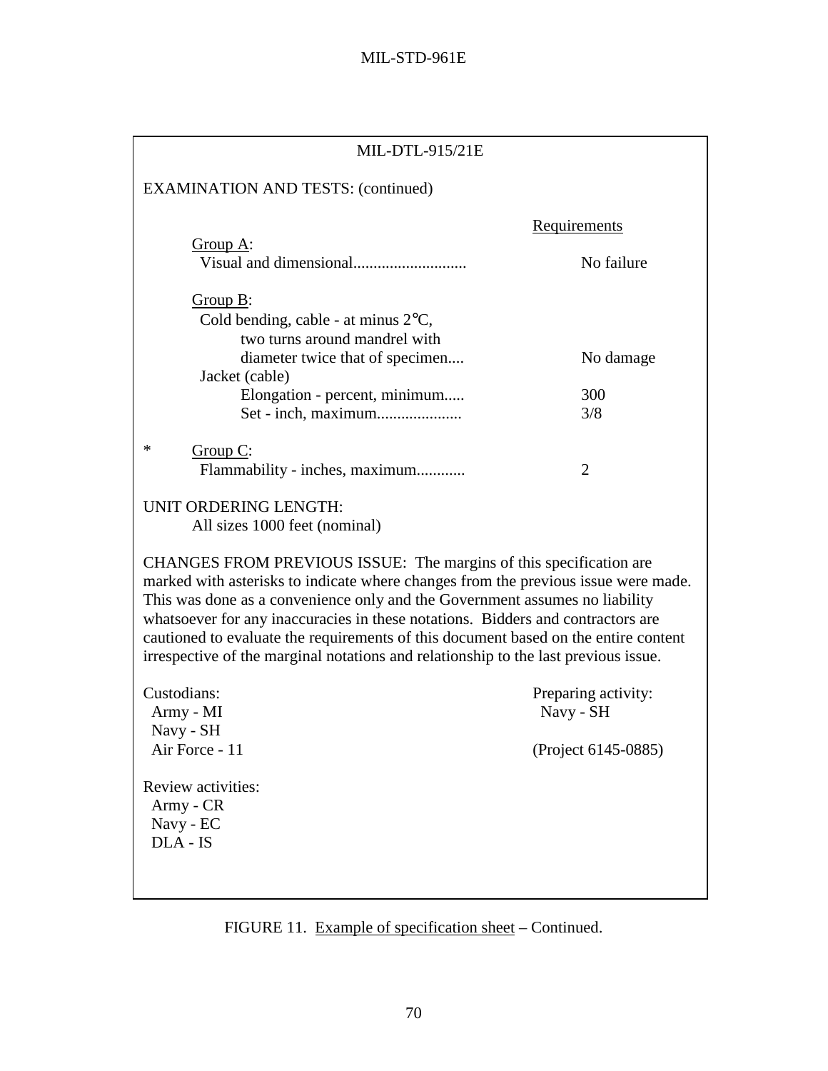MIL-DTL-915/21E

EXAMINATION AND TESTS: (continued)

| | Requirements |
|---|---|
| Group A: | |
| Visual and dimensional........................... | No failure |
| Group B: | |
| Cold bending, cable - at minus 2°C, two turns around mandrel with diameter twice that of specimen.... | No damage |
| Jacket (cable) | |
| Elongation - percent, minimum..... | 300 |
| Set - inch, maximum.................... | 3/8 |
| * Group C: | |
| Flammability - inches, maximum........... | 2 |

UNIT ORDERING LENGTH:
All sizes 1000 feet (nominal)

CHANGES FROM PREVIOUS ISSUE: The margins of this specification are marked with asterisks to indicate where changes from the previous issue were made. This was done as a convenience only and the Government assumes no liability whatsoever for any inaccuracies in these notations. Bidders and contractors are cautioned to evaluate the requirements of this document based on the entire content irrespective of the marginal notations and relationship to the last previous issue.

Custodians:
Army - MI
Navy - SH
Air Force - 11

Preparing activity:
Navy - SH

(Project 6145-0885)

Review activities:
Army - CR
Navy - EC
DLA - IS

FIGURE 11. Example of specification sheet – Continued.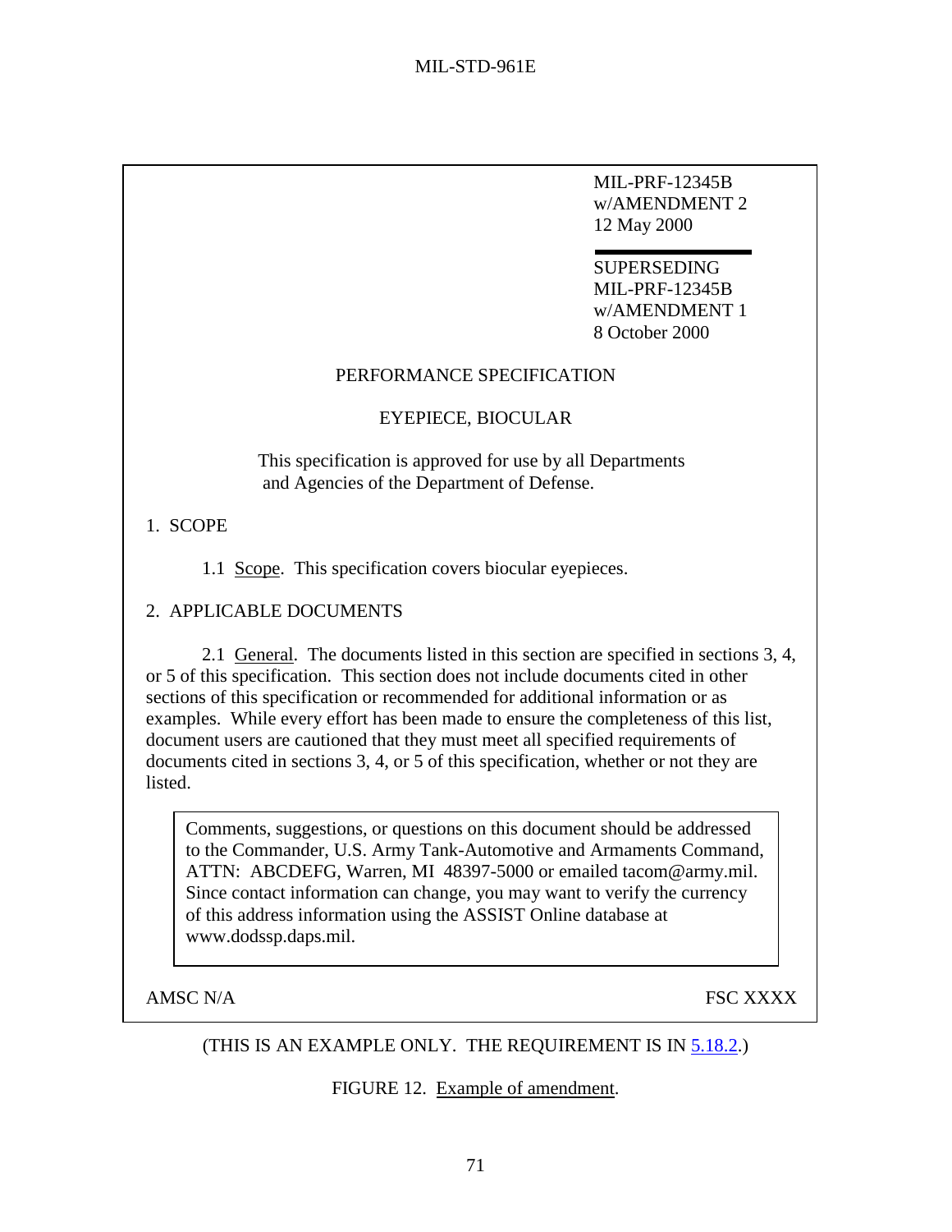MIL-PRF-12345B
w/AMENDMENT 2
12 May 2000

SUPERSEDING
MIL-PRF-12345B
w/AMENDMENT 1
8 October 2000

PERFORMANCE SPECIFICATION

EYEPIECE, BIOCULAR

This specification is approved for use by all Departments and Agencies of the Department of Defense.

1. SCOPE

1.1 Scope. This specification covers biocular eyepieces.

2. APPLICABLE DOCUMENTS

2.1 General. The documents listed in this section are specified in sections 3, 4, or 5 of this specification. This section does not include documents cited in other sections of this specification or recommended for additional information or as examples. While every effort has been made to ensure the completeness of this list, document users are cautioned that they must meet all specified requirements of documents cited in sections 3, 4, or 5 of this specification, whether or not they are listed.

> Comments, suggestions, or questions on this document should be addressed to the Commander, U.S. Army Tank-Automotive and Armaments Command, ATTN: ABCDEFG, Warren, MI 48397-5000 or emailed tacom@army.mil. Since contact information can change, you may want to verify the currency of this address information using the ASSIST Online database at www.dodssp.daps.mil.

AMSC N/A FSC XXXX

(THIS IS AN EXAMPLE ONLY. THE REQUIREMENT IS IN 5.18.2.)

FIGURE 12. Example of amendment.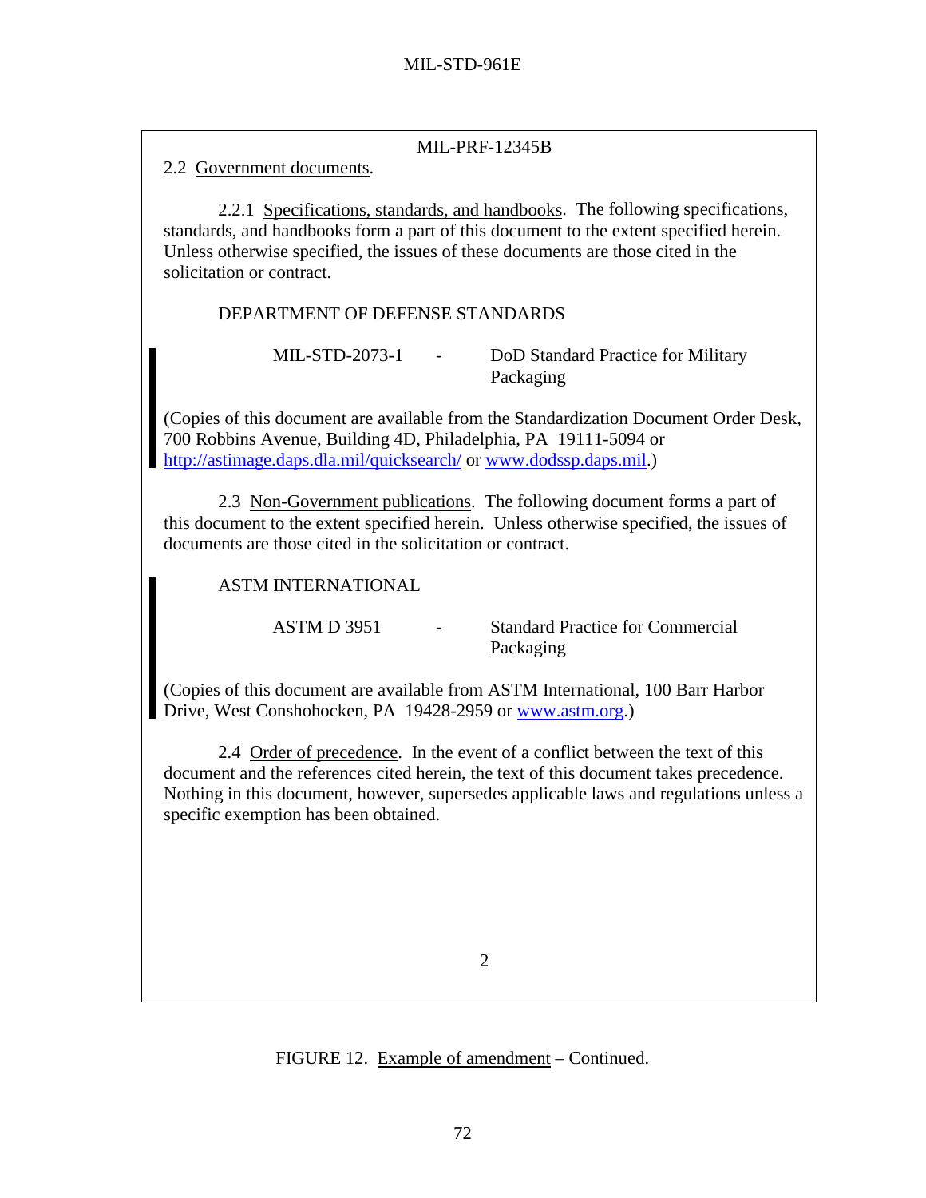MIL-PRF-12345B

2.2 Government documents.

2.2.1 Specifications, standards, and handbooks. The following specifications, standards, and handbooks form a part of this document to the extent specified herein. Unless otherwise specified, the issues of these documents are those cited in the solicitation or contract.

DEPARTMENT OF DEFENSE STANDARDS

| | | |
|---|---|---|
| MIL-STD-2073-1 | - | DoD Standard Practice for Military Packaging |

(Copies of this document are available from the Standardization Document Order Desk, 700 Robbins Avenue, Building 4D, Philadelphia, PA 19111-5094 or http://astimage.daps.dla.mil/quicksearch/ or www.dodssp.daps.mil.)

2.3 Non-Government publications. The following document forms a part of this document to the extent specified herein. Unless otherwise specified, the issues of documents are those cited in the solicitation or contract.

ASTM INTERNATIONAL

| | | |
|---|---|---|
| ASTM D 3951 | - | Standard Practice for Commercial Packaging |

(Copies of this document are available from ASTM International, 100 Barr Harbor Drive, West Conshohocken, PA 19428-2959 or www.astm.org.)

2.4 Order of precedence. In the event of a conflict between the text of this document and the references cited herein, the text of this document takes precedence. Nothing in this document, however, supersedes applicable laws and regulations unless a specific exemption has been obtained.

2

FIGURE 12. Example of amendment – Continued.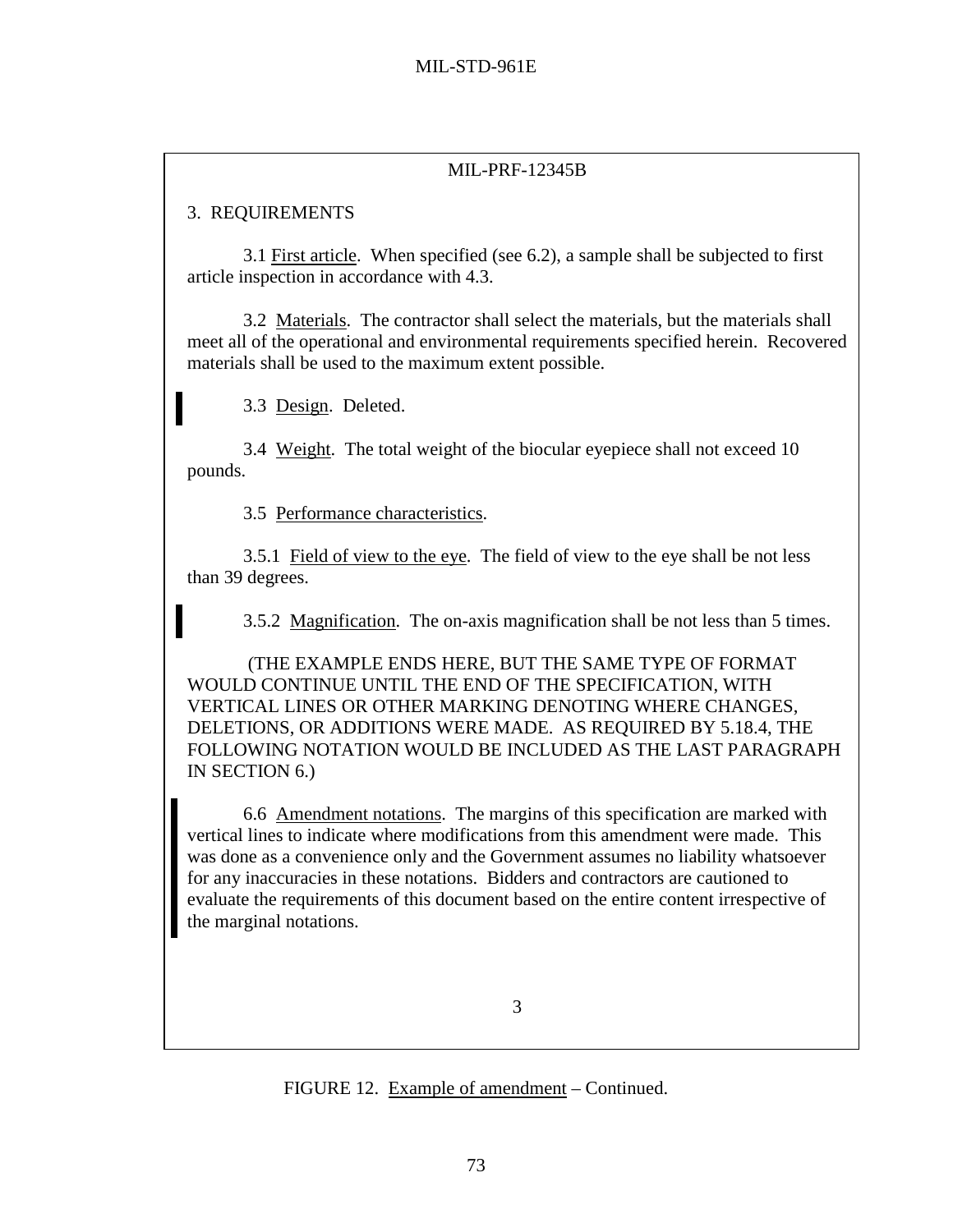MIL-PRF-12345B

3. REQUIREMENTS

3.1 First article. When specified (see 6.2), a sample shall be subjected to first article inspection in accordance with 4.3.

3.2 Materials. The contractor shall select the materials, but the materials shall meet all of the operational and environmental requirements specified herein. Recovered materials shall be used to the maximum extent possible.

3.3 Design. Deleted.

3.4 Weight. The total weight of the biocular eyepiece shall not exceed 10 pounds.

3.5 Performance characteristics.

3.5.1 Field of view to the eye. The field of view to the eye shall be not less than 39 degrees.

3.5.2 Magnification. The on-axis magnification shall be not less than 5 times.

(THE EXAMPLE ENDS HERE, BUT THE SAME TYPE OF FORMAT WOULD CONTINUE UNTIL THE END OF THE SPECIFICATION, WITH VERTICAL LINES OR OTHER MARKING DENOTING WHERE CHANGES, DELETIONS, OR ADDITIONS WERE MADE. AS REQUIRED BY 5.18.4, THE FOLLOWING NOTATION WOULD BE INCLUDED AS THE LAST PARAGRAPH IN SECTION 6.)

6.6 Amendment notations. The margins of this specification are marked with vertical lines to indicate where modifications from this amendment were made. This was done as a convenience only and the Government assumes no liability whatsoever for any inaccuracies in these notations. Bidders and contractors are cautioned to evaluate the requirements of this document based on the entire content irrespective of the marginal notations.

3

FIGURE 12. Example of amendment – Continued.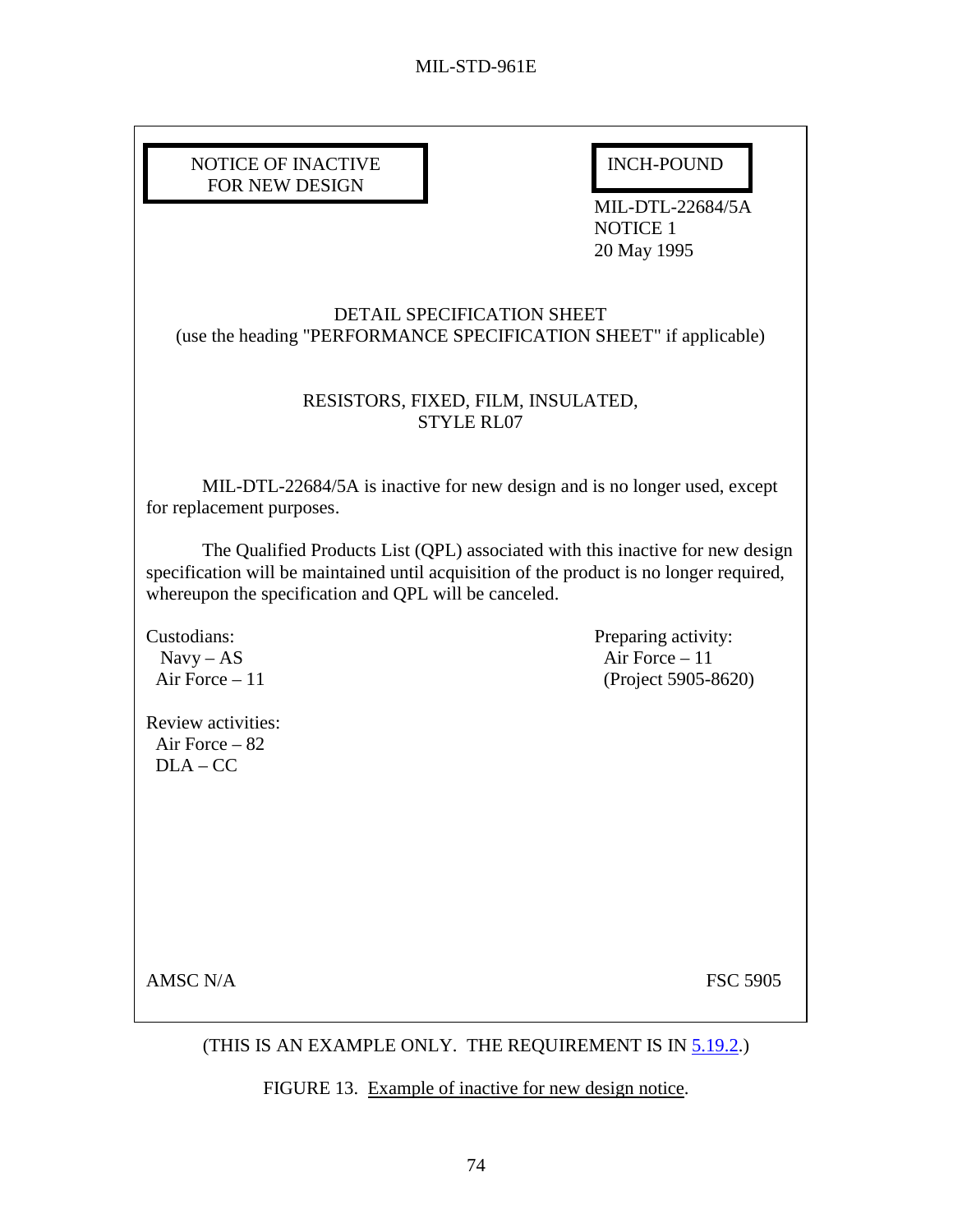NOTICE OF INACTIVE FOR NEW DESIGN

INCH-POUND

MIL-DTL-22684/5A
NOTICE 1
20 May 1995

DETAIL SPECIFICATION SHEET
(use the heading "PERFORMANCE SPECIFICATION SHEET" if applicable)

RESISTORS, FIXED, FILM, INSULATED,
STYLE RL07

MIL-DTL-22684/5A is inactive for new design and is no longer used, except for replacement purposes.

The Qualified Products List (QPL) associated with this inactive for new design specification will be maintained until acquisition of the product is no longer required, whereupon the specification and QPL will be canceled.

Custodians:
Navy – AS
Air Force – 11

Preparing activity:
Air Force – 11
(Project 5905-8620)

Review activities:
Air Force – 82
DLA – CC

AMSC N/A

FSC 5905

(THIS IS AN EXAMPLE ONLY. THE REQUIREMENT IS IN 5.19.2.)

FIGURE 13. Example of inactive for new design notice.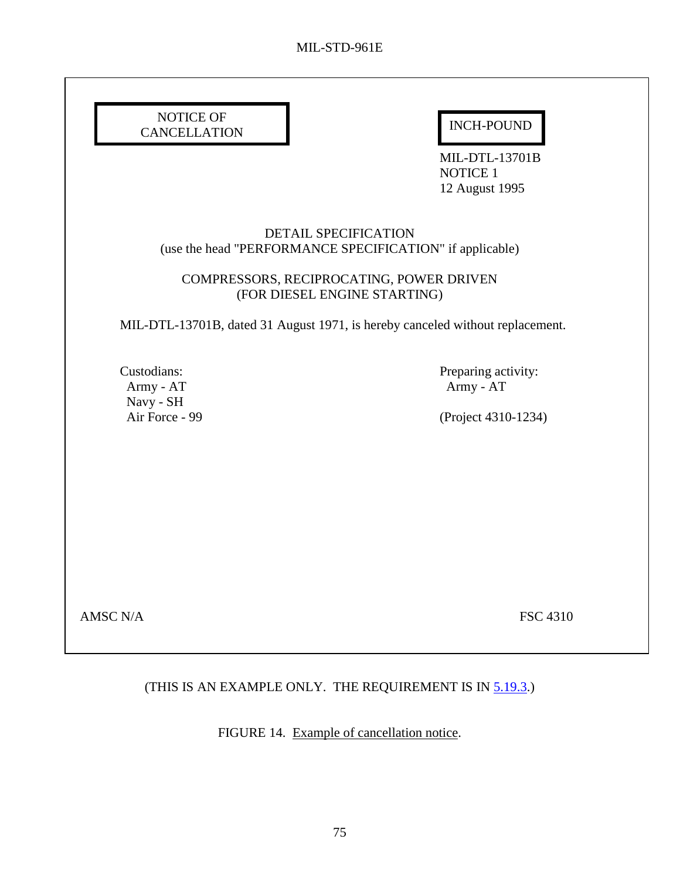NOTICE OF CANCELLATION

INCH-POUND

MIL-DTL-13701B
NOTICE 1
12 August 1995

DETAIL SPECIFICATION
(use the head "PERFORMANCE SPECIFICATION" if applicable)

COMPRESSORS, RECIPROCATING, POWER DRIVEN
(FOR DIESEL ENGINE STARTING)

MIL-DTL-13701B, dated 31 August 1971, is hereby canceled without replacement.

Custodians:
Army - AT
Navy - SH
Air Force - 99

Preparing activity:
Army - AT

(Project 4310-1234)

AMSC N/A

FSC 4310

(THIS IS AN EXAMPLE ONLY. THE REQUIREMENT IS IN 5.19.3.)

FIGURE 14. Example of cancellation notice.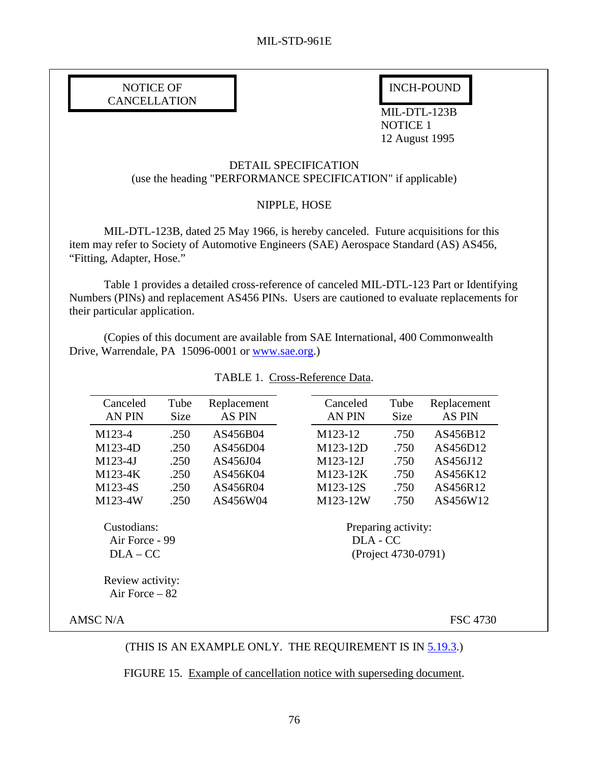NOTICE OF CANCELLATION

INCH-POUND

MIL-DTL-123B
NOTICE 1
12 August 1995

DETAIL SPECIFICATION
(use the heading "PERFORMANCE SPECIFICATION" if applicable)

NIPPLE, HOSE

MIL-DTL-123B, dated 25 May 1966, is hereby canceled. Future acquisitions for this item may refer to Society of Automotive Engineers (SAE) Aerospace Standard (AS) AS456, "Fitting, Adapter, Hose."

Table 1 provides a detailed cross-reference of canceled MIL-DTL-123 Part or Identifying Numbers (PINs) and replacement AS456 PINs. Users are cautioned to evaluate replacements for their particular application.

(Copies of this document are available from SAE International, 400 Commonwealth Drive, Warrendale, PA 15096-0001 or www.sae.org.)

TABLE 1. Cross-Reference Data.

| Canceled AN PIN | Tube Size | Replacement AS PIN | Canceled AN PIN | Tube Size | Replacement AS PIN |
|---|---|---|---|---|---|
| M123-4 | .250 | AS456B04 | M123-12 | .750 | AS456B12 |
| M123-4D | .250 | AS456D04 | M123-12D | .750 | AS456D12 |
| M123-4J | .250 | AS456J04 | M123-12J | .750 | AS456J12 |
| M123-4K | .250 | AS456K04 | M123-12K | .750 | AS456K12 |
| M123-4S | .250 | AS456R04 | M123-12S | .750 | AS456R12 |
| M123-4W | .250 | AS456W04 | M123-12W | .750 | AS456W12 |

Custodians:
Air Force - 99
DLA – CC

Review activity:
Air Force – 82

Preparing activity:
DLA - CC
(Project 4730-0791)

AMSC N/A

FSC 4730

(THIS IS AN EXAMPLE ONLY. THE REQUIREMENT IS IN 5.19.3.)

FIGURE 15. Example of cancellation notice with superseding document.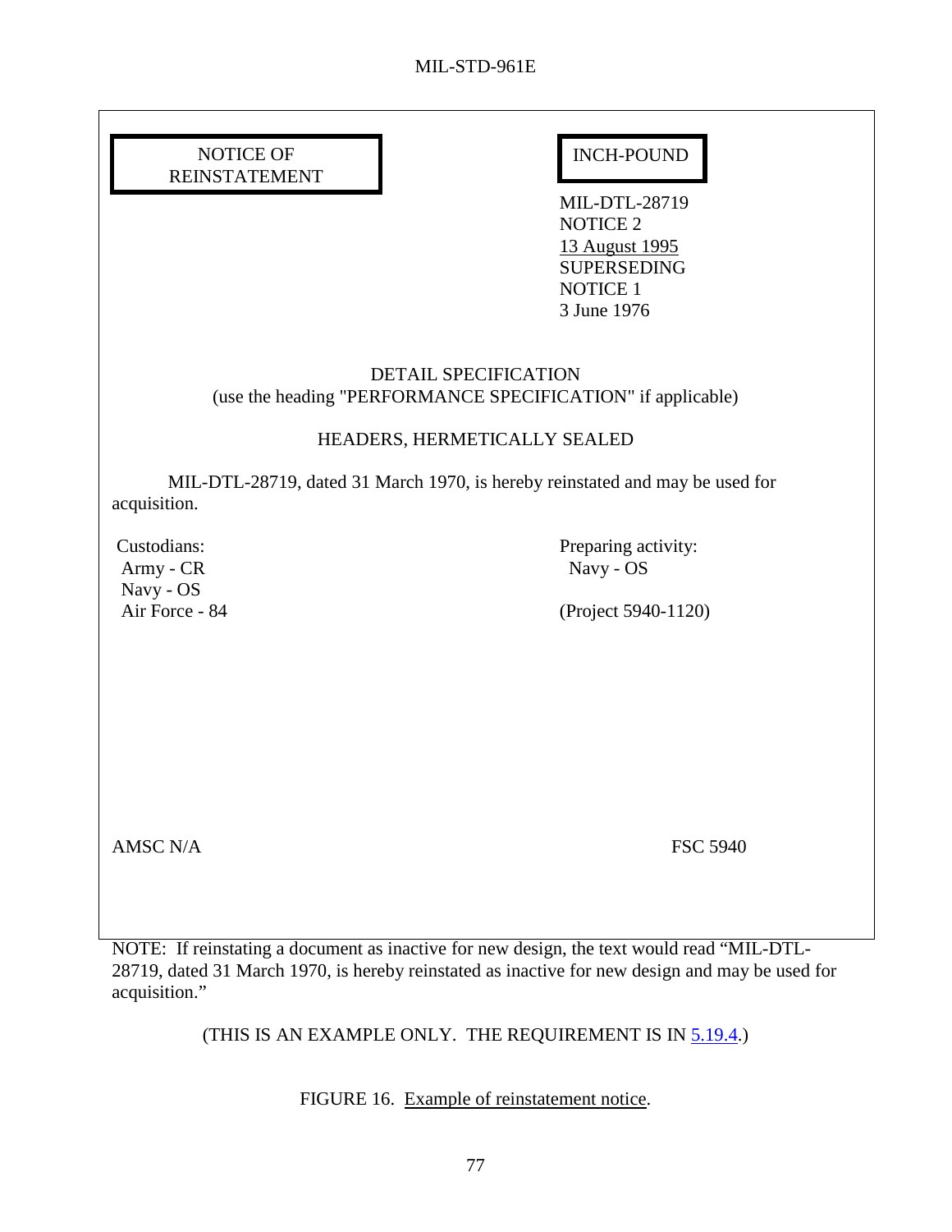NOTICE OF REINSTATEMENT

INCH-POUND

MIL-DTL-28719
NOTICE 2
13 August 1995
SUPERSEDING
NOTICE 1
3 June 1976

DETAIL SPECIFICATION
(use the heading "PERFORMANCE SPECIFICATION" if applicable)

HEADERS, HERMETICALLY SEALED

MIL-DTL-28719, dated 31 March 1970, is hereby reinstated and may be used for acquisition.

Custodians:
Army - CR
Navy - OS
Air Force - 84

Preparing activity:
Navy - OS

(Project 5940-1120)

AMSC N/A

FSC 5940

NOTE: If reinstating a document as inactive for new design, the text would read "MIL-DTL-28719, dated 31 March 1970, is hereby reinstated as inactive for new design and may be used for acquisition."

(THIS IS AN EXAMPLE ONLY. THE REQUIREMENT IS IN 5.19.4.)

FIGURE 16. Example of reinstatement notice.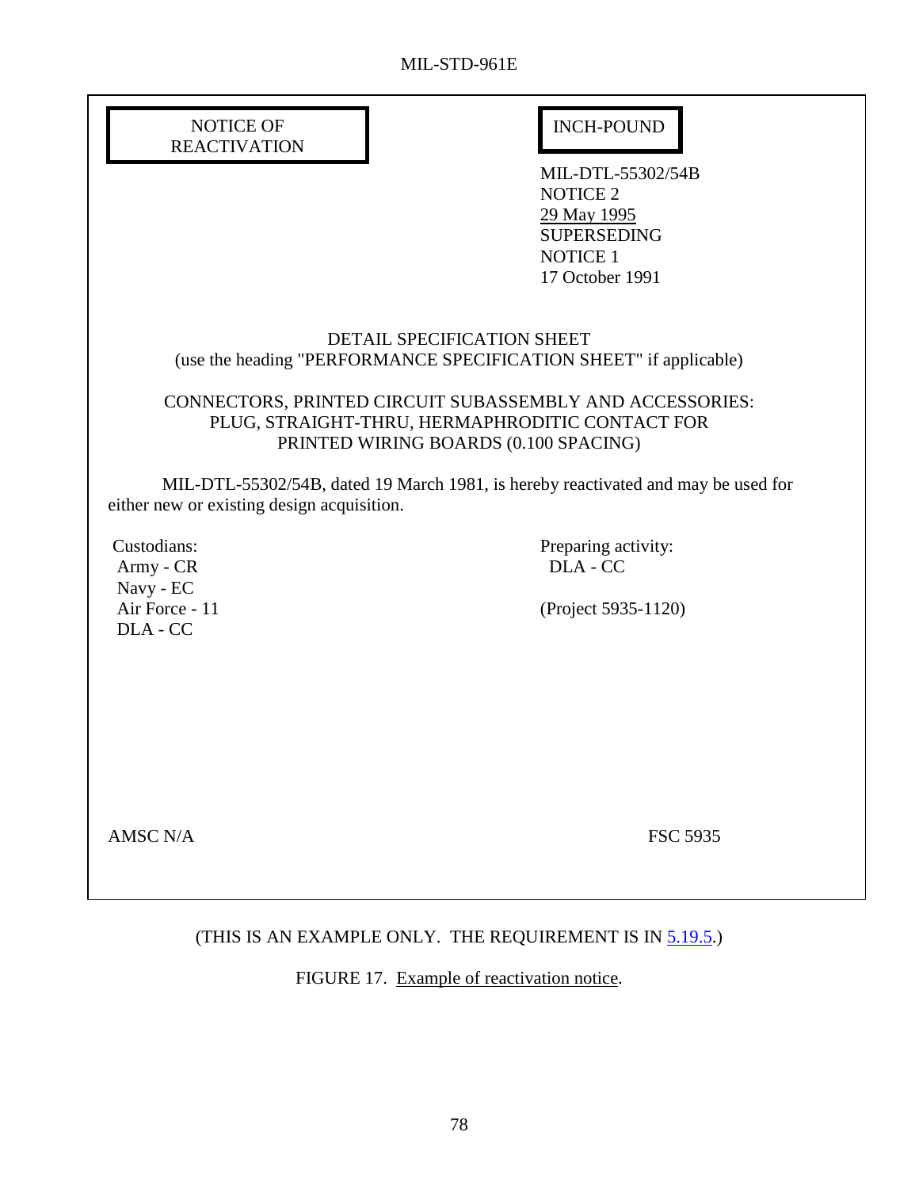NOTICE OF REACTIVATION

INCH-POUND

MIL-DTL-55302/54B
NOTICE 2
29 May 1995
SUPERSEDING
NOTICE 1
17 October 1991

DETAIL SPECIFICATION SHEET
(use the heading "PERFORMANCE SPECIFICATION SHEET" if applicable)

CONNECTORS, PRINTED CIRCUIT SUBASSEMBLY AND ACCESSORIES:
PLUG, STRAIGHT-THRU, HERMAPHRODITIC CONTACT FOR
PRINTED WIRING BOARDS (0.100 SPACING)

MIL-DTL-55302/54B, dated 19 March 1981, is hereby reactivated and may be used for either new or existing design acquisition.

Custodians:
Army - CR
Navy - EC
Air Force - 11
DLA - CC

Preparing activity:
DLA - CC

(Project 5935-1120)

AMSC N/A

FSC 5935

(THIS IS AN EXAMPLE ONLY. THE REQUIREMENT IS IN 5.19.5.)

FIGURE 17. Example of reactivation notice.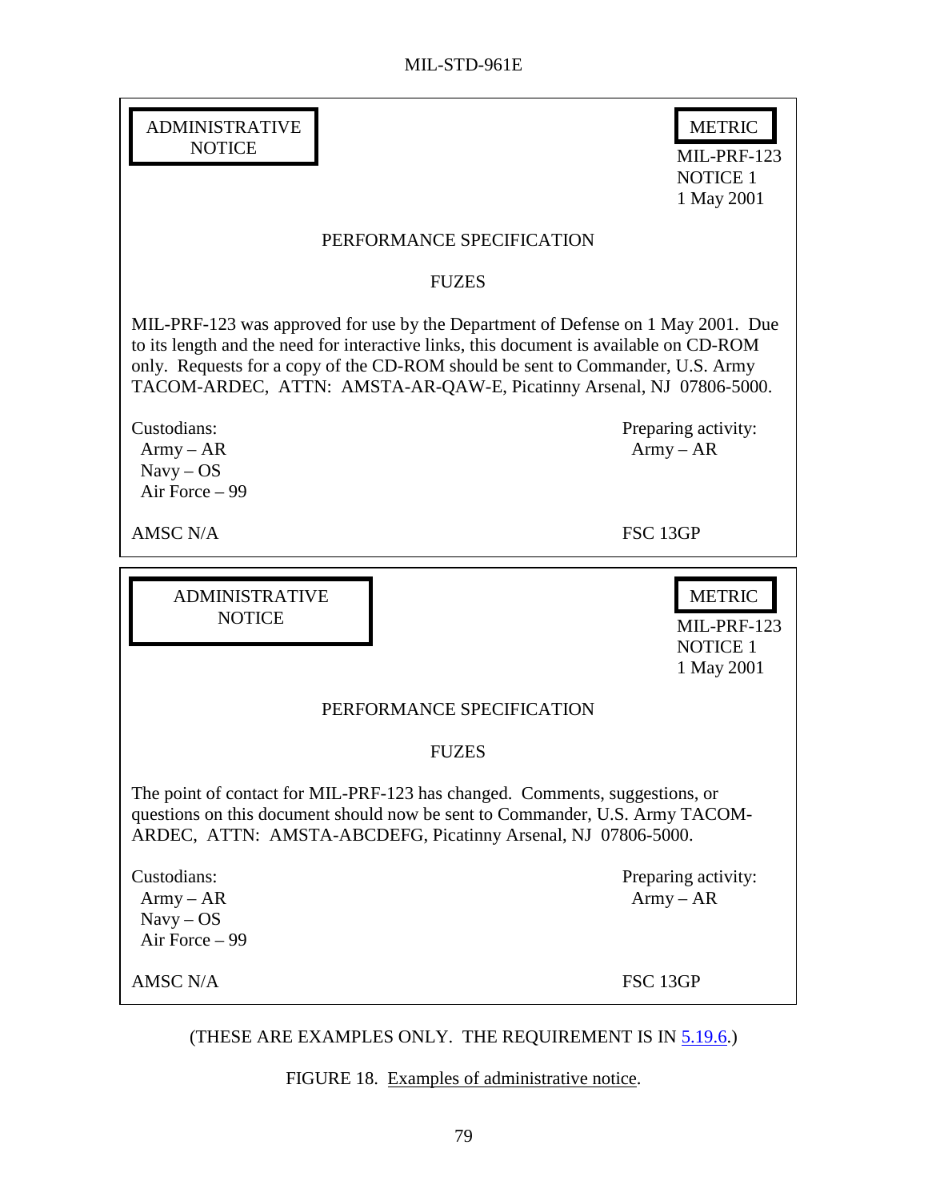ADMINISTRATIVE NOTICE

METRIC

MIL-PRF-123
NOTICE 1
1 May 2001

PERFORMANCE SPECIFICATION

FUZES

MIL-PRF-123 was approved for use by the Department of Defense on 1 May 2001. Due to its length and the need for interactive links, this document is available on CD-ROM only. Requests for a copy of the CD-ROM should be sent to Commander, U.S. Army TACOM-ARDEC, ATTN: AMSTA-AR-QAW-E, Picatinny Arsenal, NJ 07806-5000.

Custodians:
Army – AR
Navy – OS
Air Force – 99

Preparing activity:
Army – AR

AMSC N/A

FSC 13GP

---

ADMINISTRATIVE NOTICE

METRIC

MIL-PRF-123
NOTICE 1
1 May 2001

PERFORMANCE SPECIFICATION

FUZES

The point of contact for MIL-PRF-123 has changed. Comments, suggestions, or questions on this document should now be sent to Commander, U.S. Army TACOM-ARDEC, ATTN: AMSTA-ABCDEFG, Picatinny Arsenal, NJ 07806-5000.

Custodians:
Army – AR
Navy – OS
Air Force – 99

Preparing activity:
Army – AR

AMSC N/A

FSC 13GP

(THESE ARE EXAMPLES ONLY. THE REQUIREMENT IS IN 5.19.6.)

FIGURE 18. Examples of administrative notice.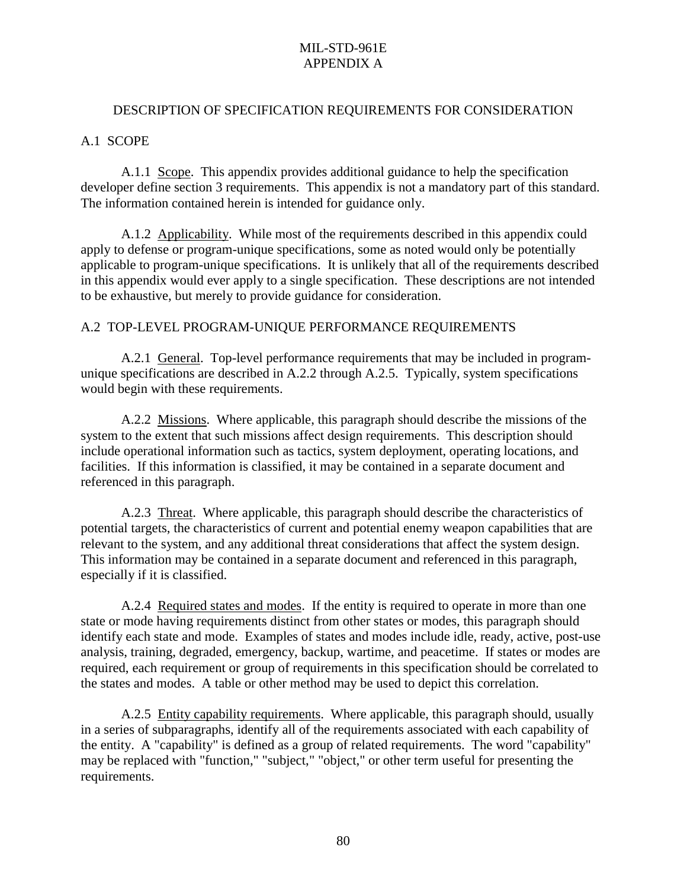# DESCRIPTION OF SPECIFICATION REQUIREMENTS FOR CONSIDERATION

## A.1 SCOPE

A.1.1 Scope. This appendix provides additional guidance to help the specification developer define section 3 requirements. This appendix is not a mandatory part of this standard. The information contained herein is intended for guidance only.

A.1.2 Applicability. While most of the requirements described in this appendix could apply to defense or program-unique specifications, some as noted would only be potentially applicable to program-unique specifications. It is unlikely that all of the requirements described in this appendix would ever apply to a single specification. These descriptions are not intended to be exhaustive, but merely to provide guidance for consideration.

## A.2 TOP-LEVEL PROGRAM-UNIQUE PERFORMANCE REQUIREMENTS

A.2.1 General. Top-level performance requirements that may be included in program-unique specifications are described in A.2.2 through A.2.5. Typically, system specifications would begin with these requirements.

A.2.2 Missions. Where applicable, this paragraph should describe the missions of the system to the extent that such missions affect design requirements. This description should include operational information such as tactics, system deployment, operating locations, and facilities. If this information is classified, it may be contained in a separate document and referenced in this paragraph.

A.2.3 Threat. Where applicable, this paragraph should describe the characteristics of potential targets, the characteristics of current and potential enemy weapon capabilities that are relevant to the system, and any additional threat considerations that affect the system design. This information may be contained in a separate document and referenced in this paragraph, especially if it is classified.

A.2.4 Required states and modes. If the entity is required to operate in more than one state or mode having requirements distinct from other states or modes, this paragraph should identify each state and mode. Examples of states and modes include idle, ready, active, post-use analysis, training, degraded, emergency, backup, wartime, and peacetime. If states or modes are required, each requirement or group of requirements in this specification should be correlated to the states and modes. A table or other method may be used to depict this correlation.

A.2.5 Entity capability requirements. Where applicable, this paragraph should, usually in a series of subparagraphs, identify all of the requirements associated with each capability of the entity. A "capability" is defined as a group of related requirements. The word "capability" may be replaced with "function," "subject," "object," or other term useful for presenting the requirements.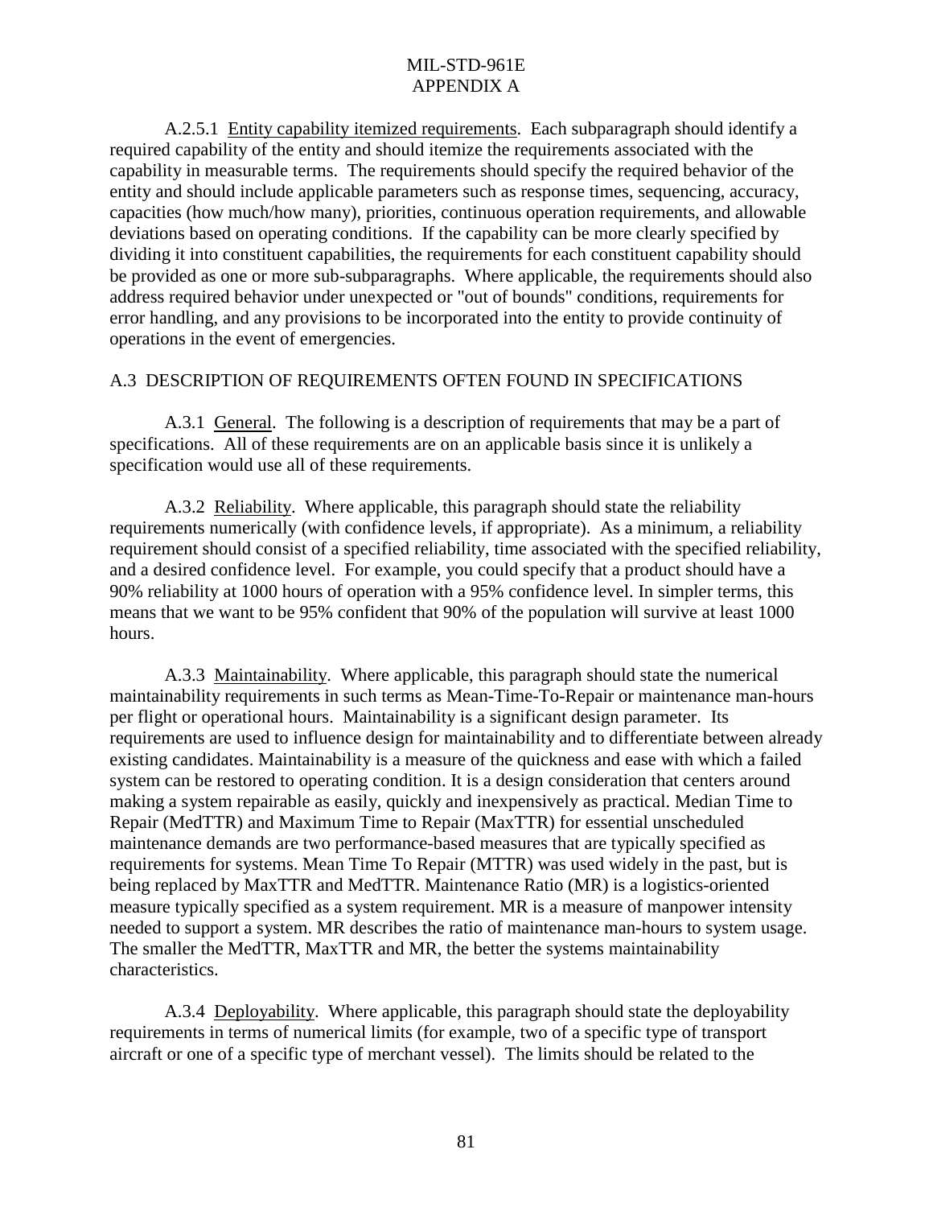A.2.5.1 Entity capability itemized requirements. Each subparagraph should identify a required capability of the entity and should itemize the requirements associated with the capability in measurable terms. The requirements should specify the required behavior of the entity and should include applicable parameters such as response times, sequencing, accuracy, capacities (how much/how many), priorities, continuous operation requirements, and allowable deviations based on operating conditions. If the capability can be more clearly specified by dividing it into constituent capabilities, the requirements for each constituent capability should be provided as one or more sub-subparagraphs. Where applicable, the requirements should also address required behavior under unexpected or "out of bounds" conditions, requirements for error handling, and any provisions to be incorporated into the entity to provide continuity of operations in the event of emergencies.

## A.3 DESCRIPTION OF REQUIREMENTS OFTEN FOUND IN SPECIFICATIONS

A.3.1 General. The following is a description of requirements that may be a part of specifications. All of these requirements are on an applicable basis since it is unlikely a specification would use all of these requirements.

A.3.2 Reliability. Where applicable, this paragraph should state the reliability requirements numerically (with confidence levels, if appropriate). As a minimum, a reliability requirement should consist of a specified reliability, time associated with the specified reliability, and a desired confidence level. For example, you could specify that a product should have a 90% reliability at 1000 hours of operation with a 95% confidence level. In simpler terms, this means that we want to be 95% confident that 90% of the population will survive at least 1000 hours.

A.3.3 Maintainability. Where applicable, this paragraph should state the numerical maintainability requirements in such terms as Mean-Time-To-Repair or maintenance man-hours per flight or operational hours. Maintainability is a significant design parameter. Its requirements are used to influence design for maintainability and to differentiate between already existing candidates. Maintainability is a measure of the quickness and ease with which a failed system can be restored to operating condition. It is a design consideration that centers around making a system repairable as easily, quickly and inexpensively as practical. Median Time to Repair (MedTTR) and Maximum Time to Repair (MaxTTR) for essential unscheduled maintenance demands are two performance-based measures that are typically specified as requirements for systems. Mean Time To Repair (MTTR) was used widely in the past, but is being replaced by MaxTTR and MedTTR. Maintenance Ratio (MR) is a logistics-oriented measure typically specified as a system requirement. MR is a measure of manpower intensity needed to support a system. MR describes the ratio of maintenance man-hours to system usage. The smaller the MedTTR, MaxTTR and MR, the better the systems maintainability characteristics.

A.3.4 Deployability. Where applicable, this paragraph should state the deployability requirements in terms of numerical limits (for example, two of a specific type of transport aircraft or one of a specific type of merchant vessel). The limits should be related to the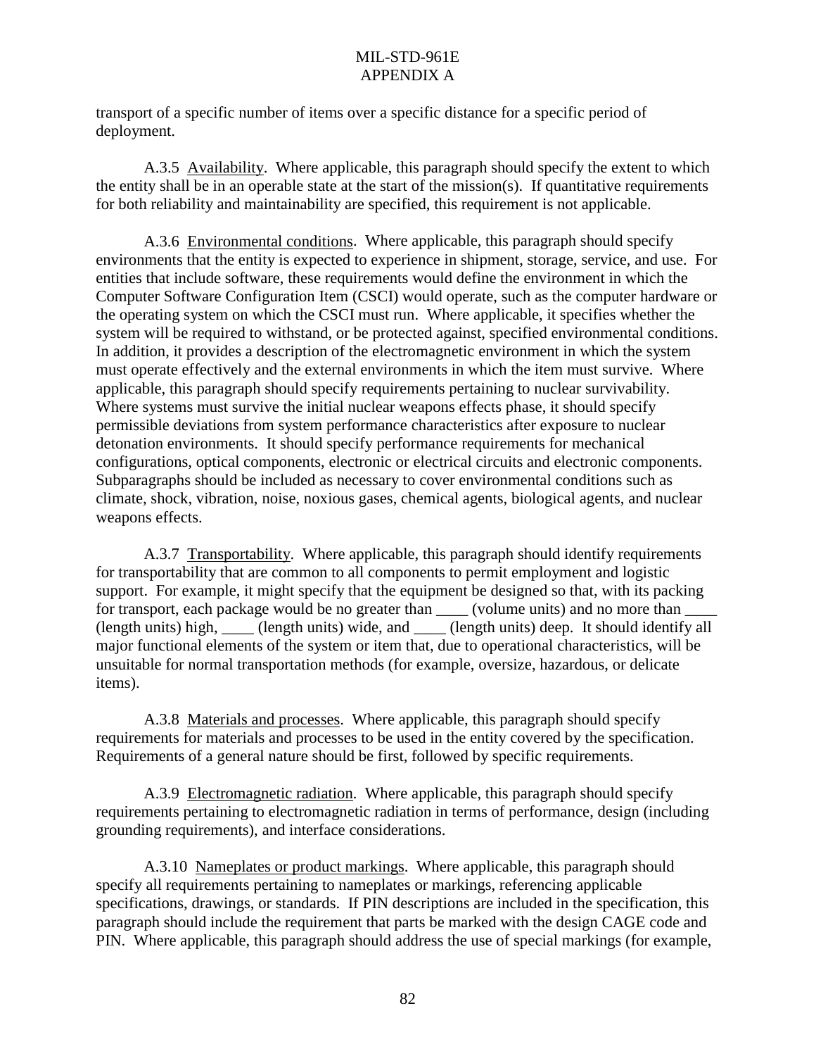transport of a specific number of items over a specific distance for a specific period of deployment.

A.3.5 Availability. Where applicable, this paragraph should specify the extent to which the entity shall be in an operable state at the start of the mission(s). If quantitative requirements for both reliability and maintainability are specified, this requirement is not applicable.

A.3.6 Environmental conditions. Where applicable, this paragraph should specify environments that the entity is expected to experience in shipment, storage, service, and use. For entities that include software, these requirements would define the environment in which the Computer Software Configuration Item (CSCI) would operate, such as the computer hardware or the operating system on which the CSCI must run. Where applicable, it specifies whether the system will be required to withstand, or be protected against, specified environmental conditions. In addition, it provides a description of the electromagnetic environment in which the system must operate effectively and the external environments in which the item must survive. Where applicable, this paragraph should specify requirements pertaining to nuclear survivability. Where systems must survive the initial nuclear weapons effects phase, it should specify permissible deviations from system performance characteristics after exposure to nuclear detonation environments. It should specify performance requirements for mechanical configurations, optical components, electronic or electrical circuits and electronic components. Subparagraphs should be included as necessary to cover environmental conditions such as climate, shock, vibration, noise, noxious gases, chemical agents, biological agents, and nuclear weapons effects.

A.3.7 Transportability. Where applicable, this paragraph should identify requirements for transportability that are common to all components to permit employment and logistic support. For example, it might specify that the equipment be designed so that, with its packing for transport, each package would be no greater than ____ (volume units) and no more than ____ (length units) high, ____ (length units) wide, and ____ (length units) deep. It should identify all major functional elements of the system or item that, due to operational characteristics, will be unsuitable for normal transportation methods (for example, oversize, hazardous, or delicate items).

A.3.8 Materials and processes. Where applicable, this paragraph should specify requirements for materials and processes to be used in the entity covered by the specification. Requirements of a general nature should be first, followed by specific requirements.

A.3.9 Electromagnetic radiation. Where applicable, this paragraph should specify requirements pertaining to electromagnetic radiation in terms of performance, design (including grounding requirements), and interface considerations.

A.3.10 Nameplates or product markings. Where applicable, this paragraph should specify all requirements pertaining to nameplates or markings, referencing applicable specifications, drawings, or standards. If PIN descriptions are included in the specification, this paragraph should include the requirement that parts be marked with the design CAGE code and PIN. Where applicable, this paragraph should address the use of special markings (for example,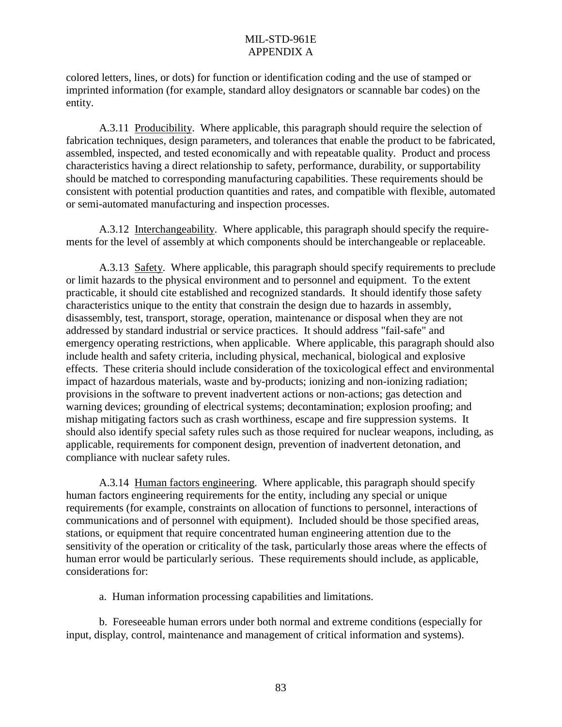colored letters, lines, or dots) for function or identification coding and the use of stamped or imprinted information (for example, standard alloy designators or scannable bar codes) on the entity.

A.3.11 Producibility. Where applicable, this paragraph should require the selection of fabrication techniques, design parameters, and tolerances that enable the product to be fabricated, assembled, inspected, and tested economically and with repeatable quality. Product and process characteristics having a direct relationship to safety, performance, durability, or supportability should be matched to corresponding manufacturing capabilities. These requirements should be consistent with potential production quantities and rates, and compatible with flexible, automated or semi-automated manufacturing and inspection processes.

A.3.12 Interchangeability. Where applicable, this paragraph should specify the requirements for the level of assembly at which components should be interchangeable or replaceable.

A.3.13 Safety. Where applicable, this paragraph should specify requirements to preclude or limit hazards to the physical environment and to personnel and equipment. To the extent practicable, it should cite established and recognized standards. It should identify those safety characteristics unique to the entity that constrain the design due to hazards in assembly, disassembly, test, transport, storage, operation, maintenance or disposal when they are not addressed by standard industrial or service practices. It should address "fail-safe" and emergency operating restrictions, when applicable. Where applicable, this paragraph should also include health and safety criteria, including physical, mechanical, biological and explosive effects. These criteria should include consideration of the toxicological effect and environmental impact of hazardous materials, waste and by-products; ionizing and non-ionizing radiation; provisions in the software to prevent inadvertent actions or non-actions; gas detection and warning devices; grounding of electrical systems; decontamination; explosion proofing; and mishap mitigating factors such as crash worthiness, escape and fire suppression systems. It should also identify special safety rules such as those required for nuclear weapons, including, as applicable, requirements for component design, prevention of inadvertent detonation, and compliance with nuclear safety rules.

A.3.14 Human factors engineering. Where applicable, this paragraph should specify human factors engineering requirements for the entity, including any special or unique requirements (for example, constraints on allocation of functions to personnel, interactions of communications and of personnel with equipment). Included should be those specified areas, stations, or equipment that require concentrated human engineering attention due to the sensitivity of the operation or criticality of the task, particularly those areas where the effects of human error would be particularly serious. These requirements should include, as applicable, considerations for:

a. Human information processing capabilities and limitations.

b. Foreseeable human errors under both normal and extreme conditions (especially for input, display, control, maintenance and management of critical information and systems).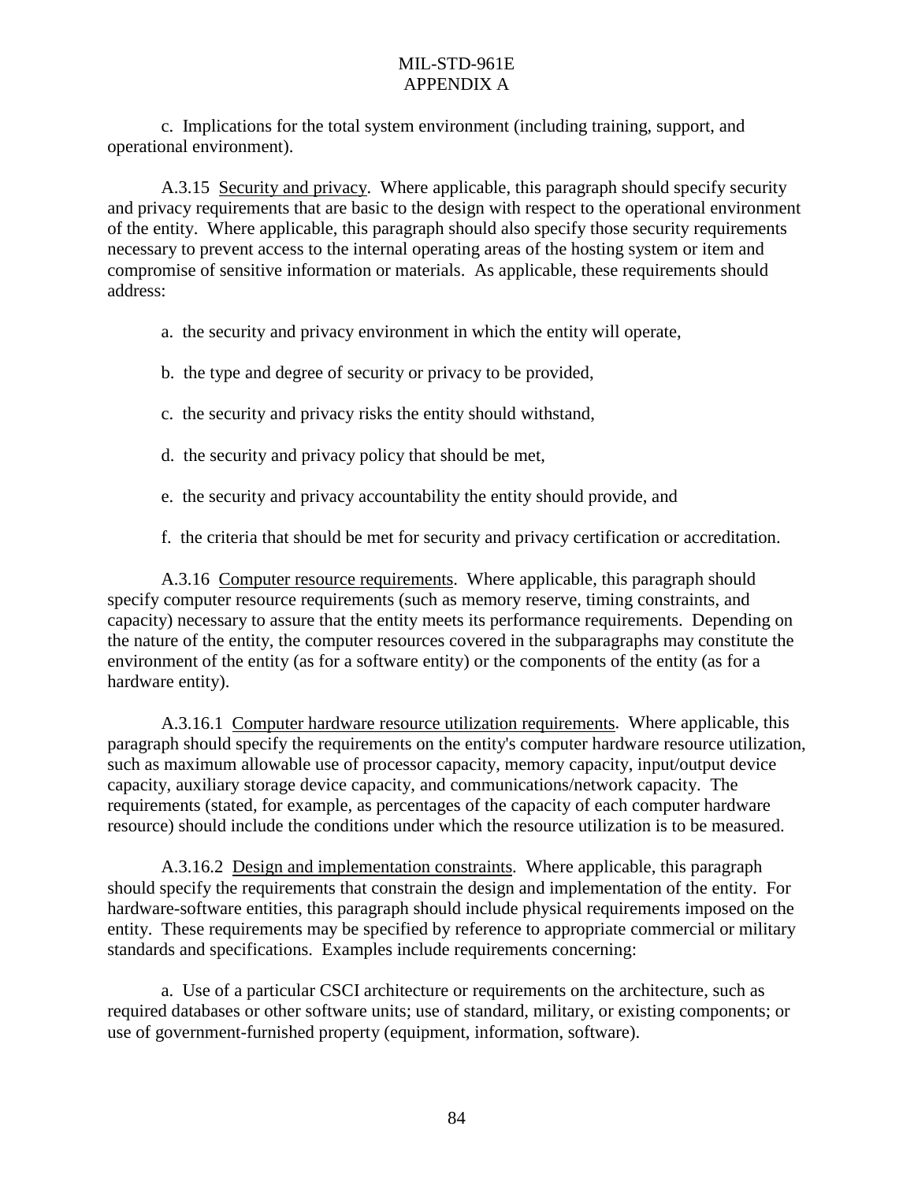c. Implications for the total system environment (including training, support, and operational environment).

A.3.15 Security and privacy. Where applicable, this paragraph should specify security and privacy requirements that are basic to the design with respect to the operational environment of the entity. Where applicable, this paragraph should also specify those security requirements necessary to prevent access to the internal operating areas of the hosting system or item and compromise of sensitive information or materials. As applicable, these requirements should address:

a. the security and privacy environment in which the entity will operate,

b. the type and degree of security or privacy to be provided,

c. the security and privacy risks the entity should withstand,

d. the security and privacy policy that should be met,

e. the security and privacy accountability the entity should provide, and

f. the criteria that should be met for security and privacy certification or accreditation.

A.3.16 Computer resource requirements. Where applicable, this paragraph should specify computer resource requirements (such as memory reserve, timing constraints, and capacity) necessary to assure that the entity meets its performance requirements. Depending on the nature of the entity, the computer resources covered in the subparagraphs may constitute the environment of the entity (as for a software entity) or the components of the entity (as for a hardware entity).

A.3.16.1 Computer hardware resource utilization requirements. Where applicable, this paragraph should specify the requirements on the entity's computer hardware resource utilization, such as maximum allowable use of processor capacity, memory capacity, input/output device capacity, auxiliary storage device capacity, and communications/network capacity. The requirements (stated, for example, as percentages of the capacity of each computer hardware resource) should include the conditions under which the resource utilization is to be measured.

A.3.16.2 Design and implementation constraints. Where applicable, this paragraph should specify the requirements that constrain the design and implementation of the entity. For hardware-software entities, this paragraph should include physical requirements imposed on the entity. These requirements may be specified by reference to appropriate commercial or military standards and specifications. Examples include requirements concerning:

a. Use of a particular CSCI architecture or requirements on the architecture, such as required databases or other software units; use of standard, military, or existing components; or use of government-furnished property (equipment, information, software).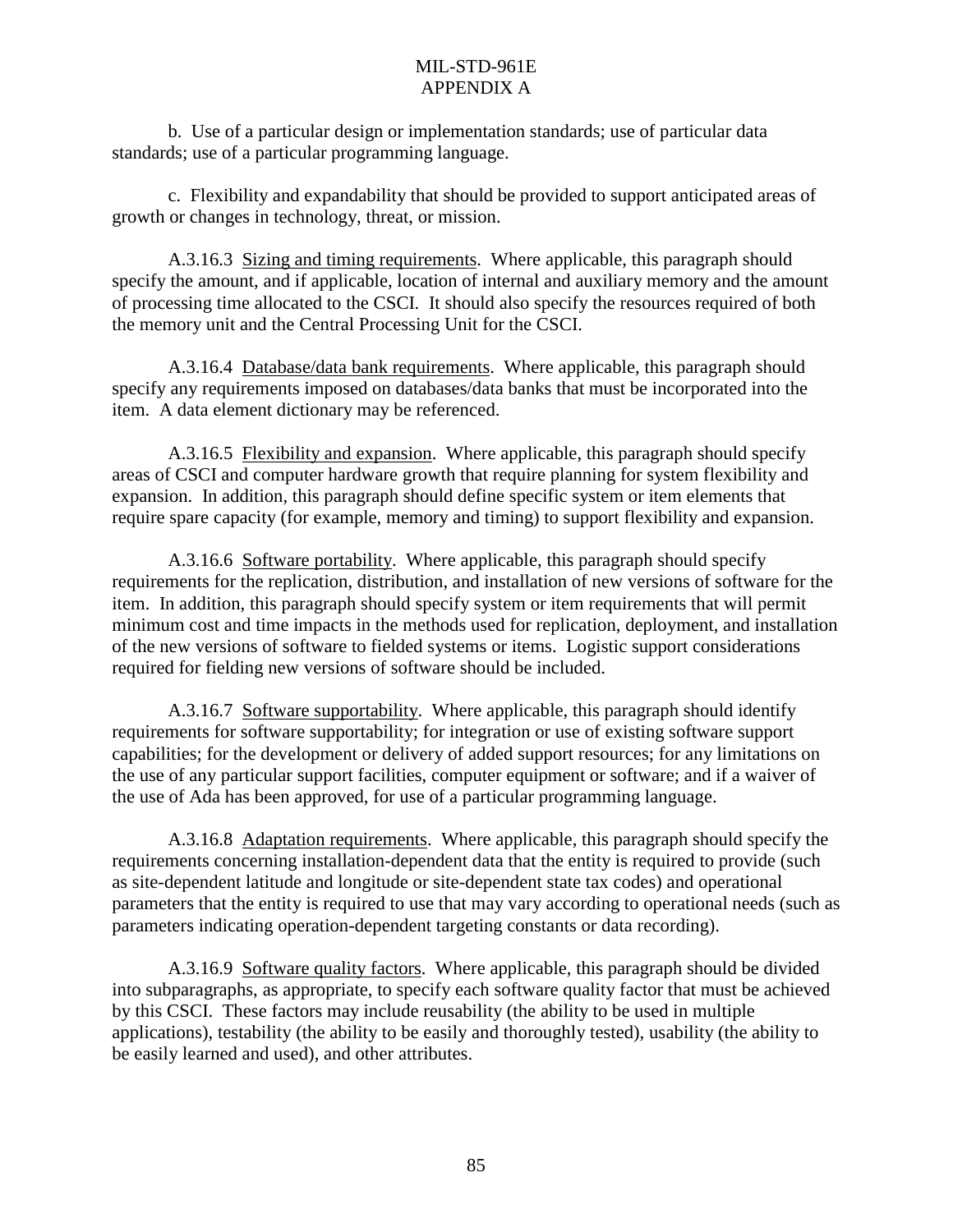b. Use of a particular design or implementation standards; use of particular data standards; use of a particular programming language.

c. Flexibility and expandability that should be provided to support anticipated areas of growth or changes in technology, threat, or mission.

A.3.16.3 Sizing and timing requirements. Where applicable, this paragraph should specify the amount, and if applicable, location of internal and auxiliary memory and the amount of processing time allocated to the CSCI. It should also specify the resources required of both the memory unit and the Central Processing Unit for the CSCI.

A.3.16.4 Database/data bank requirements. Where applicable, this paragraph should specify any requirements imposed on databases/data banks that must be incorporated into the item. A data element dictionary may be referenced.

A.3.16.5 Flexibility and expansion. Where applicable, this paragraph should specify areas of CSCI and computer hardware growth that require planning for system flexibility and expansion. In addition, this paragraph should define specific system or item elements that require spare capacity (for example, memory and timing) to support flexibility and expansion.

A.3.16.6 Software portability. Where applicable, this paragraph should specify requirements for the replication, distribution, and installation of new versions of software for the item. In addition, this paragraph should specify system or item requirements that will permit minimum cost and time impacts in the methods used for replication, deployment, and installation of the new versions of software to fielded systems or items. Logistic support considerations required for fielding new versions of software should be included.

A.3.16.7 Software supportability. Where applicable, this paragraph should identify requirements for software supportability; for integration or use of existing software support capabilities; for the development or delivery of added support resources; for any limitations on the use of any particular support facilities, computer equipment or software; and if a waiver of the use of Ada has been approved, for use of a particular programming language.

A.3.16.8 Adaptation requirements. Where applicable, this paragraph should specify the requirements concerning installation-dependent data that the entity is required to provide (such as site-dependent latitude and longitude or site-dependent state tax codes) and operational parameters that the entity is required to use that may vary according to operational needs (such as parameters indicating operation-dependent targeting constants or data recording).

A.3.16.9 Software quality factors. Where applicable, this paragraph should be divided into subparagraphs, as appropriate, to specify each software quality factor that must be achieved by this CSCI. These factors may include reusability (the ability to be used in multiple applications), testability (the ability to be easily and thoroughly tested), usability (the ability to be easily learned and used), and other attributes.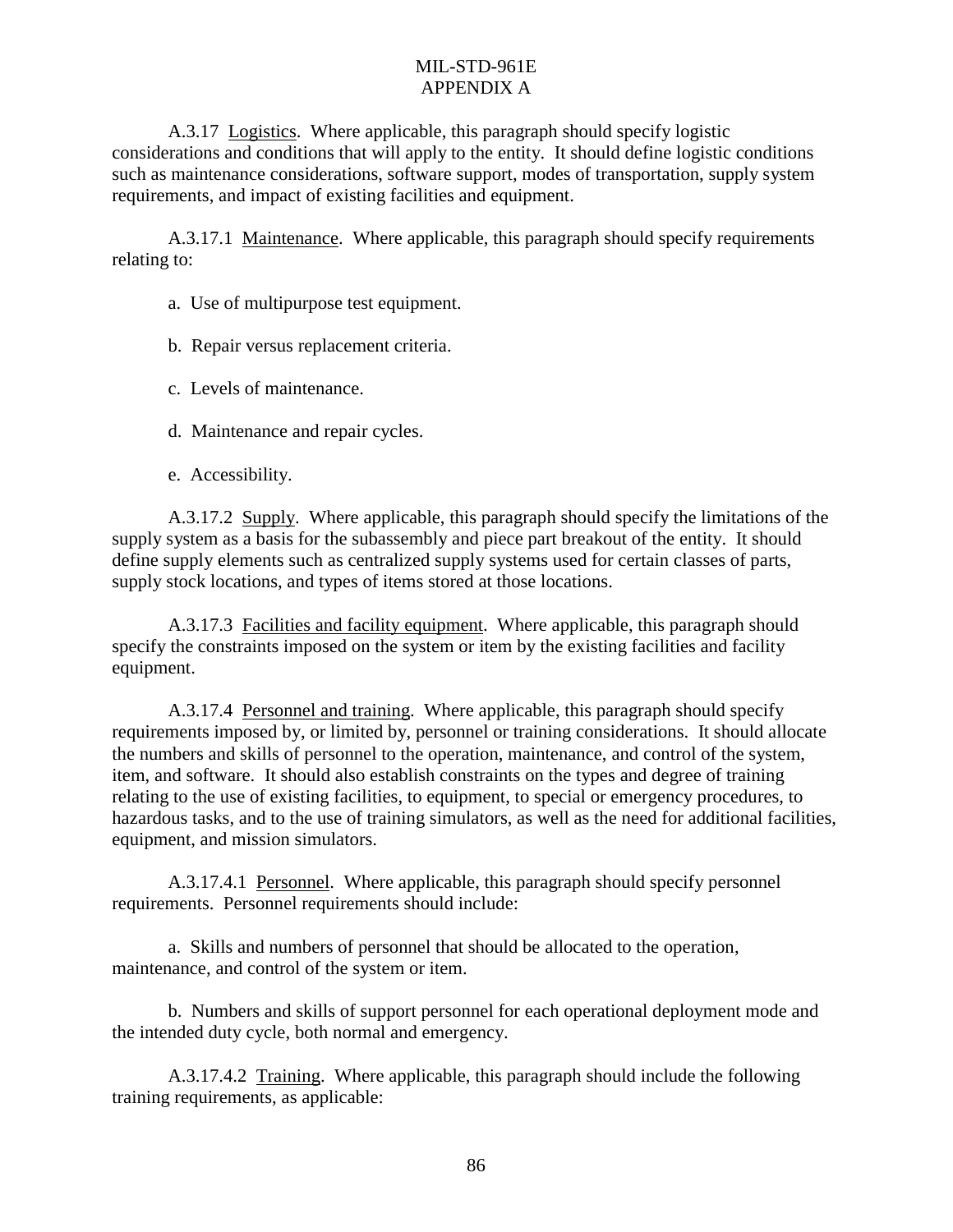A.3.17 Logistics. Where applicable, this paragraph should specify logistic considerations and conditions that will apply to the entity. It should define logistic conditions such as maintenance considerations, software support, modes of transportation, supply system requirements, and impact of existing facilities and equipment.

A.3.17.1 Maintenance. Where applicable, this paragraph should specify requirements relating to:

a. Use of multipurpose test equipment.

b. Repair versus replacement criteria.

c. Levels of maintenance.

d. Maintenance and repair cycles.

e. Accessibility.

A.3.17.2 Supply. Where applicable, this paragraph should specify the limitations of the supply system as a basis for the subassembly and piece part breakout of the entity. It should define supply elements such as centralized supply systems used for certain classes of parts, supply stock locations, and types of items stored at those locations.

A.3.17.3 Facilities and facility equipment. Where applicable, this paragraph should specify the constraints imposed on the system or item by the existing facilities and facility equipment.

A.3.17.4 Personnel and training. Where applicable, this paragraph should specify requirements imposed by, or limited by, personnel or training considerations. It should allocate the numbers and skills of personnel to the operation, maintenance, and control of the system, item, and software. It should also establish constraints on the types and degree of training relating to the use of existing facilities, to equipment, to special or emergency procedures, to hazardous tasks, and to the use of training simulators, as well as the need for additional facilities, equipment, and mission simulators.

A.3.17.4.1 Personnel. Where applicable, this paragraph should specify personnel requirements. Personnel requirements should include:

a. Skills and numbers of personnel that should be allocated to the operation, maintenance, and control of the system or item.

b. Numbers and skills of support personnel for each operational deployment mode and the intended duty cycle, both normal and emergency.

A.3.17.4.2 Training. Where applicable, this paragraph should include the following training requirements, as applicable: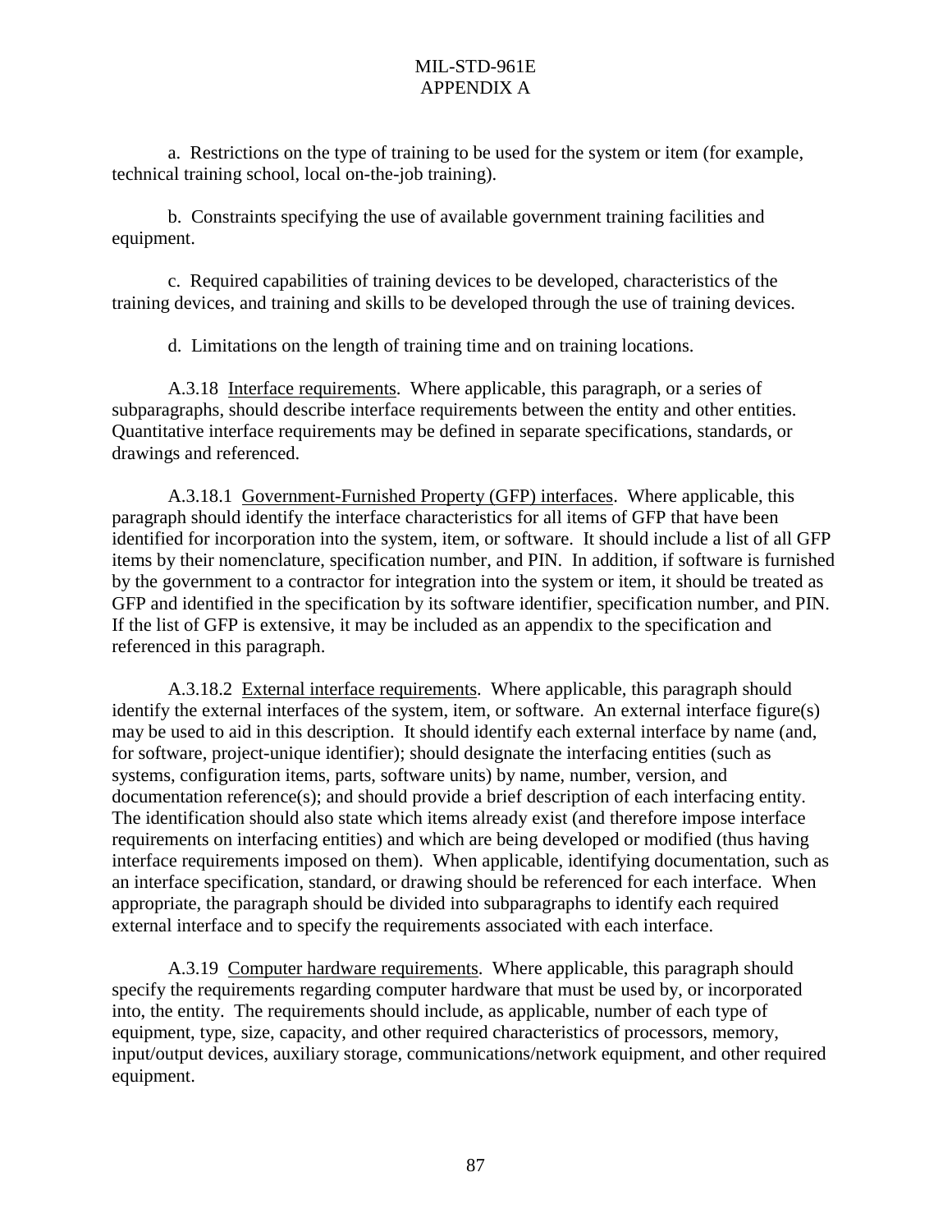a. Restrictions on the type of training to be used for the system or item (for example, technical training school, local on-the-job training).

b. Constraints specifying the use of available government training facilities and equipment.

c. Required capabilities of training devices to be developed, characteristics of the training devices, and training and skills to be developed through the use of training devices.

d. Limitations on the length of training time and on training locations.

A.3.18 Interface requirements. Where applicable, this paragraph, or a series of subparagraphs, should describe interface requirements between the entity and other entities. Quantitative interface requirements may be defined in separate specifications, standards, or drawings and referenced.

A.3.18.1 Government-Furnished Property (GFP) interfaces. Where applicable, this paragraph should identify the interface characteristics for all items of GFP that have been identified for incorporation into the system, item, or software. It should include a list of all GFP items by their nomenclature, specification number, and PIN. In addition, if software is furnished by the government to a contractor for integration into the system or item, it should be treated as GFP and identified in the specification by its software identifier, specification number, and PIN. If the list of GFP is extensive, it may be included as an appendix to the specification and referenced in this paragraph.

A.3.18.2 External interface requirements. Where applicable, this paragraph should identify the external interfaces of the system, item, or software. An external interface figure(s) may be used to aid in this description. It should identify each external interface by name (and, for software, project-unique identifier); should designate the interfacing entities (such as systems, configuration items, parts, software units) by name, number, version, and documentation reference(s); and should provide a brief description of each interfacing entity. The identification should also state which items already exist (and therefore impose interface requirements on interfacing entities) and which are being developed or modified (thus having interface requirements imposed on them). When applicable, identifying documentation, such as an interface specification, standard, or drawing should be referenced for each interface. When appropriate, the paragraph should be divided into subparagraphs to identify each required external interface and to specify the requirements associated with each interface.

A.3.19 Computer hardware requirements. Where applicable, this paragraph should specify the requirements regarding computer hardware that must be used by, or incorporated into, the entity. The requirements should include, as applicable, number of each type of equipment, type, size, capacity, and other required characteristics of processors, memory, input/output devices, auxiliary storage, communications/network equipment, and other required equipment.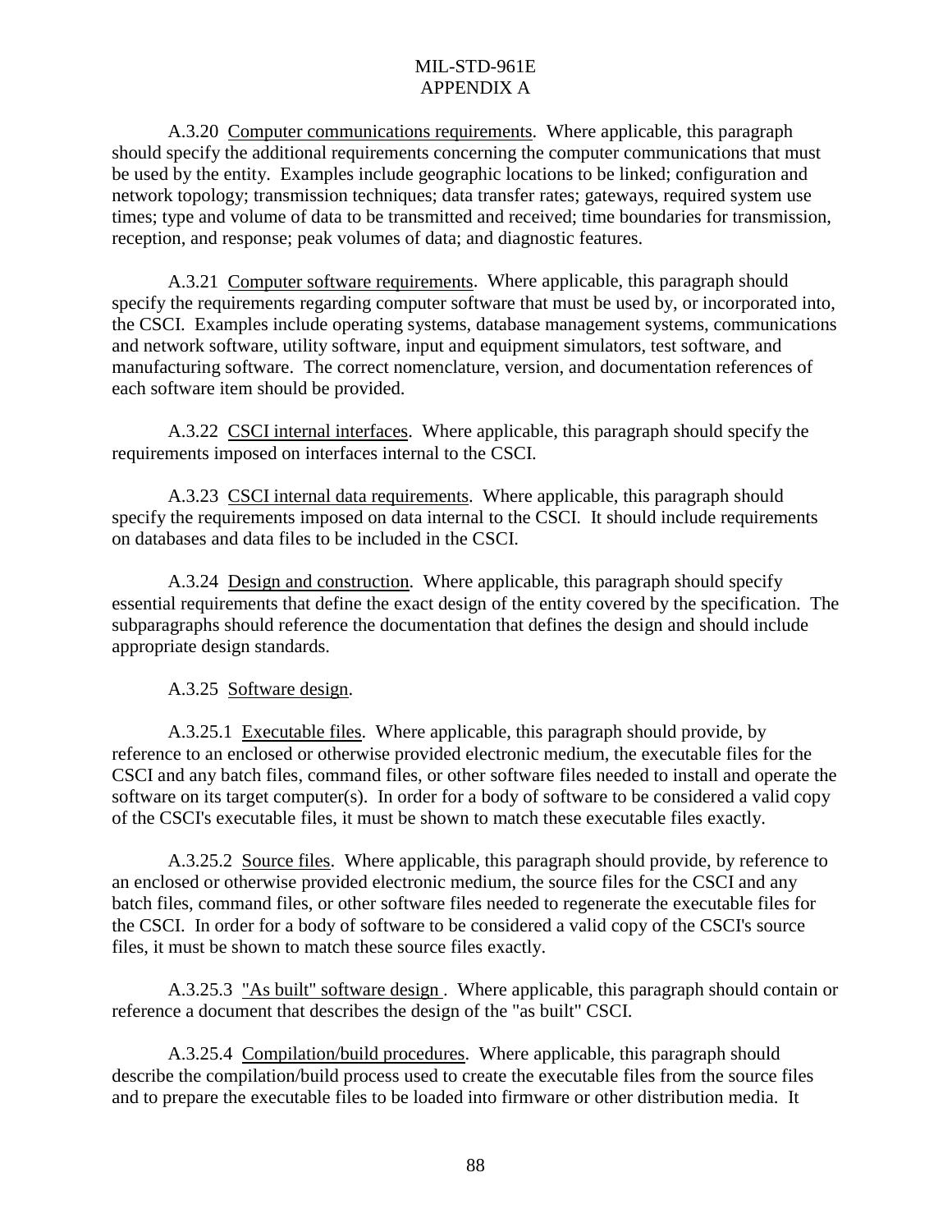A.3.20 Computer communications requirements. Where applicable, this paragraph should specify the additional requirements concerning the computer communications that must be used by the entity. Examples include geographic locations to be linked; configuration and network topology; transmission techniques; data transfer rates; gateways, required system use times; type and volume of data to be transmitted and received; time boundaries for transmission, reception, and response; peak volumes of data; and diagnostic features.

A.3.21 Computer software requirements. Where applicable, this paragraph should specify the requirements regarding computer software that must be used by, or incorporated into, the CSCI. Examples include operating systems, database management systems, communications and network software, utility software, input and equipment simulators, test software, and manufacturing software. The correct nomenclature, version, and documentation references of each software item should be provided.

A.3.22 CSCI internal interfaces. Where applicable, this paragraph should specify the requirements imposed on interfaces internal to the CSCI.

A.3.23 CSCI internal data requirements. Where applicable, this paragraph should specify the requirements imposed on data internal to the CSCI. It should include requirements on databases and data files to be included in the CSCI.

A.3.24 Design and construction. Where applicable, this paragraph should specify essential requirements that define the exact design of the entity covered by the specification. The subparagraphs should reference the documentation that defines the design and should include appropriate design standards.

A.3.25 Software design.

A.3.25.1 Executable files. Where applicable, this paragraph should provide, by reference to an enclosed or otherwise provided electronic medium, the executable files for the CSCI and any batch files, command files, or other software files needed to install and operate the software on its target computer(s). In order for a body of software to be considered a valid copy of the CSCI's executable files, it must be shown to match these executable files exactly.

A.3.25.2 Source files. Where applicable, this paragraph should provide, by reference to an enclosed or otherwise provided electronic medium, the source files for the CSCI and any batch files, command files, or other software files needed to regenerate the executable files for the CSCI. In order for a body of software to be considered a valid copy of the CSCI's source files, it must be shown to match these source files exactly.

A.3.25.3 "As built" software design. Where applicable, this paragraph should contain or reference a document that describes the design of the "as built" CSCI.

A.3.25.4 Compilation/build procedures. Where applicable, this paragraph should describe the compilation/build process used to create the executable files from the source files and to prepare the executable files to be loaded into firmware or other distribution media. It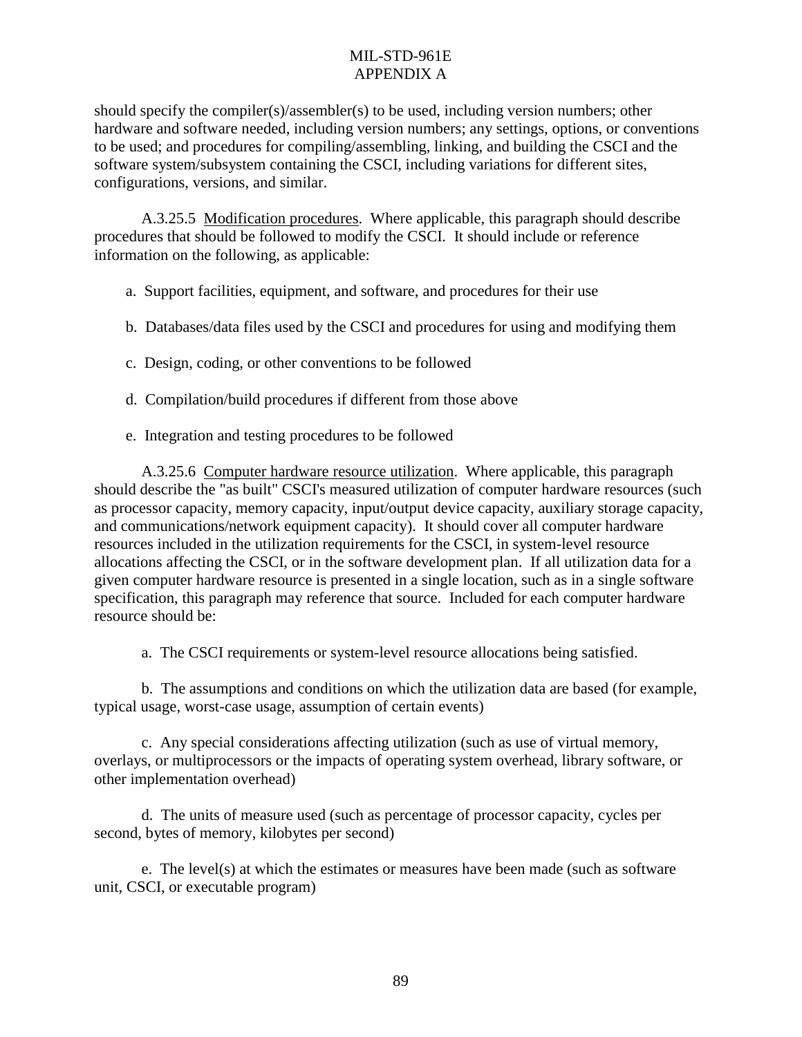should specify the compiler(s)/assembler(s) to be used, including version numbers; other hardware and software needed, including version numbers; any settings, options, or conventions to be used; and procedures for compiling/assembling, linking, and building the CSCI and the software system/subsystem containing the CSCI, including variations for different sites, configurations, versions, and similar.

A.3.25.5 Modification procedures. Where applicable, this paragraph should describe procedures that should be followed to modify the CSCI. It should include or reference information on the following, as applicable:

a. Support facilities, equipment, and software, and procedures for their use

b. Databases/data files used by the CSCI and procedures for using and modifying them

c. Design, coding, or other conventions to be followed

d. Compilation/build procedures if different from those above

e. Integration and testing procedures to be followed

A.3.25.6 Computer hardware resource utilization. Where applicable, this paragraph should describe the "as built" CSCI's measured utilization of computer hardware resources (such as processor capacity, memory capacity, input/output device capacity, auxiliary storage capacity, and communications/network equipment capacity). It should cover all computer hardware resources included in the utilization requirements for the CSCI, in system-level resource allocations affecting the CSCI, or in the software development plan. If all utilization data for a given computer hardware resource is presented in a single location, such as in a single software specification, this paragraph may reference that source. Included for each computer hardware resource should be:

a. The CSCI requirements or system-level resource allocations being satisfied.

b. The assumptions and conditions on which the utilization data are based (for example, typical usage, worst-case usage, assumption of certain events)

c. Any special considerations affecting utilization (such as use of virtual memory, overlays, or multiprocessors or the impacts of operating system overhead, library software, or other implementation overhead)

d. The units of measure used (such as percentage of processor capacity, cycles per second, bytes of memory, kilobytes per second)

e. The level(s) at which the estimates or measures have been made (such as software unit, CSCI, or executable program)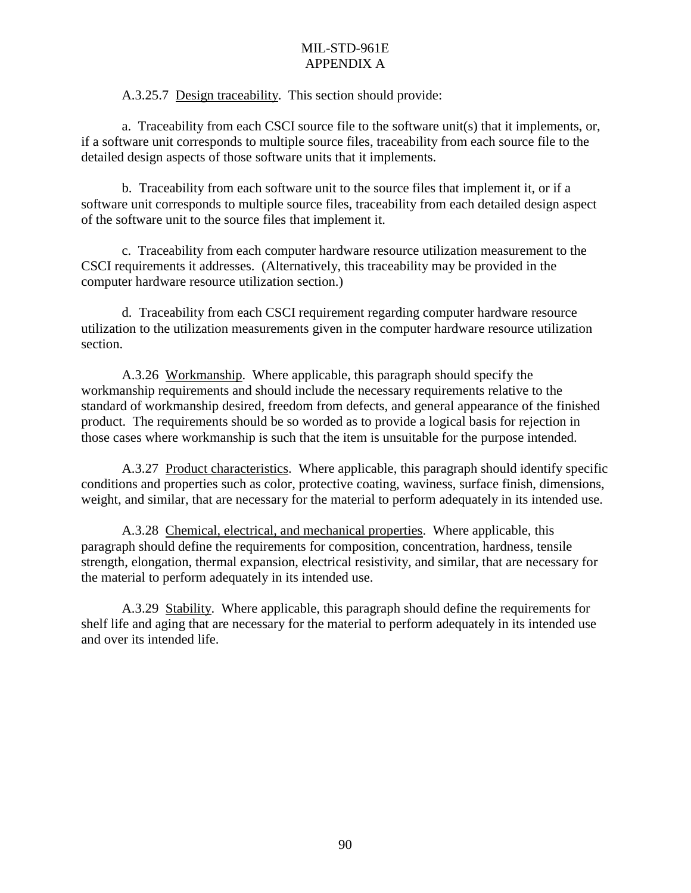A.3.25.7 Design traceability. This section should provide:

a. Traceability from each CSCI source file to the software unit(s) that it implements, or, if a software unit corresponds to multiple source files, traceability from each source file to the detailed design aspects of those software units that it implements.

b. Traceability from each software unit to the source files that implement it, or if a software unit corresponds to multiple source files, traceability from each detailed design aspect of the software unit to the source files that implement it.

c. Traceability from each computer hardware resource utilization measurement to the CSCI requirements it addresses. (Alternatively, this traceability may be provided in the computer hardware resource utilization section.)

d. Traceability from each CSCI requirement regarding computer hardware resource utilization to the utilization measurements given in the computer hardware resource utilization section.

A.3.26 Workmanship. Where applicable, this paragraph should specify the workmanship requirements and should include the necessary requirements relative to the standard of workmanship desired, freedom from defects, and general appearance of the finished product. The requirements should be so worded as to provide a logical basis for rejection in those cases where workmanship is such that the item is unsuitable for the purpose intended.

A.3.27 Product characteristics. Where applicable, this paragraph should identify specific conditions and properties such as color, protective coating, waviness, surface finish, dimensions, weight, and similar, that are necessary for the material to perform adequately in its intended use.

A.3.28 Chemical, electrical, and mechanical properties. Where applicable, this paragraph should define the requirements for composition, concentration, hardness, tensile strength, elongation, thermal expansion, electrical resistivity, and similar, that are necessary for the material to perform adequately in its intended use.

A.3.29 Stability. Where applicable, this paragraph should define the requirements for shelf life and aging that are necessary for the material to perform adequately in its intended use and over its intended life.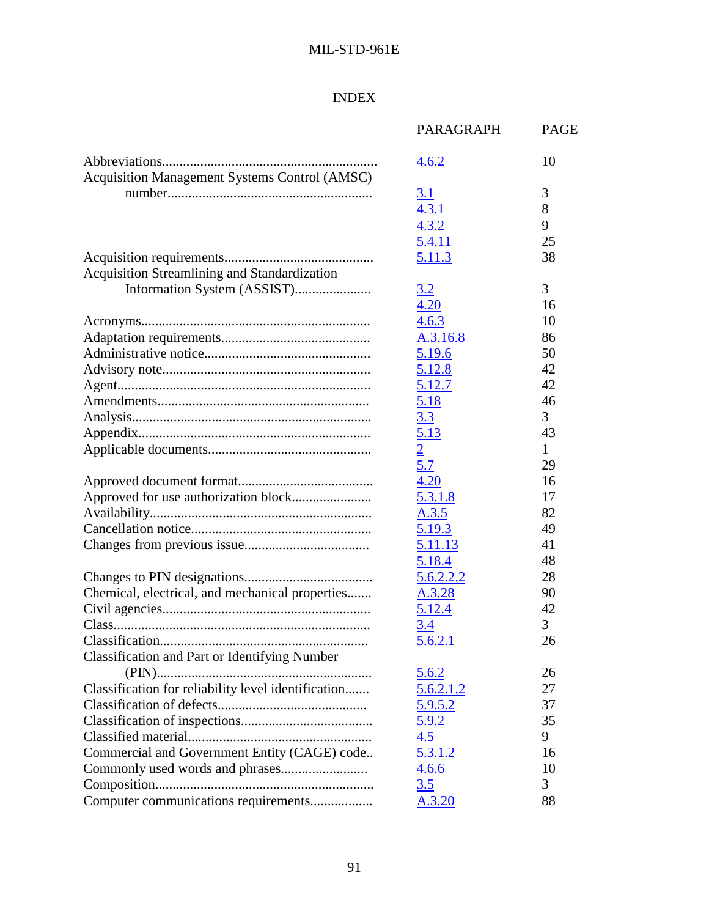# INDEX

| | PARAGRAPH | PAGE |
|---|---|---|
| Abbreviations | 4.6.2 | 10 |
| Acquisition Management Systems Control (AMSC) number | 3.1 | 3 |
| | 4.3.1 | 8 |
| | 4.3.2 | 9 |
| | 5.4.11 | 25 |
| Acquisition requirements | 5.11.3 | 38 |
| Acquisition Streamlining and Standardization Information System (ASSIST) | 3.2 | 3 |
| | 4.20 | 16 |
| Acronyms | 4.6.3 | 10 |
| Adaptation requirements | A.3.16.8 | 86 |
| Administrative notice | 5.19.6 | 50 |
| Advisory note | 5.12.8 | 42 |
| Agent | 5.12.7 | 42 |
| Amendments | 5.18 | 46 |
| Analysis | 3.3 | 3 |
| Appendix | 5.13 | 43 |
| Applicable documents | 2 | 1 |
| | 5.7 | 29 |
| Approved document format | 4.20 | 16 |
| Approved for use authorization block | 5.3.1.8 | 17 |
| Availability | A.3.5 | 82 |
| Cancellation notice | 5.19.3 | 49 |
| Changes from previous issue | 5.11.13 | 41 |
| | 5.18.4 | 48 |
| Changes to PIN designations | 5.6.2.2.2 | 28 |
| Chemical, electrical, and mechanical properties | A.3.28 | 90 |
| Civil agencies | 5.12.4 | 42 |
| Class | 3.4 | 3 |
| Classification | 5.6.2.1 | 26 |
| Classification and Part or Identifying Number (PIN) | 5.6.2 | 26 |
| Classification for reliability level identification | 5.6.2.1.2 | 27 |
| Classification of defects | 5.9.5.2 | 37 |
| Classification of inspections | 5.9.2 | 35 |
| Classified material | 4.5 | 9 |
| Commercial and Government Entity (CAGE) code | 5.3.1.2 | 16 |
| Commonly used words and phrases | 4.6.6 | 10 |
| Composition | 3.5 | 3 |
| Computer communications requirements | A.3.20 | 88 |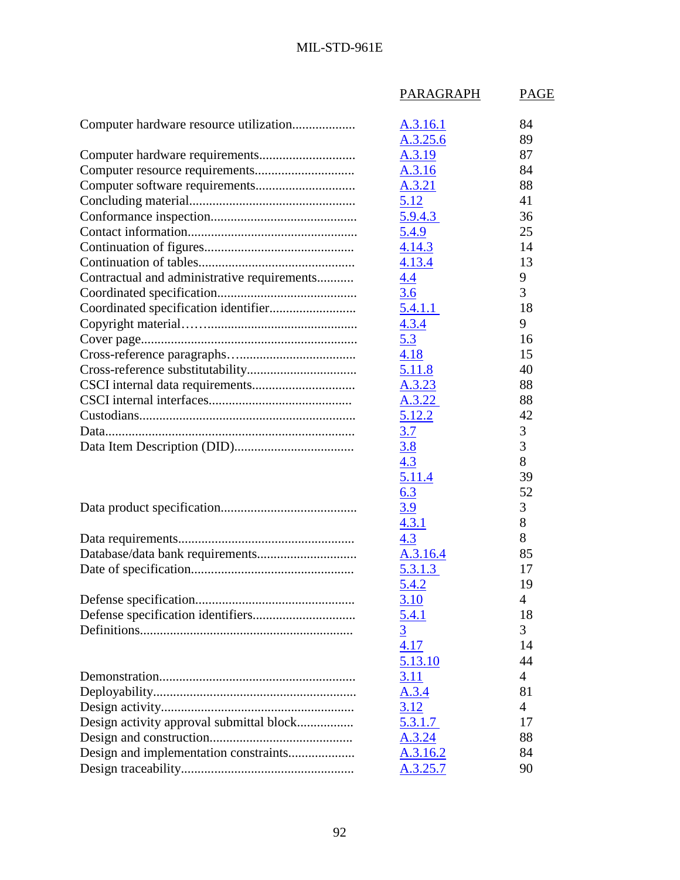| | PARAGRAPH | PAGE |
|---|---|---|
| Computer hardware resource utilization.................. | A.3.16.1 | 84 |
| | A.3.25.6 | 89 |
| Computer hardware requirements............................ | A.3.19 | 87 |
| Computer resource requirements............................. | A.3.16 | 84 |
| Computer software requirements............................. | A.3.21 | 88 |
| Concluding material................................................. | 5.12 | 41 |
| Conformance inspection........................................... | 5.9.4.3 | 36 |
| Contact information.................................................. | 5.4.9 | 25 |
| Continuation of figures............................................ | 4.14.3 | 14 |
| Continuation of tables.............................................. | 4.13.4 | 13 |
| Contractual and administrative requirements........... | 4.4 | 9 |
| Coordinated specification......................................... | 3.6 | 3 |
| Coordinated specification identifier......................... | 5.4.1.1 | 18 |
| Copyright material……............................................ | 4.3.4 | 9 |
| Cover page................................................................ | 5.3 | 16 |
| Cross-reference paragraphs….................................. | 4.18 | 15 |
| Cross-reference substitutability................................ | 5.11.8 | 40 |
| CSCI internal data requirements.............................. | A.3.23 | 88 |
| CSCI internal interfaces........................................... | A.3.22 | 88 |
| Custodians................................................................ | 5.12.2 | 42 |
| Data.......................................................................... | 3.7 | 3 |
| Data Item Description (DID)................................... | 3.8 | 3 |
| | 4.3 | 8 |
| | 5.11.4 | 39 |
| | 6.3 | 52 |
| Data product specification........................................ | 3.9 | 3 |
| | 4.3.1 | 8 |
| Data requirements.................................................... | 4.3 | 8 |
| Database/data bank requirements............................. | A.3.16.4 | 85 |
| Date of specification................................................ | 5.3.1.3 | 17 |
| | 5.4.2 | 19 |
| Defense specification............................................... | 3.10 | 4 |
| Defense specification identifiers.............................. | 5.4.1 | 18 |
| Definitions............................................................... | 3 | 3 |
| | 4.17 | 14 |
| | 5.13.10 | 44 |
| Demonstration.......................................................... | 3.11 | 4 |
| Deployability............................................................ | A.3.4 | 81 |
| Design activity......................................................... | 3.12 | 4 |
| Design activity approval submittal block................. | 5.3.1.7 | 17 |
| Design and construction.......................................... | A.3.24 | 88 |
| Design and implementation constraints.................... | A.3.16.2 | 84 |
| Design traceability................................................... | A.3.25.7 | 90 |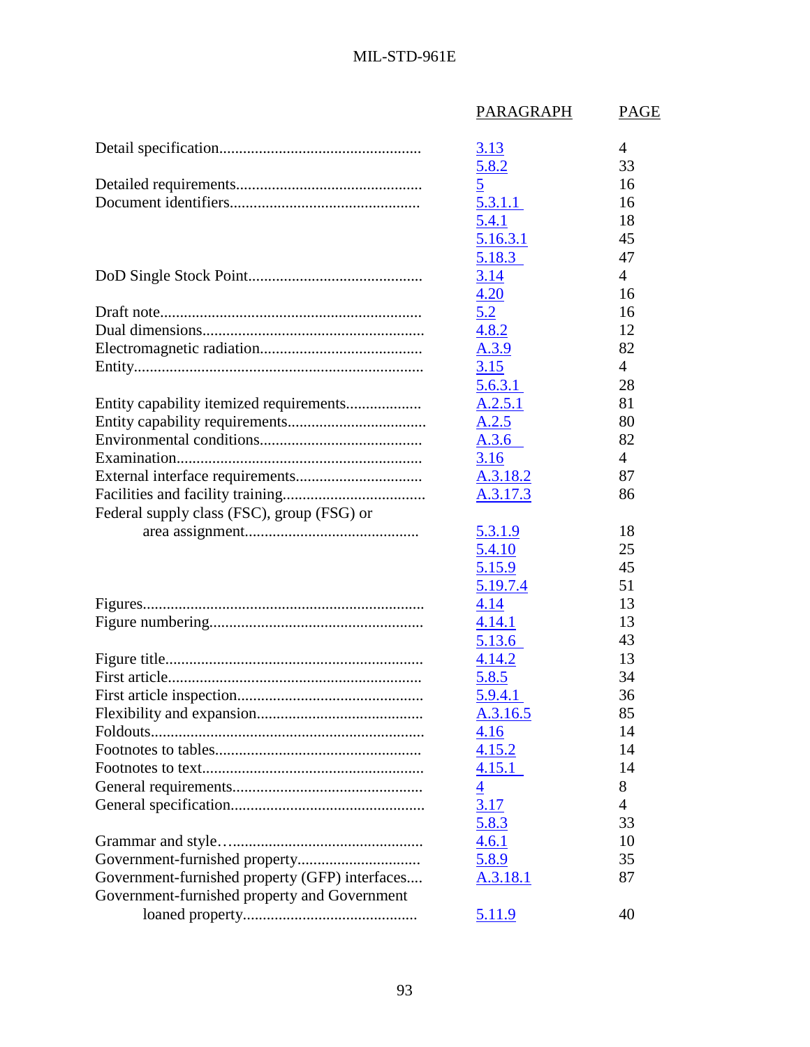| | PARAGRAPH | PAGE |
|---|---|---|
| Detail specification | 3.13 | 4 |
| | 5.8.2 | 33 |
| Detailed requirements | 5 | 16 |
| Document identifiers | 5.3.1.1 | 16 |
| | 5.4.1 | 18 |
| | 5.16.3.1 | 45 |
| | 5.18.3 | 47 |
| DoD Single Stock Point | 3.14 | 4 |
| | 4.20 | 16 |
| Draft note | 5.2 | 16 |
| Dual dimensions | 4.8.2 | 12 |
| Electromagnetic radiation | A.3.9 | 82 |
| Entity | 3.15 | 4 |
| | 5.6.3.1 | 28 |
| Entity capability itemized requirements | A.2.5.1 | 81 |
| Entity capability requirements | A.2.5 | 80 |
| Environmental conditions | A.3.6 | 82 |
| Examination | 3.16 | 4 |
| External interface requirements | A.3.18.2 | 87 |
| Facilities and facility training | A.3.17.3 | 86 |
| Federal supply class (FSC), group (FSG) or area assignment | 5.3.1.9 | 18 |
| | 5.4.10 | 25 |
| | 5.15.9 | 45 |
| | 5.19.7.4 | 51 |
| Figures | 4.14 | 13 |
| Figure numbering | 4.14.1 | 13 |
| | 5.13.6 | 43 |
| Figure title | 4.14.2 | 13 |
| First article | 5.8.5 | 34 |
| First article inspection | 5.9.4.1 | 36 |
| Flexibility and expansion | A.3.16.5 | 85 |
| Foldouts | 4.16 | 14 |
| Footnotes to tables | 4.15.2 | 14 |
| Footnotes to text | 4.15.1 | 14 |
| General requirements | 4 | 8 |
| General specification | 3.17 | 4 |
| | 5.8.3 | 33 |
| Grammar and style | 4.6.1 | 10 |
| Government-furnished property | 5.8.9 | 35 |
| Government-furnished property (GFP) interfaces | A.3.18.1 | 87 |
| Government-furnished property and Government loaned property | 5.11.9 | 40 |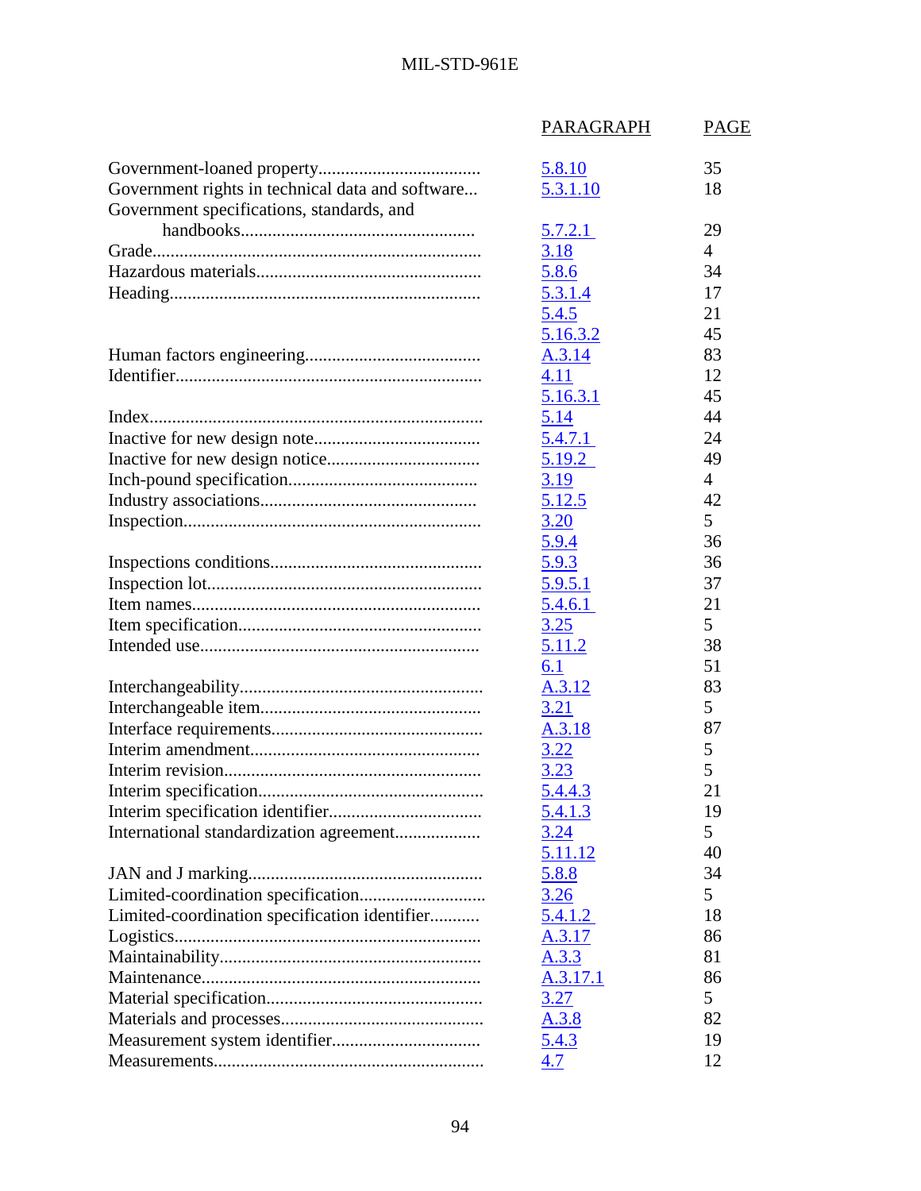| | PARAGRAPH | PAGE |
|---|---|---|
| Government-loaned property | 5.8.10 | 35 |
| Government rights in technical data and software | 5.3.1.10 | 18 |
| Government specifications, standards, and handbooks | 5.7.2.1 | 29 |
| Grade | 3.18 | 4 |
| Hazardous materials | 5.8.6 | 34 |
| Heading | 5.3.1.4 | 17 |
| | 5.4.5 | 21 |
| | 5.16.3.2 | 45 |
| Human factors engineering | A.3.14 | 83 |
| Identifier | 4.11 | 12 |
| | 5.16.3.1 | 45 |
| Index | 5.14 | 44 |
| Inactive for new design note | 5.4.7.1 | 24 |
| Inactive for new design notice | 5.19.2 | 49 |
| Inch-pound specification | 3.19 | 4 |
| Industry associations | 5.12.5 | 42 |
| Inspection | 3.20 | 5 |
| | 5.9.4 | 36 |
| Inspections conditions | 5.9.3 | 36 |
| Inspection lot | 5.9.5.1 | 37 |
| Item names | 5.4.6.1 | 21 |
| Item specification | 3.25 | 5 |
| Intended use | 5.11.2 | 38 |
| | 6.1 | 51 |
| Interchangeability | A.3.12 | 83 |
| Interchangeable item | 3.21 | 5 |
| Interface requirements | A.3.18 | 87 |
| Interim amendment | 3.22 | 5 |
| Interim revision | 3.23 | 5 |
| Interim specification | 5.4.4.3 | 21 |
| Interim specification identifier | 5.4.1.3 | 19 |
| International standardization agreement | 3.24 | 5 |
| | 5.11.12 | 40 |
| JAN and J marking | 5.8.8 | 34 |
| Limited-coordination specification | 3.26 | 5 |
| Limited-coordination specification identifier | 5.4.1.2 | 18 |
| Logistics | A.3.17 | 86 |
| Maintainability | A.3.3 | 81 |
| Maintenance | A.3.17.1 | 86 |
| Material specification | 3.27 | 5 |
| Materials and processes | A.3.8 | 82 |
| Measurement system identifier | 5.4.3 | 19 |
| Measurements | 4.7 | 12 |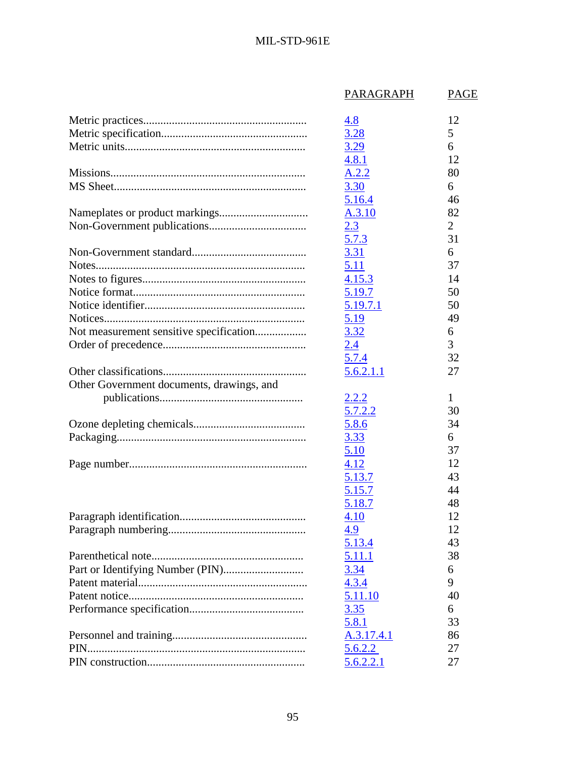| | PARAGRAPH | PAGE |
|---|---|---|
| Metric practices | 4.8 | 12 |
| Metric specification | 3.28 | 5 |
| Metric units | 3.29 | 6 |
| | 4.8.1 | 12 |
| Missions | A.2.2 | 80 |
| MS Sheet | 3.30 | 6 |
| | 5.16.4 | 46 |
| Nameplates or product markings | A.3.10 | 82 |
| Non-Government publications | 2.3 | 2 |
| | 5.7.3 | 31 |
| Non-Government standard | 3.31 | 6 |
| Notes | 5.11 | 37 |
| Notes to figures | 4.15.3 | 14 |
| Notice format | 5.19.7 | 50 |
| Notice identifier | 5.19.7.1 | 50 |
| Notices | 5.19 | 49 |
| Not measurement sensitive specification | 3.32 | 6 |
| Order of precedence | 2.4 | 3 |
| | 5.7.4 | 32 |
| Other classifications | 5.6.2.1.1 | 27 |
| Other Government documents, drawings, and publications | 2.2.2 | 1 |
| | 5.7.2.2 | 30 |
| Ozone depleting chemicals | 5.8.6 | 34 |
| Packaging | 3.33 | 6 |
| | 5.10 | 37 |
| Page number | 4.12 | 12 |
| | 5.13.7 | 43 |
| | 5.15.7 | 44 |
| | 5.18.7 | 48 |
| Paragraph identification | 4.10 | 12 |
| Paragraph numbering | 4.9 | 12 |
| | 5.13.4 | 43 |
| Parenthetical note | 5.11.1 | 38 |
| Part or Identifying Number (PIN) | 3.34 | 6 |
| Patent material | 4.3.4 | 9 |
| Patent notice | 5.11.10 | 40 |
| Performance specification | 3.35 | 6 |
| | 5.8.1 | 33 |
| Personnel and training | A.3.17.4.1 | 86 |
| PIN | 5.6.2.2 | 27 |
| PIN construction | 5.6.2.2.1 | 27 |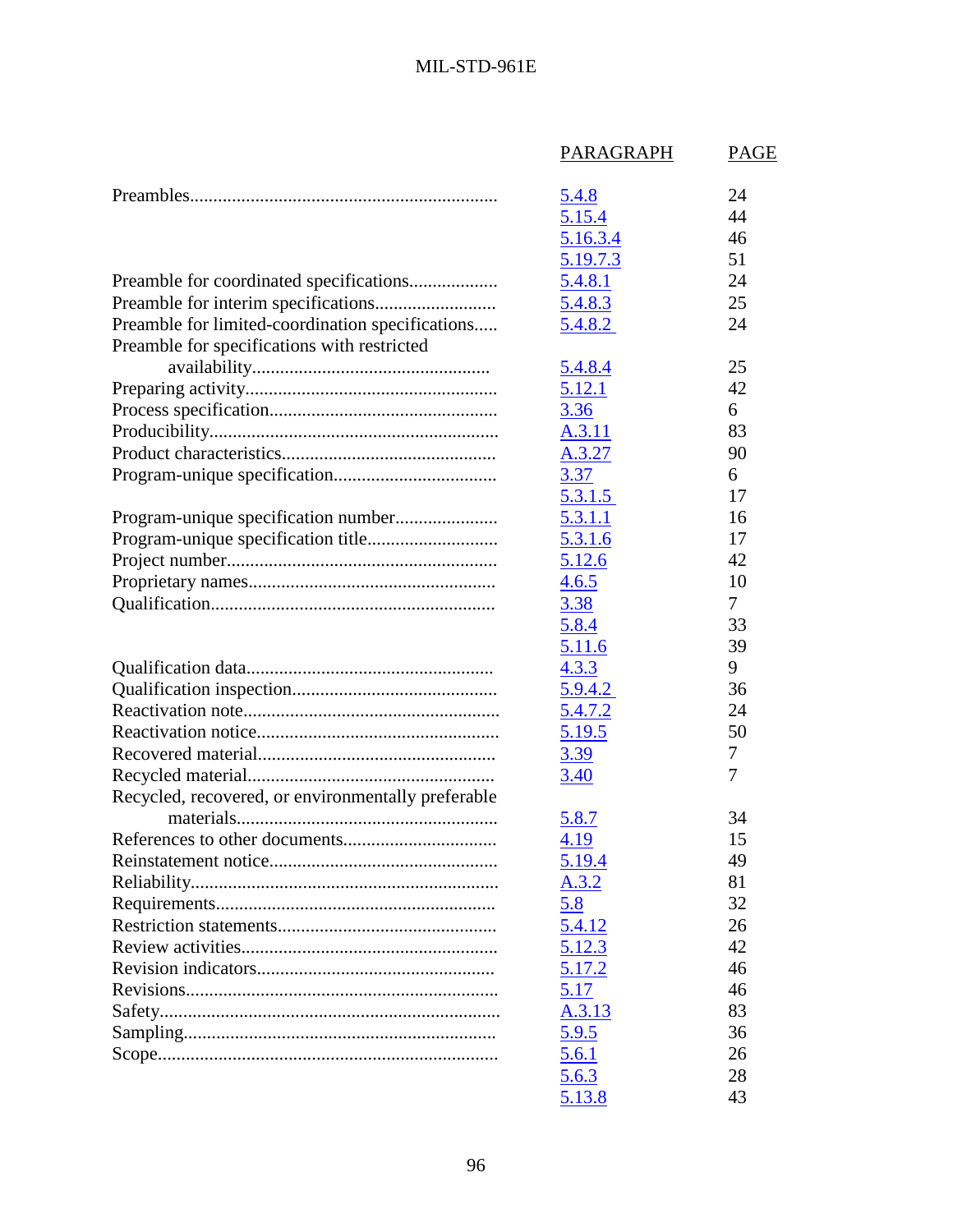| | PARAGRAPH | PAGE |
|---|---|---|
| Preambles | 5.4.8 | 24 |
| | 5.15.4 | 44 |
| | 5.16.3.4 | 46 |
| | 5.19.7.3 | 51 |
| Preamble for coordinated specifications | 5.4.8.1 | 24 |
| Preamble for interim specifications | 5.4.8.3 | 25 |
| Preamble for limited-coordination specifications | 5.4.8.2 | 24 |
| Preamble for specifications with restricted availability | 5.4.8.4 | 25 |
| Preparing activity | 5.12.1 | 42 |
| Process specification | 3.36 | 6 |
| Producibility | A.3.11 | 83 |
| Product characteristics | A.3.27 | 90 |
| Program-unique specification | 3.37 | 6 |
| | 5.3.1.5 | 17 |
| Program-unique specification number | 5.3.1.1 | 16 |
| Program-unique specification title | 5.3.1.6 | 17 |
| Project number | 5.12.6 | 42 |
| Proprietary names | 4.6.5 | 10 |
| Qualification | 3.38 | 7 |
| | 5.8.4 | 33 |
| | 5.11.6 | 39 |
| Qualification data | 4.3.3 | 9 |
| Qualification inspection | 5.9.4.2 | 36 |
| Reactivation note | 5.4.7.2 | 24 |
| Reactivation notice | 5.19.5 | 50 |
| Recovered material | 3.39 | 7 |
| Recycled material | 3.40 | 7 |
| Recycled, recovered, or environmentally preferable materials | 5.8.7 | 34 |
| References to other documents | 4.19 | 15 |
| Reinstatement notice | 5.19.4 | 49 |
| Reliability | A.3.2 | 81 |
| Requirements | 5.8 | 32 |
| Restriction statements | 5.4.12 | 26 |
| Review activities | 5.12.3 | 42 |
| Revision indicators | 5.17.2 | 46 |
| Revisions | 5.17 | 46 |
| Safety | A.3.13 | 83 |
| Sampling | 5.9.5 | 36 |
| Scope | 5.6.1 | 26 |
| | 5.6.3 | 28 |
| | 5.13.8 | 43 |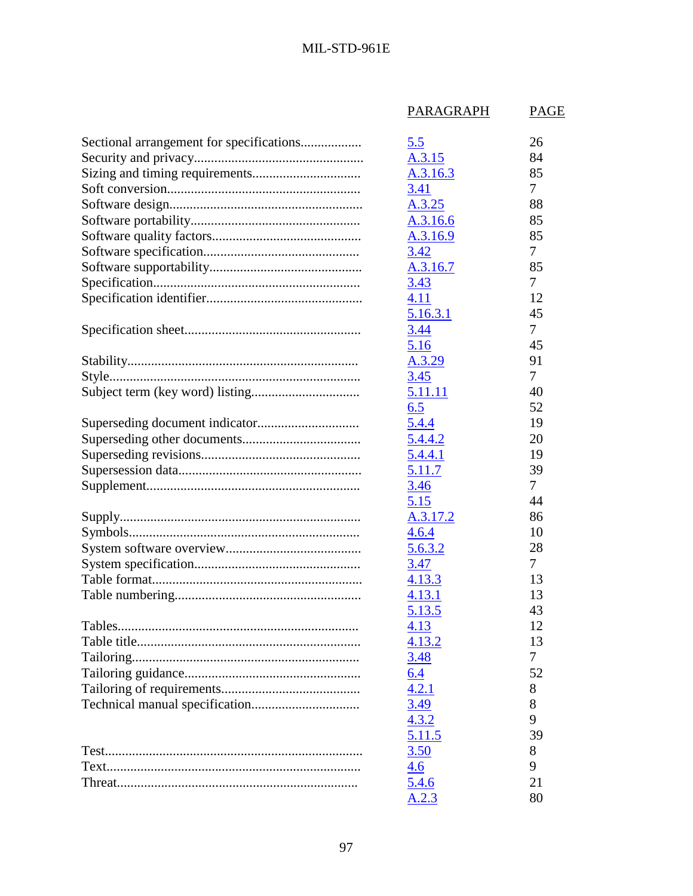| | PARAGRAPH | PAGE |
|---|---|---|
| Sectional arrangement for specifications | 5.5 | 26 |
| Security and privacy | A.3.15 | 84 |
| Sizing and timing requirements | A.3.16.3 | 85 |
| Soft conversion | 3.41 | 7 |
| Software design | A.3.25 | 88 |
| Software portability | A.3.16.6 | 85 |
| Software quality factors | A.3.16.9 | 85 |
| Software specification | 3.42 | 7 |
| Software supportability | A.3.16.7 | 85 |
| Specification | 3.43 | 7 |
| Specification identifier | 4.11 | 12 |
| | 5.16.3.1 | 45 |
| Specification sheet | 3.44 | 7 |
| | 5.16 | 45 |
| Stability | A.3.29 | 91 |
| Style | 3.45 | 7 |
| Subject term (key word) listing | 5.11.11 | 40 |
| | 6.5 | 52 |
| Superseding document indicator | 5.4.4 | 19 |
| Superseding other documents | 5.4.4.2 | 20 |
| Superseding revisions | 5.4.4.1 | 19 |
| Supersession data | 5.11.7 | 39 |
| Supplement | 3.46 | 7 |
| | 5.15 | 44 |
| Supply | A.3.17.2 | 86 |
| Symbols | 4.6.4 | 10 |
| System software overview | 5.6.3.2 | 28 |
| System specification | 3.47 | 7 |
| Table format | 4.13.3 | 13 |
| Table numbering | 4.13.1 | 13 |
| | 5.13.5 | 43 |
| Tables | 4.13 | 12 |
| Table title | 4.13.2 | 13 |
| Tailoring | 3.48 | 7 |
| Tailoring guidance | 6.4 | 52 |
| Tailoring of requirements | 4.2.1 | 8 |
| Technical manual specification | 3.49 | 8 |
| | 4.3.2 | 9 |
| | 5.11.5 | 39 |
| Test | 3.50 | 8 |
| Text | 4.6 | 9 |
| Threat | 5.4.6 | 21 |
| | A.2.3 | 80 |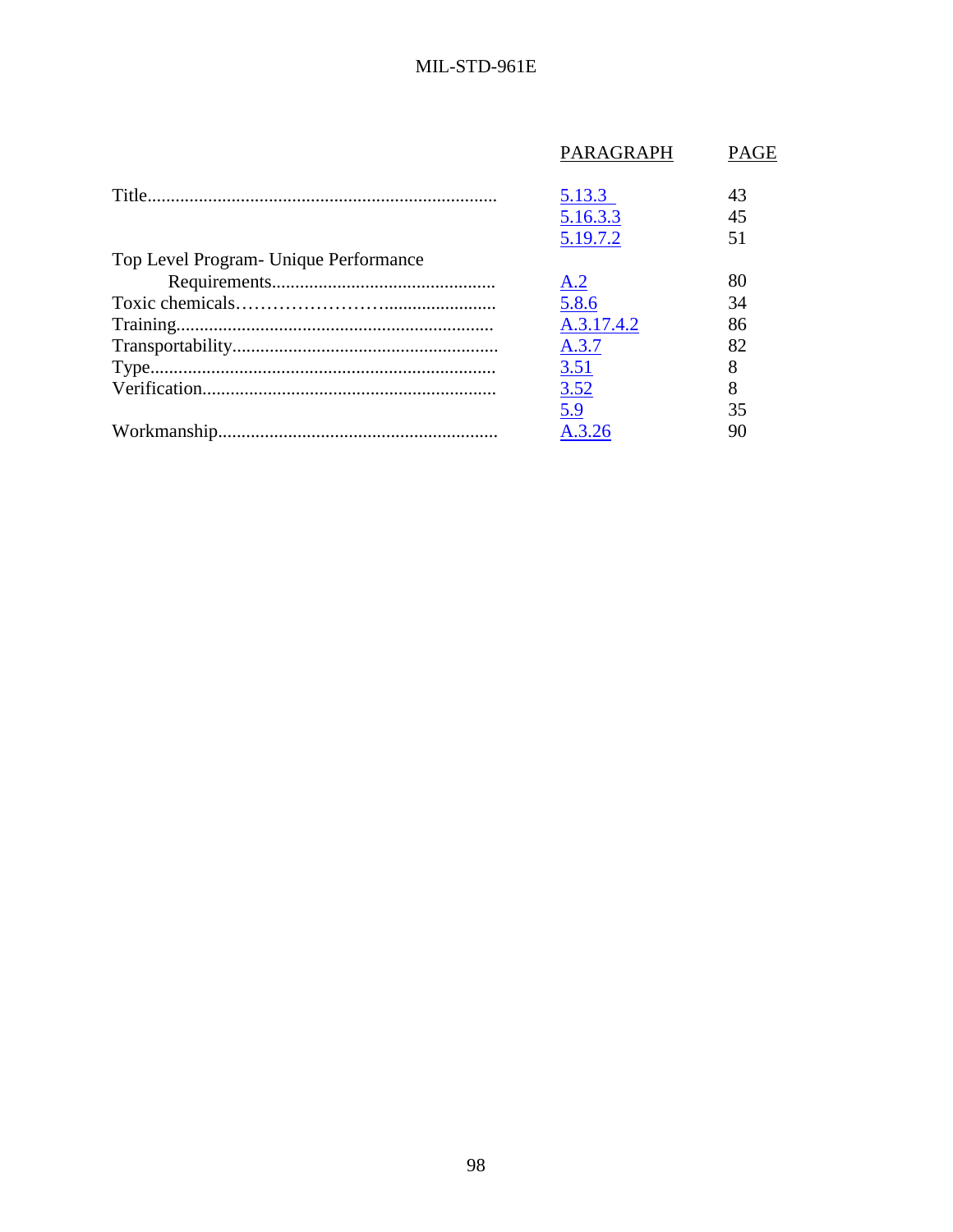| | PARAGRAPH | PAGE |
|---|---|---|
| Title | 5.13.3 | 43 |
| | 5.16.3.3 | 45 |
| | 5.19.7.2 | 51 |
| Top Level Program- Unique Performance Requirements | A.2 | 80 |
| Toxic chemicals | 5.8.6 | 34 |
| Training | A.3.17.4.2 | 86 |
| Transportability | A.3.7 | 82 |
| Type | 3.51 | 8 |
| Verification | 3.52 | 8 |
| | 5.9 | 35 |
| Workmanship | A.3.26 | 90 |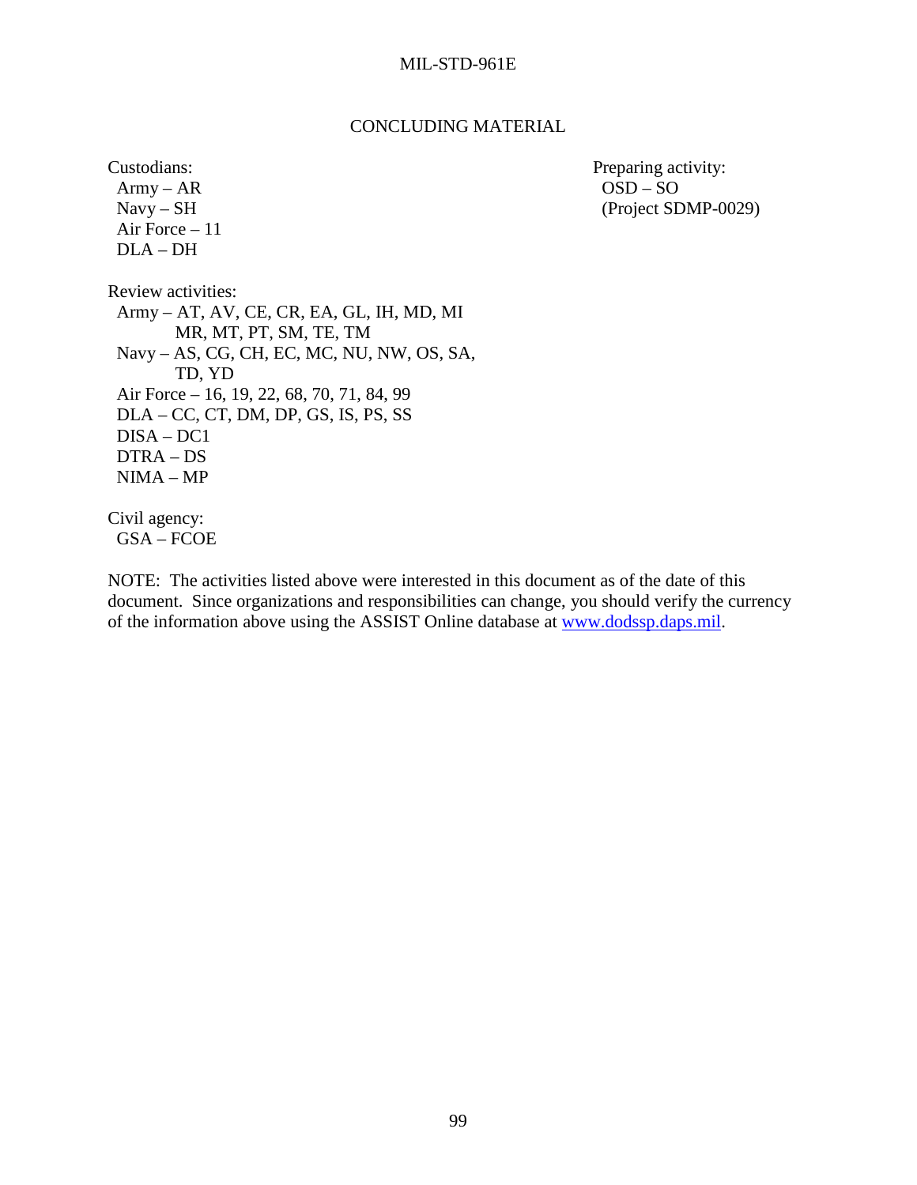# CONCLUDING MATERIAL

Custodians:
Army – AR
Navy – SH
Air Force – 11
DLA – DH

Preparing activity:
OSD – SO
(Project SDMP-0029)

Review activities:
Army – AT, AV, CE, CR, EA, GL, IH, MD, MI
MR, MT, PT, SM, TE, TM
Navy – AS, CG, CH, EC, MC, NU, NW, OS, SA,
TD, YD
Air Force – 16, 19, 22, 68, 70, 71, 84, 99
DLA – CC, CT, DM, DP, GS, IS, PS, SS
DISA – DC1
DTRA – DS
NIMA – MP

Civil agency:
GSA – FCOE

NOTE: The activities listed above were interested in this document as of the date of this document. Since organizations and responsibilities can change, you should verify the currency of the information above using the ASSIST Online database at www.dodssp.daps.mil.